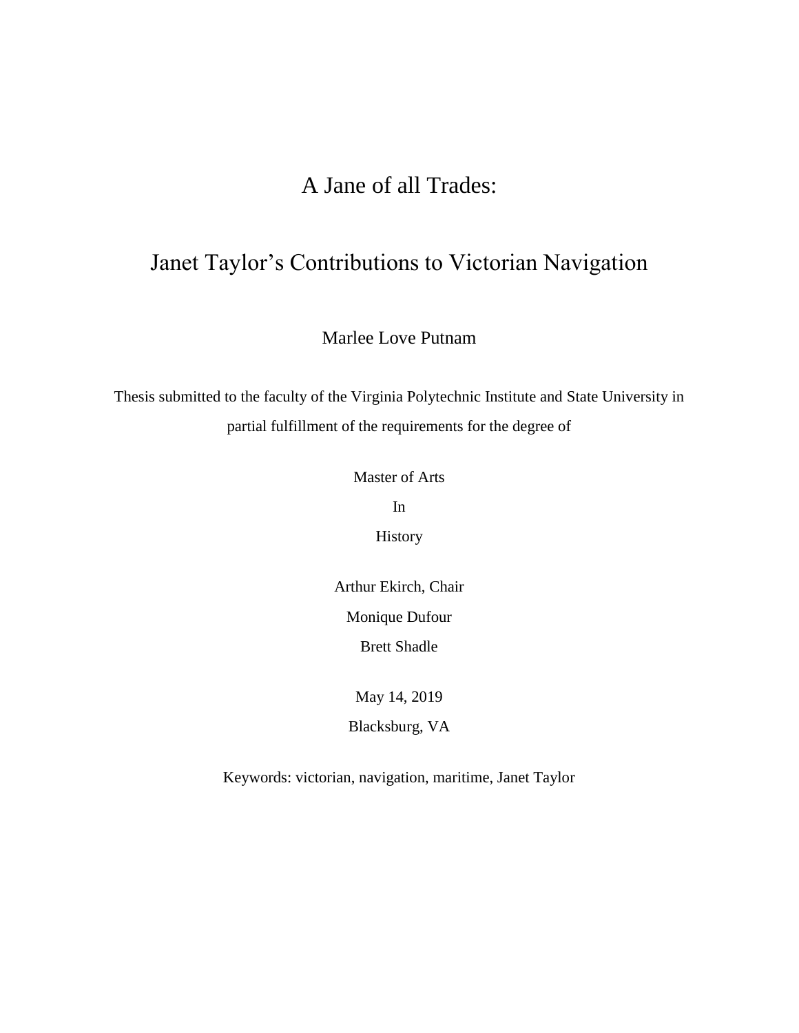# A Jane of all Trades:

## Janet Taylor's Contributions to Victorian Navigation

Marlee Love Putnam

Thesis submitted to the faculty of the Virginia Polytechnic Institute and State University in partial fulfillment of the requirements for the degree of

Master of Arts

In

History

Arthur Ekirch, Chair

Monique Dufour

Brett Shadle

May 14, 2019

Blacksburg, VA

Keywords: victorian, navigation, maritime, Janet Taylor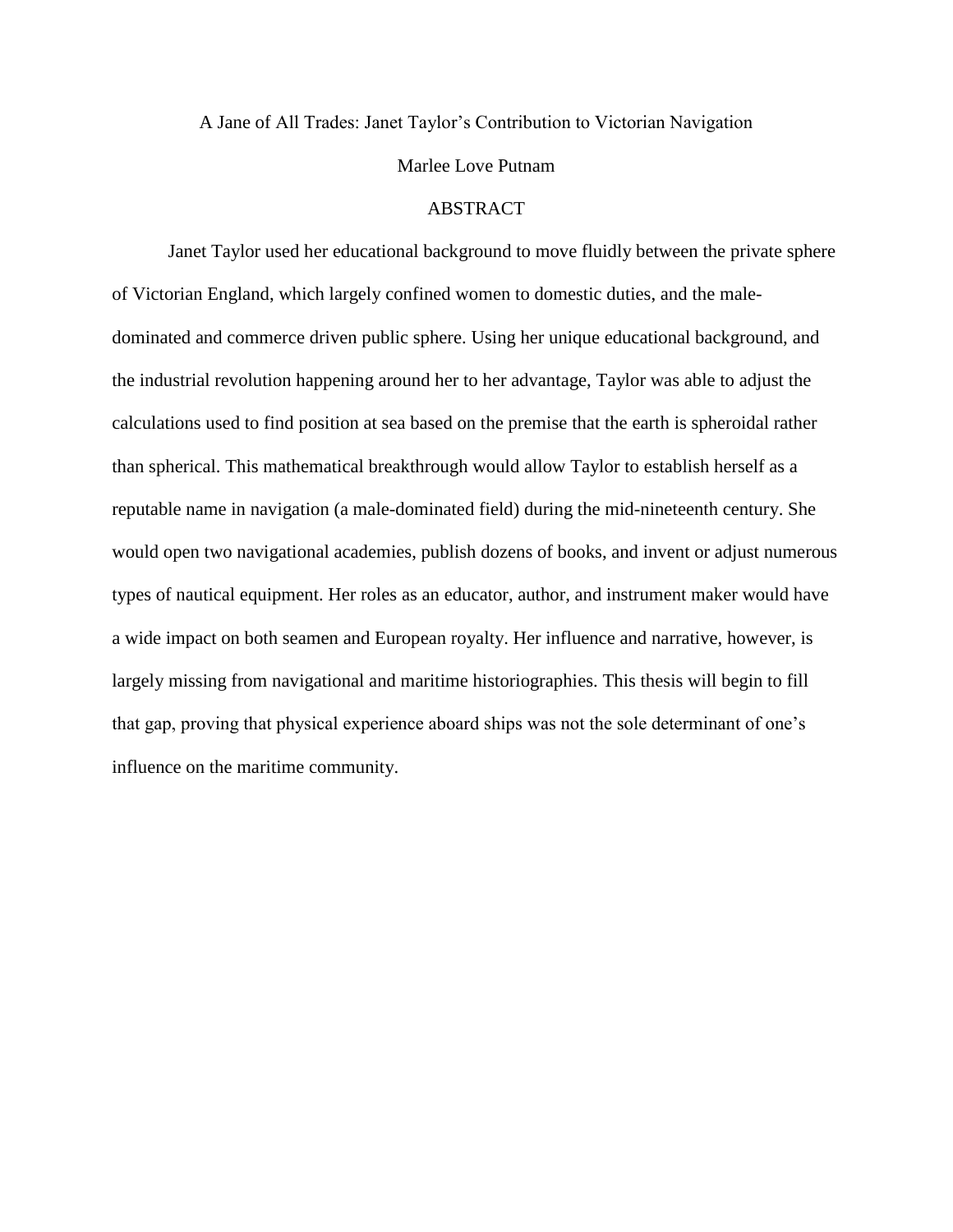A Jane of All Trades: Janet Taylor's Contribution to Victorian Navigation

Marlee Love Putnam

# ABSTRACT

Janet Taylor used her educational background to move fluidly between the private sphere of Victorian England, which largely confined women to domestic duties, and the male-dominated and commerce driven public sphere. Using her unique educational background, and the industrial revolution happening around her to her advantage, Taylor was able to adjust the calculations used to find position at sea based on the premise that the earth is spheroidal rather than spherical. This mathematical breakthrough would allow Taylor to establish herself as a reputable name in navigation (a male-dominated field) during the mid-nineteenth century. She would open two navigational academies, publish dozens of books, and invent or adjust numerous types of nautical equipment. Her roles as an educator, author, and instrument maker would have a wide impact on both seamen and European royalty. Her influence and narrative, however, is largely missing from navigational and maritime historiographies. This thesis will begin to fill that gap, proving that physical experience aboard ships was not the sole determinant of one's influence on the maritime community.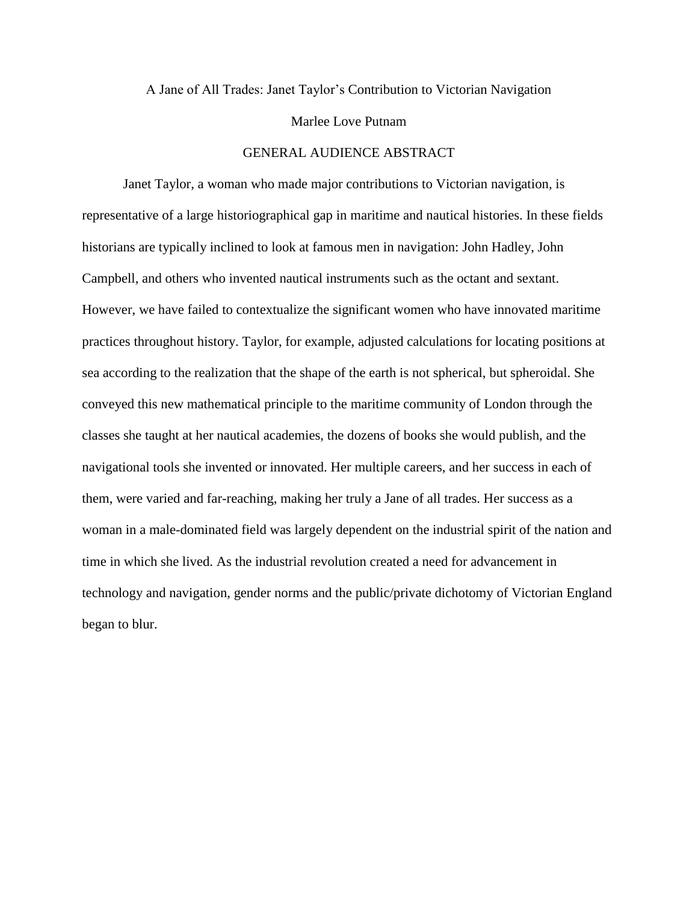A Jane of All Trades: Janet Taylor's Contribution to Victorian Navigation

Marlee Love Putnam

## GENERAL AUDIENCE ABSTRACT

Janet Taylor, a woman who made major contributions to Victorian navigation, is representative of a large historiographical gap in maritime and nautical histories. In these fields historians are typically inclined to look at famous men in navigation: John Hadley, John Campbell, and others who invented nautical instruments such as the octant and sextant. However, we have failed to contextualize the significant women who have innovated maritime practices throughout history. Taylor, for example, adjusted calculations for locating positions at sea according to the realization that the shape of the earth is not spherical, but spheroidal. She conveyed this new mathematical principle to the maritime community of London through the classes she taught at her nautical academies, the dozens of books she would publish, and the navigational tools she invented or innovated. Her multiple careers, and her success in each of them, were varied and far-reaching, making her truly a Jane of all trades. Her success as a woman in a male-dominated field was largely dependent on the industrial spirit of the nation and time in which she lived. As the industrial revolution created a need for advancement in technology and navigation, gender norms and the public/private dichotomy of Victorian England began to blur.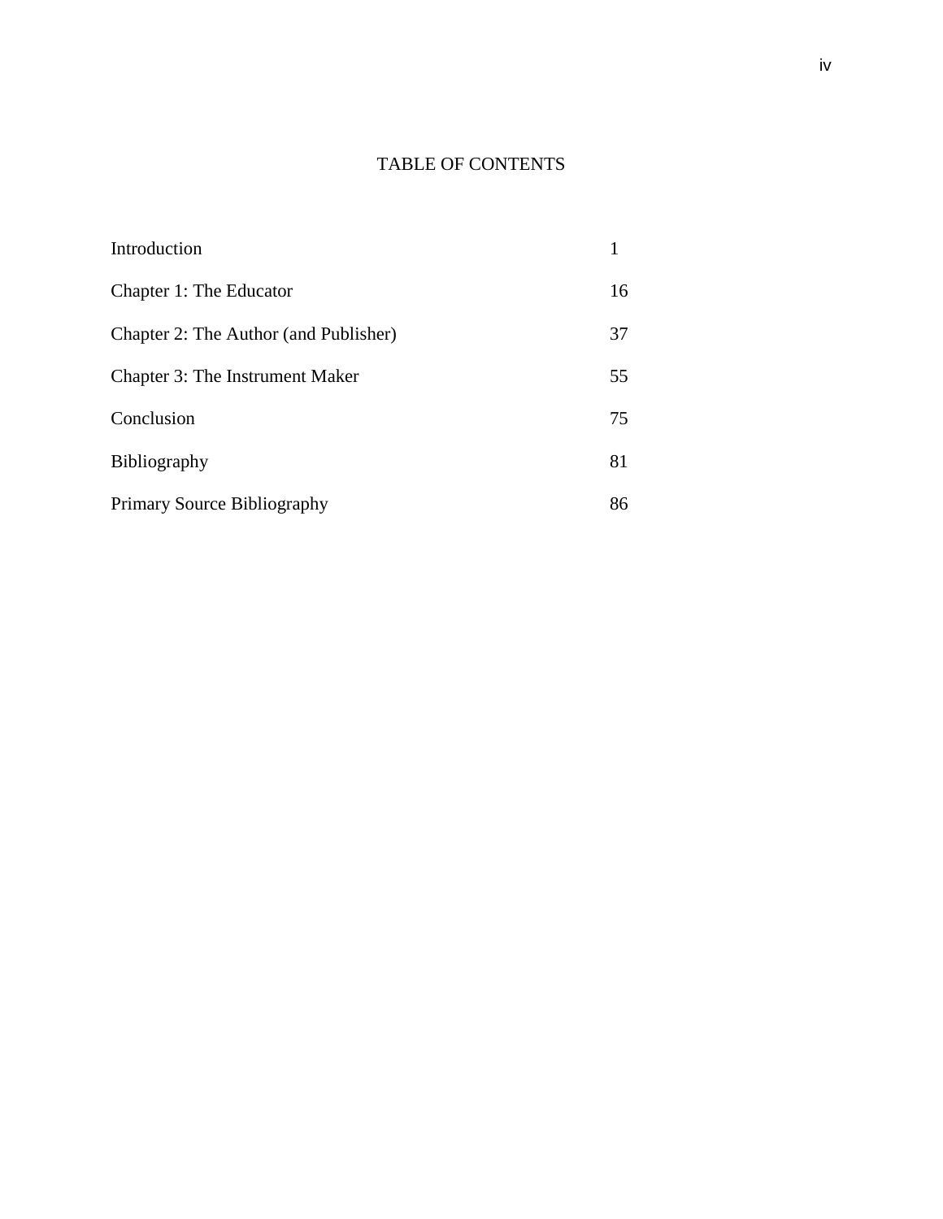# TABLE OF CONTENTS

| | |
|---|---|
| Introduction | 1 |
| Chapter 1: The Educator | 16 |
| Chapter 2: The Author (and Publisher) | 37 |
| Chapter 3: The Instrument Maker | 55 |
| Conclusion | 75 |
| Bibliography | 81 |
| Primary Source Bibliography | 86 |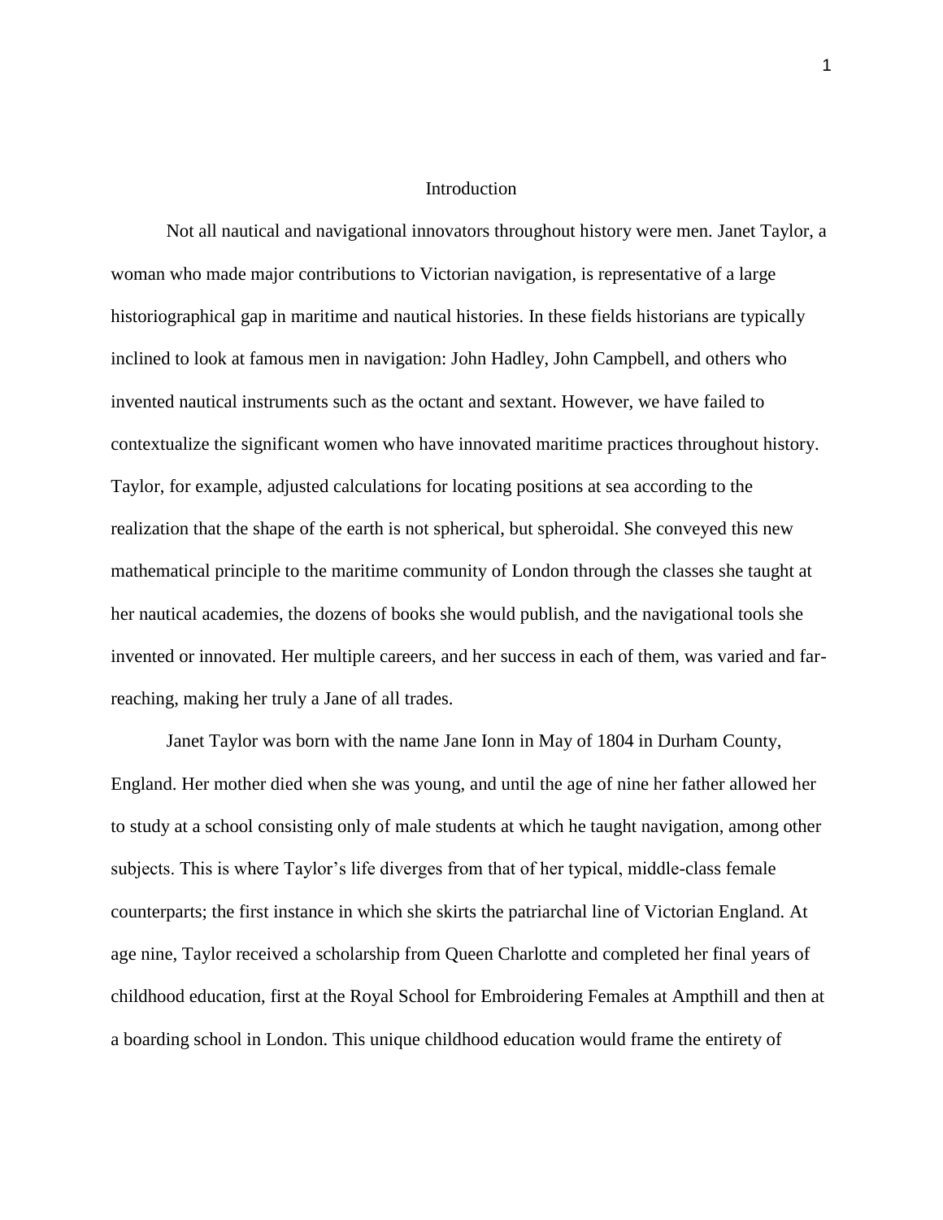# Introduction

Not all nautical and navigational innovators throughout history were men. Janet Taylor, a woman who made major contributions to Victorian navigation, is representative of a large historiographical gap in maritime and nautical histories. In these fields historians are typically inclined to look at famous men in navigation: John Hadley, John Campbell, and others who invented nautical instruments such as the octant and sextant. However, we have failed to contextualize the significant women who have innovated maritime practices throughout history. Taylor, for example, adjusted calculations for locating positions at sea according to the realization that the shape of the earth is not spherical, but spheroidal. She conveyed this new mathematical principle to the maritime community of London through the classes she taught at her nautical academies, the dozens of books she would publish, and the navigational tools she invented or innovated. Her multiple careers, and her success in each of them, was varied and far-reaching, making her truly a Jane of all trades.

Janet Taylor was born with the name Jane Ionn in May of 1804 in Durham County, England. Her mother died when she was young, and until the age of nine her father allowed her to study at a school consisting only of male students at which he taught navigation, among other subjects. This is where Taylor's life diverges from that of her typical, middle-class female counterparts; the first instance in which she skirts the patriarchal line of Victorian England. At age nine, Taylor received a scholarship from Queen Charlotte and completed her final years of childhood education, first at the Royal School for Embroidering Females at Ampthill and then at a boarding school in London. This unique childhood education would frame the entirety of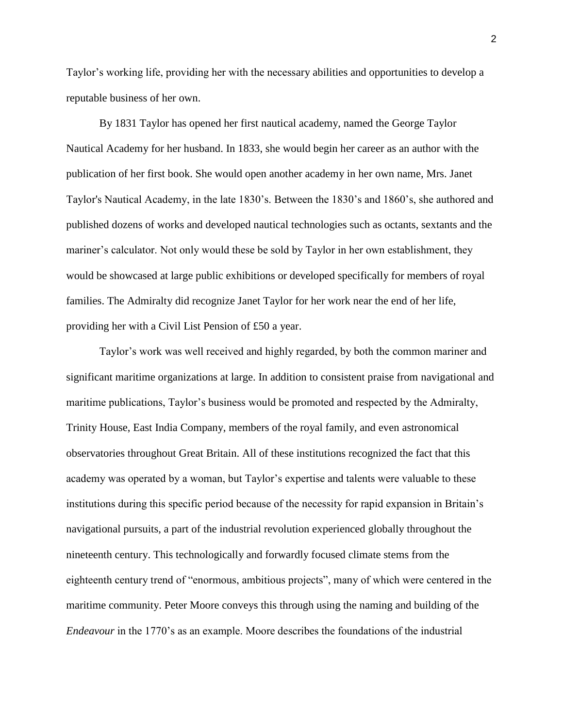Taylor's working life, providing her with the necessary abilities and opportunities to develop a reputable business of her own.

By 1831 Taylor has opened her first nautical academy, named the George Taylor Nautical Academy for her husband. In 1833, she would begin her career as an author with the publication of her first book. She would open another academy in her own name, Mrs. Janet Taylor's Nautical Academy, in the late 1830's. Between the 1830's and 1860's, she authored and published dozens of works and developed nautical technologies such as octants, sextants and the mariner's calculator. Not only would these be sold by Taylor in her own establishment, they would be showcased at large public exhibitions or developed specifically for members of royal families. The Admiralty did recognize Janet Taylor for her work near the end of her life, providing her with a Civil List Pension of £50 a year.

Taylor's work was well received and highly regarded, by both the common mariner and significant maritime organizations at large. In addition to consistent praise from navigational and maritime publications, Taylor's business would be promoted and respected by the Admiralty, Trinity House, East India Company, members of the royal family, and even astronomical observatories throughout Great Britain. All of these institutions recognized the fact that this academy was operated by a woman, but Taylor's expertise and talents were valuable to these institutions during this specific period because of the necessity for rapid expansion in Britain's navigational pursuits, a part of the industrial revolution experienced globally throughout the nineteenth century. This technologically and forwardly focused climate stems from the eighteenth century trend of "enormous, ambitious projects", many of which were centered in the maritime community. Peter Moore conveys this through using the naming and building of the *Endeavour* in the 1770's as an example. Moore describes the foundations of the industrial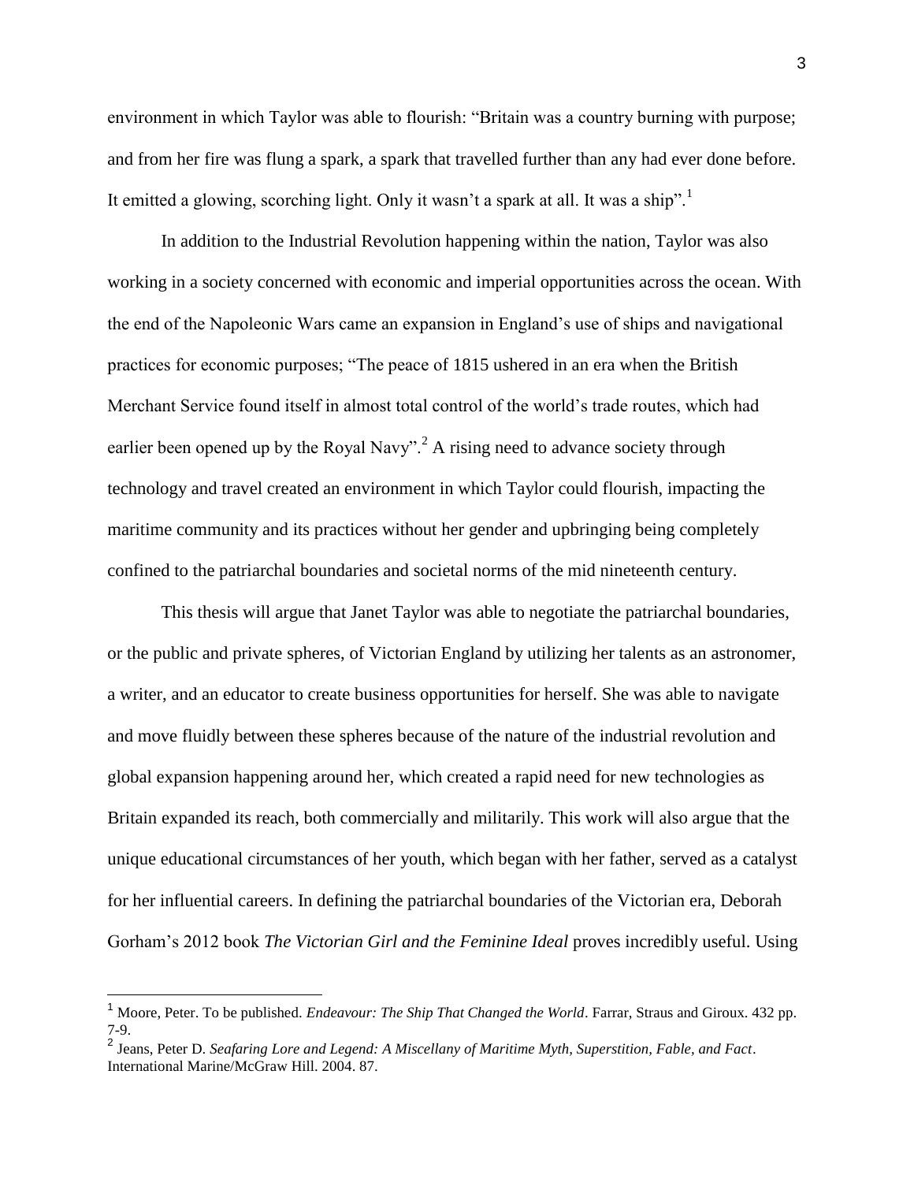environment in which Taylor was able to flourish: “Britain was a country burning with purpose; and from her fire was flung a spark, a spark that travelled further than any had ever done before. It emitted a glowing, scorching light. Only it wasn’t a spark at all. It was a ship”.[1]

In addition to the Industrial Revolution happening within the nation, Taylor was also working in a society concerned with economic and imperial opportunities across the ocean. With the end of the Napoleonic Wars came an expansion in England’s use of ships and navigational practices for economic purposes; “The peace of 1815 ushered in an era when the British Merchant Service found itself in almost total control of the world’s trade routes, which had earlier been opened up by the Royal Navy”.[2] A rising need to advance society through technology and travel created an environment in which Taylor could flourish, impacting the maritime community and its practices without her gender and upbringing being completely confined to the patriarchal boundaries and societal norms of the mid nineteenth century.

This thesis will argue that Janet Taylor was able to negotiate the patriarchal boundaries, or the public and private spheres, of Victorian England by utilizing her talents as an astronomer, a writer, and an educator to create business opportunities for herself. She was able to navigate and move fluidly between these spheres because of the nature of the industrial revolution and global expansion happening around her, which created a rapid need for new technologies as Britain expanded its reach, both commercially and militarily. This work will also argue that the unique educational circumstances of her youth, which began with her father, served as a catalyst for her influential careers. In defining the patriarchal boundaries of the Victorian era, Deborah Gorham’s 2012 book *The Victorian Girl and the Feminine Ideal* proves incredibly useful. Using

---

[1] Moore, Peter. To be published. *Endeavour: The Ship That Changed the World*. Farrar, Straus and Giroux. 432 pp. 7-9.

[2] Jeans, Peter D. *Seafaring Lore and Legend: A Miscellany of Maritime Myth, Superstition, Fable, and Fact*. International Marine/McGraw Hill. 2004. 87.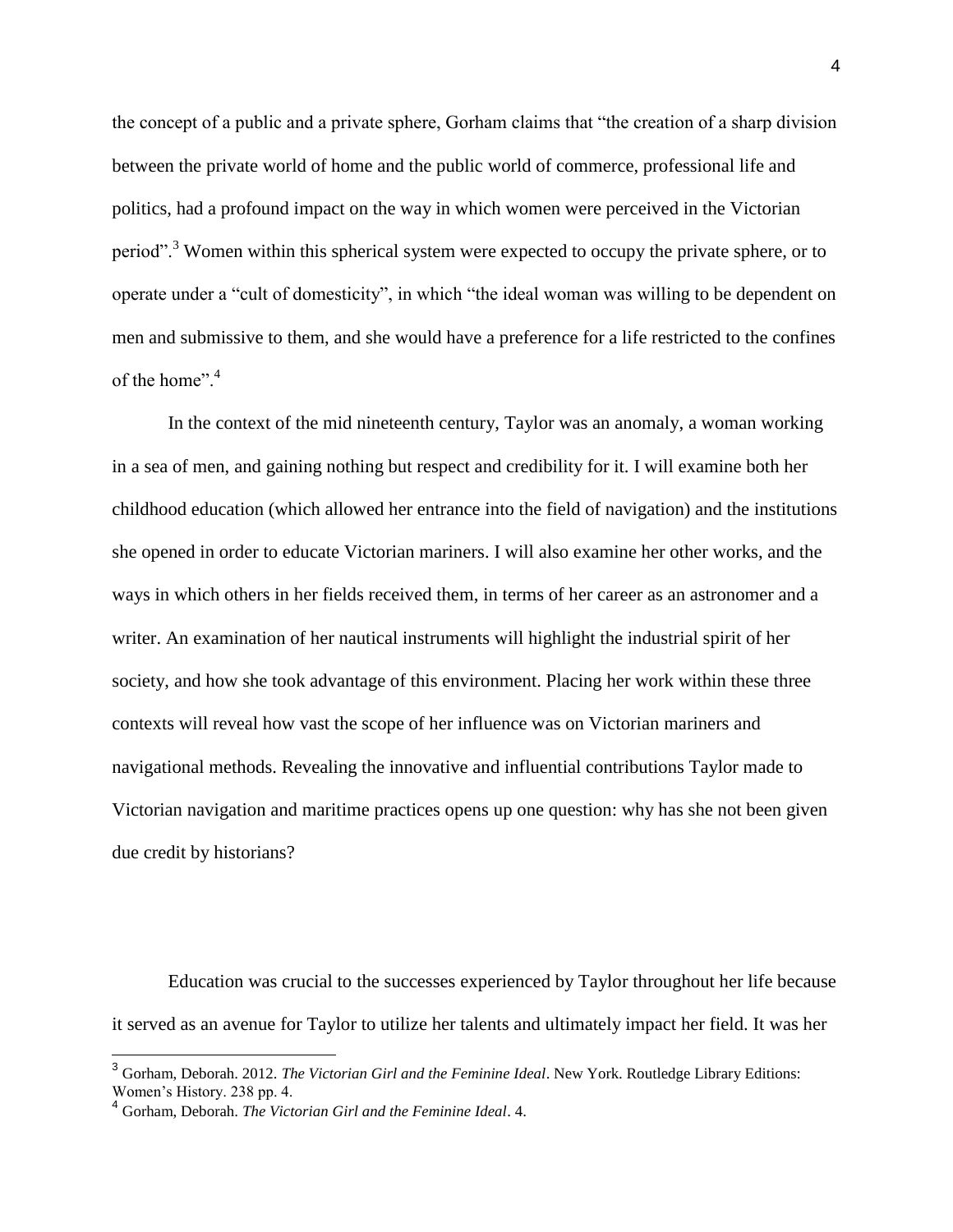the concept of a public and a private sphere, Gorham claims that "the creation of a sharp division between the private world of home and the public world of commerce, professional life and politics, had a profound impact on the way in which women were perceived in the Victorian period".[3] Women within this spherical system were expected to occupy the private sphere, or to operate under a "cult of domesticity", in which "the ideal woman was willing to be dependent on men and submissive to them, and she would have a preference for a life restricted to the confines of the home".[4]

In the context of the mid nineteenth century, Taylor was an anomaly, a woman working in a sea of men, and gaining nothing but respect and credibility for it. I will examine both her childhood education (which allowed her entrance into the field of navigation) and the institutions she opened in order to educate Victorian mariners. I will also examine her other works, and the ways in which others in her fields received them, in terms of her career as an astronomer and a writer. An examination of her nautical instruments will highlight the industrial spirit of her society, and how she took advantage of this environment. Placing her work within these three contexts will reveal how vast the scope of her influence was on Victorian mariners and navigational methods. Revealing the innovative and influential contributions Taylor made to Victorian navigation and maritime practices opens up one question: why has she not been given due credit by historians?

Education was crucial to the successes experienced by Taylor throughout her life because it served as an avenue for Taylor to utilize her talents and ultimately impact her field. It was her

---

[3] Gorham, Deborah. 2012. *The Victorian Girl and the Feminine Ideal*. New York. Routledge Library Editions: Women's History. 238 pp. 4.

[4] Gorham, Deborah. *The Victorian Girl and the Feminine Ideal*. 4.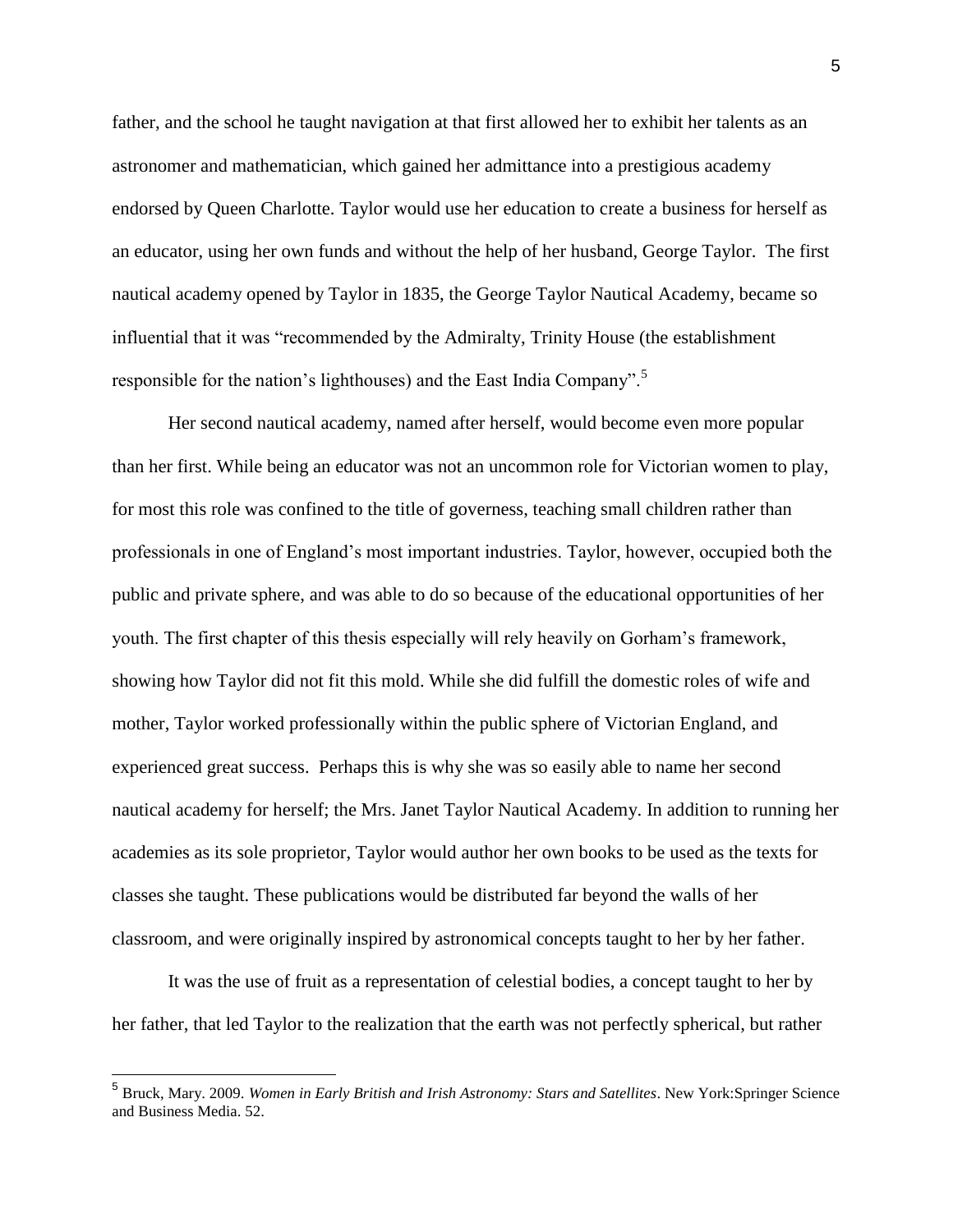father, and the school he taught navigation at that first allowed her to exhibit her talents as an astronomer and mathematician, which gained her admittance into a prestigious academy endorsed by Queen Charlotte. Taylor would use her education to create a business for herself as an educator, using her own funds and without the help of her husband, George Taylor. The first nautical academy opened by Taylor in 1835, the George Taylor Nautical Academy, became so influential that it was "recommended by the Admiralty, Trinity House (the establishment responsible for the nation's lighthouses) and the East India Company".[5]

Her second nautical academy, named after herself, would become even more popular than her first. While being an educator was not an uncommon role for Victorian women to play, for most this role was confined to the title of governess, teaching small children rather than professionals in one of England's most important industries. Taylor, however, occupied both the public and private sphere, and was able to do so because of the educational opportunities of her youth. The first chapter of this thesis especially will rely heavily on Gorham's framework, showing how Taylor did not fit this mold. While she did fulfill the domestic roles of wife and mother, Taylor worked professionally within the public sphere of Victorian England, and experienced great success. Perhaps this is why she was so easily able to name her second nautical academy for herself; the Mrs. Janet Taylor Nautical Academy. In addition to running her academies as its sole proprietor, Taylor would author her own books to be used as the texts for classes she taught. These publications would be distributed far beyond the walls of her classroom, and were originally inspired by astronomical concepts taught to her by her father.

It was the use of fruit as a representation of celestial bodies, a concept taught to her by her father, that led Taylor to the realization that the earth was not perfectly spherical, but rather

---

[5] Bruck, Mary. 2009. *Women in Early British and Irish Astronomy: Stars and Satellites*. New York:Springer Science and Business Media. 52.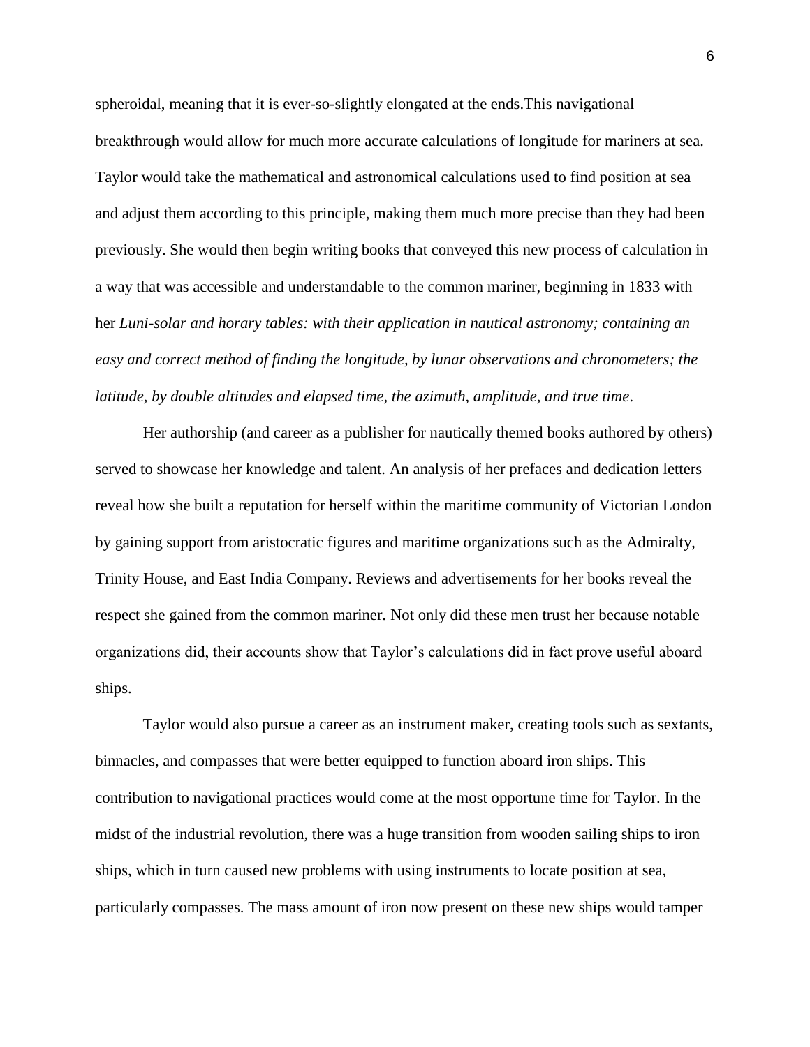spheroidal, meaning that it is ever-so-slightly elongated at the ends.This navigational breakthrough would allow for much more accurate calculations of longitude for mariners at sea. Taylor would take the mathematical and astronomical calculations used to find position at sea and adjust them according to this principle, making them much more precise than they had been previously. She would then begin writing books that conveyed this new process of calculation in a way that was accessible and understandable to the common mariner, beginning in 1833 with her *Luni-solar and horary tables: with their application in nautical astronomy; containing an easy and correct method of finding the longitude, by lunar observations and chronometers; the latitude, by double altitudes and elapsed time, the azimuth, amplitude, and true time*.

Her authorship (and career as a publisher for nautically themed books authored by others) served to showcase her knowledge and talent. An analysis of her prefaces and dedication letters reveal how she built a reputation for herself within the maritime community of Victorian London by gaining support from aristocratic figures and maritime organizations such as the Admiralty, Trinity House, and East India Company. Reviews and advertisements for her books reveal the respect she gained from the common mariner. Not only did these men trust her because notable organizations did, their accounts show that Taylor's calculations did in fact prove useful aboard ships.

Taylor would also pursue a career as an instrument maker, creating tools such as sextants, binnacles, and compasses that were better equipped to function aboard iron ships. This contribution to navigational practices would come at the most opportune time for Taylor. In the midst of the industrial revolution, there was a huge transition from wooden sailing ships to iron ships, which in turn caused new problems with using instruments to locate position at sea, particularly compasses. The mass amount of iron now present on these new ships would tamper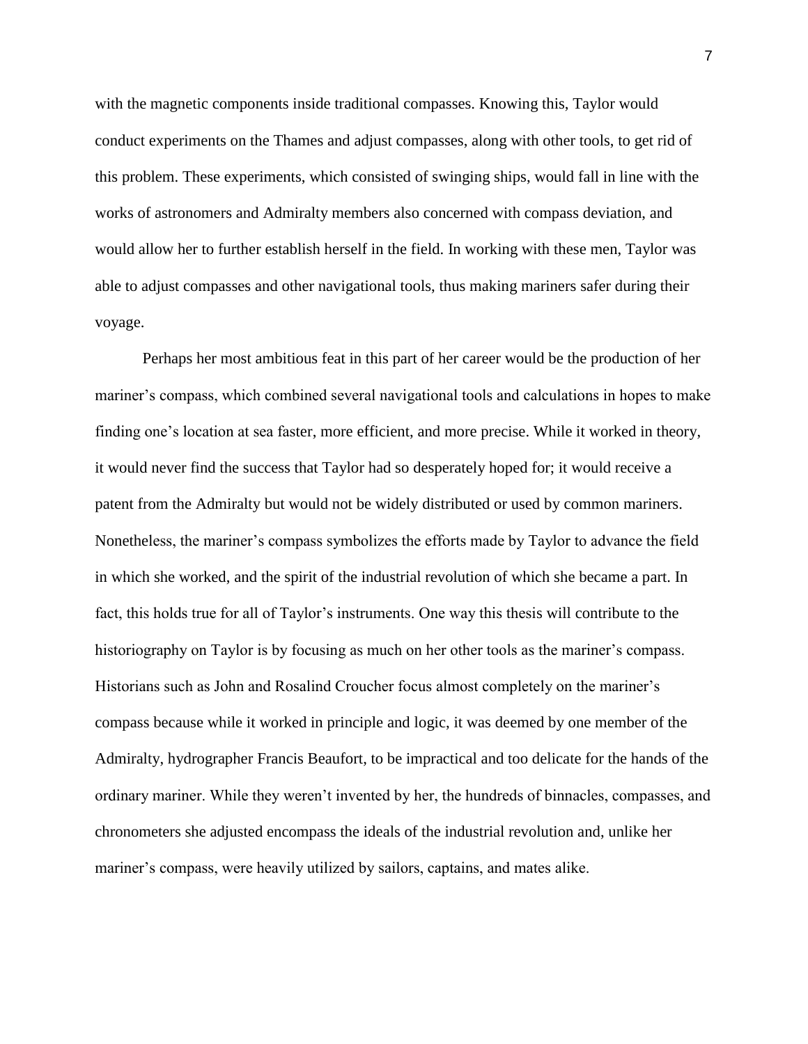with the magnetic components inside traditional compasses. Knowing this, Taylor would conduct experiments on the Thames and adjust compasses, along with other tools, to get rid of this problem. These experiments, which consisted of swinging ships, would fall in line with the works of astronomers and Admiralty members also concerned with compass deviation, and would allow her to further establish herself in the field. In working with these men, Taylor was able to adjust compasses and other navigational tools, thus making mariners safer during their voyage.

Perhaps her most ambitious feat in this part of her career would be the production of her mariner's compass, which combined several navigational tools and calculations in hopes to make finding one's location at sea faster, more efficient, and more precise. While it worked in theory, it would never find the success that Taylor had so desperately hoped for; it would receive a patent from the Admiralty but would not be widely distributed or used by common mariners. Nonetheless, the mariner's compass symbolizes the efforts made by Taylor to advance the field in which she worked, and the spirit of the industrial revolution of which she became a part. In fact, this holds true for all of Taylor's instruments. One way this thesis will contribute to the historiography on Taylor is by focusing as much on her other tools as the mariner's compass. Historians such as John and Rosalind Croucher focus almost completely on the mariner's compass because while it worked in principle and logic, it was deemed by one member of the Admiralty, hydrographer Francis Beaufort, to be impractical and too delicate for the hands of the ordinary mariner. While they weren't invented by her, the hundreds of binnacles, compasses, and chronometers she adjusted encompass the ideals of the industrial revolution and, unlike her mariner's compass, were heavily utilized by sailors, captains, and mates alike.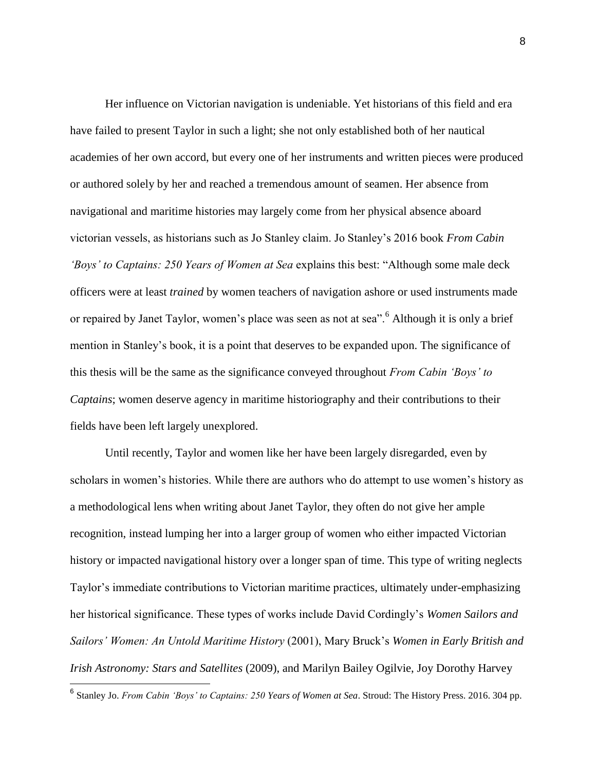Her influence on Victorian navigation is undeniable. Yet historians of this field and era have failed to present Taylor in such a light; she not only established both of her nautical academies of her own accord, but every one of her instruments and written pieces were produced or authored solely by her and reached a tremendous amount of seamen. Her absence from navigational and maritime histories may largely come from her physical absence aboard victorian vessels, as historians such as Jo Stanley claim. Jo Stanley's 2016 book *From Cabin 'Boys' to Captains: 250 Years of Women at Sea* explains this best: "Although some male deck officers were at least *trained* by women teachers of navigation ashore or used instruments made or repaired by Janet Taylor, women's place was seen as not at sea".[6] Although it is only a brief mention in Stanley's book, it is a point that deserves to be expanded upon. The significance of this thesis will be the same as the significance conveyed throughout *From Cabin 'Boys' to Captains*; women deserve agency in maritime historiography and their contributions to their fields have been left largely unexplored.

Until recently, Taylor and women like her have been largely disregarded, even by scholars in women's histories. While there are authors who do attempt to use women's history as a methodological lens when writing about Janet Taylor, they often do not give her ample recognition, instead lumping her into a larger group of women who either impacted Victorian history or impacted navigational history over a longer span of time. This type of writing neglects Taylor's immediate contributions to Victorian maritime practices, ultimately under-emphasizing her historical significance. These types of works include David Cordingly's *Women Sailors and Sailors' Women: An Untold Maritime History* (2001), Mary Bruck's *Women in Early British and Irish Astronomy: Stars and Satellites* (2009), and Marilyn Bailey Ogilvie, Joy Dorothy Harvey

---

[6] Stanley Jo. *From Cabin 'Boys' to Captains: 250 Years of Women at Sea*. Stroud: The History Press. 2016. 304 pp.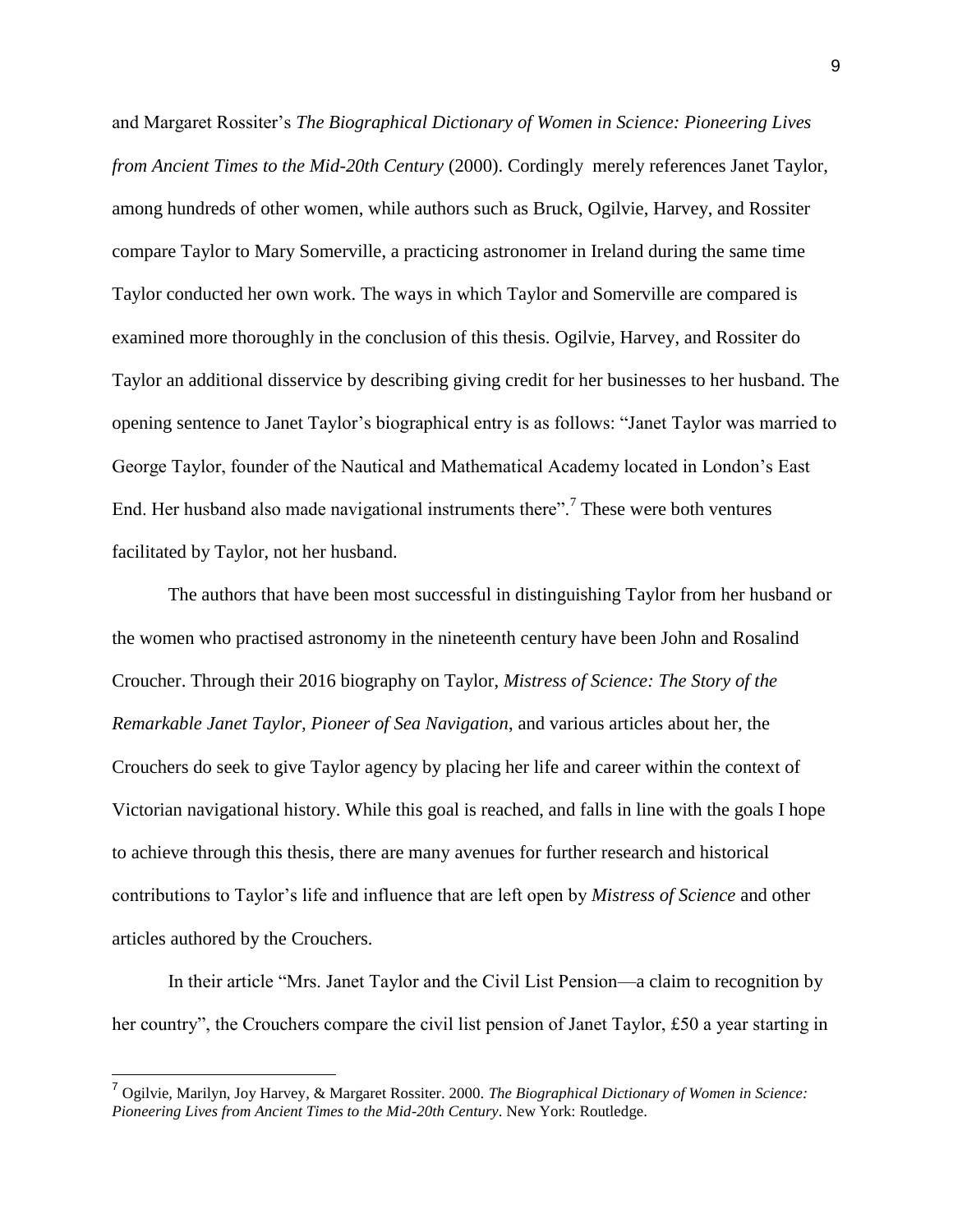and Margaret Rossiter's *The Biographical Dictionary of Women in Science: Pioneering Lives from Ancient Times to the Mid-20th Century* (2000). Cordingly merely references Janet Taylor, among hundreds of other women, while authors such as Bruck, Ogilvie, Harvey, and Rossiter compare Taylor to Mary Somerville, a practicing astronomer in Ireland during the same time Taylor conducted her own work. The ways in which Taylor and Somerville are compared is examined more thoroughly in the conclusion of this thesis. Ogilvie, Harvey, and Rossiter do Taylor an additional disservice by describing giving credit for her businesses to her husband. The opening sentence to Janet Taylor's biographical entry is as follows: "Janet Taylor was married to George Taylor, founder of the Nautical and Mathematical Academy located in London's East End. Her husband also made navigational instruments there".[7] These were both ventures facilitated by Taylor, not her husband.

The authors that have been most successful in distinguishing Taylor from her husband or the women who practised astronomy in the nineteenth century have been John and Rosalind Croucher. Through their 2016 biography on Taylor, *Mistress of Science: The Story of the Remarkable Janet Taylor, Pioneer of Sea Navigation*, and various articles about her, the Crouchers do seek to give Taylor agency by placing her life and career within the context of Victorian navigational history. While this goal is reached, and falls in line with the goals I hope to achieve through this thesis, there are many avenues for further research and historical contributions to Taylor's life and influence that are left open by *Mistress of Science* and other articles authored by the Crouchers.

In their article "Mrs. Janet Taylor and the Civil List Pension—a claim to recognition by her country", the Crouchers compare the civil list pension of Janet Taylor, £50 a year starting in

[7] Ogilvie, Marilyn, Joy Harvey, & Margaret Rossiter. 2000. *The Biographical Dictionary of Women in Science: Pioneering Lives from Ancient Times to the Mid-20th Century*. New York: Routledge.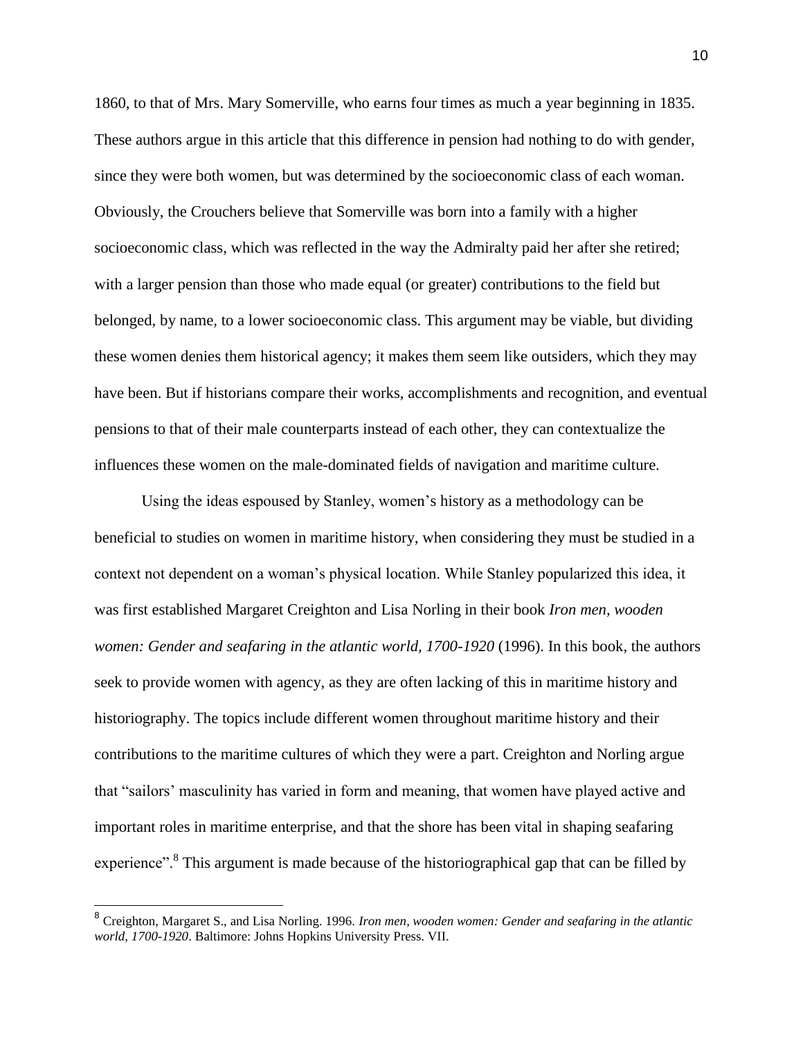1860, to that of Mrs. Mary Somerville, who earns four times as much a year beginning in 1835. These authors argue in this article that this difference in pension had nothing to do with gender, since they were both women, but was determined by the socioeconomic class of each woman. Obviously, the Crouchers believe that Somerville was born into a family with a higher socioeconomic class, which was reflected in the way the Admiralty paid her after she retired; with a larger pension than those who made equal (or greater) contributions to the field but belonged, by name, to a lower socioeconomic class. This argument may be viable, but dividing these women denies them historical agency; it makes them seem like outsiders, which they may have been. But if historians compare their works, accomplishments and recognition, and eventual pensions to that of their male counterparts instead of each other, they can contextualize the influences these women on the male-dominated fields of navigation and maritime culture.

Using the ideas espoused by Stanley, women's history as a methodology can be beneficial to studies on women in maritime history, when considering they must be studied in a context not dependent on a woman's physical location. While Stanley popularized this idea, it was first established Margaret Creighton and Lisa Norling in their book *Iron men, wooden women: Gender and seafaring in the atlantic world, 1700-1920* (1996). In this book, the authors seek to provide women with agency, as they are often lacking of this in maritime history and historiography. The topics include different women throughout maritime history and their contributions to the maritime cultures of which they were a part. Creighton and Norling argue that "sailors' masculinity has varied in form and meaning, that women have played active and important roles in maritime enterprise, and that the shore has been vital in shaping seafaring experience".[8] This argument is made because of the historiographical gap that can be filled by

[8] Creighton, Margaret S., and Lisa Norling. 1996. *Iron men, wooden women: Gender and seafaring in the atlantic world, 1700-1920*. Baltimore: Johns Hopkins University Press. VII.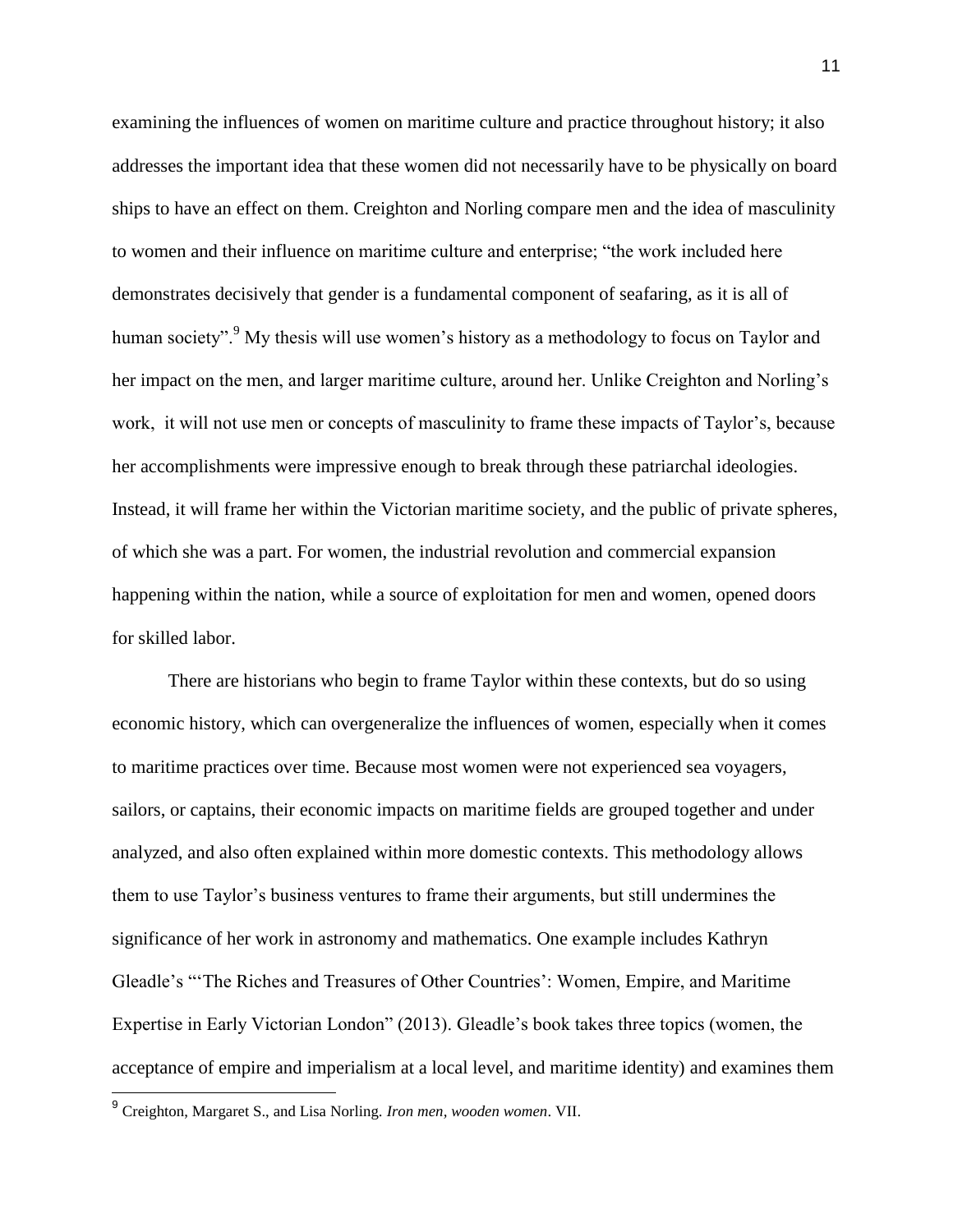examining the influences of women on maritime culture and practice throughout history; it also addresses the important idea that these women did not necessarily have to be physically on board ships to have an effect on them. Creighton and Norling compare men and the idea of masculinity to women and their influence on maritime culture and enterprise; "the work included here demonstrates decisively that gender is a fundamental component of seafaring, as it is all of human society".[9] My thesis will use women's history as a methodology to focus on Taylor and her impact on the men, and larger maritime culture, around her. Unlike Creighton and Norling's work, it will not use men or concepts of masculinity to frame these impacts of Taylor's, because her accomplishments were impressive enough to break through these patriarchal ideologies. Instead, it will frame her within the Victorian maritime society, and the public of private spheres, of which she was a part. For women, the industrial revolution and commercial expansion happening within the nation, while a source of exploitation for men and women, opened doors for skilled labor.

There are historians who begin to frame Taylor within these contexts, but do so using economic history, which can overgeneralize the influences of women, especially when it comes to maritime practices over time. Because most women were not experienced sea voyagers, sailors, or captains, their economic impacts on maritime fields are grouped together and under analyzed, and also often explained within more domestic contexts. This methodology allows them to use Taylor's business ventures to frame their arguments, but still undermines the significance of her work in astronomy and mathematics. One example includes Kathryn Gleadle's "'The Riches and Treasures of Other Countries': Women, Empire, and Maritime Expertise in Early Victorian London" (2013). Gleadle's book takes three topics (women, the acceptance of empire and imperialism at a local level, and maritime identity) and examines them

---

[9] Creighton, Margaret S., and Lisa Norling. *Iron men, wooden women*. VII.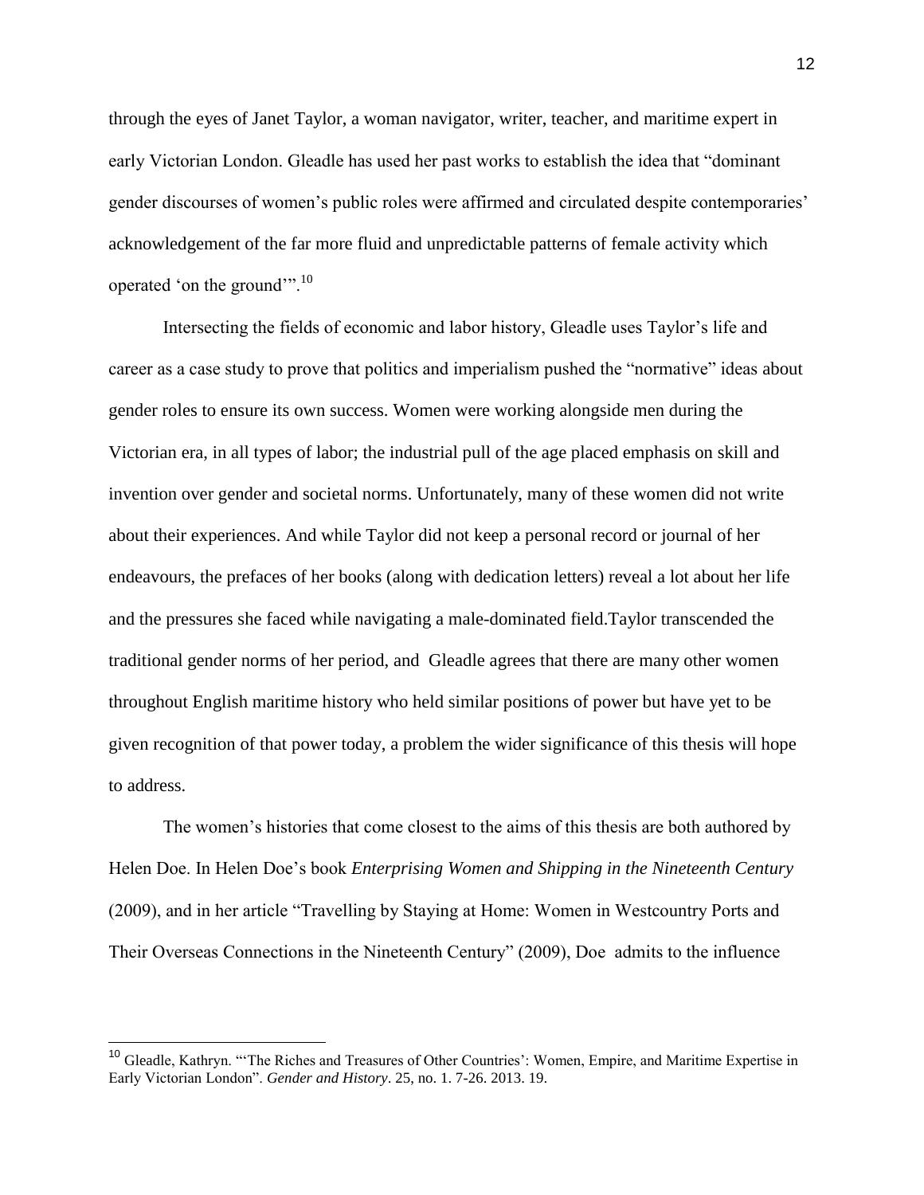through the eyes of Janet Taylor, a woman navigator, writer, teacher, and maritime expert in early Victorian London. Gleadle has used her past works to establish the idea that "dominant gender discourses of women's public roles were affirmed and circulated despite contemporaries' acknowledgement of the far more fluid and unpredictable patterns of female activity which operated 'on the ground'".[10]

Intersecting the fields of economic and labor history, Gleadle uses Taylor's life and career as a case study to prove that politics and imperialism pushed the "normative" ideas about gender roles to ensure its own success. Women were working alongside men during the Victorian era, in all types of labor; the industrial pull of the age placed emphasis on skill and invention over gender and societal norms. Unfortunately, many of these women did not write about their experiences. And while Taylor did not keep a personal record or journal of her endeavours, the prefaces of her books (along with dedication letters) reveal a lot about her life and the pressures she faced while navigating a male-dominated field.Taylor transcended the traditional gender norms of her period, and Gleadle agrees that there are many other women throughout English maritime history who held similar positions of power but have yet to be given recognition of that power today, a problem the wider significance of this thesis will hope to address.

The women's histories that come closest to the aims of this thesis are both authored by Helen Doe. In Helen Doe's book *Enterprising Women and Shipping in the Nineteenth Century* (2009), and in her article "Travelling by Staying at Home: Women in Westcountry Ports and Their Overseas Connections in the Nineteenth Century" (2009), Doe admits to the influence

---

[10] Gleadle, Kathryn. "'The Riches and Treasures of Other Countries': Women, Empire, and Maritime Expertise in Early Victorian London". *Gender and History*. 25, no. 1. 7-26. 2013. 19.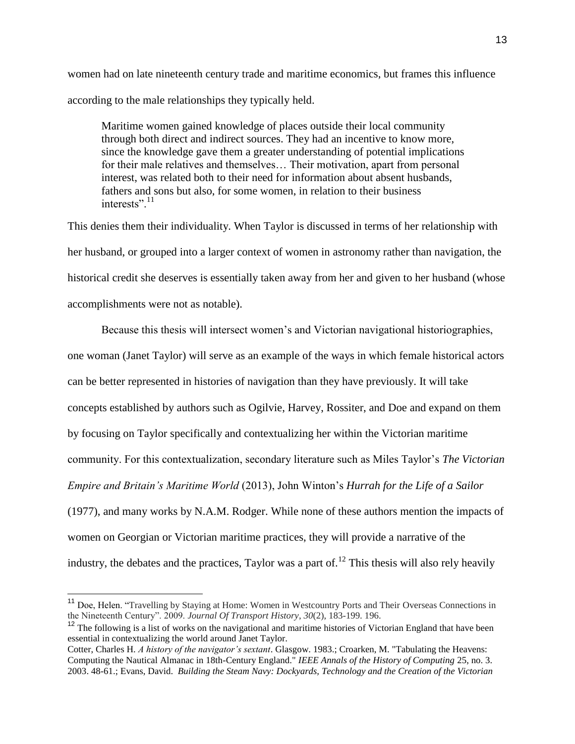women had on late nineteenth century trade and maritime economics, but frames this influence according to the male relationships they typically held.

> Maritime women gained knowledge of places outside their local community through both direct and indirect sources. They had an incentive to know more, since the knowledge gave them a greater understanding of potential implications for their male relatives and themselves… Their motivation, apart from personal interest, was related both to their need for information about absent husbands, fathers and sons but also, for some women, in relation to their business interests".[11]

This denies them their individuality. When Taylor is discussed in terms of her relationship with her husband, or grouped into a larger context of women in astronomy rather than navigation, the historical credit she deserves is essentially taken away from her and given to her husband (whose accomplishments were not as notable).

Because this thesis will intersect women's and Victorian navigational historiographies, one woman (Janet Taylor) will serve as an example of the ways in which female historical actors can be better represented in histories of navigation than they have previously. It will take concepts established by authors such as Ogilvie, Harvey, Rossiter, and Doe and expand on them by focusing on Taylor specifically and contextualizing her within the Victorian maritime community. For this contextualization, secondary literature such as Miles Taylor's *The Victorian Empire and Britain's Maritime World* (2013), John Winton's *Hurrah for the Life of a Sailor* (1977), and many works by N.A.M. Rodger. While none of these authors mention the impacts of women on Georgian or Victorian maritime practices, they will provide a narrative of the industry, the debates and the practices, Taylor was a part of.[12] This thesis will also rely heavily

---

[11] Doe, Helen. "Travelling by Staying at Home: Women in Westcountry Ports and Their Overseas Connections in the Nineteenth Century". 2009. *Journal Of Transport History*, *30*(2), 183-199. 196.

[12] The following is a list of works on the navigational and maritime histories of Victorian England that have been essential in contextualizing the world around Janet Taylor.

Cotter, Charles H. *A history of the navigator's sextant*. Glasgow. 1983.; Croarken, M. "Tabulating the Heavens: Computing the Nautical Almanac in 18th-Century England." *IEEE Annals of the History of Computing* 25, no. 3. 2003. 48-61.; Evans, David. *Building the Steam Navy: Dockyards, Technology and the Creation of the Victorian*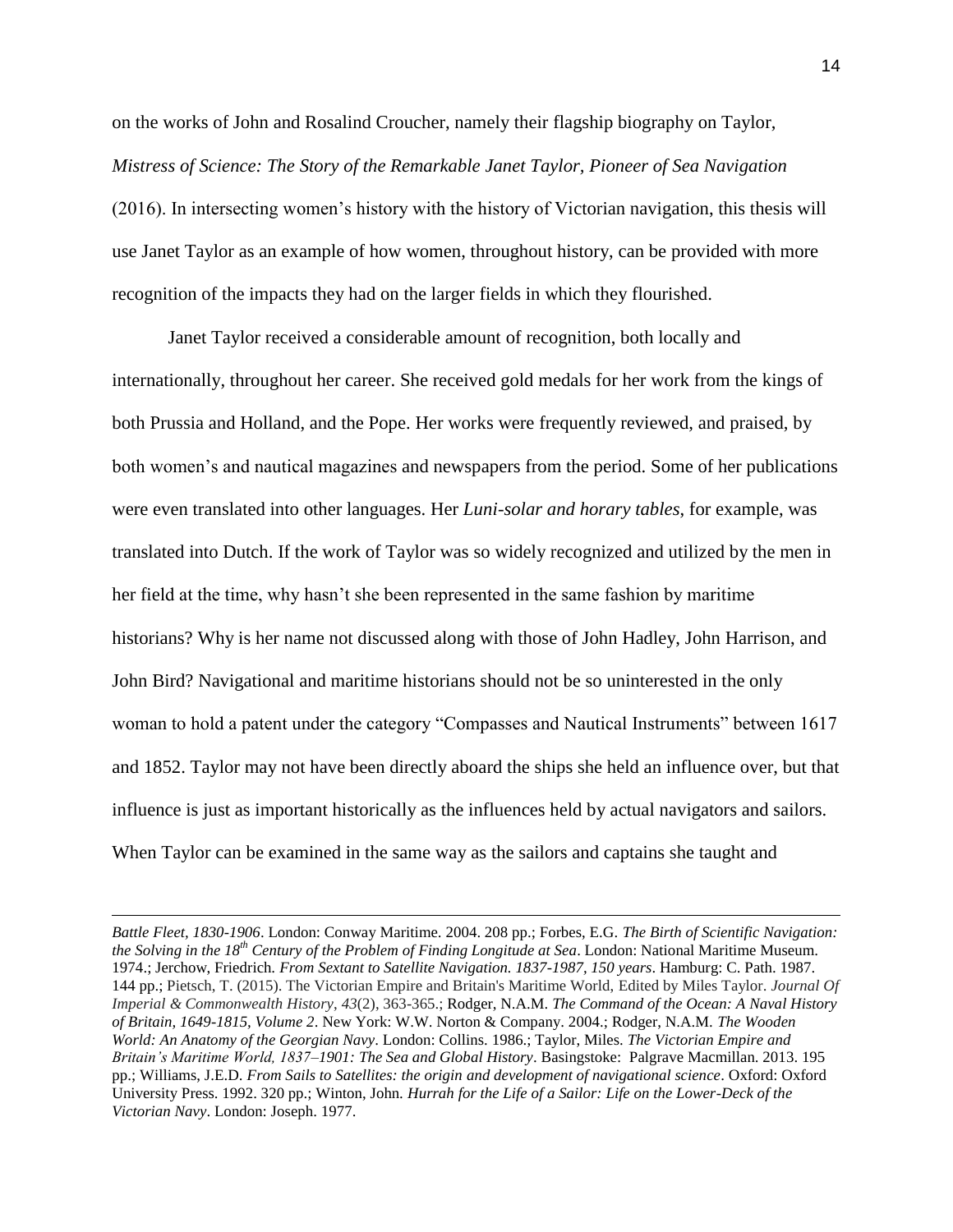on the works of John and Rosalind Croucher, namely their flagship biography on Taylor, *Mistress of Science: The Story of the Remarkable Janet Taylor, Pioneer of Sea Navigation* (2016). In intersecting women's history with the history of Victorian navigation, this thesis will use Janet Taylor as an example of how women, throughout history, can be provided with more recognition of the impacts they had on the larger fields in which they flourished.

Janet Taylor received a considerable amount of recognition, both locally and internationally, throughout her career. She received gold medals for her work from the kings of both Prussia and Holland, and the Pope. Her works were frequently reviewed, and praised, by both women's and nautical magazines and newspapers from the period. Some of her publications were even translated into other languages. Her *Luni-solar and horary tables*, for example, was translated into Dutch. If the work of Taylor was so widely recognized and utilized by the men in her field at the time, why hasn't she been represented in the same fashion by maritime historians? Why is her name not discussed along with those of John Hadley, John Harrison, and John Bird? Navigational and maritime historians should not be so uninterested in the only woman to hold a patent under the category "Compasses and Nautical Instruments" between 1617 and 1852. Taylor may not have been directly aboard the ships she held an influence over, but that influence is just as important historically as the influences held by actual navigators and sailors. When Taylor can be examined in the same way as the sailors and captains she taught and

---

*Battle Fleet, 1830-1906*. London: Conway Maritime. 2004. 208 pp.; Forbes, E.G. *The Birth of Scientific Navigation: the Solving in the 18th Century of the Problem of Finding Longitude at Sea*. London: National Maritime Museum. 1974.; Jerchow, Friedrich. *From Sextant to Satellite Navigation. 1837-1987, 150 years*. Hamburg: C. Path. 1987. 144 pp.; Pietsch, T. (2015). The Victorian Empire and Britain's Maritime World, Edited by Miles Taylor. *Journal Of Imperial & Commonwealth History*, *43*(2), 363-365.; Rodger, N.A.M. *The Command of the Ocean: A Naval History of Britain, 1649-1815, Volume 2*. New York: W.W. Norton & Company. 2004.; Rodger, N.A.M. *The Wooden World: An Anatomy of the Georgian Navy*. London: Collins. 1986.; Taylor, Miles. *The Victorian Empire and Britain's Maritime World, 1837–1901: The Sea and Global History*. Basingstoke: Palgrave Macmillan. 2013. 195 pp.; Williams, J.E.D. *From Sails to Satellites: the origin and development of navigational science*. Oxford: Oxford University Press. 1992. 320 pp.; Winton, John. *Hurrah for the Life of a Sailor: Life on the Lower-Deck of the Victorian Navy*. London: Joseph. 1977.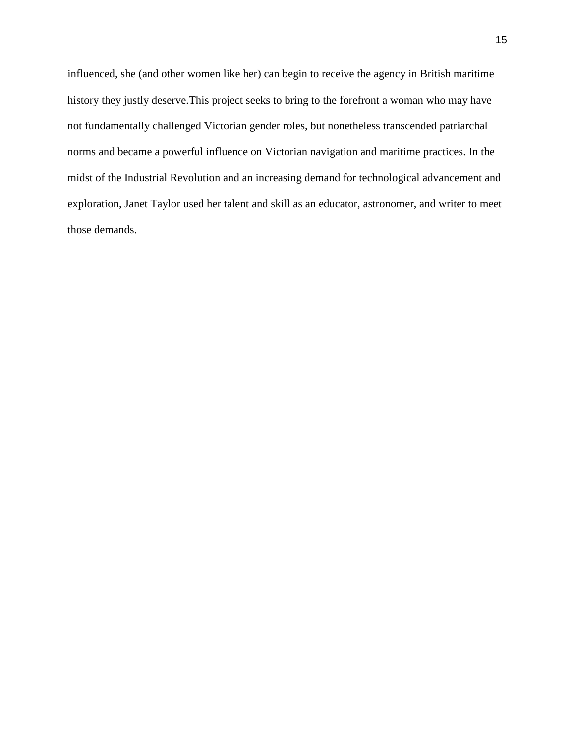influenced, she (and other women like her) can begin to receive the agency in British maritime history they justly deserve.This project seeks to bring to the forefront a woman who may have not fundamentally challenged Victorian gender roles, but nonetheless transcended patriarchal norms and became a powerful influence on Victorian navigation and maritime practices. In the midst of the Industrial Revolution and an increasing demand for technological advancement and exploration, Janet Taylor used her talent and skill as an educator, astronomer, and writer to meet those demands.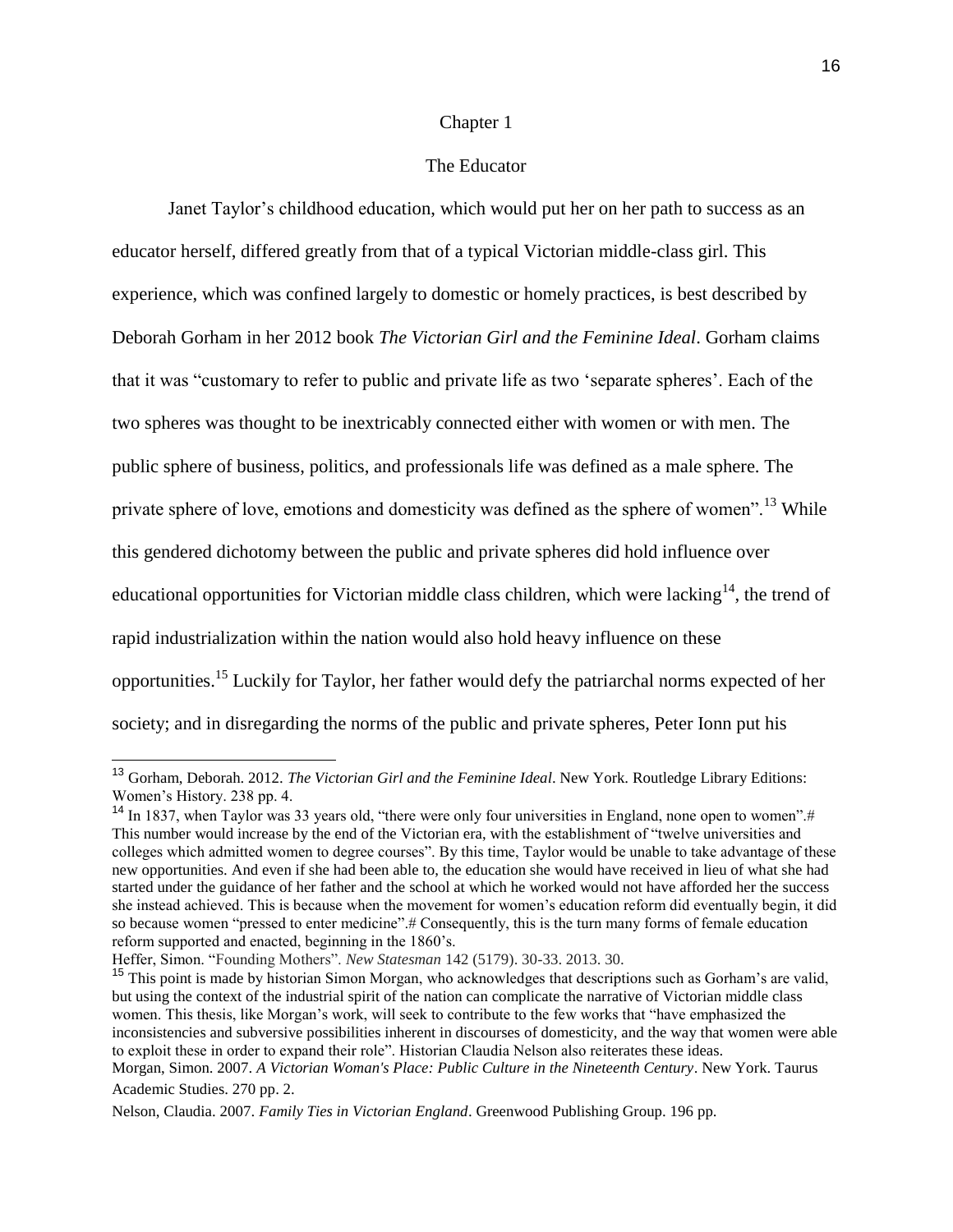# Chapter 1

## The Educator

Janet Taylor's childhood education, which would put her on her path to success as an educator herself, differed greatly from that of a typical Victorian middle-class girl. This experience, which was confined largely to domestic or homely practices, is best described by Deborah Gorham in her 2012 book *The Victorian Girl and the Feminine Ideal*. Gorham claims that it was "customary to refer to public and private life as two 'separate spheres'. Each of the two spheres was thought to be inextricably connected either with women or with men. The public sphere of business, politics, and professionals life was defined as a male sphere. The private sphere of love, emotions and domesticity was defined as the sphere of women".[13] While this gendered dichotomy between the public and private spheres did hold influence over educational opportunities for Victorian middle class children, which were lacking[14], the trend of rapid industrialization within the nation would also hold heavy influence on these opportunities.[15] Luckily for Taylor, her father would defy the patriarchal norms expected of her society; and in disregarding the norms of the public and private spheres, Peter Ionn put his

---

[13] Gorham, Deborah. 2012. *The Victorian Girl and the Feminine Ideal*. New York. Routledge Library Editions: Women's History. 238 pp. 4.

[14] In 1837, when Taylor was 33 years old, "there were only four universities in England, none open to women".# This number would increase by the end of the Victorian era, with the establishment of "twelve universities and colleges which admitted women to degree courses". By this time, Taylor would be unable to take advantage of these new opportunities. And even if she had been able to, the education she would have received in lieu of what she had started under the guidance of her father and the school at which he worked would not have afforded her the success she instead achieved. This is because when the movement for women's education reform did eventually begin, it did so because women "pressed to enter medicine".# Consequently, this is the turn many forms of female education reform supported and enacted, beginning in the 1860's.

Heffer, Simon. "Founding Mothers". *New Statesman* 142 (5179). 30-33. 2013. 30.

[15] This point is made by historian Simon Morgan, who acknowledges that descriptions such as Gorham's are valid, but using the context of the industrial spirit of the nation can complicate the narrative of Victorian middle class women. This thesis, like Morgan's work, will seek to contribute to the few works that "have emphasized the inconsistencies and subversive possibilities inherent in discourses of domesticity, and the way that women were able to exploit these in order to expand their role". Historian Claudia Nelson also reiterates these ideas.

Morgan, Simon. 2007. *A Victorian Woman's Place: Public Culture in the Nineteenth Century*. New York. Taurus Academic Studies. 270 pp. 2.

Nelson, Claudia. 2007. *Family Ties in Victorian England*. Greenwood Publishing Group. 196 pp.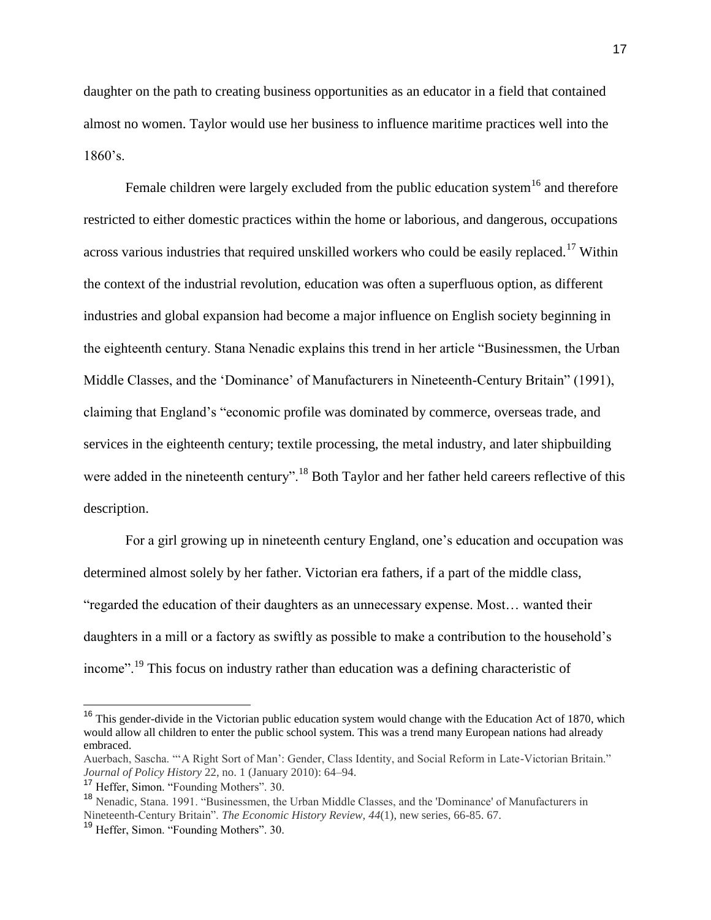daughter on the path to creating business opportunities as an educator in a field that contained almost no women. Taylor would use her business to influence maritime practices well into the 1860's.

Female children were largely excluded from the public education system[16] and therefore restricted to either domestic practices within the home or laborious, and dangerous, occupations across various industries that required unskilled workers who could be easily replaced.[17] Within the context of the industrial revolution, education was often a superfluous option, as different industries and global expansion had become a major influence on English society beginning in the eighteenth century. Stana Nenadic explains this trend in her article "Businessmen, the Urban Middle Classes, and the 'Dominance' of Manufacturers in Nineteenth-Century Britain" (1991), claiming that England's "economic profile was dominated by commerce, overseas trade, and services in the eighteenth century; textile processing, the metal industry, and later shipbuilding were added in the nineteenth century".[18] Both Taylor and her father held careers reflective of this description.

For a girl growing up in nineteenth century England, one's education and occupation was determined almost solely by her father. Victorian era fathers, if a part of the middle class, "regarded the education of their daughters as an unnecessary expense. Most… wanted their daughters in a mill or a factory as swiftly as possible to make a contribution to the household's income".[19] This focus on industry rather than education was a defining characteristic of

---

[16] This gender-divide in the Victorian public education system would change with the Education Act of 1870, which would allow all children to enter the public school system. This was a trend many European nations had already embraced.

Auerbach, Sascha. "'A Right Sort of Man': Gender, Class Identity, and Social Reform in Late-Victorian Britain." *Journal of Policy History* 22, no. 1 (January 2010): 64–94.

[17] Heffer, Simon. "Founding Mothers". 30.

[18] Nenadic, Stana. 1991. "Businessmen, the Urban Middle Classes, and the 'Dominance' of Manufacturers in Nineteenth-Century Britain". *The Economic History Review, 44*(1), new series, 66-85. 67.

[19] Heffer, Simon. "Founding Mothers". 30.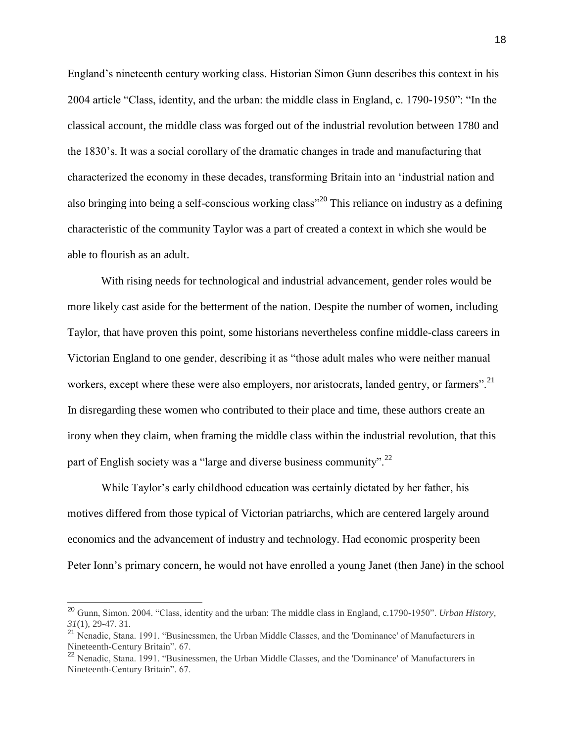England's nineteenth century working class. Historian Simon Gunn describes this context in his 2004 article "Class, identity, and the urban: the middle class in England, c. 1790-1950": "In the classical account, the middle class was forged out of the industrial revolution between 1780 and the 1830's. It was a social corollary of the dramatic changes in trade and manufacturing that characterized the economy in these decades, transforming Britain into an 'industrial nation and also bringing into being a self-conscious working class"[20] This reliance on industry as a defining characteristic of the community Taylor was a part of created a context in which she would be able to flourish as an adult.

With rising needs for technological and industrial advancement, gender roles would be more likely cast aside for the betterment of the nation. Despite the number of women, including Taylor, that have proven this point, some historians nevertheless confine middle-class careers in Victorian England to one gender, describing it as "those adult males who were neither manual workers, except where these were also employers, nor aristocrats, landed gentry, or farmers".[21] In disregarding these women who contributed to their place and time, these authors create an irony when they claim, when framing the middle class within the industrial revolution, that this part of English society was a "large and diverse business community".[22]

While Taylor's early childhood education was certainly dictated by her father, his motives differed from those typical of Victorian patriarchs, which are centered largely around economics and the advancement of industry and technology. Had economic prosperity been Peter Ionn's primary concern, he would not have enrolled a young Janet (then Jane) in the school

---

[20] Gunn, Simon. 2004. "Class, identity and the urban: The middle class in England, c.1790-1950". *Urban History, 31*(1), 29-47. 31.

[21] Nenadic, Stana. 1991. "Businessmen, the Urban Middle Classes, and the 'Dominance' of Manufacturers in Nineteenth-Century Britain". 67.

[22] Nenadic, Stana. 1991. "Businessmen, the Urban Middle Classes, and the 'Dominance' of Manufacturers in Nineteenth-Century Britain". 67.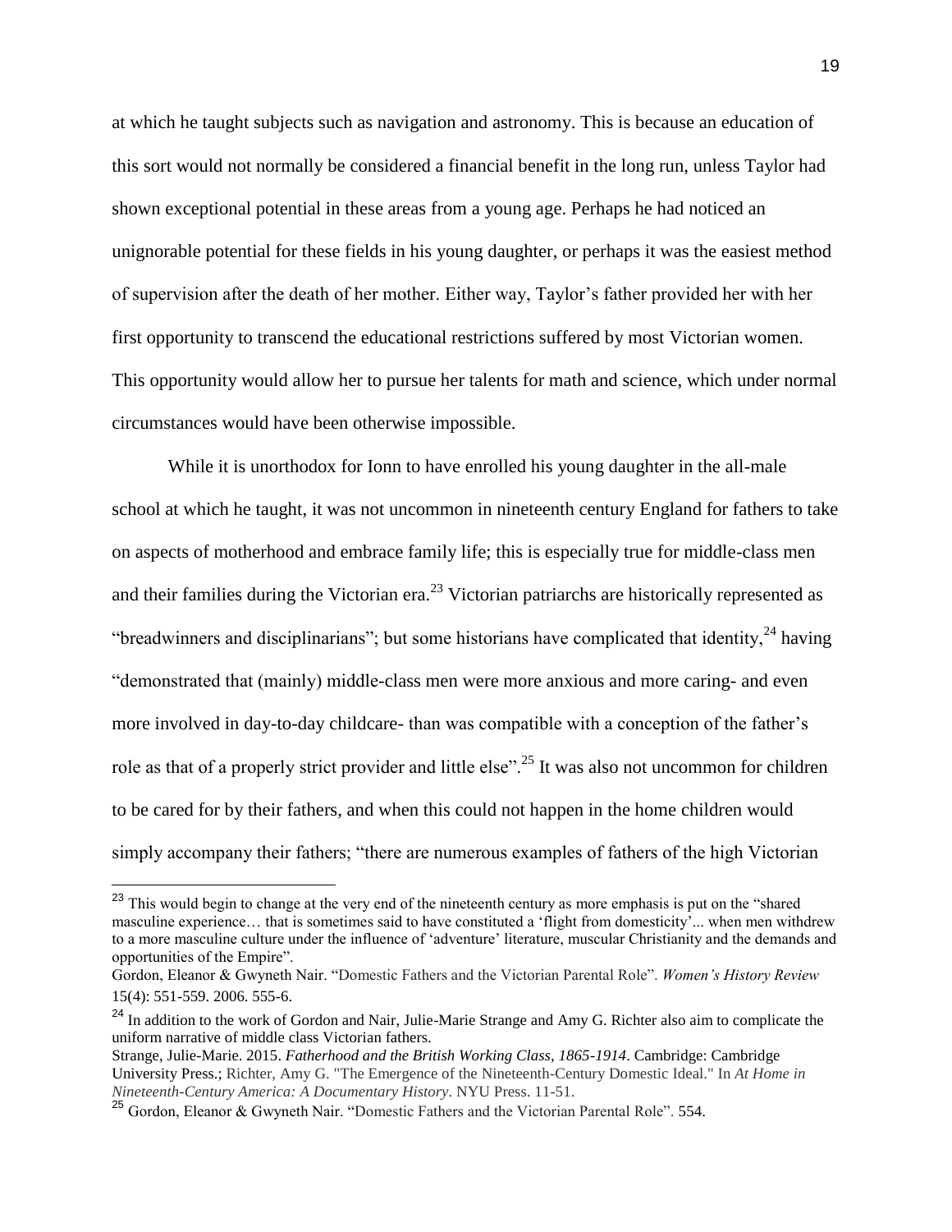at which he taught subjects such as navigation and astronomy. This is because an education of this sort would not normally be considered a financial benefit in the long run, unless Taylor had shown exceptional potential in these areas from a young age. Perhaps he had noticed an unignorable potential for these fields in his young daughter, or perhaps it was the easiest method of supervision after the death of her mother. Either way, Taylor's father provided her with her first opportunity to transcend the educational restrictions suffered by most Victorian women. This opportunity would allow her to pursue her talents for math and science, which under normal circumstances would have been otherwise impossible.

While it is unorthodox for Ionn to have enrolled his young daughter in the all-male school at which he taught, it was not uncommon in nineteenth century England for fathers to take on aspects of motherhood and embrace family life; this is especially true for middle-class men and their families during the Victorian era.[23] Victorian patriarchs are historically represented as "breadwinners and disciplinarians"; but some historians have complicated that identity,[24] having "demonstrated that (mainly) middle-class men were more anxious and more caring- and even more involved in day-to-day childcare- than was compatible with a conception of the father's role as that of a properly strict provider and little else".[25] It was also not uncommon for children to be cared for by their fathers, and when this could not happen in the home children would simply accompany their fathers; "there are numerous examples of fathers of the high Victorian

---

[23] This would begin to change at the very end of the nineteenth century as more emphasis is put on the "shared masculine experience… that is sometimes said to have constituted a 'flight from domesticity'... when men withdrew to a more masculine culture under the influence of 'adventure' literature, muscular Christianity and the demands and opportunities of the Empire".

Gordon, Eleanor & Gwyneth Nair. "Domestic Fathers and the Victorian Parental Role". *Women's History Review* 15(4): 551-559. 2006. 555-6.

[24] In addition to the work of Gordon and Nair, Julie-Marie Strange and Amy G. Richter also aim to complicate the uniform narrative of middle class Victorian fathers.

Strange, Julie-Marie. 2015. *Fatherhood and the British Working Class, 1865-1914*. Cambridge: Cambridge University Press.; Richter, Amy G. "The Emergence of the Nineteenth-Century Domestic Ideal." In *At Home in Nineteenth-Century America: A Documentary History*. NYU Press. 11-51.

[25] Gordon, Eleanor & Gwyneth Nair. "Domestic Fathers and the Victorian Parental Role". 554.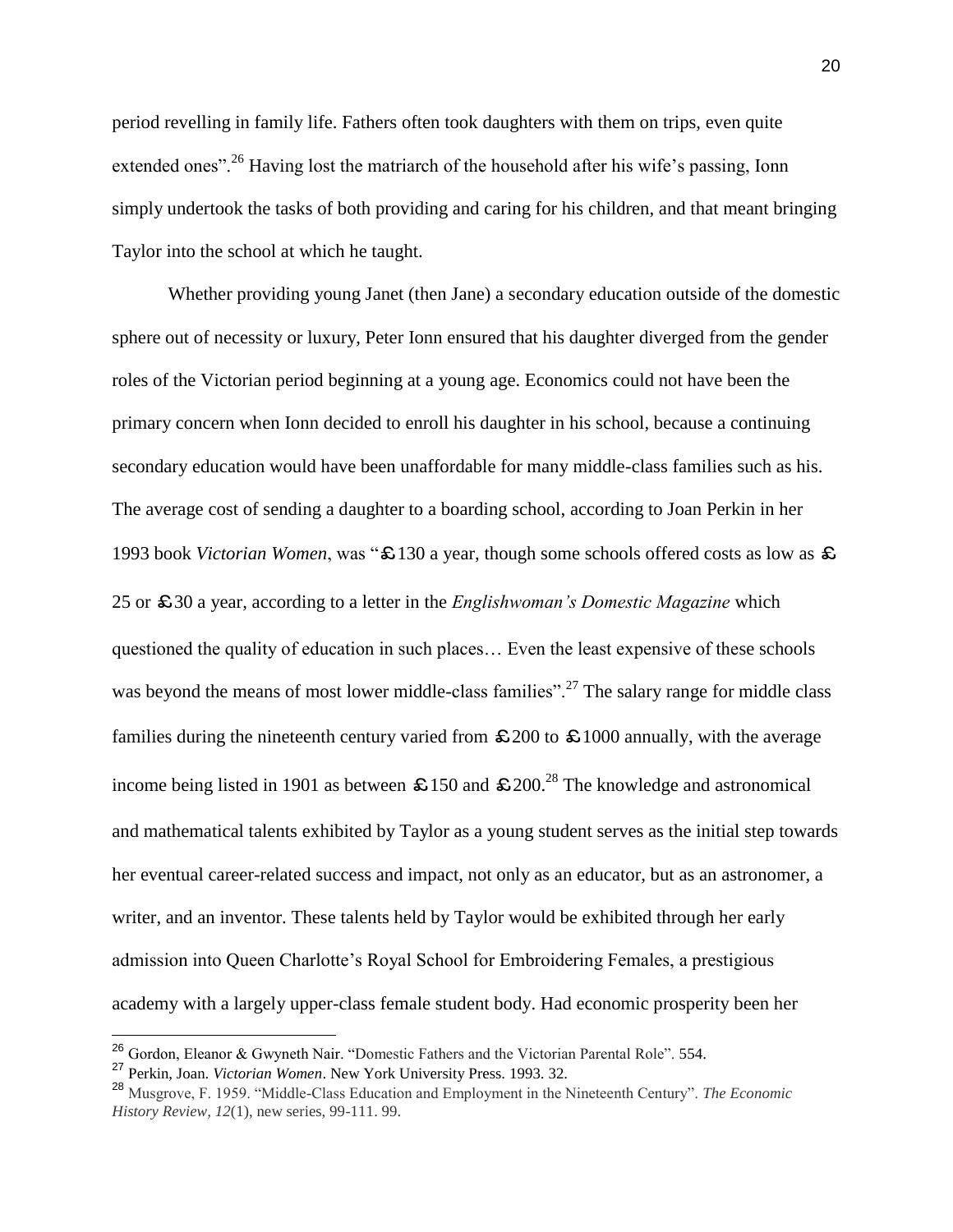period revelling in family life. Fathers often took daughters with them on trips, even quite extended ones".[26] Having lost the matriarch of the household after his wife's passing, Ionn simply undertook the tasks of both providing and caring for his children, and that meant bringing Taylor into the school at which he taught.

Whether providing young Janet (then Jane) a secondary education outside of the domestic sphere out of necessity or luxury, Peter Ionn ensured that his daughter diverged from the gender roles of the Victorian period beginning at a young age. Economics could not have been the primary concern when Ionn decided to enroll his daughter in his school, because a continuing secondary education would have been unaffordable for many middle-class families such as his. The average cost of sending a daughter to a boarding school, according to Joan Perkin in her 1993 book *Victorian Women*, was "£130 a year, though some schools offered costs as low as £25 or £30 a year, according to a letter in the *Englishwoman's Domestic Magazine* which questioned the quality of education in such places… Even the least expensive of these schools was beyond the means of most lower middle-class families".[27] The salary range for middle class families during the nineteenth century varied from £200 to £1000 annually, with the average income being listed in 1901 as between £150 and £200.[28] The knowledge and astronomical and mathematical talents exhibited by Taylor as a young student serves as the initial step towards her eventual career-related success and impact, not only as an educator, but as an astronomer, a writer, and an inventor. These talents held by Taylor would be exhibited through her early admission into Queen Charlotte's Royal School for Embroidering Females, a prestigious academy with a largely upper-class female student body. Had economic prosperity been her

---

[26] Gordon, Eleanor & Gwyneth Nair. "Domestic Fathers and the Victorian Parental Role". 554.

[27] Perkin, Joan. *Victorian Women*. New York University Press. 1993. 32.

[28] Musgrove, F. 1959. "Middle-Class Education and Employment in the Nineteenth Century". *The Economic History Review, 12*(1), new series, 99-111. 99.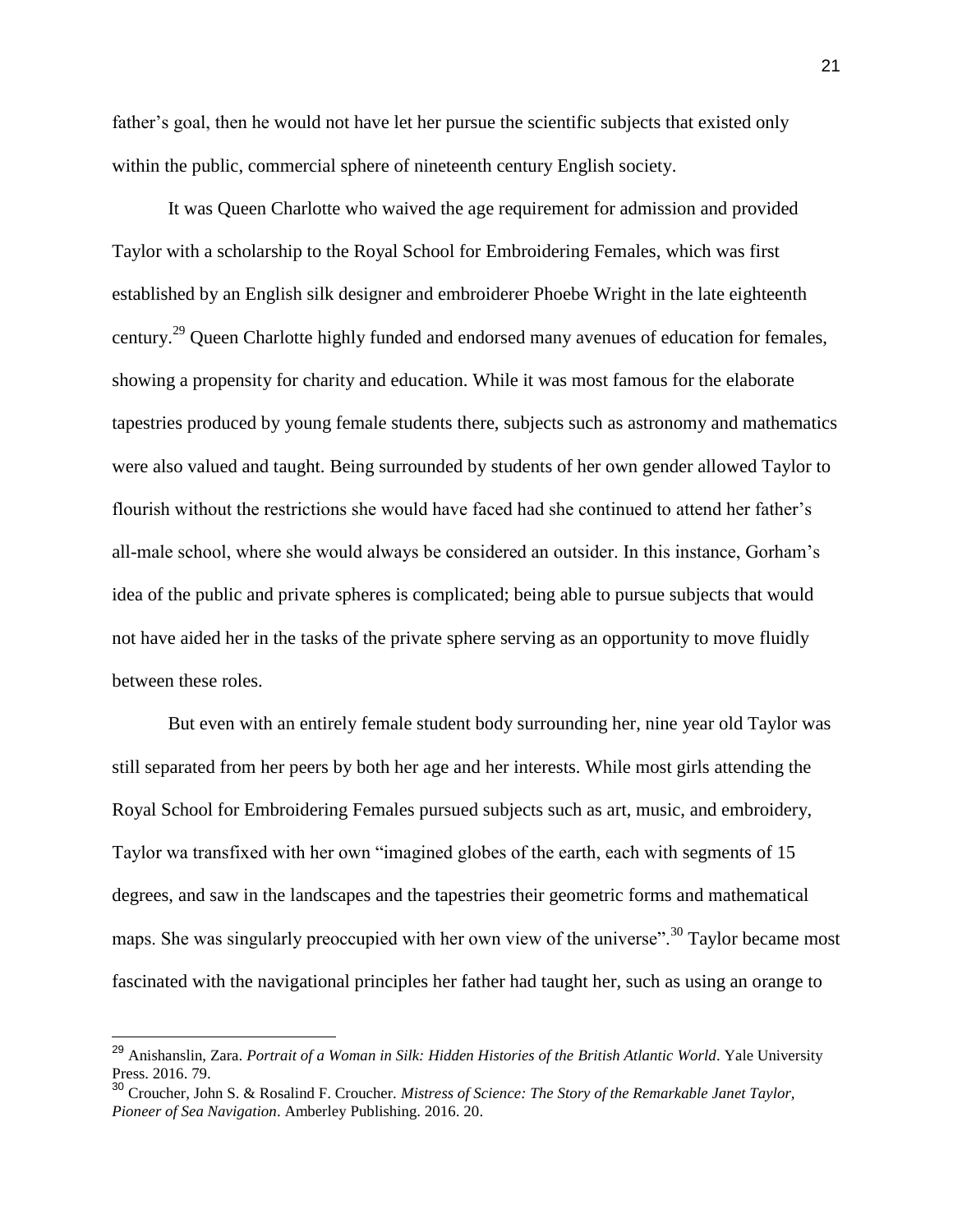father's goal, then he would not have let her pursue the scientific subjects that existed only within the public, commercial sphere of nineteenth century English society.

It was Queen Charlotte who waived the age requirement for admission and provided Taylor with a scholarship to the Royal School for Embroidering Females, which was first established by an English silk designer and embroiderer Phoebe Wright in the late eighteenth century.[29] Queen Charlotte highly funded and endorsed many avenues of education for females, showing a propensity for charity and education. While it was most famous for the elaborate tapestries produced by young female students there, subjects such as astronomy and mathematics were also valued and taught. Being surrounded by students of her own gender allowed Taylor to flourish without the restrictions she would have faced had she continued to attend her father's all-male school, where she would always be considered an outsider. In this instance, Gorham's idea of the public and private spheres is complicated; being able to pursue subjects that would not have aided her in the tasks of the private sphere serving as an opportunity to move fluidly between these roles.

But even with an entirely female student body surrounding her, nine year old Taylor was still separated from her peers by both her age and her interests. While most girls attending the Royal School for Embroidering Females pursued subjects such as art, music, and embroidery, Taylor wa transfixed with her own "imagined globes of the earth, each with segments of 15 degrees, and saw in the landscapes and the tapestries their geometric forms and mathematical maps. She was singularly preoccupied with her own view of the universe".[30] Taylor became most fascinated with the navigational principles her father had taught her, such as using an orange to

---

[29] Anishanslin, Zara. *Portrait of a Woman in Silk: Hidden Histories of the British Atlantic World*. Yale University Press. 2016. 79.

[30] Croucher, John S. & Rosalind F. Croucher. *Mistress of Science: The Story of the Remarkable Janet Taylor, Pioneer of Sea Navigation*. Amberley Publishing. 2016. 20.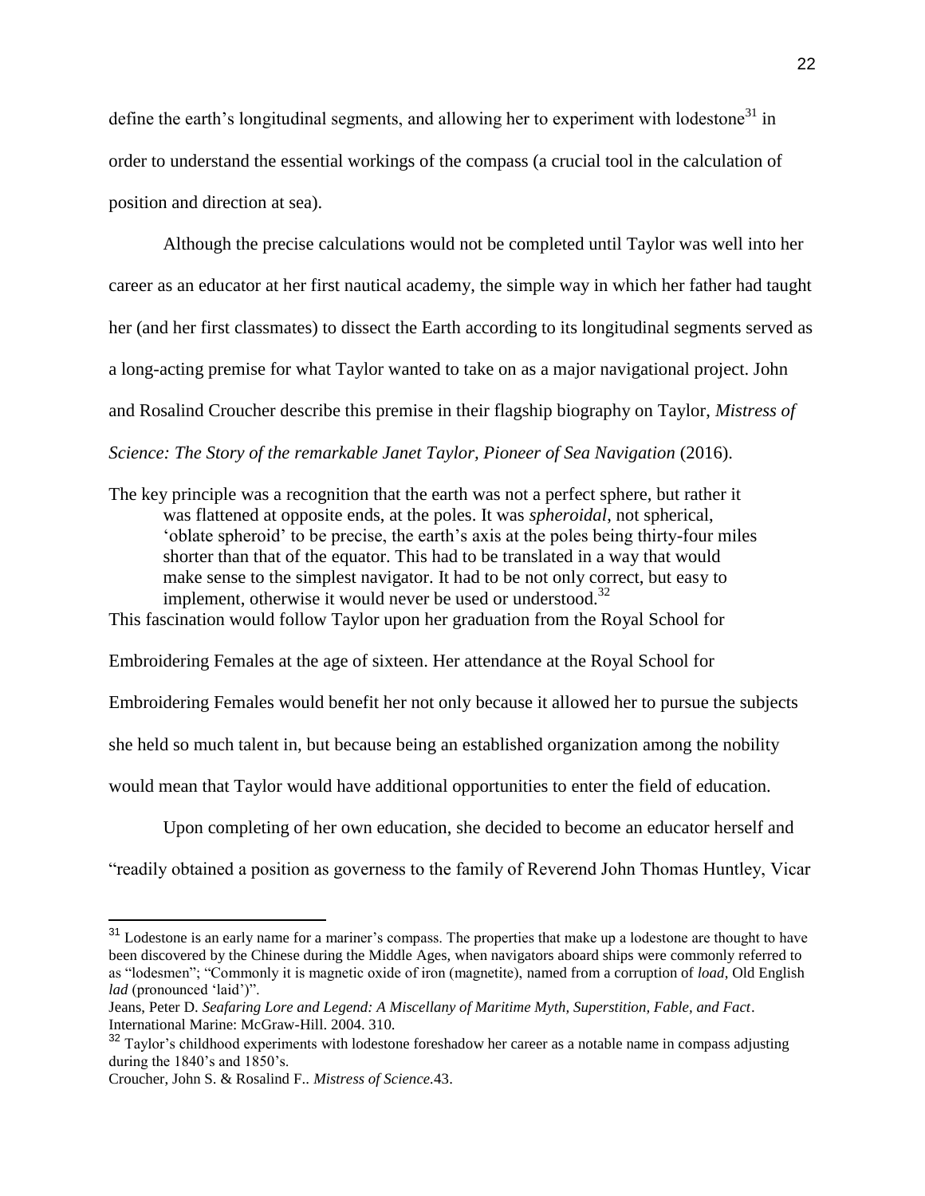define the earth's longitudinal segments, and allowing her to experiment with lodestone[31] in order to understand the essential workings of the compass (a crucial tool in the calculation of position and direction at sea).

Although the precise calculations would not be completed until Taylor was well into her career as an educator at her first nautical academy, the simple way in which her father had taught her (and her first classmates) to dissect the Earth according to its longitudinal segments served as a long-acting premise for what Taylor wanted to take on as a major navigational project. John and Rosalind Croucher describe this premise in their flagship biography on Taylor, *Mistress of Science: The Story of the remarkable Janet Taylor, Pioneer of Sea Navigation* (2016).

> The key principle was a recognition that the earth was not a perfect sphere, but rather it was flattened at opposite ends, at the poles. It was *spheroidal*, not spherical, 'oblate spheroid' to be precise, the earth's axis at the poles being thirty-four miles shorter than that of the equator. This had to be translated in a way that would make sense to the simplest navigator. It had to be not only correct, but easy to implement, otherwise it would never be used or understood.[32]

This fascination would follow Taylor upon her graduation from the Royal School for Embroidering Females at the age of sixteen. Her attendance at the Royal School for Embroidering Females would benefit her not only because it allowed her to pursue the subjects she held so much talent in, but because being an established organization among the nobility would mean that Taylor would have additional opportunities to enter the field of education.

Upon completing of her own education, she decided to become an educator herself and "readily obtained a position as governess to the family of Reverend John Thomas Huntley, Vicar

---

[31] Lodestone is an early name for a mariner's compass. The properties that make up a lodestone are thought to have been discovered by the Chinese during the Middle Ages, when navigators aboard ships were commonly referred to as "lodesmen"; "Commonly it is magnetic oxide of iron (magnetite), named from a corruption of *load*, Old English *lad* (pronounced 'laid')".
Jeans, Peter D. *Seafaring Lore and Legend: A Miscellany of Maritime Myth, Superstition, Fable, and Fact*. International Marine: McGraw-Hill. 2004. 310.

[32] Taylor's childhood experiments with lodestone foreshadow her career as a notable name in compass adjusting during the 1840's and 1850's.
Croucher, John S. & Rosalind F.. *Mistress of Science*.43.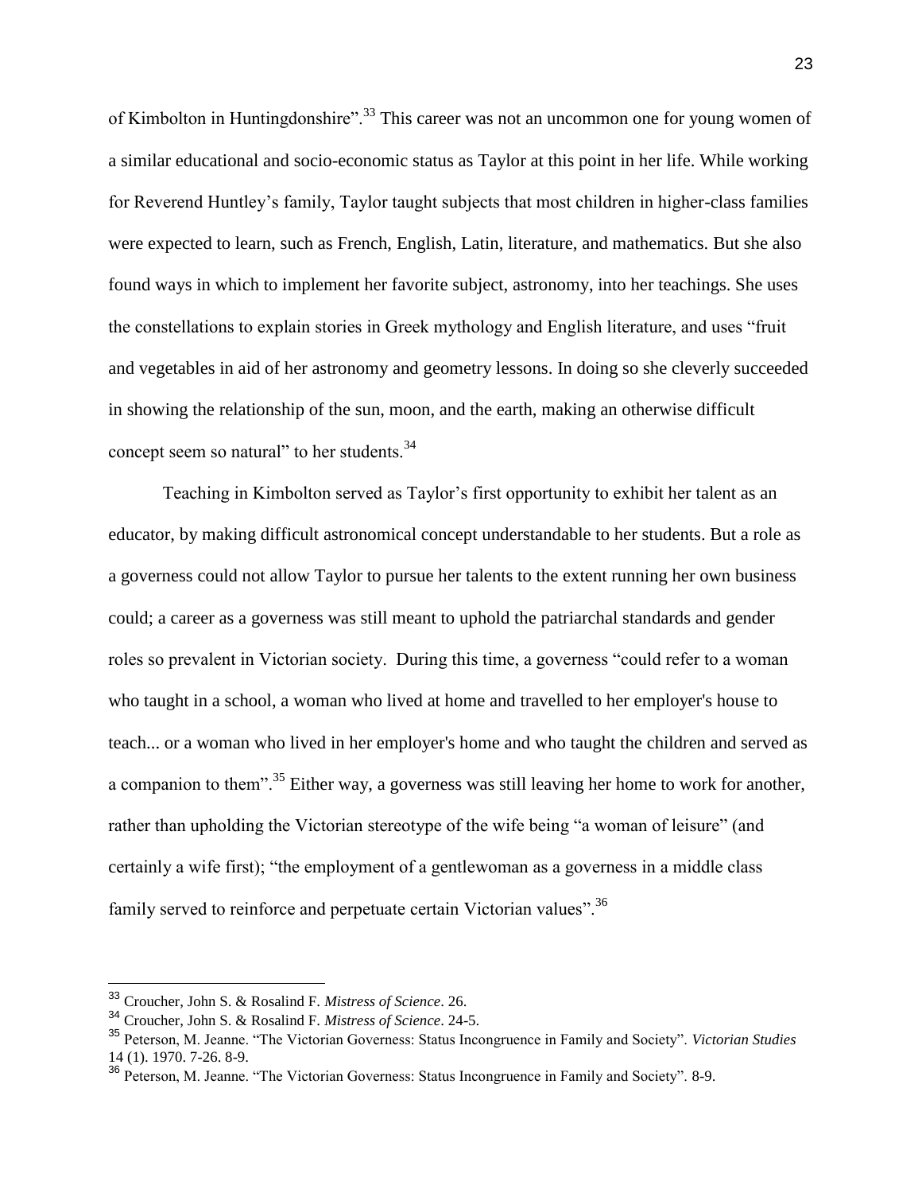of Kimbolton in Huntingdonshire".[33] This career was not an uncommon one for young women of a similar educational and socio-economic status as Taylor at this point in her life. While working for Reverend Huntley's family, Taylor taught subjects that most children in higher-class families were expected to learn, such as French, English, Latin, literature, and mathematics. But she also found ways in which to implement her favorite subject, astronomy, into her teachings. She uses the constellations to explain stories in Greek mythology and English literature, and uses "fruit and vegetables in aid of her astronomy and geometry lessons. In doing so she cleverly succeeded in showing the relationship of the sun, moon, and the earth, making an otherwise difficult concept seem so natural" to her students.[34]

Teaching in Kimbolton served as Taylor's first opportunity to exhibit her talent as an educator, by making difficult astronomical concept understandable to her students. But a role as a governess could not allow Taylor to pursue her talents to the extent running her own business could; a career as a governess was still meant to uphold the patriarchal standards and gender roles so prevalent in Victorian society. During this time, a governess "could refer to a woman who taught in a school, a woman who lived at home and travelled to her employer's house to teach... or a woman who lived in her employer's home and who taught the children and served as a companion to them".[35] Either way, a governess was still leaving her home to work for another, rather than upholding the Victorian stereotype of the wife being "a woman of leisure" (and certainly a wife first); "the employment of a gentlewoman as a governess in a middle class family served to reinforce and perpetuate certain Victorian values".[36]

---

[33] Croucher, John S. & Rosalind F. *Mistress of Science*. 26.

[34] Croucher, John S. & Rosalind F. *Mistress of Science*. 24-5.

[35] Peterson, M. Jeanne. "The Victorian Governess: Status Incongruence in Family and Society". *Victorian Studies* 14 (1). 1970. 7-26. 8-9.

[36] Peterson, M. Jeanne. "The Victorian Governess: Status Incongruence in Family and Society". 8-9.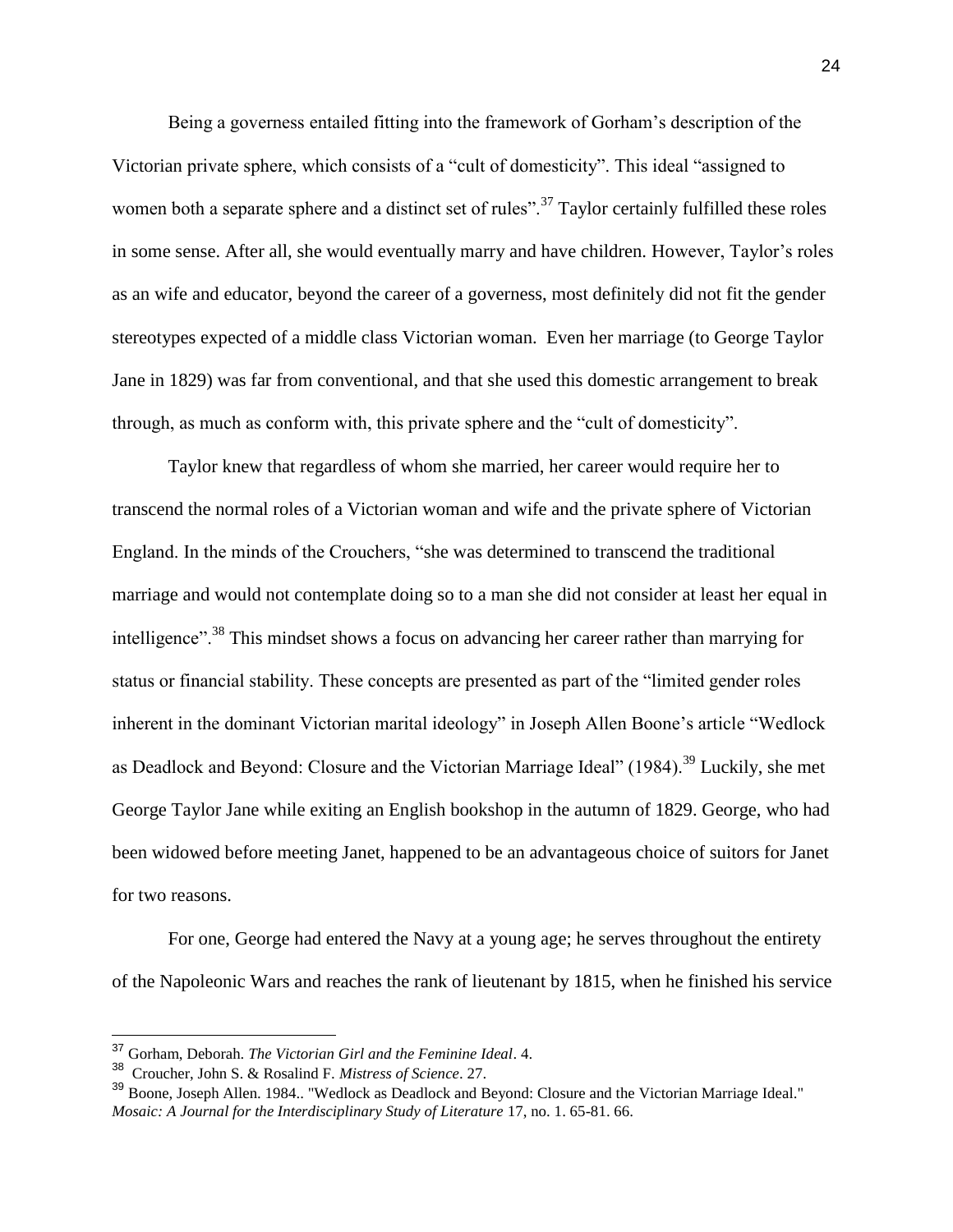Being a governess entailed fitting into the framework of Gorham's description of the Victorian private sphere, which consists of a "cult of domesticity". This ideal "assigned to women both a separate sphere and a distinct set of rules".[37] Taylor certainly fulfilled these roles in some sense. After all, she would eventually marry and have children. However, Taylor's roles as an wife and educator, beyond the career of a governess, most definitely did not fit the gender stereotypes expected of a middle class Victorian woman. Even her marriage (to George Taylor Jane in 1829) was far from conventional, and that she used this domestic arrangement to break through, as much as conform with, this private sphere and the "cult of domesticity".

Taylor knew that regardless of whom she married, her career would require her to transcend the normal roles of a Victorian woman and wife and the private sphere of Victorian England. In the minds of the Crouchers, "she was determined to transcend the traditional marriage and would not contemplate doing so to a man she did not consider at least her equal in intelligence".[38] This mindset shows a focus on advancing her career rather than marrying for status or financial stability. These concepts are presented as part of the "limited gender roles inherent in the dominant Victorian marital ideology" in Joseph Allen Boone's article "Wedlock as Deadlock and Beyond: Closure and the Victorian Marriage Ideal" (1984).[39] Luckily, she met George Taylor Jane while exiting an English bookshop in the autumn of 1829. George, who had been widowed before meeting Janet, happened to be an advantageous choice of suitors for Janet for two reasons.

For one, George had entered the Navy at a young age; he serves throughout the entirety of the Napoleonic Wars and reaches the rank of lieutenant by 1815, when he finished his service

---

[37] Gorham, Deborah. *The Victorian Girl and the Feminine Ideal*. 4.

[38] Croucher, John S. & Rosalind F. *Mistress of Science*. 27.

[39] Boone, Joseph Allen. 1984.. "Wedlock as Deadlock and Beyond: Closure and the Victorian Marriage Ideal." *Mosaic: A Journal for the Interdisciplinary Study of Literature* 17, no. 1. 65-81. 66.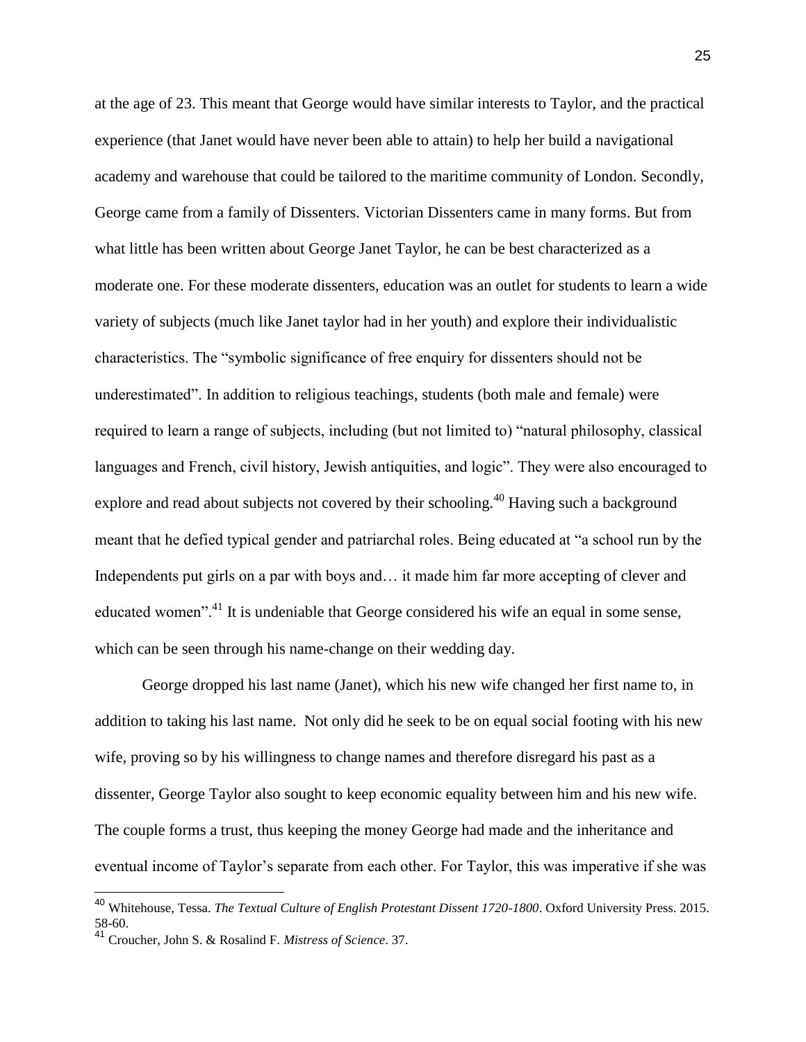at the age of 23. This meant that George would have similar interests to Taylor, and the practical experience (that Janet would have never been able to attain) to help her build a navigational academy and warehouse that could be tailored to the maritime community of London. Secondly, George came from a family of Dissenters. Victorian Dissenters came in many forms. But from what little has been written about George Janet Taylor, he can be best characterized as a moderate one. For these moderate dissenters, education was an outlet for students to learn a wide variety of subjects (much like Janet taylor had in her youth) and explore their individualistic characteristics. The "symbolic significance of free enquiry for dissenters should not be underestimated". In addition to religious teachings, students (both male and female) were required to learn a range of subjects, including (but not limited to) "natural philosophy, classical languages and French, civil history, Jewish antiquities, and logic". They were also encouraged to explore and read about subjects not covered by their schooling.[40] Having such a background meant that he defied typical gender and patriarchal roles. Being educated at "a school run by the Independents put girls on a par with boys and… it made him far more accepting of clever and educated women".[41] It is undeniable that George considered his wife an equal in some sense, which can be seen through his name-change on their wedding day.

George dropped his last name (Janet), which his new wife changed her first name to, in addition to taking his last name. Not only did he seek to be on equal social footing with his new wife, proving so by his willingness to change names and therefore disregard his past as a dissenter, George Taylor also sought to keep economic equality between him and his new wife. The couple forms a trust, thus keeping the money George had made and the inheritance and eventual income of Taylor's separate from each other. For Taylor, this was imperative if she was

---

[40] Whitehouse, Tessa. *The Textual Culture of English Protestant Dissent 1720-1800*. Oxford University Press. 2015. 58-60.

[41] Croucher, John S. & Rosalind F. *Mistress of Science*. 37.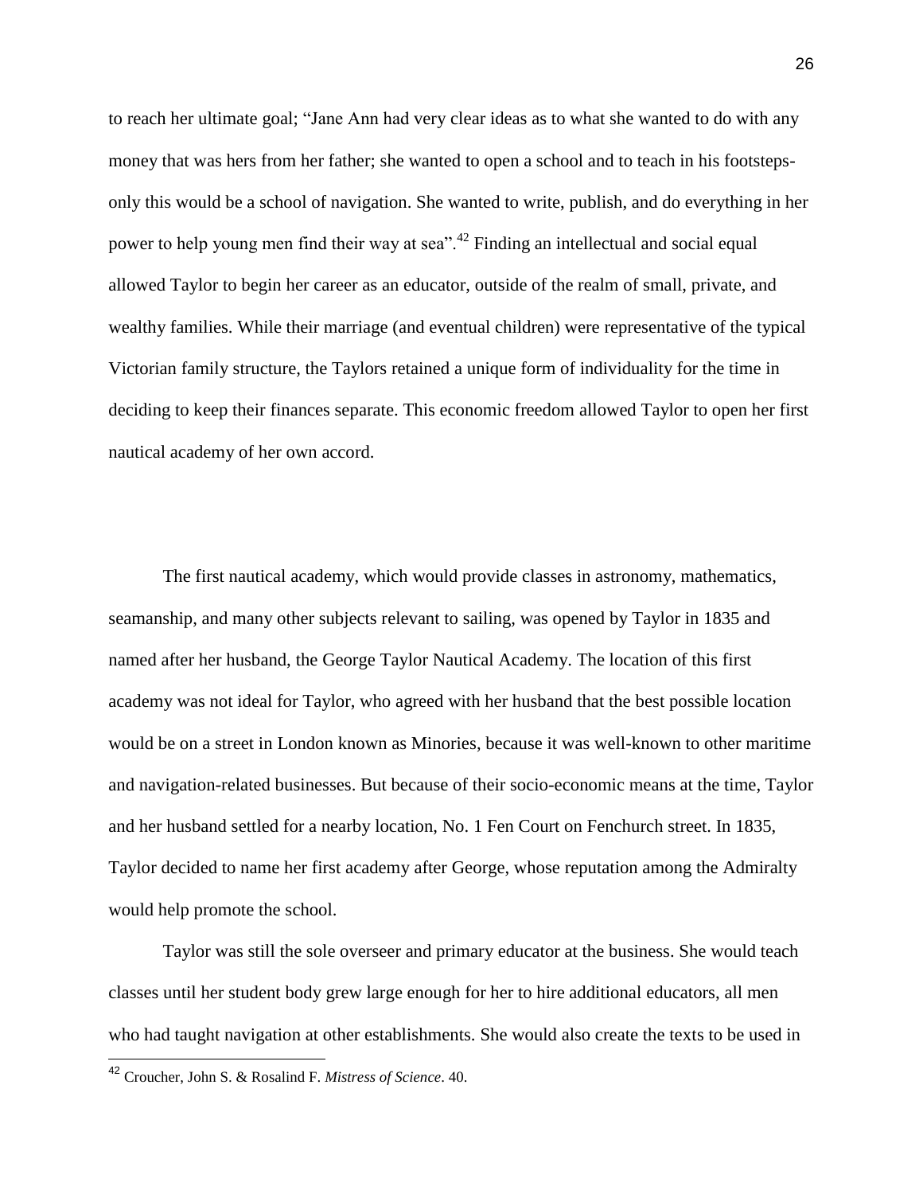to reach her ultimate goal; "Jane Ann had very clear ideas as to what she wanted to do with any money that was hers from her father; she wanted to open a school and to teach in his footsteps-only this would be a school of navigation. She wanted to write, publish, and do everything in her power to help young men find their way at sea".[42] Finding an intellectual and social equal allowed Taylor to begin her career as an educator, outside of the realm of small, private, and wealthy families. While their marriage (and eventual children) were representative of the typical Victorian family structure, the Taylors retained a unique form of individuality for the time in deciding to keep their finances separate. This economic freedom allowed Taylor to open her first nautical academy of her own accord.

The first nautical academy, which would provide classes in astronomy, mathematics, seamanship, and many other subjects relevant to sailing, was opened by Taylor in 1835 and named after her husband, the George Taylor Nautical Academy. The location of this first academy was not ideal for Taylor, who agreed with her husband that the best possible location would be on a street in London known as Minories, because it was well-known to other maritime and navigation-related businesses. But because of their socio-economic means at the time, Taylor and her husband settled for a nearby location, No. 1 Fen Court on Fenchurch street. In 1835, Taylor decided to name her first academy after George, whose reputation among the Admiralty would help promote the school.

Taylor was still the sole overseer and primary educator at the business. She would teach classes until her student body grew large enough for her to hire additional educators, all men who had taught navigation at other establishments. She would also create the texts to be used in

[42] Croucher, John S. & Rosalind F. *Mistress of Science*. 40.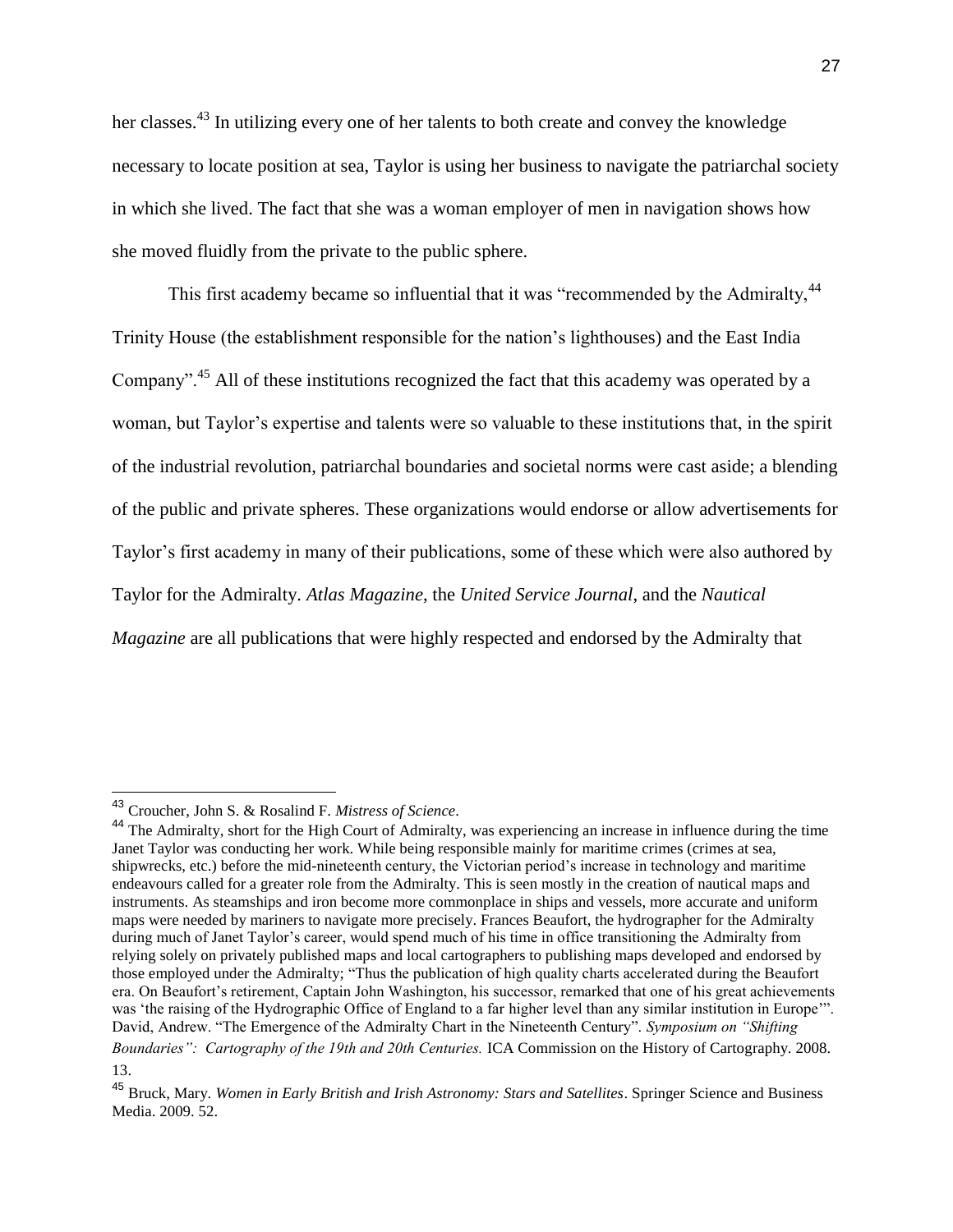her classes.[43] In utilizing every one of her talents to both create and convey the knowledge necessary to locate position at sea, Taylor is using her business to navigate the patriarchal society in which she lived. The fact that she was a woman employer of men in navigation shows how she moved fluidly from the private to the public sphere.

This first academy became so influential that it was "recommended by the Admiralty,[44] Trinity House (the establishment responsible for the nation's lighthouses) and the East India Company".[45] All of these institutions recognized the fact that this academy was operated by a woman, but Taylor's expertise and talents were so valuable to these institutions that, in the spirit of the industrial revolution, patriarchal boundaries and societal norms were cast aside; a blending of the public and private spheres. These organizations would endorse or allow advertisements for Taylor's first academy in many of their publications, some of these which were also authored by Taylor for the Admiralty. *Atlas Magazine*, the *United Service Journal*, and the *Nautical Magazine* are all publications that were highly respected and endorsed by the Admiralty that

---

[43] Croucher, John S. & Rosalind F. *Mistress of Science*.

[44] The Admiralty, short for the High Court of Admiralty, was experiencing an increase in influence during the time Janet Taylor was conducting her work. While being responsible mainly for maritime crimes (crimes at sea, shipwrecks, etc.) before the mid-nineteenth century, the Victorian period's increase in technology and maritime endeavours called for a greater role from the Admiralty. This is seen mostly in the creation of nautical maps and instruments. As steamships and iron become more commonplace in ships and vessels, more accurate and uniform maps were needed by mariners to navigate more precisely. Frances Beaufort, the hydrographer for the Admiralty during much of Janet Taylor's career, would spend much of his time in office transitioning the Admiralty from relying solely on privately published maps and local cartographers to publishing maps developed and endorsed by those employed under the Admiralty; "Thus the publication of high quality charts accelerated during the Beaufort era. On Beaufort's retirement, Captain John Washington, his successor, remarked that one of his great achievements was 'the raising of the Hydrographic Office of England to a far higher level than any similar institution in Europe'". David, Andrew. "The Emergence of the Admiralty Chart in the Nineteenth Century". *Symposium on "Shifting Boundaries": Cartography of the 19th and 20th Centuries.* ICA Commission on the History of Cartography. 2008. 13.

[45] Bruck, Mary. *Women in Early British and Irish Astronomy: Stars and Satellites*. Springer Science and Business Media. 2009. 52.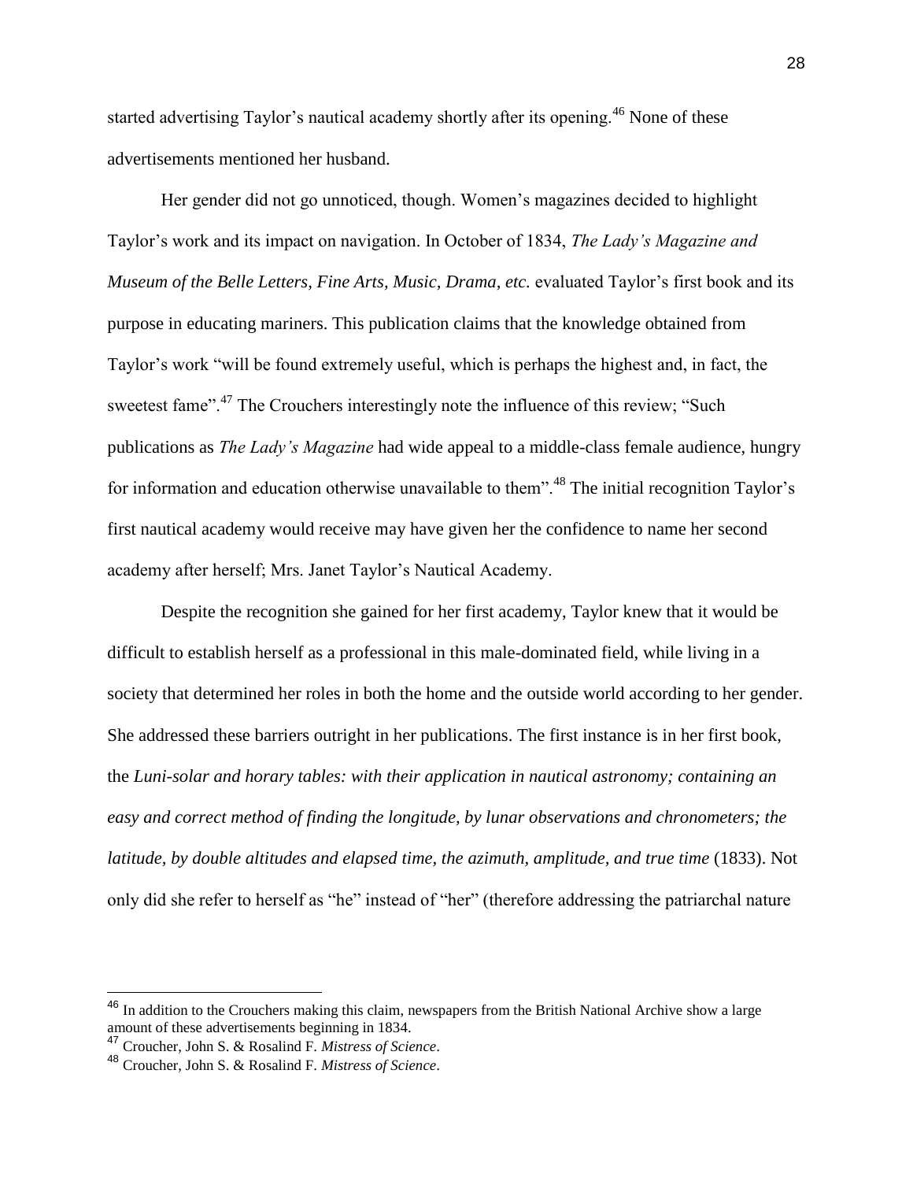started advertising Taylor's nautical academy shortly after its opening.[46] None of these advertisements mentioned her husband.

Her gender did not go unnoticed, though. Women's magazines decided to highlight Taylor's work and its impact on navigation. In October of 1834, *The Lady's Magazine and Museum of the Belle Letters, Fine Arts, Music, Drama, etc.* evaluated Taylor's first book and its purpose in educating mariners. This publication claims that the knowledge obtained from Taylor's work "will be found extremely useful, which is perhaps the highest and, in fact, the sweetest fame".[47] The Crouchers interestingly note the influence of this review; "Such publications as *The Lady's Magazine* had wide appeal to a middle-class female audience, hungry for information and education otherwise unavailable to them".[48] The initial recognition Taylor's first nautical academy would receive may have given her the confidence to name her second academy after herself; Mrs. Janet Taylor's Nautical Academy.

Despite the recognition she gained for her first academy, Taylor knew that it would be difficult to establish herself as a professional in this male-dominated field, while living in a society that determined her roles in both the home and the outside world according to her gender. She addressed these barriers outright in her publications. The first instance is in her first book, the *Luni-solar and horary tables: with their application in nautical astronomy; containing an easy and correct method of finding the longitude, by lunar observations and chronometers; the latitude, by double altitudes and elapsed time, the azimuth, amplitude, and true time* (1833). Not only did she refer to herself as "he" instead of "her" (therefore addressing the patriarchal nature

---

[46] In addition to the Crouchers making this claim, newspapers from the British National Archive show a large amount of these advertisements beginning in 1834.

[47] Croucher, John S. & Rosalind F. *Mistress of Science*.

[48] Croucher, John S. & Rosalind F. *Mistress of Science*.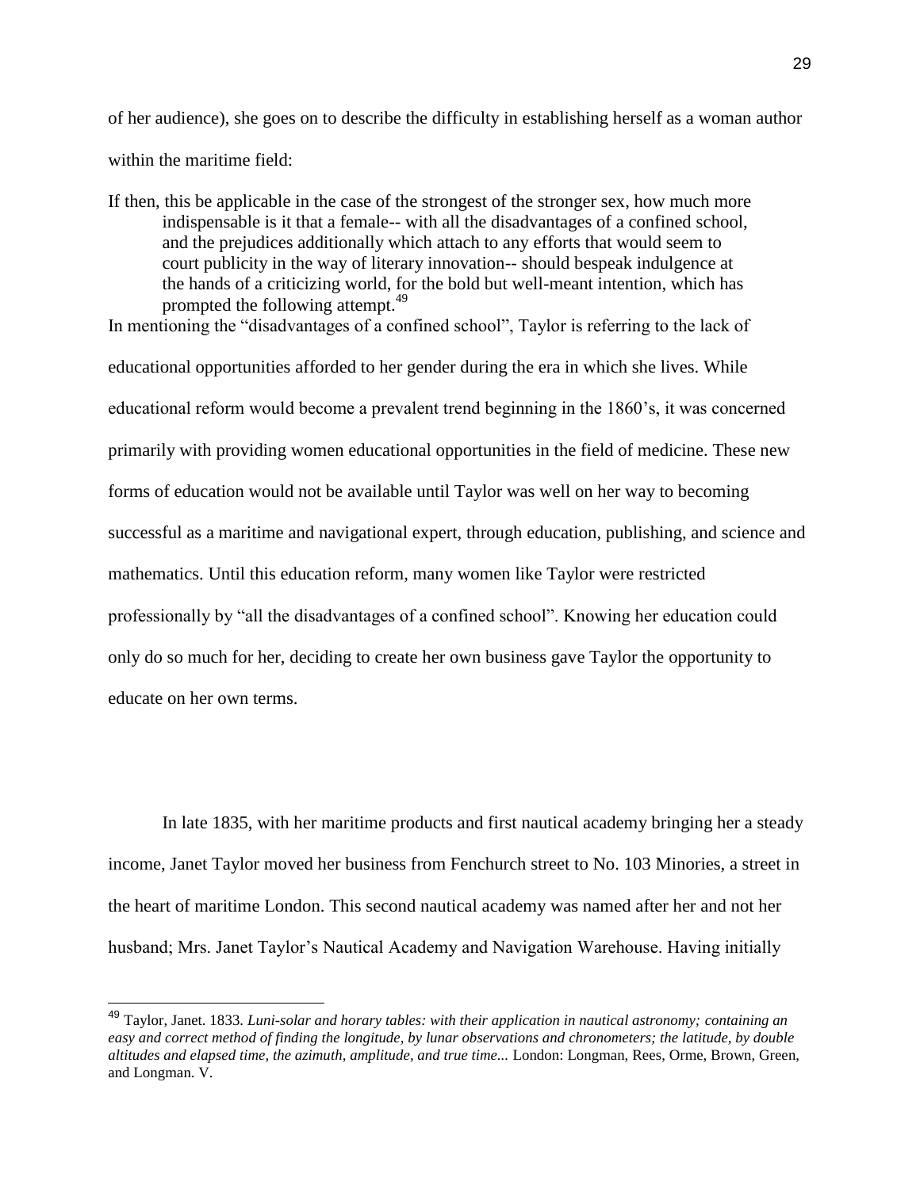of her audience), she goes on to describe the difficulty in establishing herself as a woman author within the maritime field:

> If then, this be applicable in the case of the strongest of the stronger sex, how much more indispensable is it that a female-- with all the disadvantages of a confined school, and the prejudices additionally which attach to any efforts that would seem to court publicity in the way of literary innovation-- should bespeak indulgence at the hands of a criticizing world, for the bold but well-meant intention, which has prompted the following attempt.[49]

In mentioning the "disadvantages of a confined school", Taylor is referring to the lack of educational opportunities afforded to her gender during the era in which she lives. While educational reform would become a prevalent trend beginning in the 1860's, it was concerned primarily with providing women educational opportunities in the field of medicine. These new forms of education would not be available until Taylor was well on her way to becoming successful as a maritime and navigational expert, through education, publishing, and science and mathematics. Until this education reform, many women like Taylor were restricted professionally by "all the disadvantages of a confined school". Knowing her education could only do so much for her, deciding to create her own business gave Taylor the opportunity to educate on her own terms.

In late 1835, with her maritime products and first nautical academy bringing her a steady income, Janet Taylor moved her business from Fenchurch street to No. 103 Minories, a street in the heart of maritime London. This second nautical academy was named after her and not her husband; Mrs. Janet Taylor's Nautical Academy and Navigation Warehouse. Having initially

---

[49] Taylor, Janet. 1833. *Luni-solar and horary tables: with their application in nautical astronomy; containing an easy and correct method of finding the longitude, by lunar observations and chronometers; the latitude, by double altitudes and elapsed time, the azimuth, amplitude, and true time...* London: Longman, Rees, Orme, Brown, Green, and Longman. V.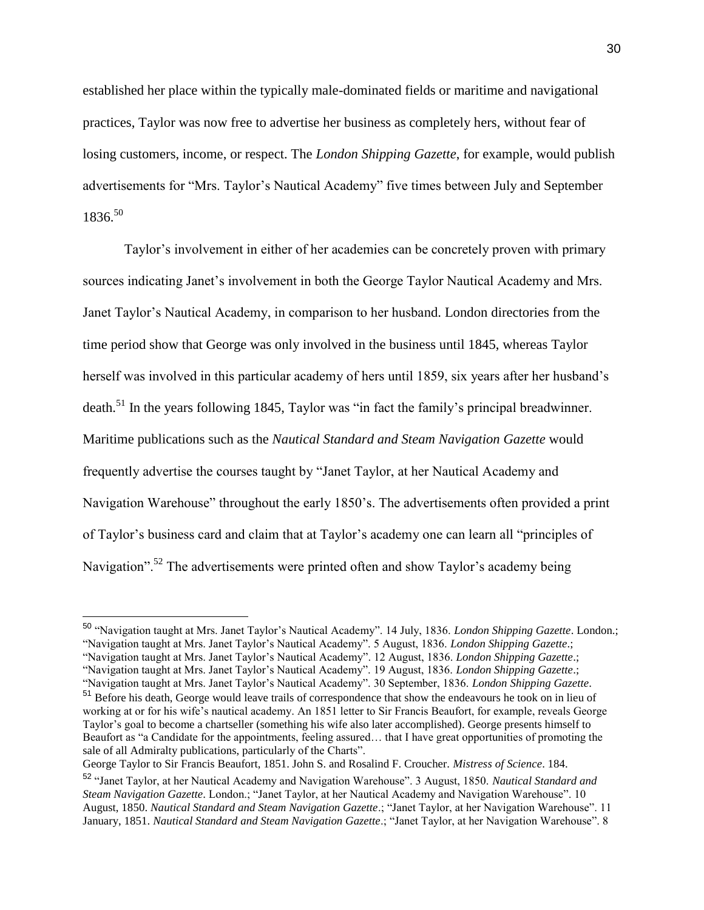established her place within the typically male-dominated fields or maritime and navigational practices, Taylor was now free to advertise her business as completely hers, without fear of losing customers, income, or respect. The *London Shipping Gazette*, for example, would publish advertisements for "Mrs. Taylor's Nautical Academy" five times between July and September 1836.[50]

Taylor's involvement in either of her academies can be concretely proven with primary sources indicating Janet's involvement in both the George Taylor Nautical Academy and Mrs. Janet Taylor's Nautical Academy, in comparison to her husband. London directories from the time period show that George was only involved in the business until 1845, whereas Taylor herself was involved in this particular academy of hers until 1859, six years after her husband's death.[51] In the years following 1845, Taylor was "in fact the family's principal breadwinner. Maritime publications such as the *Nautical Standard and Steam Navigation Gazette* would frequently advertise the courses taught by "Janet Taylor, at her Nautical Academy and Navigation Warehouse" throughout the early 1850's. The advertisements often provided a print of Taylor's business card and claim that at Taylor's academy one can learn all "principles of Navigation".[52] The advertisements were printed often and show Taylor's academy being

---

[50] "Navigation taught at Mrs. Janet Taylor's Nautical Academy". 14 July, 1836. *London Shipping Gazette*. London.; "Navigation taught at Mrs. Janet Taylor's Nautical Academy". 5 August, 1836. *London Shipping Gazette*.; "Navigation taught at Mrs. Janet Taylor's Nautical Academy". 12 August, 1836. *London Shipping Gazette*.; "Navigation taught at Mrs. Janet Taylor's Nautical Academy". 19 August, 1836. *London Shipping Gazette*.; "Navigation taught at Mrs. Janet Taylor's Nautical Academy". 30 September, 1836. *London Shipping Gazette*.

[51] Before his death, George would leave trails of correspondence that show the endeavours he took on in lieu of working at or for his wife's nautical academy. An 1851 letter to Sir Francis Beaufort, for example, reveals George Taylor's goal to become a chartseller (something his wife also later accomplished). George presents himself to Beaufort as "a Candidate for the appointments, feeling assured… that I have great opportunities of promoting the sale of all Admiralty publications, particularly of the Charts".
George Taylor to Sir Francis Beaufort, 1851. John S. and Rosalind F. Croucher. *Mistress of Science*. 184.

[52] "Janet Taylor, at her Nautical Academy and Navigation Warehouse". 3 August, 1850. *Nautical Standard and Steam Navigation Gazette*. London.; "Janet Taylor, at her Nautical Academy and Navigation Warehouse". 10 August, 1850. *Nautical Standard and Steam Navigation Gazette*.; "Janet Taylor, at her Navigation Warehouse". 11 January, 1851. *Nautical Standard and Steam Navigation Gazette*.; "Janet Taylor, at her Navigation Warehouse". 8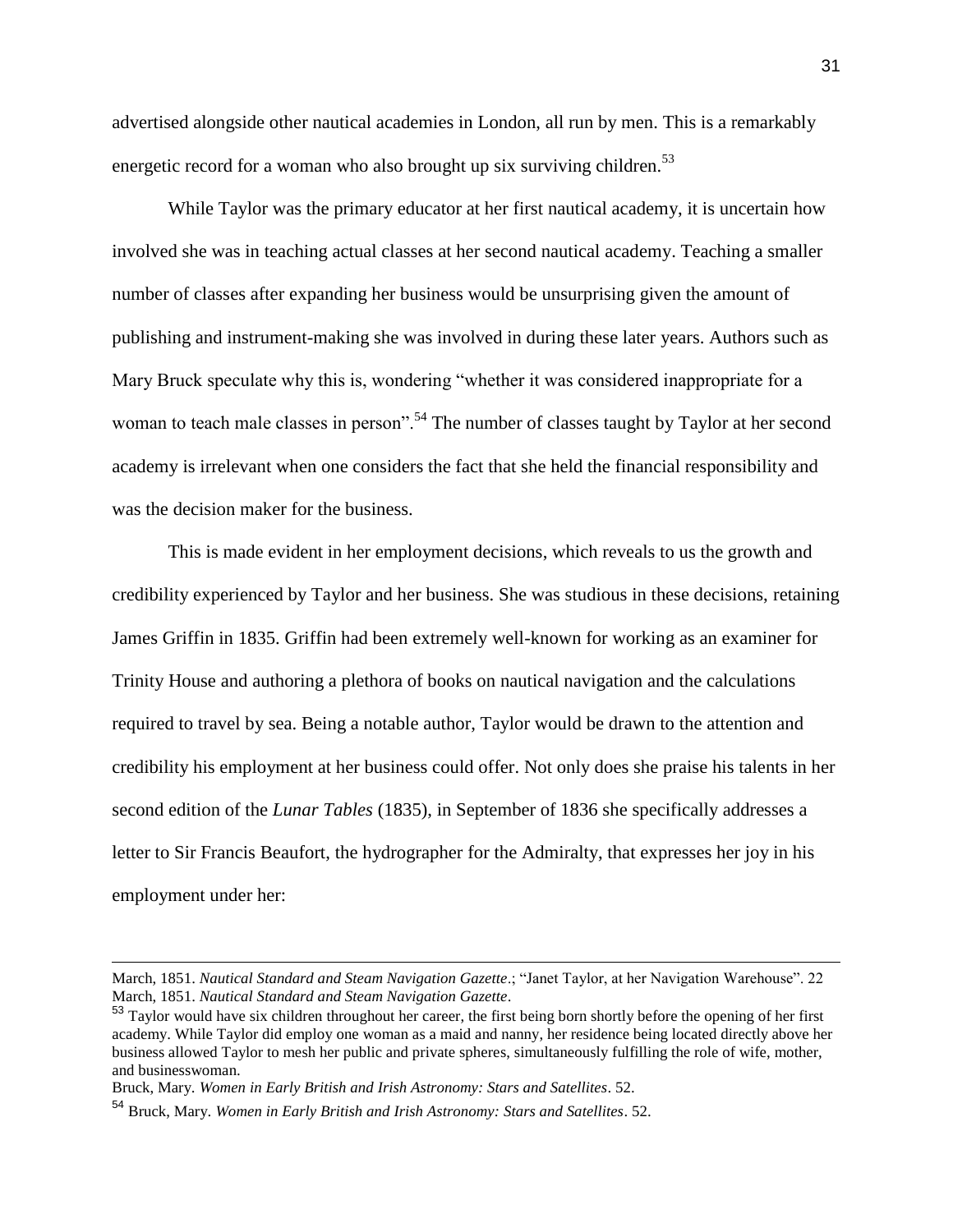advertised alongside other nautical academies in London, all run by men. This is a remarkably energetic record for a woman who also brought up six surviving children.[53]

While Taylor was the primary educator at her first nautical academy, it is uncertain how involved she was in teaching actual classes at her second nautical academy. Teaching a smaller number of classes after expanding her business would be unsurprising given the amount of publishing and instrument-making she was involved in during these later years. Authors such as Mary Bruck speculate why this is, wondering "whether it was considered inappropriate for a woman to teach male classes in person".[54] The number of classes taught by Taylor at her second academy is irrelevant when one considers the fact that she held the financial responsibility and was the decision maker for the business.

This is made evident in her employment decisions, which reveals to us the growth and credibility experienced by Taylor and her business. She was studious in these decisions, retaining James Griffin in 1835. Griffin had been extremely well-known for working as an examiner for Trinity House and authoring a plethora of books on nautical navigation and the calculations required to travel by sea. Being a notable author, Taylor would be drawn to the attention and credibility his employment at her business could offer. Not only does she praise his talents in her second edition of the *Lunar Tables* (1835), in September of 1836 she specifically addresses a letter to Sir Francis Beaufort, the hydrographer for the Admiralty, that expresses her joy in his employment under her:

---

March, 1851. *Nautical Standard and Steam Navigation Gazette*.; "Janet Taylor, at her Navigation Warehouse". 22 March, 1851. *Nautical Standard and Steam Navigation Gazette*.

[53] Taylor would have six children throughout her career, the first being born shortly before the opening of her first academy. While Taylor did employ one woman as a maid and nanny, her residence being located directly above her business allowed Taylor to mesh her public and private spheres, simultaneously fulfilling the role of wife, mother, and businesswoman.

Bruck, Mary. *Women in Early British and Irish Astronomy: Stars and Satellites*. 52.

[54] Bruck, Mary. *Women in Early British and Irish Astronomy: Stars and Satellites*. 52.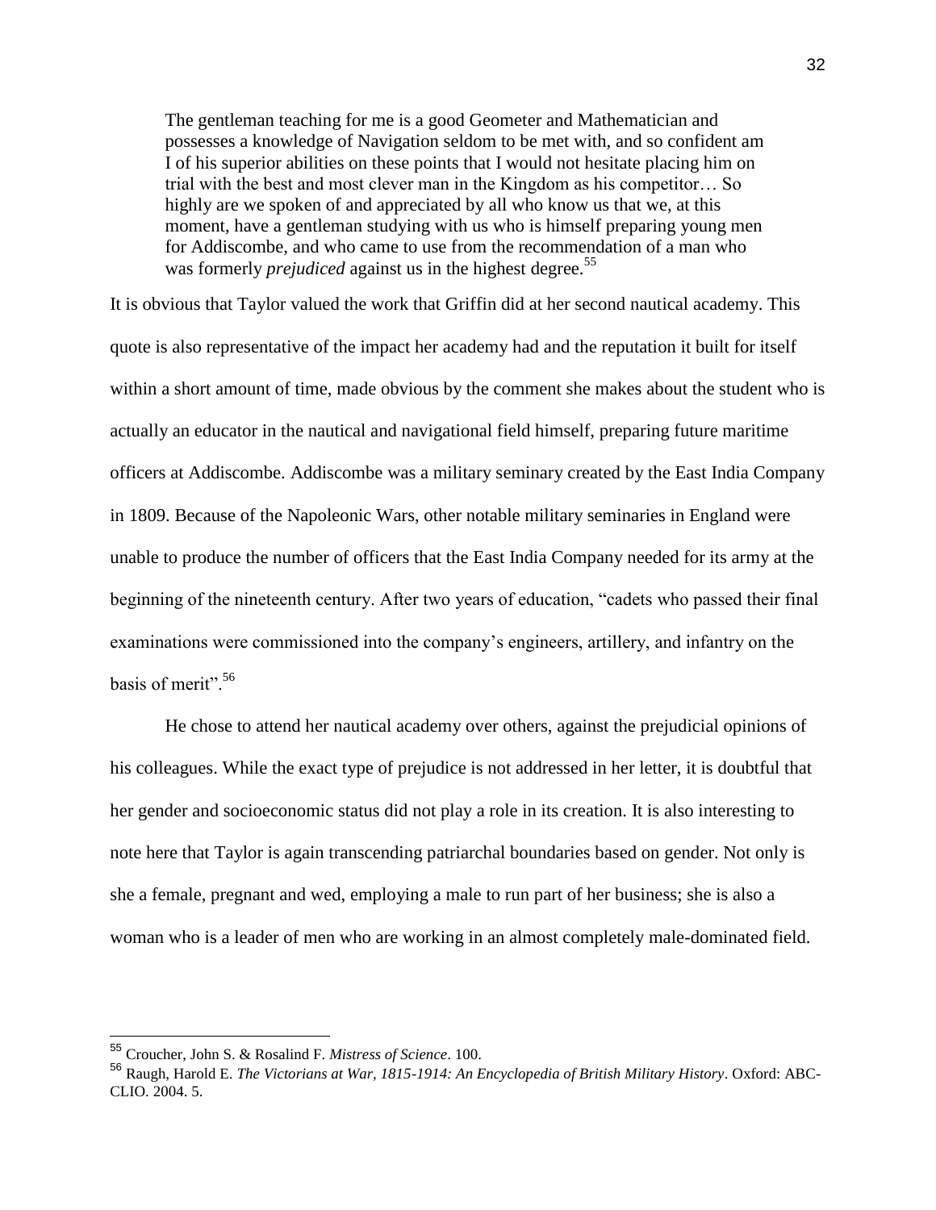> The gentleman teaching for me is a good Geometer and Mathematician and possesses a knowledge of Navigation seldom to be met with, and so confident am I of his superior abilities on these points that I would not hesitate placing him on trial with the best and most clever man in the Kingdom as his competitor… So highly are we spoken of and appreciated by all who know us that we, at this moment, have a gentleman studying with us who is himself preparing young men for Addiscombe, and who came to use from the recommendation of a man who was formerly *prejudiced* against us in the highest degree.[55]

It is obvious that Taylor valued the work that Griffin did at her second nautical academy. This quote is also representative of the impact her academy had and the reputation it built for itself within a short amount of time, made obvious by the comment she makes about the student who is actually an educator in the nautical and navigational field himself, preparing future maritime officers at Addiscombe. Addiscombe was a military seminary created by the East India Company in 1809. Because of the Napoleonic Wars, other notable military seminaries in England were unable to produce the number of officers that the East India Company needed for its army at the beginning of the nineteenth century. After two years of education, "cadets who passed their final examinations were commissioned into the company's engineers, artillery, and infantry on the basis of merit".[56]

He chose to attend her nautical academy over others, against the prejudicial opinions of his colleagues. While the exact type of prejudice is not addressed in her letter, it is doubtful that her gender and socioeconomic status did not play a role in its creation. It is also interesting to note here that Taylor is again transcending patriarchal boundaries based on gender. Not only is she a female, pregnant and wed, employing a male to run part of her business; she is also a woman who is a leader of men who are working in an almost completely male-dominated field.

---

[55] Croucher, John S. & Rosalind F. *Mistress of Science*. 100.

[56] Raugh, Harold E. *The Victorians at War, 1815-1914: An Encyclopedia of British Military History*. Oxford: ABC-CLIO. 2004. 5.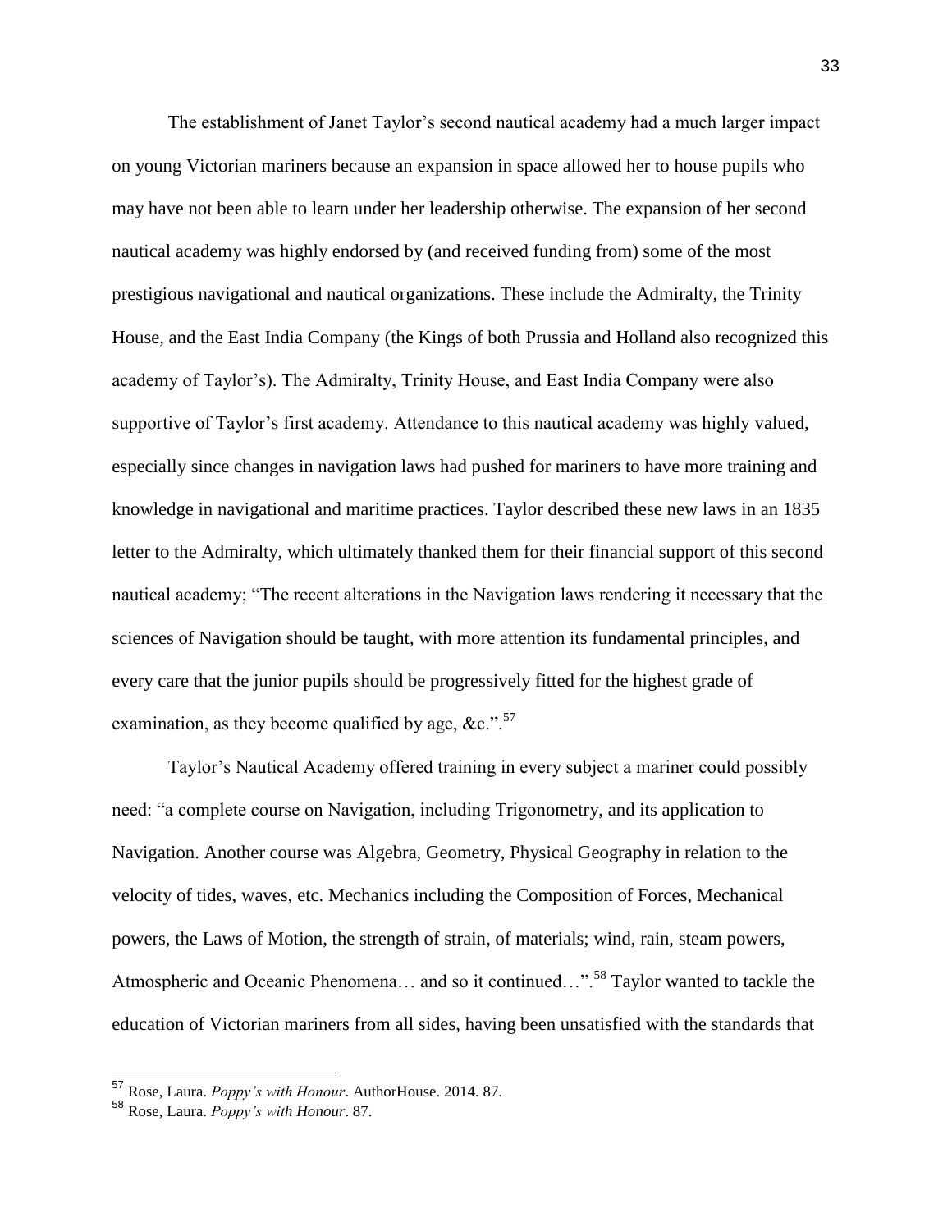The establishment of Janet Taylor's second nautical academy had a much larger impact on young Victorian mariners because an expansion in space allowed her to house pupils who may have not been able to learn under her leadership otherwise. The expansion of her second nautical academy was highly endorsed by (and received funding from) some of the most prestigious navigational and nautical organizations. These include the Admiralty, the Trinity House, and the East India Company (the Kings of both Prussia and Holland also recognized this academy of Taylor's). The Admiralty, Trinity House, and East India Company were also supportive of Taylor's first academy. Attendance to this nautical academy was highly valued, especially since changes in navigation laws had pushed for mariners to have more training and knowledge in navigational and maritime practices. Taylor described these new laws in an 1835 letter to the Admiralty, which ultimately thanked them for their financial support of this second nautical academy; "The recent alterations in the Navigation laws rendering it necessary that the sciences of Navigation should be taught, with more attention its fundamental principles, and every care that the junior pupils should be progressively fitted for the highest grade of examination, as they become qualified by age, &c.".[57]

Taylor's Nautical Academy offered training in every subject a mariner could possibly need: "a complete course on Navigation, including Trigonometry, and its application to Navigation. Another course was Algebra, Geometry, Physical Geography in relation to the velocity of tides, waves, etc. Mechanics including the Composition of Forces, Mechanical powers, the Laws of Motion, the strength of strain, of materials; wind, rain, steam powers, Atmospheric and Oceanic Phenomena… and so it continued…".[58] Taylor wanted to tackle the education of Victorian mariners from all sides, having been unsatisfied with the standards that

---

[57] Rose, Laura. *Poppy's with Honour*. AuthorHouse. 2014. 87.

[58] Rose, Laura. *Poppy's with Honour*. 87.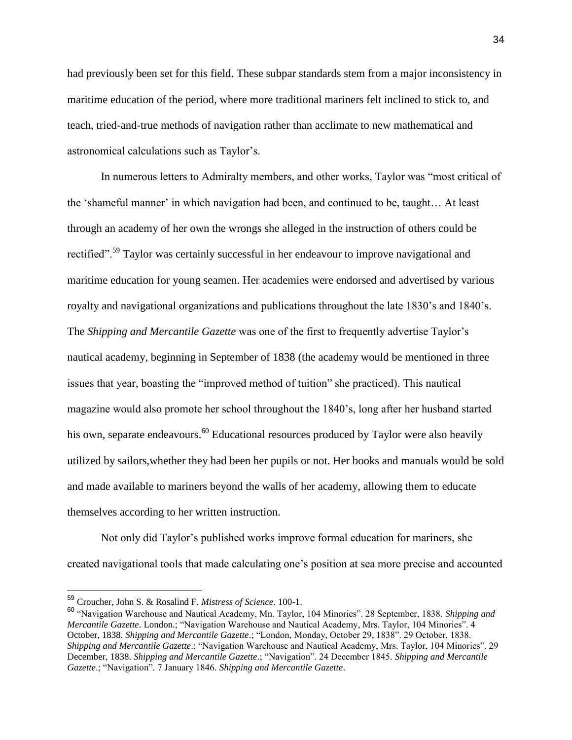had previously been set for this field. These subpar standards stem from a major inconsistency in maritime education of the period, where more traditional mariners felt inclined to stick to, and teach, tried-and-true methods of navigation rather than acclimate to new mathematical and astronomical calculations such as Taylor's.

In numerous letters to Admiralty members, and other works, Taylor was "most critical of the 'shameful manner' in which navigation had been, and continued to be, taught… At least through an academy of her own the wrongs she alleged in the instruction of others could be rectified".[59] Taylor was certainly successful in her endeavour to improve navigational and maritime education for young seamen. Her academies were endorsed and advertised by various royalty and navigational organizations and publications throughout the late 1830's and 1840's. The *Shipping and Mercantile Gazette* was one of the first to frequently advertise Taylor's nautical academy, beginning in September of 1838 (the academy would be mentioned in three issues that year, boasting the "improved method of tuition" she practiced). This nautical magazine would also promote her school throughout the 1840's, long after her husband started his own, separate endeavours.[60] Educational resources produced by Taylor were also heavily utilized by sailors,whether they had been her pupils or not. Her books and manuals would be sold and made available to mariners beyond the walls of her academy, allowing them to educate themselves according to her written instruction.

Not only did Taylor's published works improve formal education for mariners, she created navigational tools that made calculating one's position at sea more precise and accounted

---

[59] Croucher, John S. & Rosalind F. *Mistress of Science*. 100-1.

[60] "Navigation Warehouse and Nautical Academy, Mn. Taylor, 104 Minories". 28 September, 1838. *Shipping and Mercantile Gazette*. London.; "Navigation Warehouse and Nautical Academy, Mrs. Taylor, 104 Minories". 4 October, 1838. *Shipping and Mercantile Gazette*.; "London, Monday, October 29, 1838". 29 October, 1838. *Shipping and Mercantile Gazette*.; "Navigation Warehouse and Nautical Academy, Mrs. Taylor, 104 Minories". 29 December, 1838. *Shipping and Mercantile Gazette*.; "Navigation". 24 December 1845. *Shipping and Mercantile Gazette*.; "Navigation". 7 January 1846. *Shipping and Mercantile Gazette*.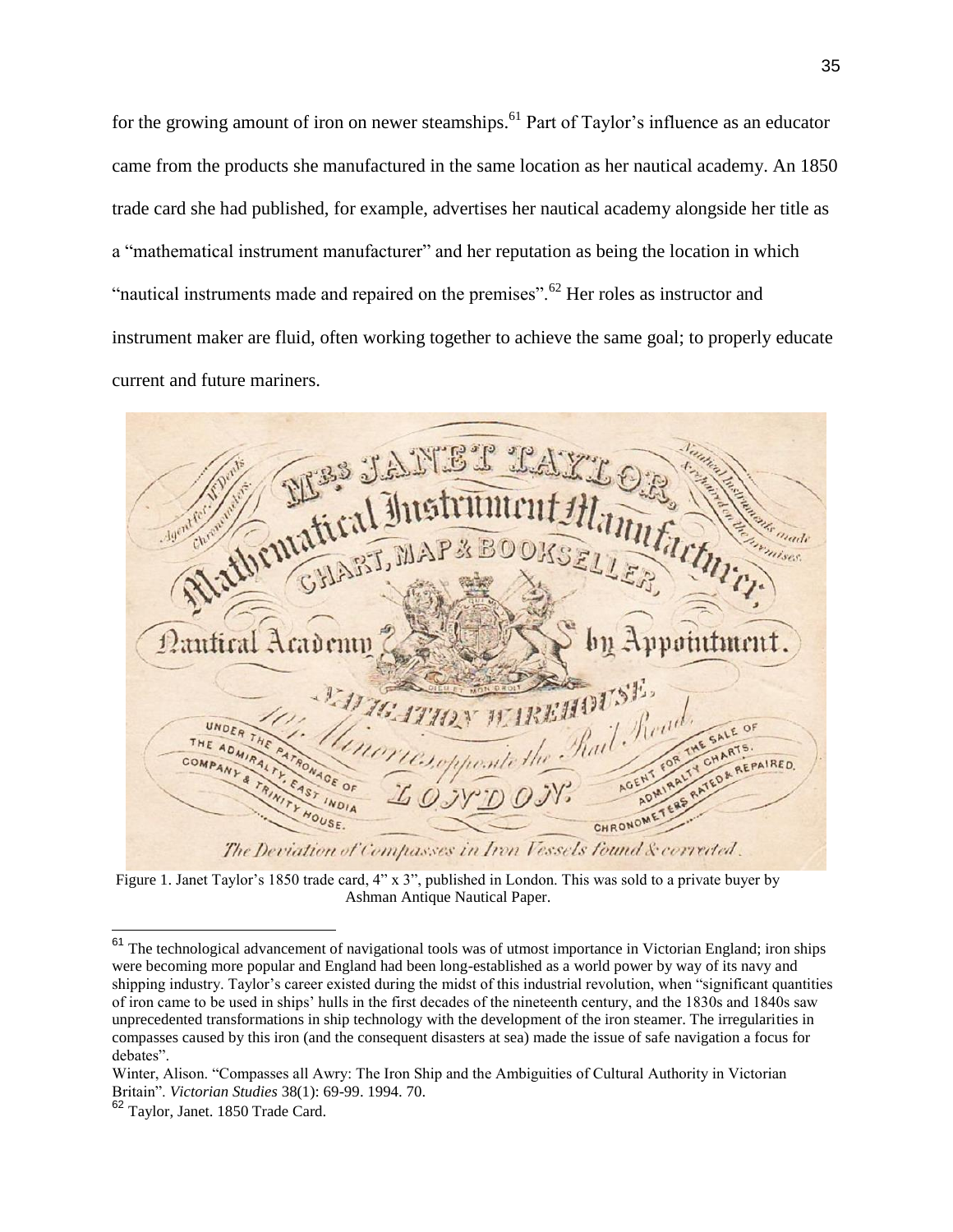for the growing amount of iron on newer steamships.[61] Part of Taylor's influence as an educator came from the products she manufactured in the same location as her nautical academy. An 1850 trade card she had published, for example, advertises her nautical academy alongside her title as a "mathematical instrument manufacturer" and her reputation as being the location in which "nautical instruments made and repaired on the premises".[62] Her roles as instructor and instrument maker are fluid, often working together to achieve the same goal; to properly educate current and future mariners.

Figure 1. Janet Taylor's 1850 trade card, 4" x 3", published in London. This was sold to a private buyer by Ashman Antique Nautical Paper.

---

[61] The technological advancement of navigational tools was of utmost importance in Victorian England; iron ships were becoming more popular and England had been long-established as a world power by way of its navy and shipping industry. Taylor's career existed during the midst of this industrial revolution, when "significant quantities of iron came to be used in ships' hulls in the first decades of the nineteenth century, and the 1830s and 1840s saw unprecedented transformations in ship technology with the development of the iron steamer. The irregularities in compasses caused by this iron (and the consequent disasters at sea) made the issue of safe navigation a focus for debates".

Winter, Alison. "Compasses all Awry: The Iron Ship and the Ambiguities of Cultural Authority in Victorian Britain". *Victorian Studies* 38(1): 69-99. 1994. 70.

[62] Taylor, Janet. 1850 Trade Card.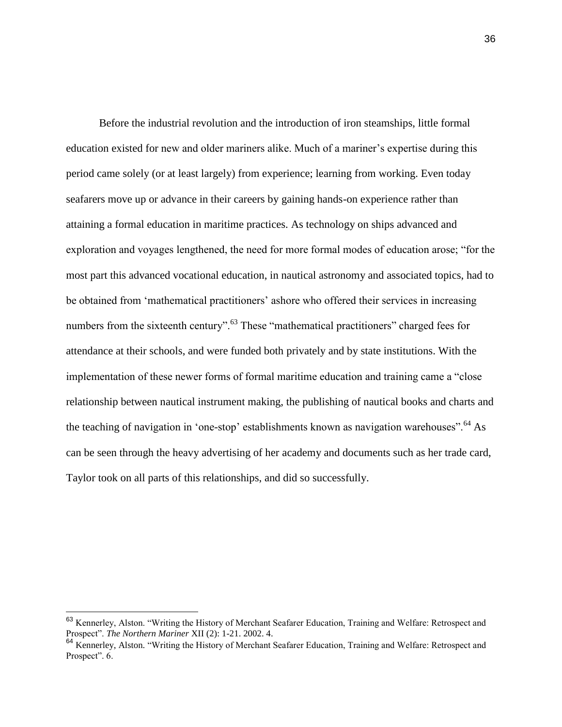Before the industrial revolution and the introduction of iron steamships, little formal education existed for new and older mariners alike. Much of a mariner's expertise during this period came solely (or at least largely) from experience; learning from working. Even today seafarers move up or advance in their careers by gaining hands-on experience rather than attaining a formal education in maritime practices. As technology on ships advanced and exploration and voyages lengthened, the need for more formal modes of education arose; "for the most part this advanced vocational education, in nautical astronomy and associated topics, had to be obtained from 'mathematical practitioners' ashore who offered their services in increasing numbers from the sixteenth century".[63] These "mathematical practitioners" charged fees for attendance at their schools, and were funded both privately and by state institutions. With the implementation of these newer forms of formal maritime education and training came a "close relationship between nautical instrument making, the publishing of nautical books and charts and the teaching of navigation in 'one-stop' establishments known as navigation warehouses".[64] As can be seen through the heavy advertising of her academy and documents such as her trade card, Taylor took on all parts of this relationships, and did so successfully.

---

[63] Kennerley, Alston. "Writing the History of Merchant Seafarer Education, Training and Welfare: Retrospect and Prospect". *The Northern Mariner* XII (2): 1-21. 2002. 4.

[64] Kennerley, Alston. "Writing the History of Merchant Seafarer Education, Training and Welfare: Retrospect and Prospect". 6.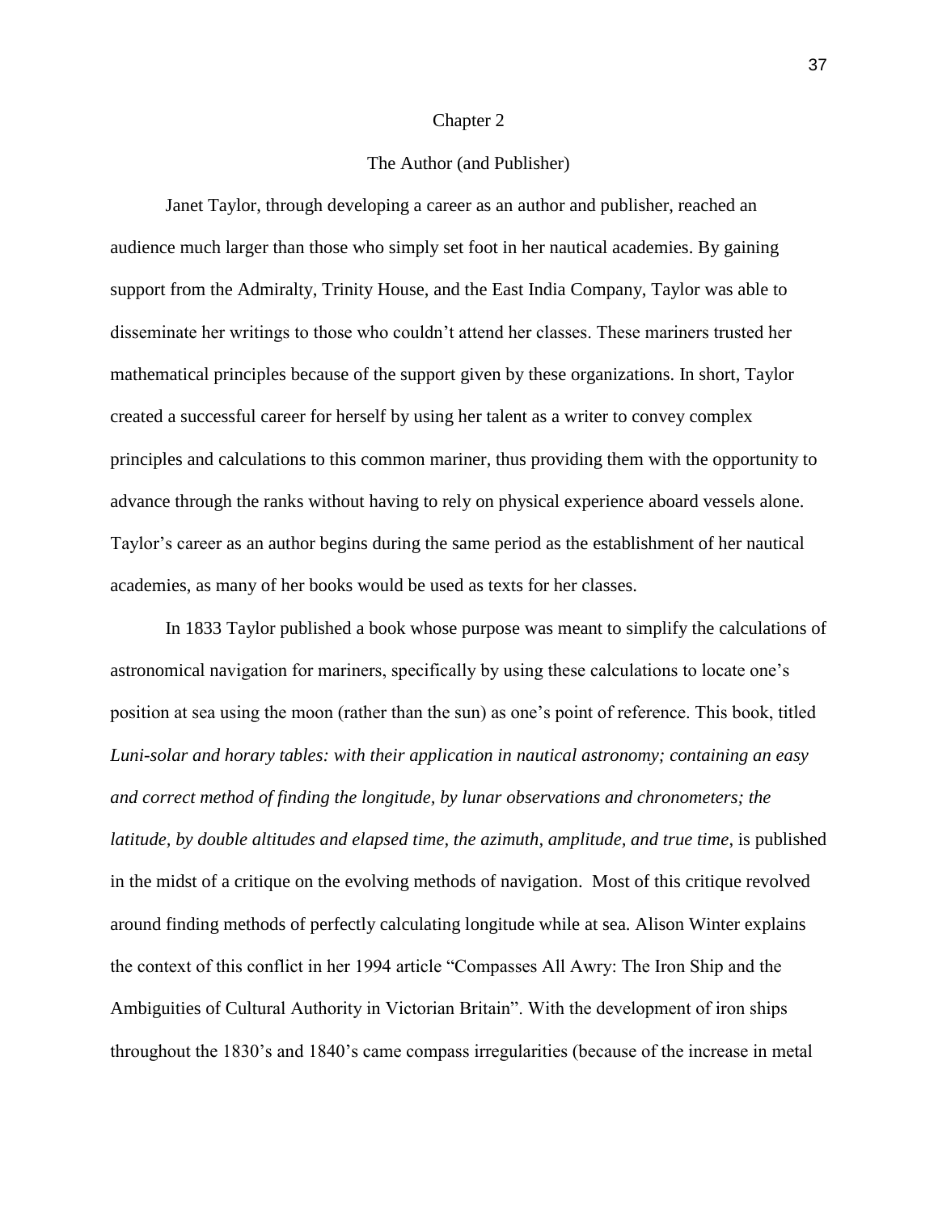## Chapter 2

### The Author (and Publisher)

Janet Taylor, through developing a career as an author and publisher, reached an audience much larger than those who simply set foot in her nautical academies. By gaining support from the Admiralty, Trinity House, and the East India Company, Taylor was able to disseminate her writings to those who couldn't attend her classes. These mariners trusted her mathematical principles because of the support given by these organizations. In short, Taylor created a successful career for herself by using her talent as a writer to convey complex principles and calculations to this common mariner, thus providing them with the opportunity to advance through the ranks without having to rely on physical experience aboard vessels alone. Taylor's career as an author begins during the same period as the establishment of her nautical academies, as many of her books would be used as texts for her classes.

In 1833 Taylor published a book whose purpose was meant to simplify the calculations of astronomical navigation for mariners, specifically by using these calculations to locate one's position at sea using the moon (rather than the sun) as one's point of reference. This book, titled *Luni-solar and horary tables: with their application in nautical astronomy; containing an easy and correct method of finding the longitude, by lunar observations and chronometers; the latitude, by double altitudes and elapsed time, the azimuth, amplitude, and true time*, is published in the midst of a critique on the evolving methods of navigation. Most of this critique revolved around finding methods of perfectly calculating longitude while at sea. Alison Winter explains the context of this conflict in her 1994 article "Compasses All Awry: The Iron Ship and the Ambiguities of Cultural Authority in Victorian Britain". With the development of iron ships throughout the 1830's and 1840's came compass irregularities (because of the increase in metal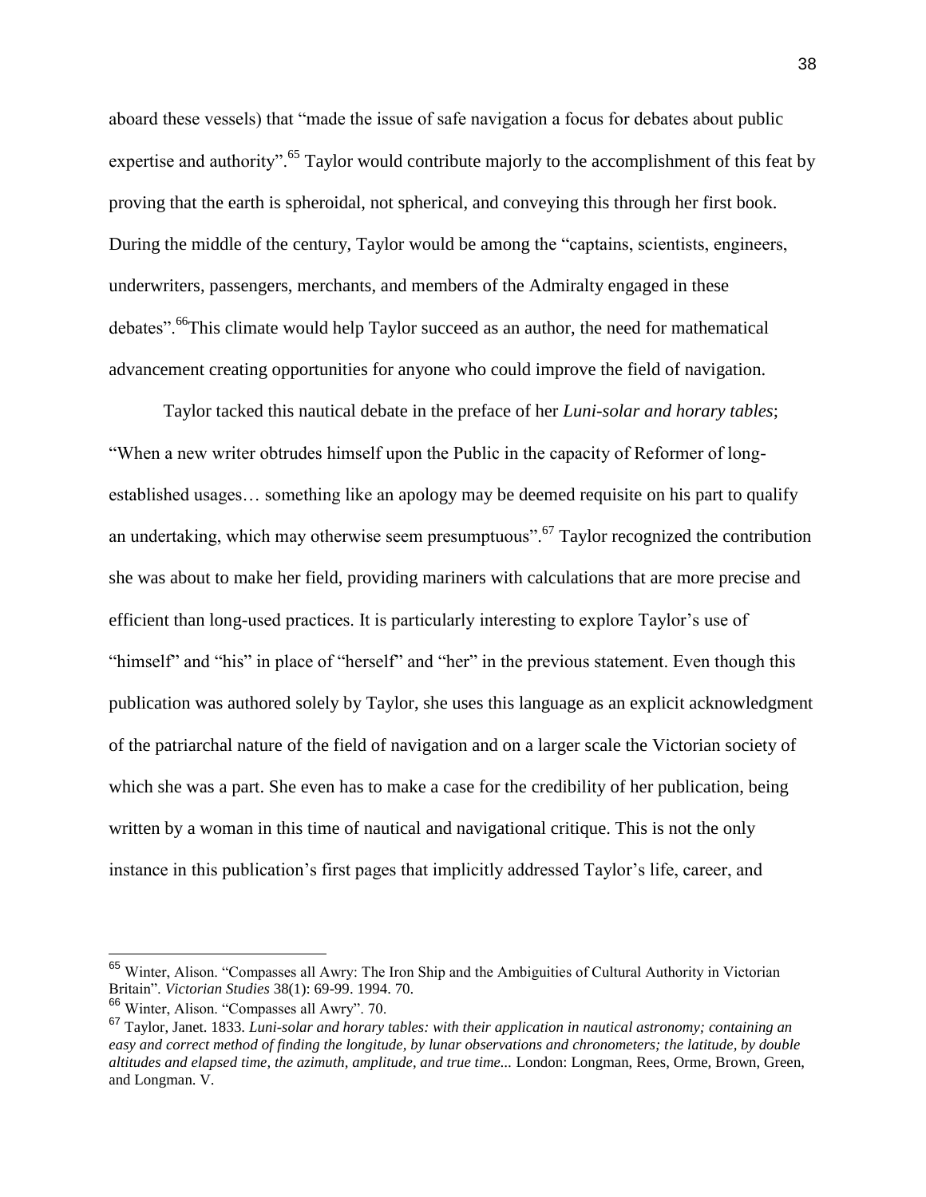aboard these vessels) that "made the issue of safe navigation a focus for debates about public expertise and authority".[65] Taylor would contribute majorly to the accomplishment of this feat by proving that the earth is spheroidal, not spherical, and conveying this through her first book. During the middle of the century, Taylor would be among the "captains, scientists, engineers, underwriters, passengers, merchants, and members of the Admiralty engaged in these debates".[66]This climate would help Taylor succeed as an author, the need for mathematical advancement creating opportunities for anyone who could improve the field of navigation.

Taylor tacked this nautical debate in the preface of her *Luni-solar and horary tables*; "When a new writer obtrudes himself upon the Public in the capacity of Reformer of long-established usages… something like an apology may be deemed requisite on his part to qualify an undertaking, which may otherwise seem presumptuous".[67] Taylor recognized the contribution she was about to make her field, providing mariners with calculations that are more precise and efficient than long-used practices. It is particularly interesting to explore Taylor's use of "himself" and "his" in place of "herself" and "her" in the previous statement. Even though this publication was authored solely by Taylor, she uses this language as an explicit acknowledgment of the patriarchal nature of the field of navigation and on a larger scale the Victorian society of which she was a part. She even has to make a case for the credibility of her publication, being written by a woman in this time of nautical and navigational critique. This is not the only instance in this publication's first pages that implicitly addressed Taylor's life, career, and

---

[65] Winter, Alison. "Compasses all Awry: The Iron Ship and the Ambiguities of Cultural Authority in Victorian Britain". *Victorian Studies* 38(1): 69-99. 1994. 70.

[66] Winter, Alison. "Compasses all Awry". 70.

[67] Taylor, Janet. 1833. *Luni-solar and horary tables: with their application in nautical astronomy; containing an easy and correct method of finding the longitude, by lunar observations and chronometers; the latitude, by double altitudes and elapsed time, the azimuth, amplitude, and true time...* London: Longman, Rees, Orme, Brown, Green, and Longman. V.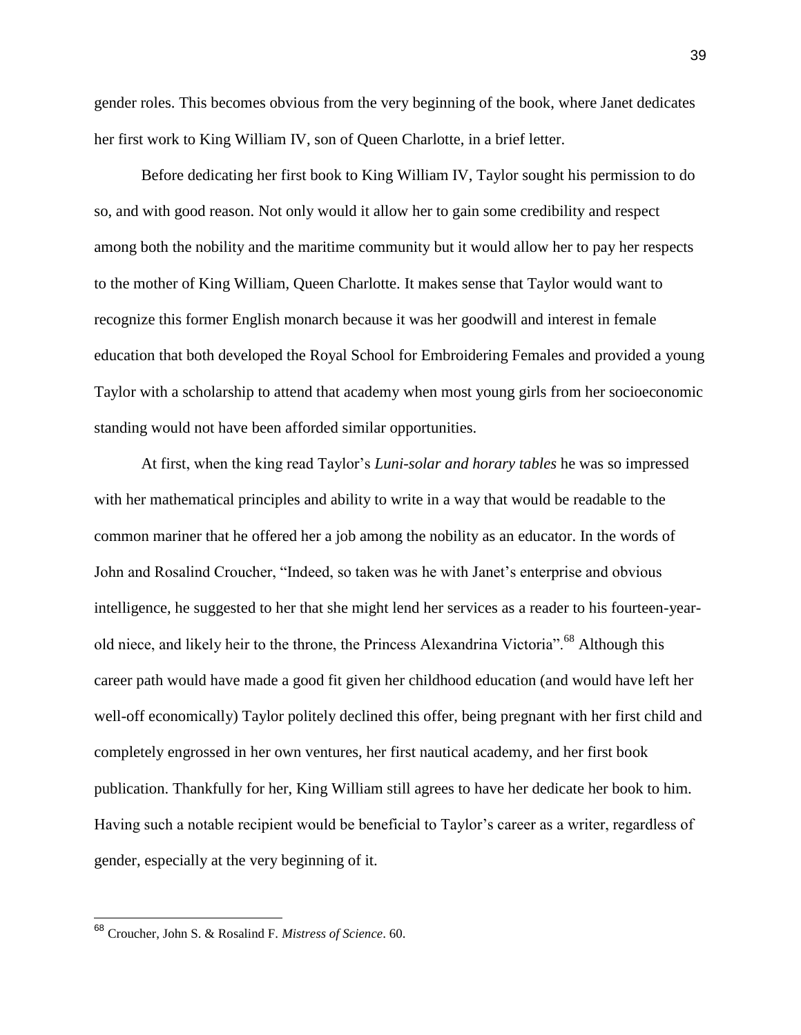gender roles. This becomes obvious from the very beginning of the book, where Janet dedicates her first work to King William IV, son of Queen Charlotte, in a brief letter.

Before dedicating her first book to King William IV, Taylor sought his permission to do so, and with good reason. Not only would it allow her to gain some credibility and respect among both the nobility and the maritime community but it would allow her to pay her respects to the mother of King William, Queen Charlotte. It makes sense that Taylor would want to recognize this former English monarch because it was her goodwill and interest in female education that both developed the Royal School for Embroidering Females and provided a young Taylor with a scholarship to attend that academy when most young girls from her socioeconomic standing would not have been afforded similar opportunities.

At first, when the king read Taylor's *Luni-solar and horary tables* he was so impressed with her mathematical principles and ability to write in a way that would be readable to the common mariner that he offered her a job among the nobility as an educator. In the words of John and Rosalind Croucher, "Indeed, so taken was he with Janet's enterprise and obvious intelligence, he suggested to her that she might lend her services as a reader to his fourteen-year-old niece, and likely heir to the throne, the Princess Alexandrina Victoria".[68] Although this career path would have made a good fit given her childhood education (and would have left her well-off economically) Taylor politely declined this offer, being pregnant with her first child and completely engrossed in her own ventures, her first nautical academy, and her first book publication. Thankfully for her, King William still agrees to have her dedicate her book to him. Having such a notable recipient would be beneficial to Taylor's career as a writer, regardless of gender, especially at the very beginning of it.

---

[68] Croucher, John S. & Rosalind F. *Mistress of Science*. 60.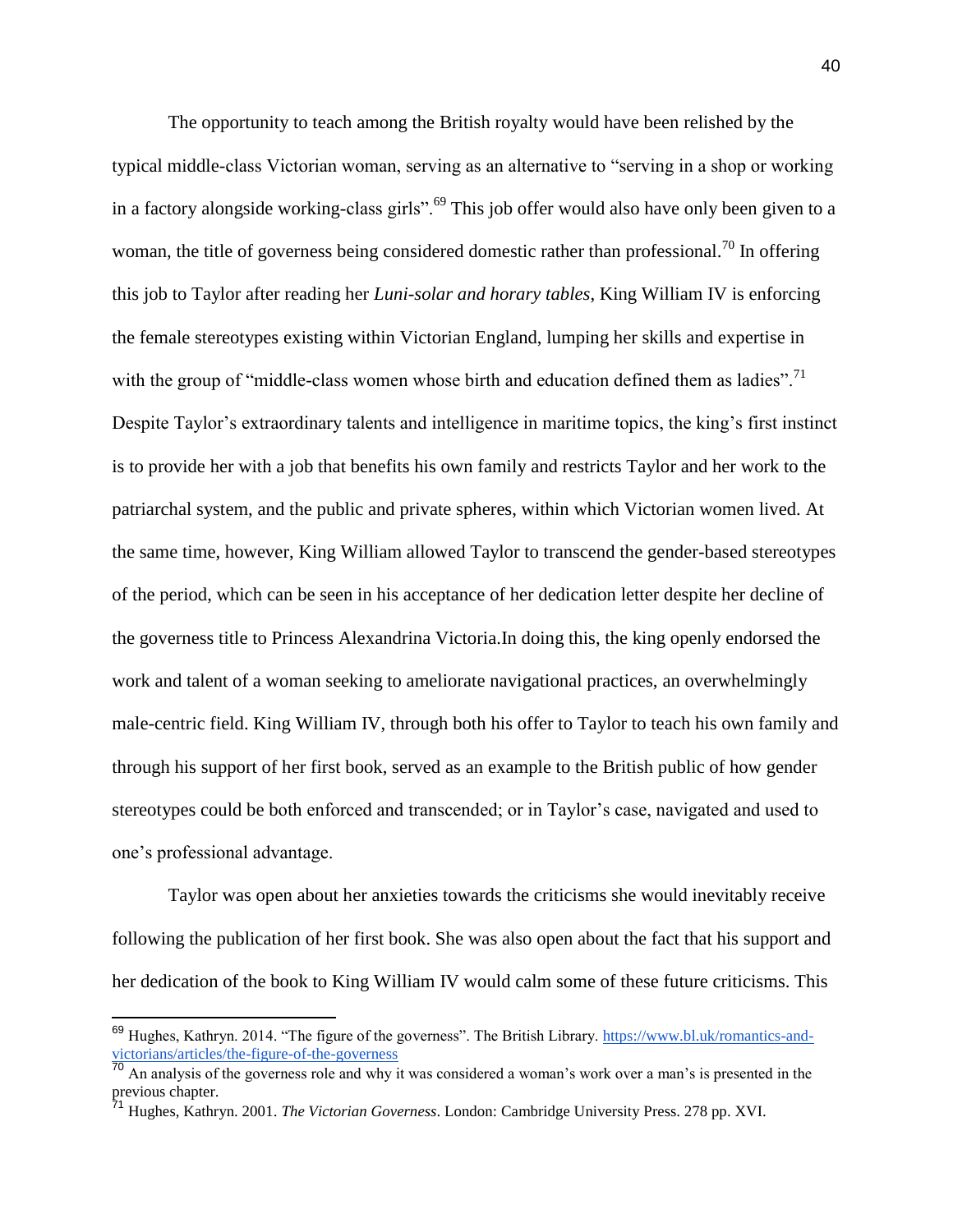The opportunity to teach among the British royalty would have been relished by the typical middle-class Victorian woman, serving as an alternative to "serving in a shop or working in a factory alongside working-class girls".[69] This job offer would also have only been given to a woman, the title of governess being considered domestic rather than professional.[70] In offering this job to Taylor after reading her *Luni-solar and horary tables*, King William IV is enforcing the female stereotypes existing within Victorian England, lumping her skills and expertise in with the group of "middle-class women whose birth and education defined them as ladies".[71] Despite Taylor's extraordinary talents and intelligence in maritime topics, the king's first instinct is to provide her with a job that benefits his own family and restricts Taylor and her work to the patriarchal system, and the public and private spheres, within which Victorian women lived. At the same time, however, King William allowed Taylor to transcend the gender-based stereotypes of the period, which can be seen in his acceptance of her dedication letter despite her decline of the governess title to Princess Alexandrina Victoria.In doing this, the king openly endorsed the work and talent of a woman seeking to ameliorate navigational practices, an overwhelmingly male-centric field. King William IV, through both his offer to Taylor to teach his own family and through his support of her first book, served as an example to the British public of how gender stereotypes could be both enforced and transcended; or in Taylor's case, navigated and used to one's professional advantage.

Taylor was open about her anxieties towards the criticisms she would inevitably receive following the publication of her first book. She was also open about the fact that his support and her dedication of the book to King William IV would calm some of these future criticisms. This

---

[69] Hughes, Kathryn. 2014. "The figure of the governess". The British Library. https://www.bl.uk/romantics-and-victorians/articles/the-figure-of-the-governess

[70] An analysis of the governess role and why it was considered a woman's work over a man's is presented in the previous chapter.

[71] Hughes, Kathryn. 2001. *The Victorian Governess*. London: Cambridge University Press. 278 pp. XVI.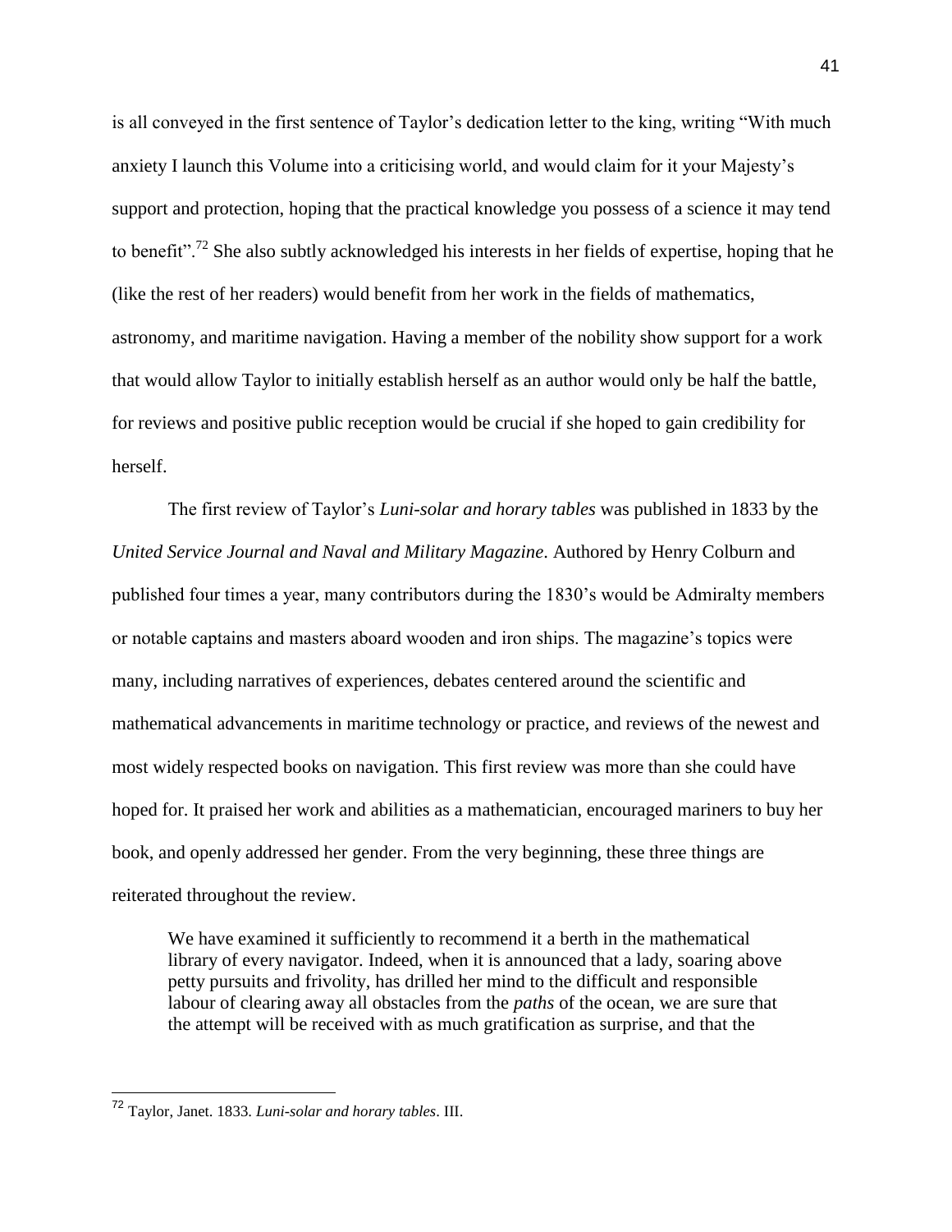is all conveyed in the first sentence of Taylor's dedication letter to the king, writing "With much anxiety I launch this Volume into a criticising world, and would claim for it your Majesty's support and protection, hoping that the practical knowledge you possess of a science it may tend to benefit".[72] She also subtly acknowledged his interests in her fields of expertise, hoping that he (like the rest of her readers) would benefit from her work in the fields of mathematics, astronomy, and maritime navigation. Having a member of the nobility show support for a work that would allow Taylor to initially establish herself as an author would only be half the battle, for reviews and positive public reception would be crucial if she hoped to gain credibility for herself.

The first review of Taylor's *Luni-solar and horary tables* was published in 1833 by the *United Service Journal and Naval and Military Magazine*. Authored by Henry Colburn and published four times a year, many contributors during the 1830's would be Admiralty members or notable captains and masters aboard wooden and iron ships. The magazine's topics were many, including narratives of experiences, debates centered around the scientific and mathematical advancements in maritime technology or practice, and reviews of the newest and most widely respected books on navigation. This first review was more than she could have hoped for. It praised her work and abilities as a mathematician, encouraged mariners to buy her book, and openly addressed her gender. From the very beginning, these three things are reiterated throughout the review.

> We have examined it sufficiently to recommend it a berth in the mathematical library of every navigator. Indeed, when it is announced that a lady, soaring above petty pursuits and frivolity, has drilled her mind to the difficult and responsible labour of clearing away all obstacles from the *paths* of the ocean, we are sure that the attempt will be received with as much gratification as surprise, and that the

---

[72] Taylor, Janet. 1833. *Luni-solar and horary tables*. III.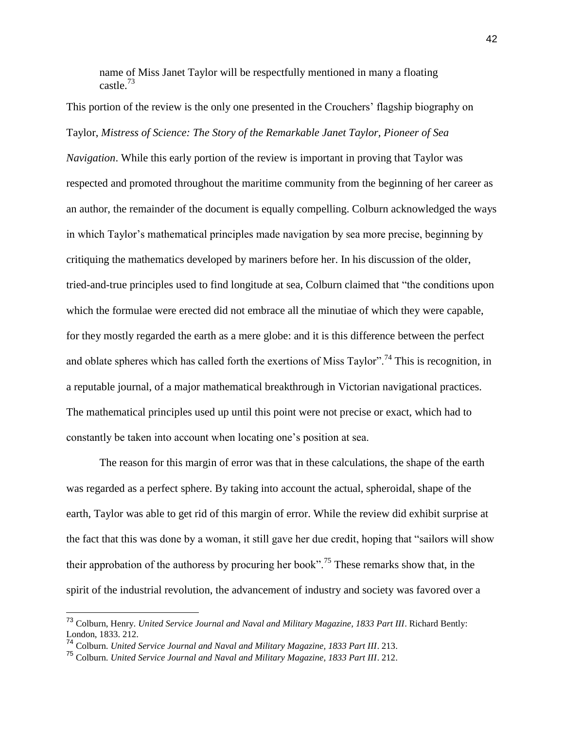> name of Miss Janet Taylor will be respectfully mentioned in many a floating castle.[73]

This portion of the review is the only one presented in the Crouchers' flagship biography on Taylor, *Mistress of Science: The Story of the Remarkable Janet Taylor, Pioneer of Sea Navigation*. While this early portion of the review is important in proving that Taylor was respected and promoted throughout the maritime community from the beginning of her career as an author, the remainder of the document is equally compelling. Colburn acknowledged the ways in which Taylor's mathematical principles made navigation by sea more precise, beginning by critiquing the mathematics developed by mariners before her. In his discussion of the older, tried-and-true principles used to find longitude at sea, Colburn claimed that "the conditions upon which the formulae were erected did not embrace all the minutiae of which they were capable, for they mostly regarded the earth as a mere globe: and it is this difference between the perfect and oblate spheres which has called forth the exertions of Miss Taylor".[74] This is recognition, in a reputable journal, of a major mathematical breakthrough in Victorian navigational practices. The mathematical principles used up until this point were not precise or exact, which had to constantly be taken into account when locating one's position at sea.

The reason for this margin of error was that in these calculations, the shape of the earth was regarded as a perfect sphere. By taking into account the actual, spheroidal, shape of the earth, Taylor was able to get rid of this margin of error. While the review did exhibit surprise at the fact that this was done by a woman, it still gave her due credit, hoping that "sailors will show their approbation of the authoress by procuring her book".[75] These remarks show that, in the spirit of the industrial revolution, the advancement of industry and society was favored over a

---

[73] Colburn, Henry. *United Service Journal and Naval and Military Magazine, 1833 Part III*. Richard Bently: London, 1833. 212.

[74] Colburn. *United Service Journal and Naval and Military Magazine, 1833 Part III*. 213.

[75] Colburn. *United Service Journal and Naval and Military Magazine, 1833 Part III*. 212.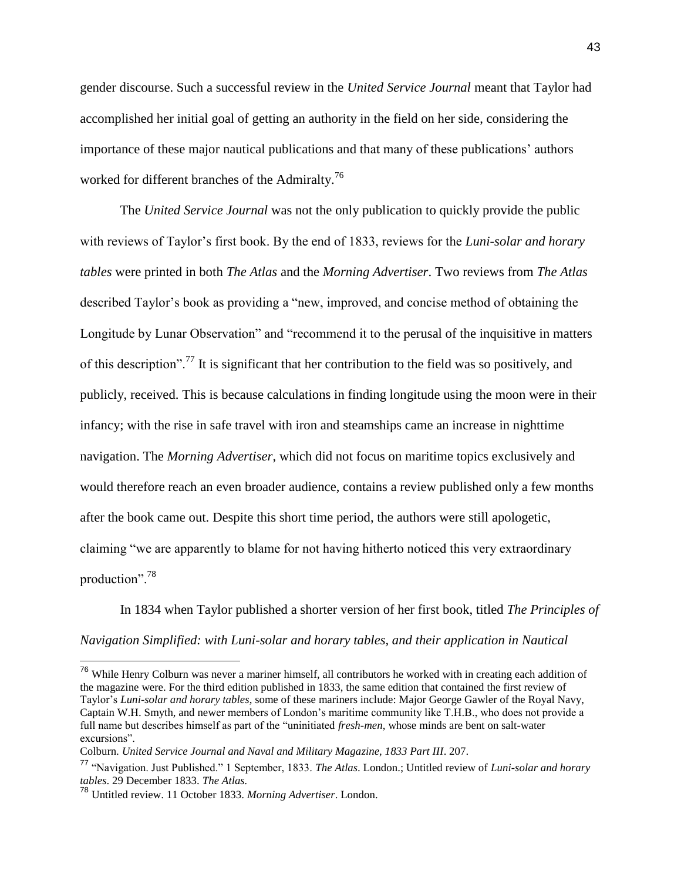gender discourse. Such a successful review in the *United Service Journal* meant that Taylor had accomplished her initial goal of getting an authority in the field on her side, considering the importance of these major nautical publications and that many of these publications' authors worked for different branches of the Admiralty.[76]

The *United Service Journal* was not the only publication to quickly provide the public with reviews of Taylor's first book. By the end of 1833, reviews for the *Luni-solar and horary tables* were printed in both *The Atlas* and the *Morning Advertiser*. Two reviews from *The Atlas* described Taylor's book as providing a "new, improved, and concise method of obtaining the Longitude by Lunar Observation" and "recommend it to the perusal of the inquisitive in matters of this description".[77] It is significant that her contribution to the field was so positively, and publicly, received. This is because calculations in finding longitude using the moon were in their infancy; with the rise in safe travel with iron and steamships came an increase in nighttime navigation. The *Morning Advertiser*, which did not focus on maritime topics exclusively and would therefore reach an even broader audience, contains a review published only a few months after the book came out. Despite this short time period, the authors were still apologetic, claiming "we are apparently to blame for not having hitherto noticed this very extraordinary production".[78]

In 1834 when Taylor published a shorter version of her first book, titled *The Principles of Navigation Simplified: with Luni-solar and horary tables, and their application in Nautical*

---

[76] While Henry Colburn was never a mariner himself, all contributors he worked with in creating each addition of the magazine were. For the third edition published in 1833, the same edition that contained the first review of Taylor's *Luni-solar and horary tables*, some of these mariners include: Major George Gawler of the Royal Navy, Captain W.H. Smyth, and newer members of London's maritime community like T.H.B., who does not provide a full name but describes himself as part of the "uninitiated *fresh-men*, whose minds are bent on salt-water excursions".

Colburn. *United Service Journal and Naval and Military Magazine, 1833 Part III*. 207.

[77] "Navigation. Just Published." 1 September, 1833. *The Atlas*. London.; Untitled review of *Luni-solar and horary tables*. 29 December 1833. *The Atlas.*

[78] Untitled review. 11 October 1833. *Morning Advertiser*. London.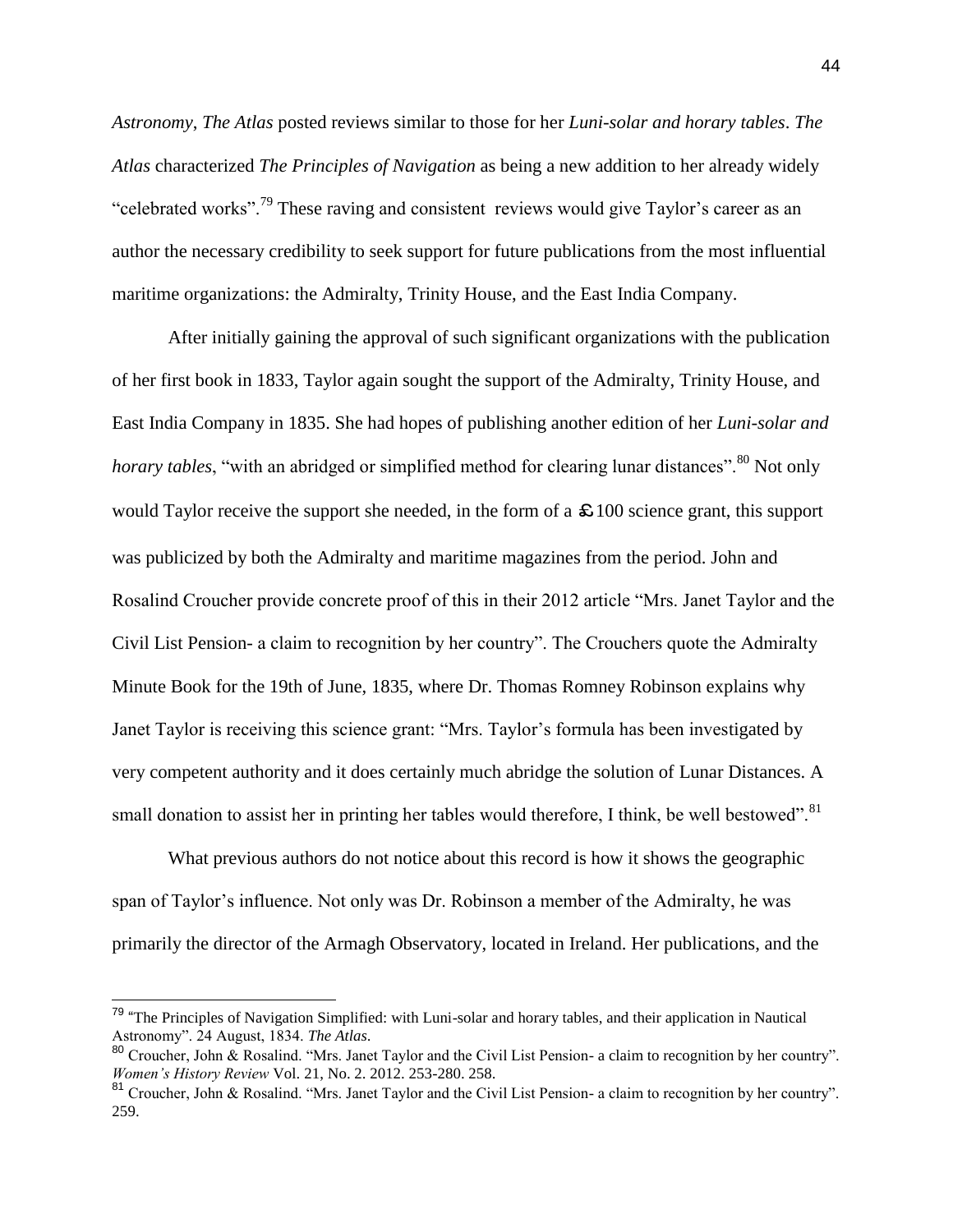*Astronomy*, *The Atlas* posted reviews similar to those for her *Luni-solar and horary tables*. *The Atlas* characterized *The Principles of Navigation* as being a new addition to her already widely "celebrated works".[79] These raving and consistent reviews would give Taylor's career as an author the necessary credibility to seek support for future publications from the most influential maritime organizations: the Admiralty, Trinity House, and the East India Company.

After initially gaining the approval of such significant organizations with the publication of her first book in 1833, Taylor again sought the support of the Admiralty, Trinity House, and East India Company in 1835. She had hopes of publishing another edition of her *Luni-solar and horary tables*, "with an abridged or simplified method for clearing lunar distances".[80] Not only would Taylor receive the support she needed, in the form of a £100 science grant, this support was publicized by both the Admiralty and maritime magazines from the period. John and Rosalind Croucher provide concrete proof of this in their 2012 article "Mrs. Janet Taylor and the Civil List Pension- a claim to recognition by her country". The Crouchers quote the Admiralty Minute Book for the 19th of June, 1835, where Dr. Thomas Romney Robinson explains why Janet Taylor is receiving this science grant: "Mrs. Taylor's formula has been investigated by very competent authority and it does certainly much abridge the solution of Lunar Distances. A small donation to assist her in printing her tables would therefore, I think, be well bestowed".[81]

What previous authors do not notice about this record is how it shows the geographic span of Taylor's influence. Not only was Dr. Robinson a member of the Admiralty, he was primarily the director of the Armagh Observatory, located in Ireland. Her publications, and the

---

[79] "The Principles of Navigation Simplified: with Luni-solar and horary tables, and their application in Nautical Astronomy". 24 August, 1834. *The Atlas*.

[80] Croucher, John & Rosalind. "Mrs. Janet Taylor and the Civil List Pension- a claim to recognition by her country". *Women's History Review* Vol. 21, No. 2. 2012. 253-280. 258.

[81] Croucher, John & Rosalind. "Mrs. Janet Taylor and the Civil List Pension- a claim to recognition by her country". 259.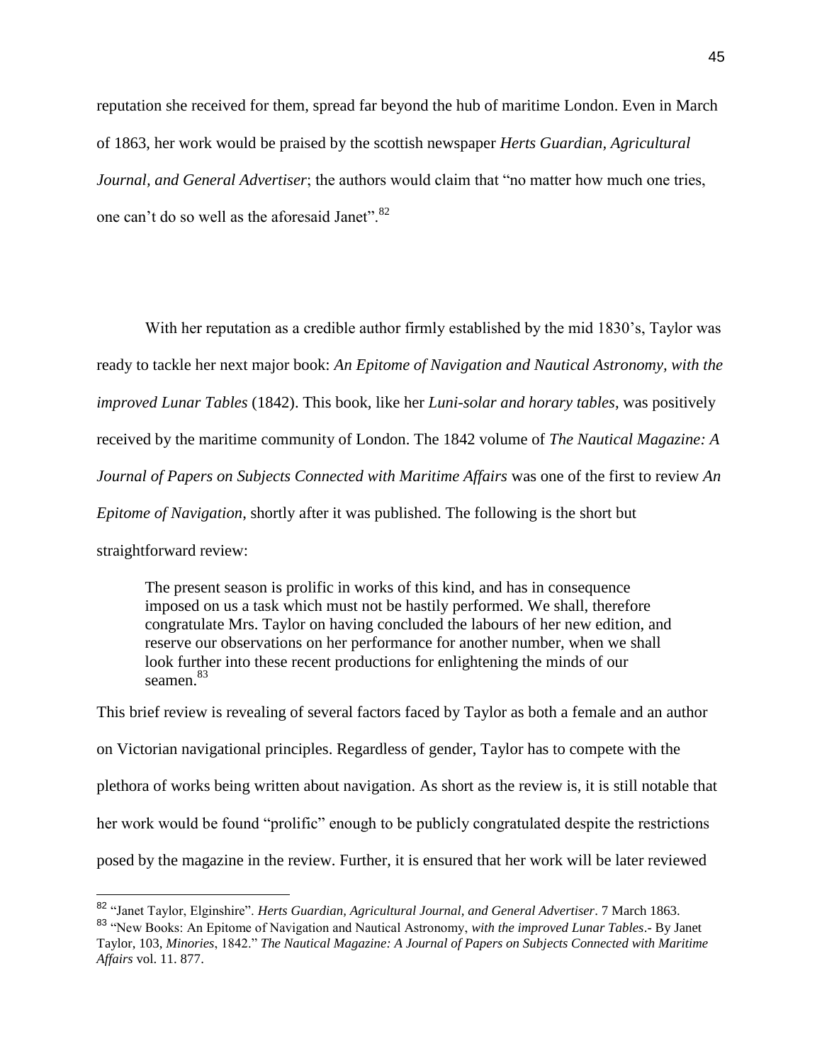reputation she received for them, spread far beyond the hub of maritime London. Even in March of 1863, her work would be praised by the scottish newspaper *Herts Guardian, Agricultural Journal, and General Advertiser*; the authors would claim that "no matter how much one tries, one can't do so well as the aforesaid Janet".[82]

With her reputation as a credible author firmly established by the mid 1830's, Taylor was ready to tackle her next major book: *An Epitome of Navigation and Nautical Astronomy, with the improved Lunar Tables* (1842). This book, like her *Luni-solar and horary tables*, was positively received by the maritime community of London. The 1842 volume of *The Nautical Magazine: A Journal of Papers on Subjects Connected with Maritime Affairs* was one of the first to review *An Epitome of Navigation*, shortly after it was published. The following is the short but straightforward review:

> The present season is prolific in works of this kind, and has in consequence imposed on us a task which must not be hastily performed. We shall, therefore congratulate Mrs. Taylor on having concluded the labours of her new edition, and reserve our observations on her performance for another number, when we shall look further into these recent productions for enlightening the minds of our seamen.[83]

This brief review is revealing of several factors faced by Taylor as both a female and an author on Victorian navigational principles. Regardless of gender, Taylor has to compete with the plethora of works being written about navigation. As short as the review is, it is still notable that her work would be found "prolific" enough to be publicly congratulated despite the restrictions posed by the magazine in the review. Further, it is ensured that her work will be later reviewed

---

[82] "Janet Taylor, Elginshire". *Herts Guardian, Agricultural Journal, and General Advertiser*. 7 March 1863.

[83] "New Books: An Epitome of Navigation and Nautical Astronomy, *with the improved Lunar Tables*.- By Janet Taylor, 103, *Minories*, 1842." *The Nautical Magazine: A Journal of Papers on Subjects Connected with Maritime Affairs* vol. 11. 877.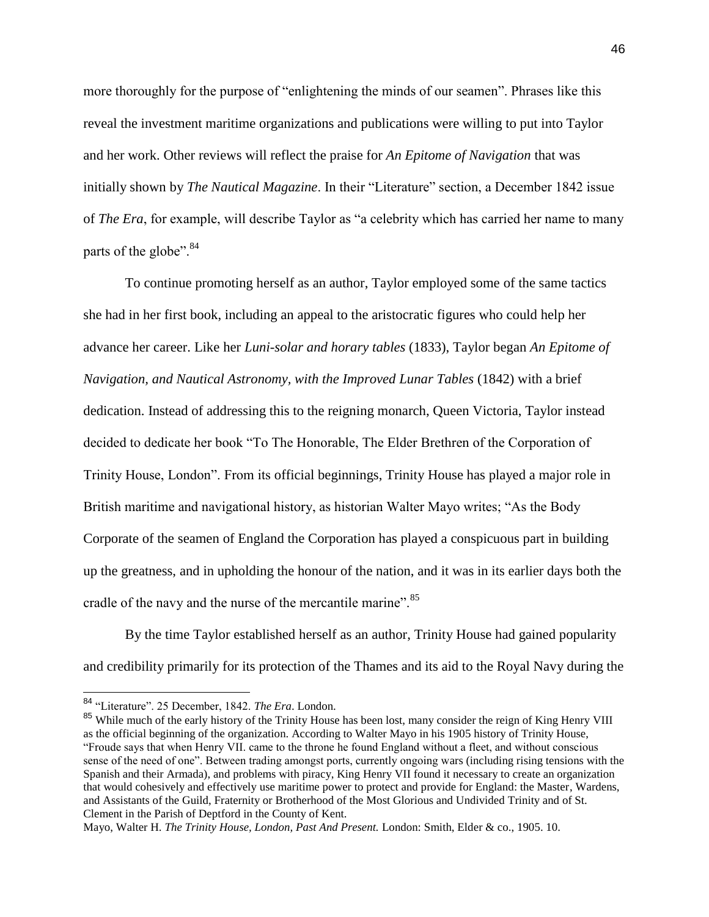more thoroughly for the purpose of "enlightening the minds of our seamen". Phrases like this reveal the investment maritime organizations and publications were willing to put into Taylor and her work. Other reviews will reflect the praise for *An Epitome of Navigation* that was initially shown by *The Nautical Magazine*. In their "Literature" section, a December 1842 issue of *The Era*, for example, will describe Taylor as "a celebrity which has carried her name to many parts of the globe".[84]

To continue promoting herself as an author, Taylor employed some of the same tactics she had in her first book, including an appeal to the aristocratic figures who could help her advance her career. Like her *Luni-solar and horary tables* (1833), Taylor began *An Epitome of Navigation, and Nautical Astronomy, with the Improved Lunar Tables* (1842) with a brief dedication. Instead of addressing this to the reigning monarch, Queen Victoria, Taylor instead decided to dedicate her book "To The Honorable, The Elder Brethren of the Corporation of Trinity House, London". From its official beginnings, Trinity House has played a major role in British maritime and navigational history, as historian Walter Mayo writes; "As the Body Corporate of the seamen of England the Corporation has played a conspicuous part in building up the greatness, and in upholding the honour of the nation, and it was in its earlier days both the cradle of the navy and the nurse of the mercantile marine".[85]

By the time Taylor established herself as an author, Trinity House had gained popularity and credibility primarily for its protection of the Thames and its aid to the Royal Navy during the

---

[84] "Literature". 25 December, 1842. *The Era*. London.

[85] While much of the early history of the Trinity House has been lost, many consider the reign of King Henry VIII as the official beginning of the organization. According to Walter Mayo in his 1905 history of Trinity House, "Froude says that when Henry VII. came to the throne he found England without a fleet, and without conscious sense of the need of one". Between trading amongst ports, currently ongoing wars (including rising tensions with the Spanish and their Armada), and problems with piracy, King Henry VII found it necessary to create an organization that would cohesively and effectively use maritime power to protect and provide for England: the Master, Wardens, and Assistants of the Guild, Fraternity or Brotherhood of the Most Glorious and Undivided Trinity and of St. Clement in the Parish of Deptford in the County of Kent.

Mayo, Walter H. *The Trinity House, London, Past And Present.* London: Smith, Elder & co., 1905. 10.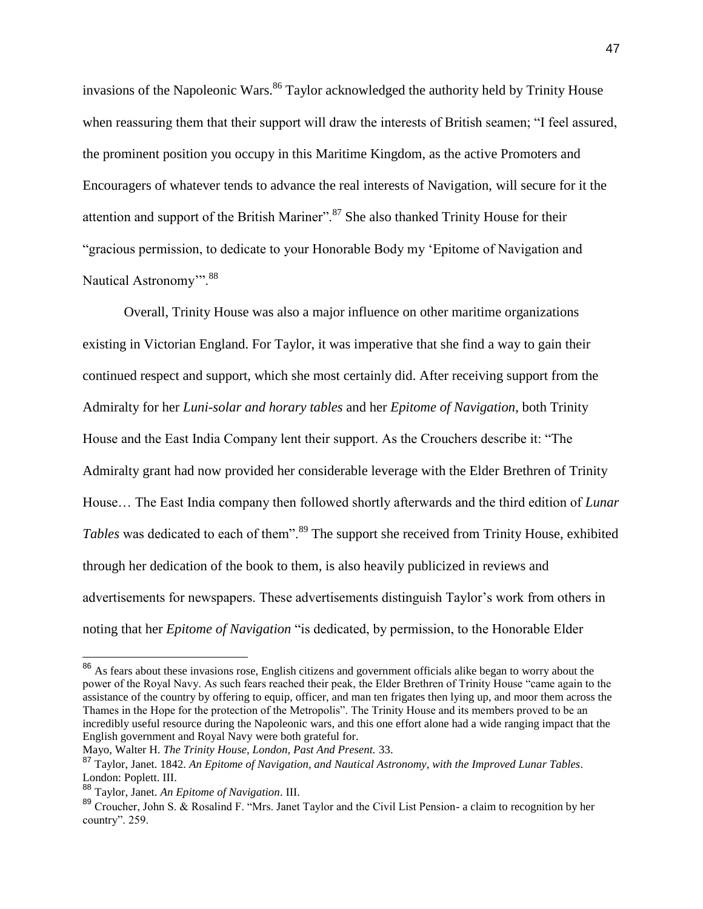invasions of the Napoleonic Wars.[86] Taylor acknowledged the authority held by Trinity House when reassuring them that their support will draw the interests of British seamen; "I feel assured, the prominent position you occupy in this Maritime Kingdom, as the active Promoters and Encouragers of whatever tends to advance the real interests of Navigation, will secure for it the attention and support of the British Mariner".[87] She also thanked Trinity House for their "gracious permission, to dedicate to your Honorable Body my 'Epitome of Navigation and Nautical Astronomy'".[88]

Overall, Trinity House was also a major influence on other maritime organizations existing in Victorian England. For Taylor, it was imperative that she find a way to gain their continued respect and support, which she most certainly did. After receiving support from the Admiralty for her *Luni-solar and horary tables* and her *Epitome of Navigation*, both Trinity House and the East India Company lent their support. As the Crouchers describe it: "The Admiralty grant had now provided her considerable leverage with the Elder Brethren of Trinity House… The East India company then followed shortly afterwards and the third edition of *Lunar Tables* was dedicated to each of them".[89] The support she received from Trinity House, exhibited through her dedication of the book to them, is also heavily publicized in reviews and advertisements for newspapers. These advertisements distinguish Taylor's work from others in noting that her *Epitome of Navigation* "is dedicated, by permission, to the Honorable Elder

---

[86] As fears about these invasions rose, English citizens and government officials alike began to worry about the power of the Royal Navy. As such fears reached their peak, the Elder Brethren of Trinity House "came again to the assistance of the country by offering to equip, officer, and man ten frigates then lying up, and moor them across the Thames in the Hope for the protection of the Metropolis". The Trinity House and its members proved to be an incredibly useful resource during the Napoleonic wars, and this one effort alone had a wide ranging impact that the English government and Royal Navy were both grateful for.
Mayo, Walter H. *The Trinity House, London, Past And Present.* 33.

[87] Taylor, Janet. 1842. *An Epitome of Navigation, and Nautical Astronomy, with the Improved Lunar Tables*. London: Poplett. III.

[88] Taylor, Janet. *An Epitome of Navigation*. III.

[89] Croucher, John S. & Rosalind F. "Mrs. Janet Taylor and the Civil List Pension- a claim to recognition by her country". 259.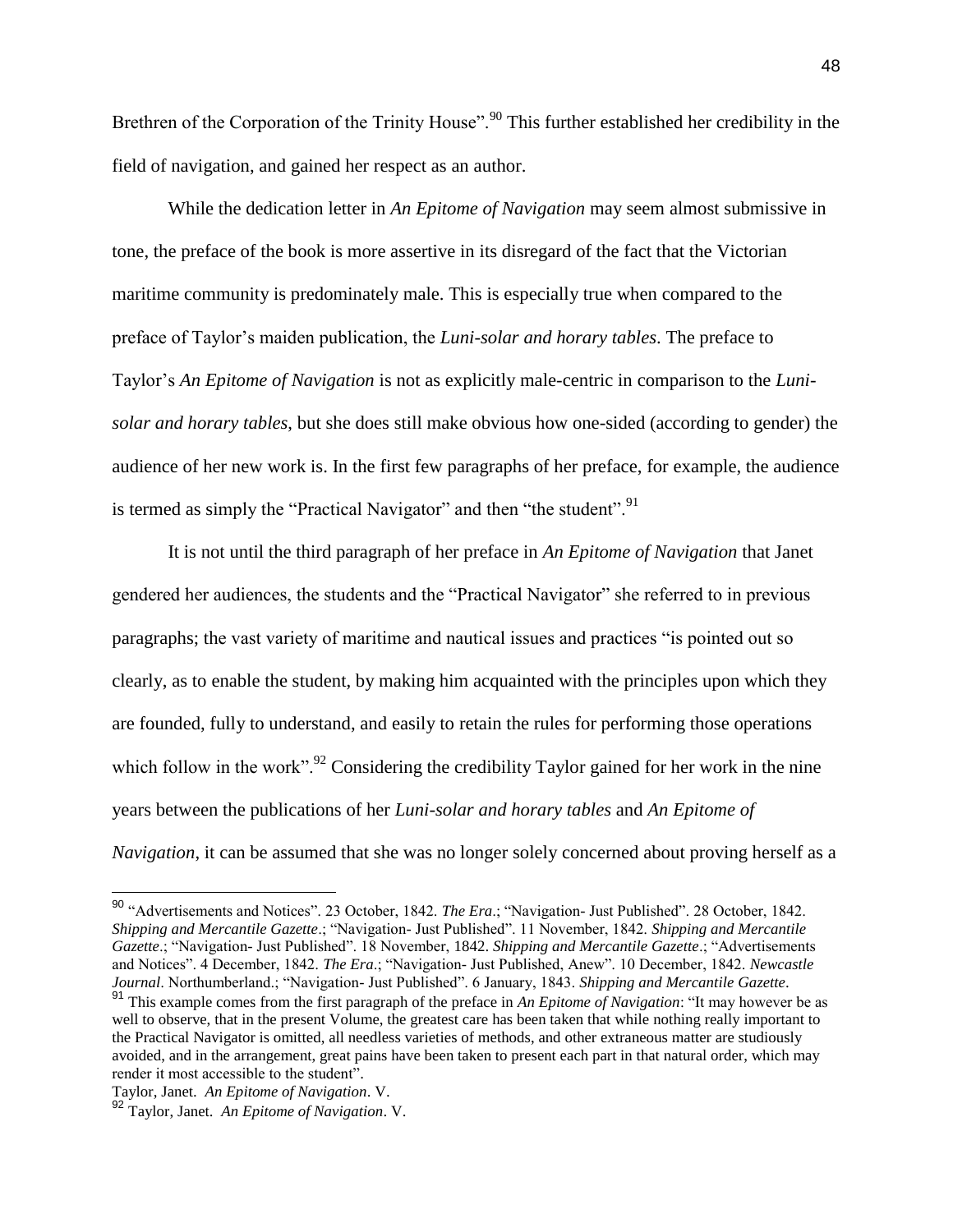Brethren of the Corporation of the Trinity House".[90] This further established her credibility in the field of navigation, and gained her respect as an author.

While the dedication letter in *An Epitome of Navigation* may seem almost submissive in tone, the preface of the book is more assertive in its disregard of the fact that the Victorian maritime community is predominately male. This is especially true when compared to the preface of Taylor's maiden publication, the *Luni-solar and horary tables*. The preface to Taylor's *An Epitome of Navigation* is not as explicitly male-centric in comparison to the *Luni-solar and horary tables*, but she does still make obvious how one-sided (according to gender) the audience of her new work is. In the first few paragraphs of her preface, for example, the audience is termed as simply the "Practical Navigator" and then "the student".[91]

It is not until the third paragraph of her preface in *An Epitome of Navigation* that Janet gendered her audiences, the students and the "Practical Navigator" she referred to in previous paragraphs; the vast variety of maritime and nautical issues and practices "is pointed out so clearly, as to enable the student, by making him acquainted with the principles upon which they are founded, fully to understand, and easily to retain the rules for performing those operations which follow in the work".[92] Considering the credibility Taylor gained for her work in the nine years between the publications of her *Luni-solar and horary tables* and *An Epitome of Navigation*, it can be assumed that she was no longer solely concerned about proving herself as a

---

[90] "Advertisements and Notices". 23 October, 1842. *The Era*.; "Navigation- Just Published". 28 October, 1842. *Shipping and Mercantile Gazette*.; "Navigation- Just Published". 11 November, 1842. *Shipping and Mercantile Gazette*.; "Navigation- Just Published". 18 November, 1842. *Shipping and Mercantile Gazette*.; "Advertisements and Notices". 4 December, 1842. *The Era*.; "Navigation- Just Published, Anew". 10 December, 1842. *Newcastle Journal*. Northumberland.; "Navigation- Just Published". 6 January, 1843. *Shipping and Mercantile Gazette*.

[91] This example comes from the first paragraph of the preface in *An Epitome of Navigation*: "It may however be as well to observe, that in the present Volume, the greatest care has been taken that while nothing really important to the Practical Navigator is omitted, all needless varieties of methods, and other extraneous matter are studiously avoided, and in the arrangement, great pains have been taken to present each part in that natural order, which may render it most accessible to the student".
Taylor, Janet. *An Epitome of Navigation*. V.

[92] Taylor, Janet. *An Epitome of Navigation*. V.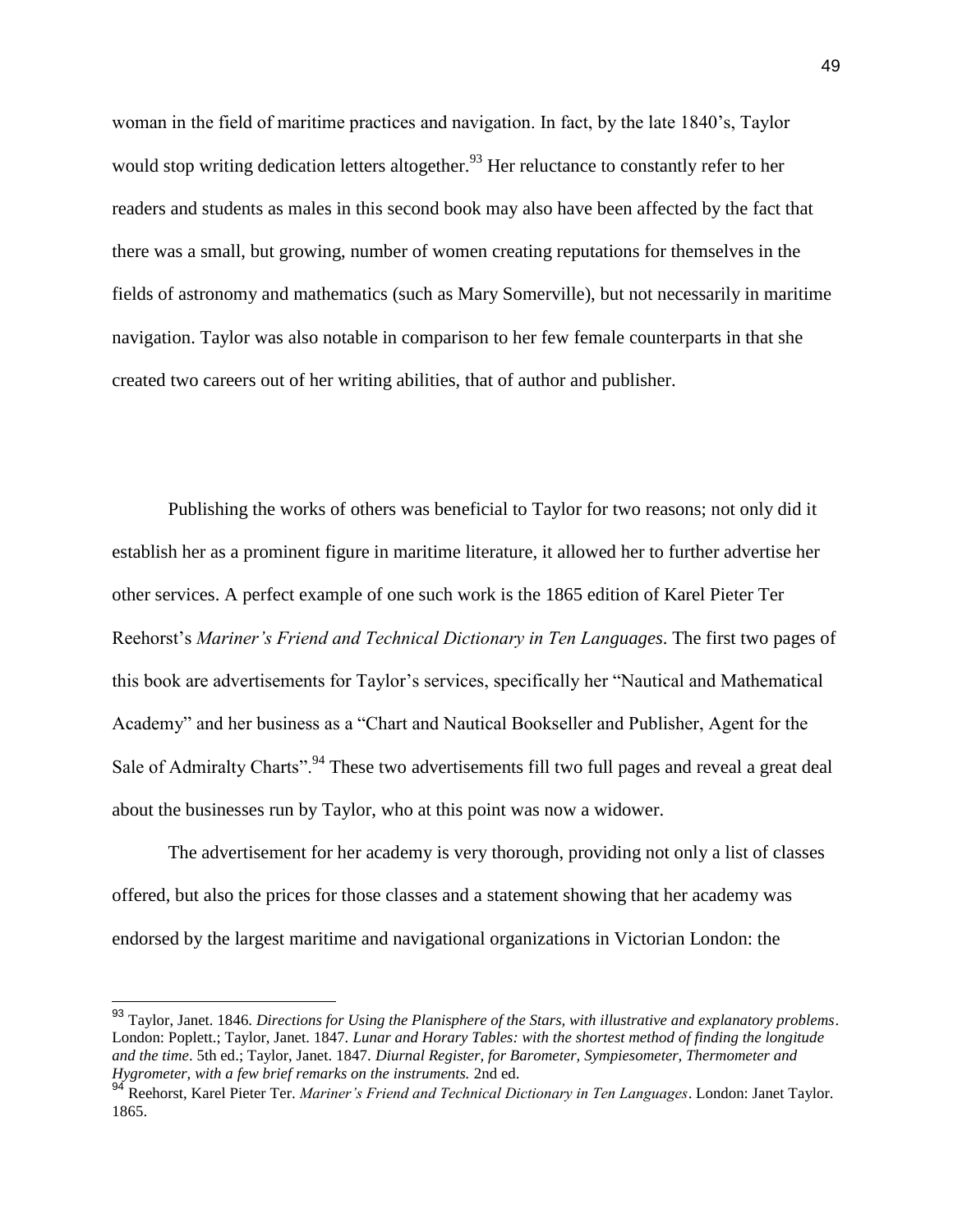woman in the field of maritime practices and navigation. In fact, by the late 1840's, Taylor would stop writing dedication letters altogether.[93] Her reluctance to constantly refer to her readers and students as males in this second book may also have been affected by the fact that there was a small, but growing, number of women creating reputations for themselves in the fields of astronomy and mathematics (such as Mary Somerville), but not necessarily in maritime navigation. Taylor was also notable in comparison to her few female counterparts in that she created two careers out of her writing abilities, that of author and publisher.

Publishing the works of others was beneficial to Taylor for two reasons; not only did it establish her as a prominent figure in maritime literature, it allowed her to further advertise her other services. A perfect example of one such work is the 1865 edition of Karel Pieter Ter Reehorst's *Mariner's Friend and Technical Dictionary in Ten Languages*. The first two pages of this book are advertisements for Taylor's services, specifically her "Nautical and Mathematical Academy" and her business as a "Chart and Nautical Bookseller and Publisher, Agent for the Sale of Admiralty Charts".[94] These two advertisements fill two full pages and reveal a great deal about the businesses run by Taylor, who at this point was now a widower.

The advertisement for her academy is very thorough, providing not only a list of classes offered, but also the prices for those classes and a statement showing that her academy was endorsed by the largest maritime and navigational organizations in Victorian London: the

---

[93] Taylor, Janet. 1846. *Directions for Using the Planisphere of the Stars, with illustrative and explanatory problems*. London: Poplett.; Taylor, Janet. 1847. *Lunar and Horary Tables: with the shortest method of finding the longitude and the time*. 5th ed.; Taylor, Janet. 1847. *Diurnal Register, for Barometer, Sympiesometer, Thermometer and Hygrometer, with a few brief remarks on the instruments.* 2nd ed.

[94] Reehorst, Karel Pieter Ter. *Mariner's Friend and Technical Dictionary in Ten Languages*. London: Janet Taylor. 1865.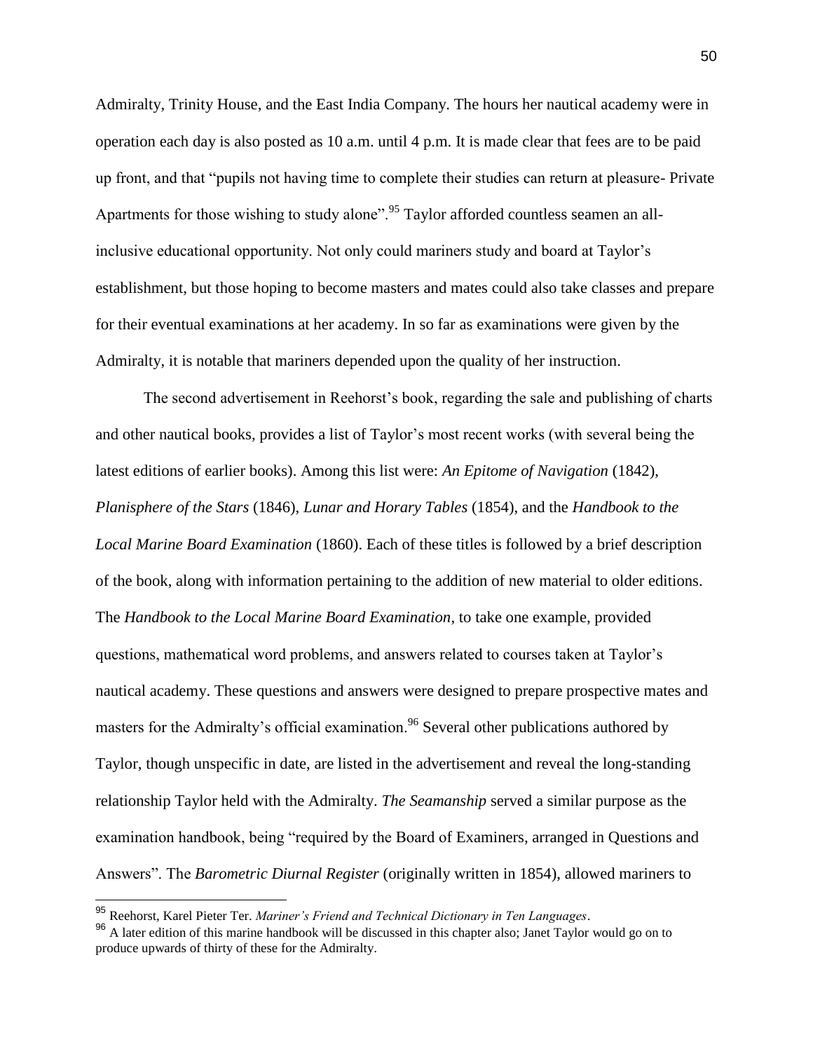Admiralty, Trinity House, and the East India Company. The hours her nautical academy were in operation each day is also posted as 10 a.m. until 4 p.m. It is made clear that fees are to be paid up front, and that "pupils not having time to complete their studies can return at pleasure- Private Apartments for those wishing to study alone".[95] Taylor afforded countless seamen an all-inclusive educational opportunity. Not only could mariners study and board at Taylor's establishment, but those hoping to become masters and mates could also take classes and prepare for their eventual examinations at her academy. In so far as examinations were given by the Admiralty, it is notable that mariners depended upon the quality of her instruction.

The second advertisement in Reehorst's book, regarding the sale and publishing of charts and other nautical books, provides a list of Taylor's most recent works (with several being the latest editions of earlier books). Among this list were: *An Epitome of Navigation* (1842), *Planisphere of the Stars* (1846), *Lunar and Horary Tables* (1854), and the *Handbook to the Local Marine Board Examination* (1860). Each of these titles is followed by a brief description of the book, along with information pertaining to the addition of new material to older editions. The *Handbook to the Local Marine Board Examination*, to take one example, provided questions, mathematical word problems, and answers related to courses taken at Taylor's nautical academy. These questions and answers were designed to prepare prospective mates and masters for the Admiralty's official examination.[96] Several other publications authored by Taylor, though unspecific in date, are listed in the advertisement and reveal the long-standing relationship Taylor held with the Admiralty. *The Seamanship* served a similar purpose as the examination handbook, being "required by the Board of Examiners, arranged in Questions and Answers". The *Barometric Diurnal Register* (originally written in 1854), allowed mariners to

---

[95] Reehorst, Karel Pieter Ter. *Mariner's Friend and Technical Dictionary in Ten Languages*.

[96] A later edition of this marine handbook will be discussed in this chapter also; Janet Taylor would go on to produce upwards of thirty of these for the Admiralty.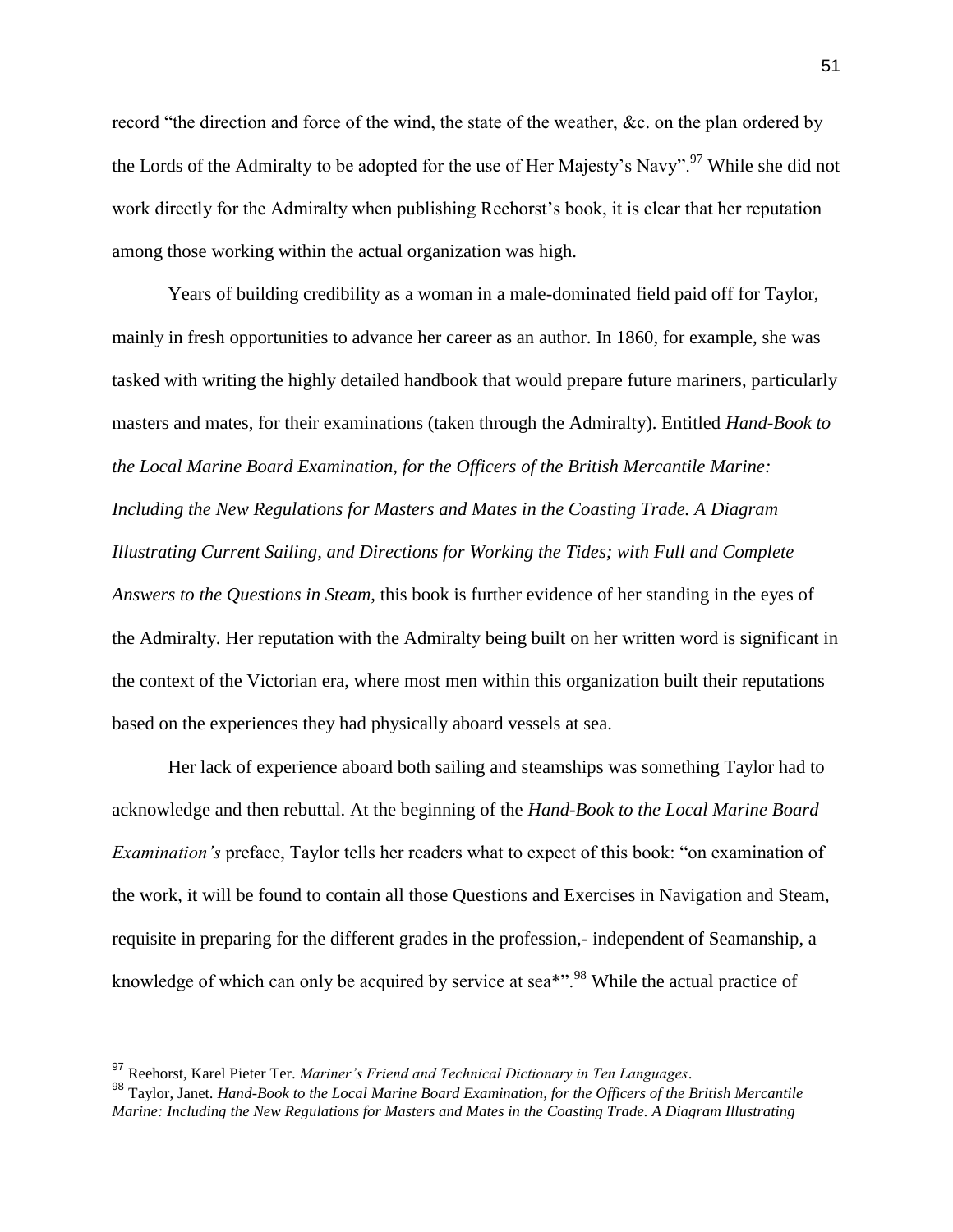record "the direction and force of the wind, the state of the weather, &c. on the plan ordered by the Lords of the Admiralty to be adopted for the use of Her Majesty's Navy".[97] While she did not work directly for the Admiralty when publishing Reehorst's book, it is clear that her reputation among those working within the actual organization was high.

Years of building credibility as a woman in a male-dominated field paid off for Taylor, mainly in fresh opportunities to advance her career as an author. In 1860, for example, she was tasked with writing the highly detailed handbook that would prepare future mariners, particularly masters and mates, for their examinations (taken through the Admiralty). Entitled *Hand-Book to the Local Marine Board Examination, for the Officers of the British Mercantile Marine: Including the New Regulations for Masters and Mates in the Coasting Trade. A Diagram Illustrating Current Sailing, and Directions for Working the Tides; with Full and Complete Answers to the Questions in Steam*, this book is further evidence of her standing in the eyes of the Admiralty. Her reputation with the Admiralty being built on her written word is significant in the context of the Victorian era, where most men within this organization built their reputations based on the experiences they had physically aboard vessels at sea.

Her lack of experience aboard both sailing and steamships was something Taylor had to acknowledge and then rebuttal. At the beginning of the *Hand-Book to the Local Marine Board Examination's* preface, Taylor tells her readers what to expect of this book: "on examination of the work, it will be found to contain all those Questions and Exercises in Navigation and Steam, requisite in preparing for the different grades in the profession,- independent of Seamanship, a knowledge of which can only be acquired by service at sea*".[98] While the actual practice of

---

[97] Reehorst, Karel Pieter Ter. *Mariner's Friend and Technical Dictionary in Ten Languages*.

[98] Taylor, Janet. *Hand-Book to the Local Marine Board Examination, for the Officers of the British Mercantile Marine: Including the New Regulations for Masters and Mates in the Coasting Trade. A Diagram Illustrating*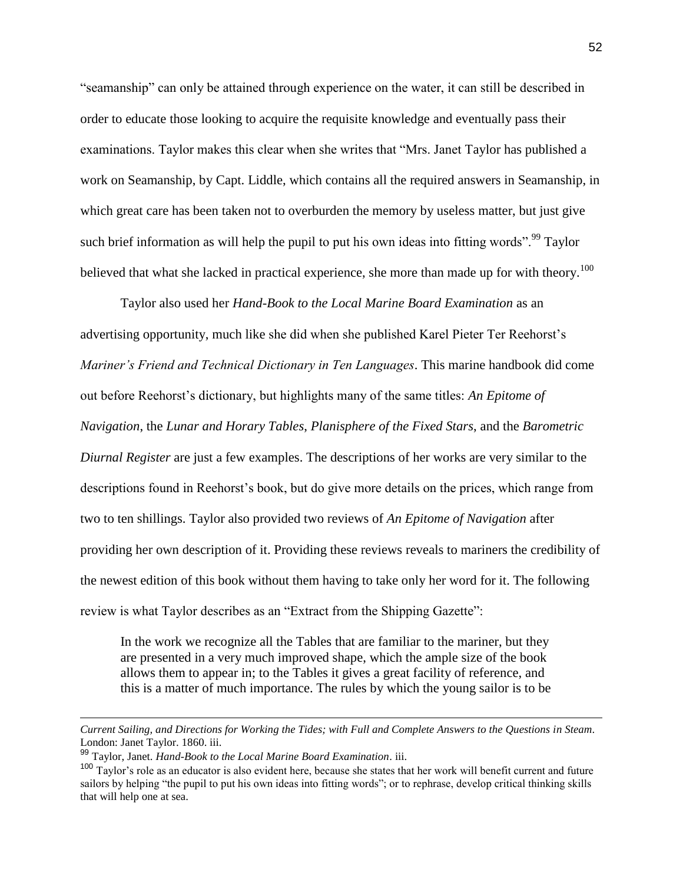"seamanship" can only be attained through experience on the water, it can still be described in order to educate those looking to acquire the requisite knowledge and eventually pass their examinations. Taylor makes this clear when she writes that "Mrs. Janet Taylor has published a work on Seamanship, by Capt. Liddle, which contains all the required answers in Seamanship, in which great care has been taken not to overburden the memory by useless matter, but just give such brief information as will help the pupil to put his own ideas into fitting words".[99] Taylor believed that what she lacked in practical experience, she more than made up for with theory.[100]

Taylor also used her *Hand-Book to the Local Marine Board Examination* as an advertising opportunity, much like she did when she published Karel Pieter Ter Reehorst's *Mariner's Friend and Technical Dictionary in Ten Languages*. This marine handbook did come out before Reehorst's dictionary, but highlights many of the same titles: *An Epitome of Navigation*, the *Lunar and Horary Tables*, *Planisphere of the Fixed Stars*, and the *Barometric Diurnal Register* are just a few examples. The descriptions of her works are very similar to the descriptions found in Reehorst's book, but do give more details on the prices, which range from two to ten shillings. Taylor also provided two reviews of *An Epitome of Navigation* after providing her own description of it. Providing these reviews reveals to mariners the credibility of the newest edition of this book without them having to take only her word for it. The following review is what Taylor describes as an "Extract from the Shipping Gazette":

> In the work we recognize all the Tables that are familiar to the mariner, but they are presented in a very much improved shape, which the ample size of the book allows them to appear in; to the Tables it gives a great facility of reference, and this is a matter of much importance. The rules by which the young sailor is to be

---

*Current Sailing, and Directions for Working the Tides; with Full and Complete Answers to the Questions in Steam*. London: Janet Taylor. 1860. iii.

[99] Taylor, Janet. *Hand-Book to the Local Marine Board Examination*. iii.

[100] Taylor's role as an educator is also evident here, because she states that her work will benefit current and future sailors by helping "the pupil to put his own ideas into fitting words"; or to rephrase, develop critical thinking skills that will help one at sea.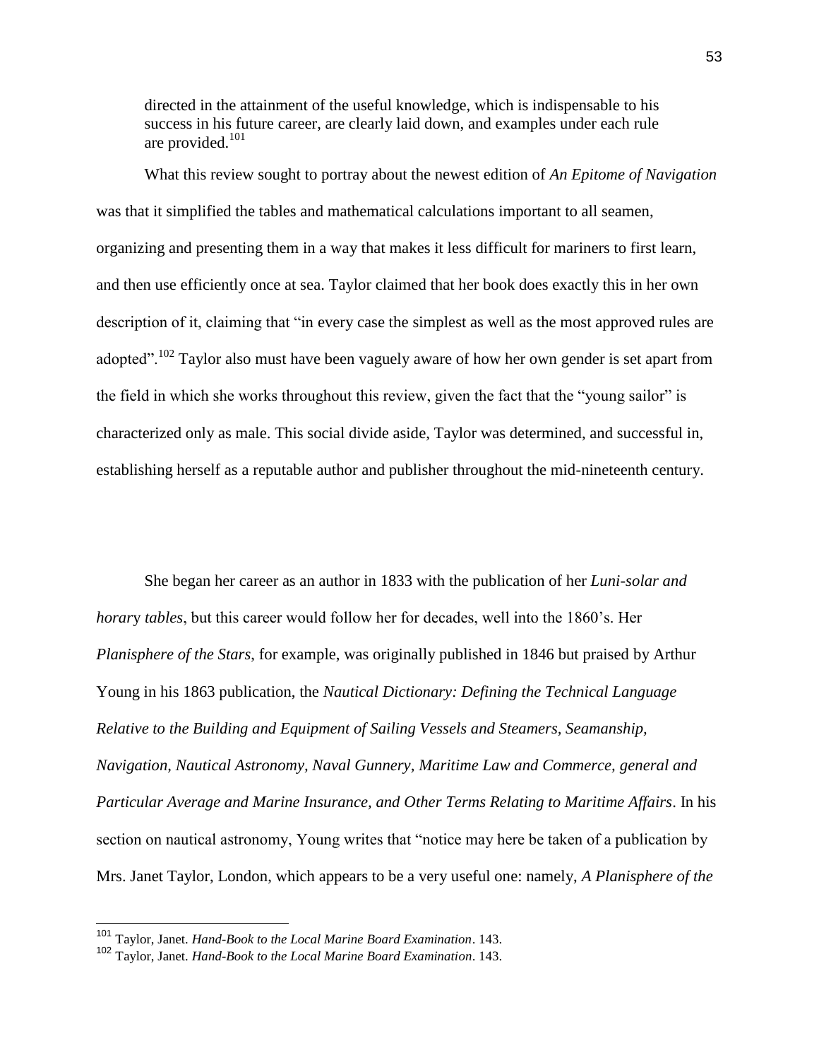> directed in the attainment of the useful knowledge, which is indispensable to his success in his future career, are clearly laid down, and examples under each rule are provided.[101]

What this review sought to portray about the newest edition of *An Epitome of Navigation* was that it simplified the tables and mathematical calculations important to all seamen, organizing and presenting them in a way that makes it less difficult for mariners to first learn, and then use efficiently once at sea. Taylor claimed that her book does exactly this in her own description of it, claiming that "in every case the simplest as well as the most approved rules are adopted".[102] Taylor also must have been vaguely aware of how her own gender is set apart from the field in which she works throughout this review, given the fact that the "young sailor" is characterized only as male. This social divide aside, Taylor was determined, and successful in, establishing herself as a reputable author and publisher throughout the mid-nineteenth century.

She began her career as an author in 1833 with the publication of her *Luni-solar and horary tables*, but this career would follow her for decades, well into the 1860's. Her *Planisphere of the Stars*, for example, was originally published in 1846 but praised by Arthur Young in his 1863 publication, the *Nautical Dictionary: Defining the Technical Language Relative to the Building and Equipment of Sailing Vessels and Steamers, Seamanship, Navigation, Nautical Astronomy, Naval Gunnery, Maritime Law and Commerce, general and Particular Average and Marine Insurance, and Other Terms Relating to Maritime Affairs*. In his section on nautical astronomy, Young writes that "notice may here be taken of a publication by Mrs. Janet Taylor, London, which appears to be a very useful one: namely, *A Planisphere of the*

---

[101] Taylor, Janet. *Hand-Book to the Local Marine Board Examination*. 143.

[102] Taylor, Janet. *Hand-Book to the Local Marine Board Examination*. 143.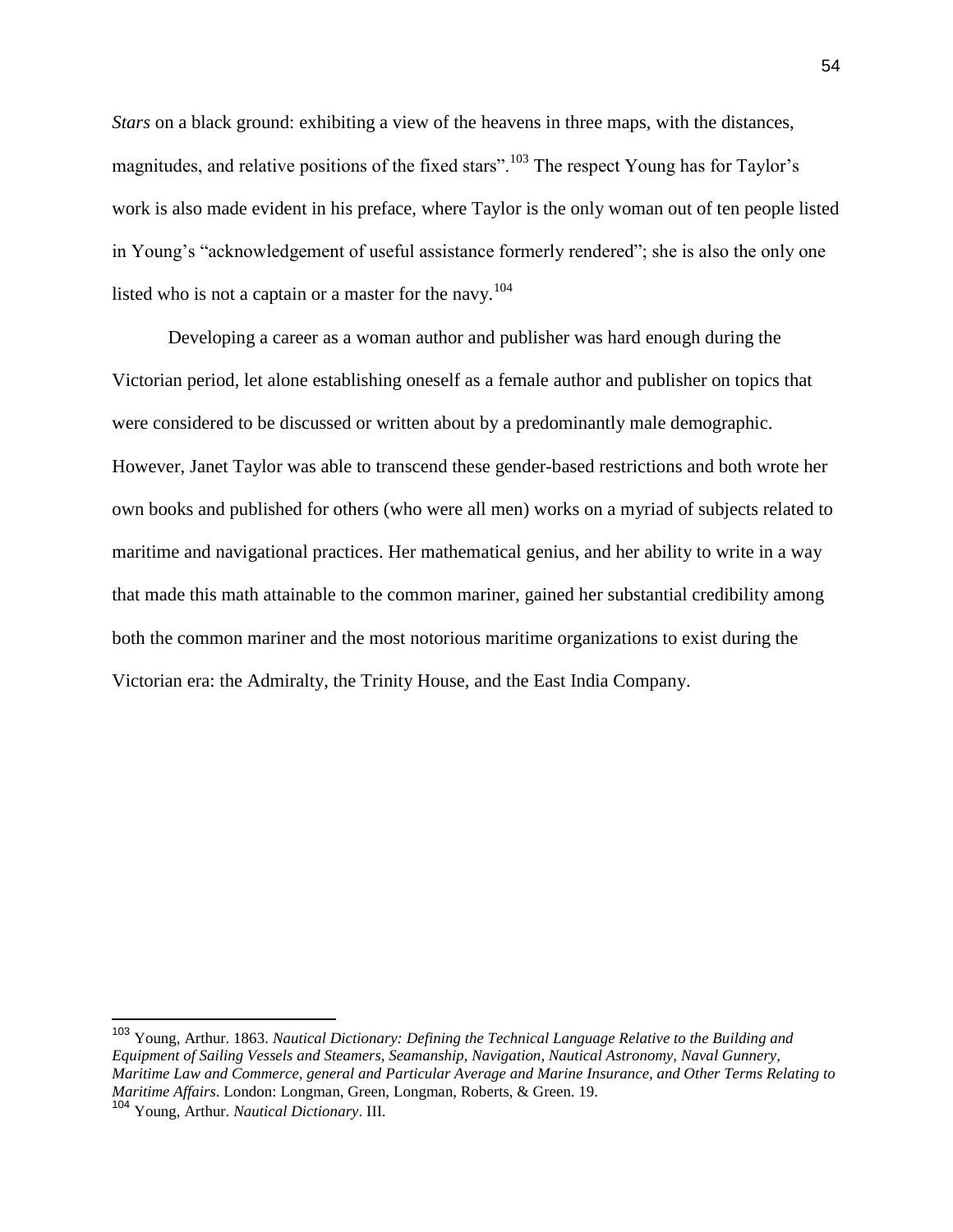*Stars* on a black ground: exhibiting a view of the heavens in three maps, with the distances, magnitudes, and relative positions of the fixed stars".[103] The respect Young has for Taylor's work is also made evident in his preface, where Taylor is the only woman out of ten people listed in Young's "acknowledgement of useful assistance formerly rendered"; she is also the only one listed who is not a captain or a master for the navy.[104]

Developing a career as a woman author and publisher was hard enough during the Victorian period, let alone establishing oneself as a female author and publisher on topics that were considered to be discussed or written about by a predominantly male demographic. However, Janet Taylor was able to transcend these gender-based restrictions and both wrote her own books and published for others (who were all men) works on a myriad of subjects related to maritime and navigational practices. Her mathematical genius, and her ability to write in a way that made this math attainable to the common mariner, gained her substantial credibility among both the common mariner and the most notorious maritime organizations to exist during the Victorian era: the Admiralty, the Trinity House, and the East India Company.

---

[103] Young, Arthur. 1863. *Nautical Dictionary: Defining the Technical Language Relative to the Building and Equipment of Sailing Vessels and Steamers, Seamanship, Navigation, Nautical Astronomy, Naval Gunnery, Maritime Law and Commerce, general and Particular Average and Marine Insurance, and Other Terms Relating to Maritime Affairs*. London: Longman, Green, Longman, Roberts, & Green. 19.

[104] Young, Arthur. *Nautical Dictionary*. III.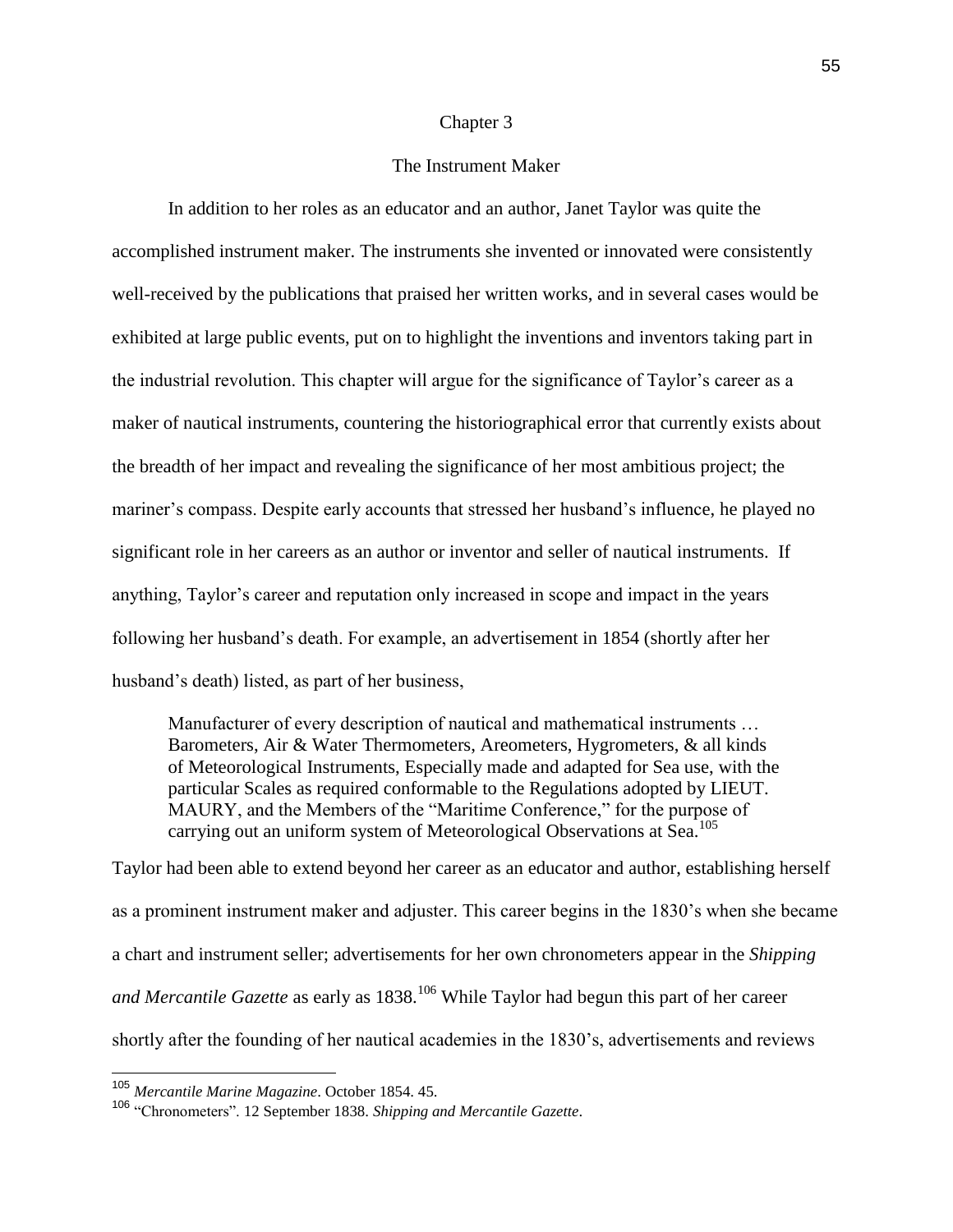# Chapter 3

## The Instrument Maker

In addition to her roles as an educator and an author, Janet Taylor was quite the accomplished instrument maker. The instruments she invented or innovated were consistently well-received by the publications that praised her written works, and in several cases would be exhibited at large public events, put on to highlight the inventions and inventors taking part in the industrial revolution. This chapter will argue for the significance of Taylor's career as a maker of nautical instruments, countering the historiographical error that currently exists about the breadth of her impact and revealing the significance of her most ambitious project; the mariner's compass. Despite early accounts that stressed her husband's influence, he played no significant role in her careers as an author or inventor and seller of nautical instruments. If anything, Taylor's career and reputation only increased in scope and impact in the years following her husband's death. For example, an advertisement in 1854 (shortly after her husband's death) listed, as part of her business,

> Manufacturer of every description of nautical and mathematical instruments … Barometers, Air & Water Thermometers, Areometers, Hygrometers, & all kinds of Meteorological Instruments, Especially made and adapted for Sea use, with the particular Scales as required conformable to the Regulations adopted by LIEUT. MAURY, and the Members of the "Maritime Conference," for the purpose of carrying out an uniform system of Meteorological Observations at Sea.[105]

Taylor had been able to extend beyond her career as an educator and author, establishing herself as a prominent instrument maker and adjuster. This career begins in the 1830's when she became a chart and instrument seller; advertisements for her own chronometers appear in the *Shipping and Mercantile Gazette* as early as 1838.[106] While Taylor had begun this part of her career shortly after the founding of her nautical academies in the 1830's, advertisements and reviews

---

[105] *Mercantile Marine Magazine*. October 1854. 45.

[106] "Chronometers". 12 September 1838. *Shipping and Mercantile Gazette*.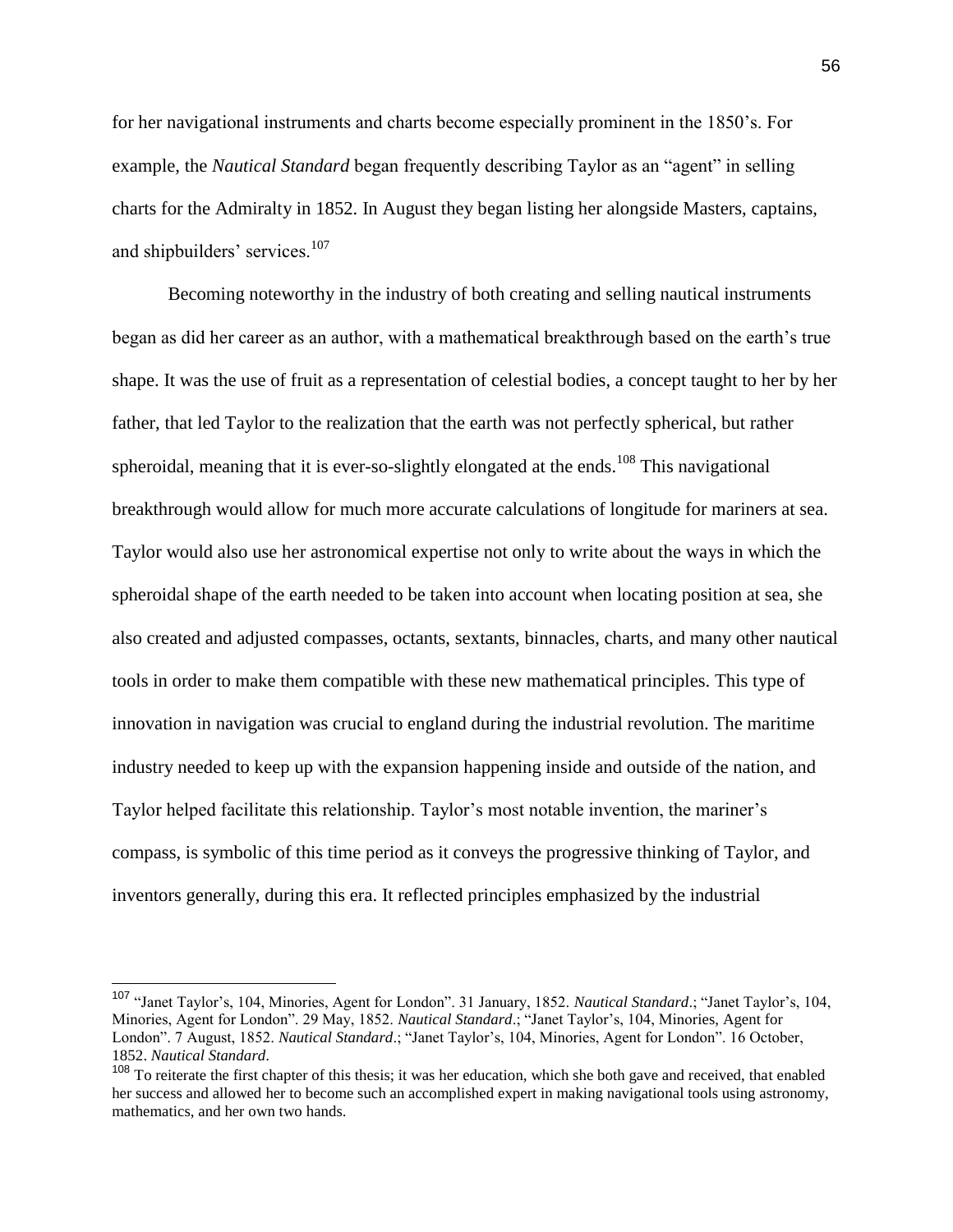for her navigational instruments and charts become especially prominent in the 1850's. For example, the *Nautical Standard* began frequently describing Taylor as an "agent" in selling charts for the Admiralty in 1852. In August they began listing her alongside Masters, captains, and shipbuilders' services.[107]

Becoming noteworthy in the industry of both creating and selling nautical instruments began as did her career as an author, with a mathematical breakthrough based on the earth's true shape. It was the use of fruit as a representation of celestial bodies, a concept taught to her by her father, that led Taylor to the realization that the earth was not perfectly spherical, but rather spheroidal, meaning that it is ever-so-slightly elongated at the ends.[108] This navigational breakthrough would allow for much more accurate calculations of longitude for mariners at sea. Taylor would also use her astronomical expertise not only to write about the ways in which the spheroidal shape of the earth needed to be taken into account when locating position at sea, she also created and adjusted compasses, octants, sextants, binnacles, charts, and many other nautical tools in order to make them compatible with these new mathematical principles. This type of innovation in navigation was crucial to england during the industrial revolution. The maritime industry needed to keep up with the expansion happening inside and outside of the nation, and Taylor helped facilitate this relationship. Taylor's most notable invention, the mariner's compass, is symbolic of this time period as it conveys the progressive thinking of Taylor, and inventors generally, during this era. It reflected principles emphasized by the industrial

---

[107] "Janet Taylor's, 104, Minories, Agent for London". 31 January, 1852. *Nautical Standard*.; "Janet Taylor's, 104, Minories, Agent for London". 29 May, 1852. *Nautical Standard*.; "Janet Taylor's, 104, Minories, Agent for London". 7 August, 1852. *Nautical Standard*.; "Janet Taylor's, 104, Minories, Agent for London". 16 October, 1852. *Nautical Standard*.

[108] To reiterate the first chapter of this thesis; it was her education, which she both gave and received, that enabled her success and allowed her to become such an accomplished expert in making navigational tools using astronomy, mathematics, and her own two hands.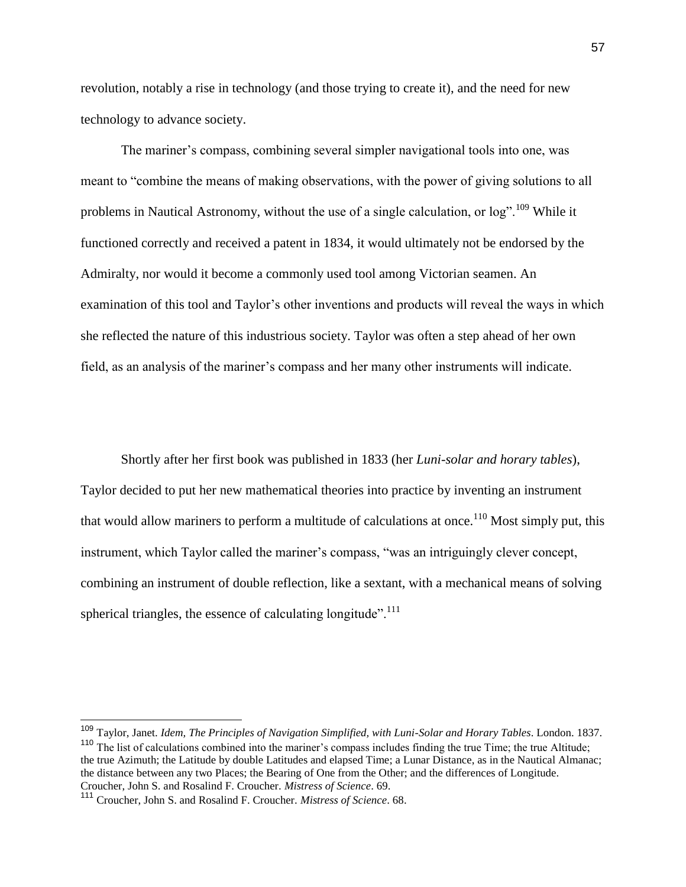revolution, notably a rise in technology (and those trying to create it), and the need for new technology to advance society.

The mariner's compass, combining several simpler navigational tools into one, was meant to "combine the means of making observations, with the power of giving solutions to all problems in Nautical Astronomy, without the use of a single calculation, or log".[109] While it functioned correctly and received a patent in 1834, it would ultimately not be endorsed by the Admiralty, nor would it become a commonly used tool among Victorian seamen. An examination of this tool and Taylor's other inventions and products will reveal the ways in which she reflected the nature of this industrious society. Taylor was often a step ahead of her own field, as an analysis of the mariner's compass and her many other instruments will indicate.

Shortly after her first book was published in 1833 (her *Luni-solar and horary tables*), Taylor decided to put her new mathematical theories into practice by inventing an instrument that would allow mariners to perform a multitude of calculations at once.[110] Most simply put, this instrument, which Taylor called the mariner's compass, "was an intriguingly clever concept, combining an instrument of double reflection, like a sextant, with a mechanical means of solving spherical triangles, the essence of calculating longitude".[111]

---

[109] Taylor, Janet. *Idem, The Principles of Navigation Simplified, with Luni-Solar and Horary Tables*. London. 1837.

[110] The list of calculations combined into the mariner's compass includes finding the true Time; the true Altitude; the true Azimuth; the Latitude by double Latitudes and elapsed Time; a Lunar Distance, as in the Nautical Almanac; the distance between any two Places; the Bearing of One from the Other; and the differences of Longitude. Croucher, John S. and Rosalind F. Croucher. *Mistress of Science*. 69.

[111] Croucher, John S. and Rosalind F. Croucher. *Mistress of Science*. 68.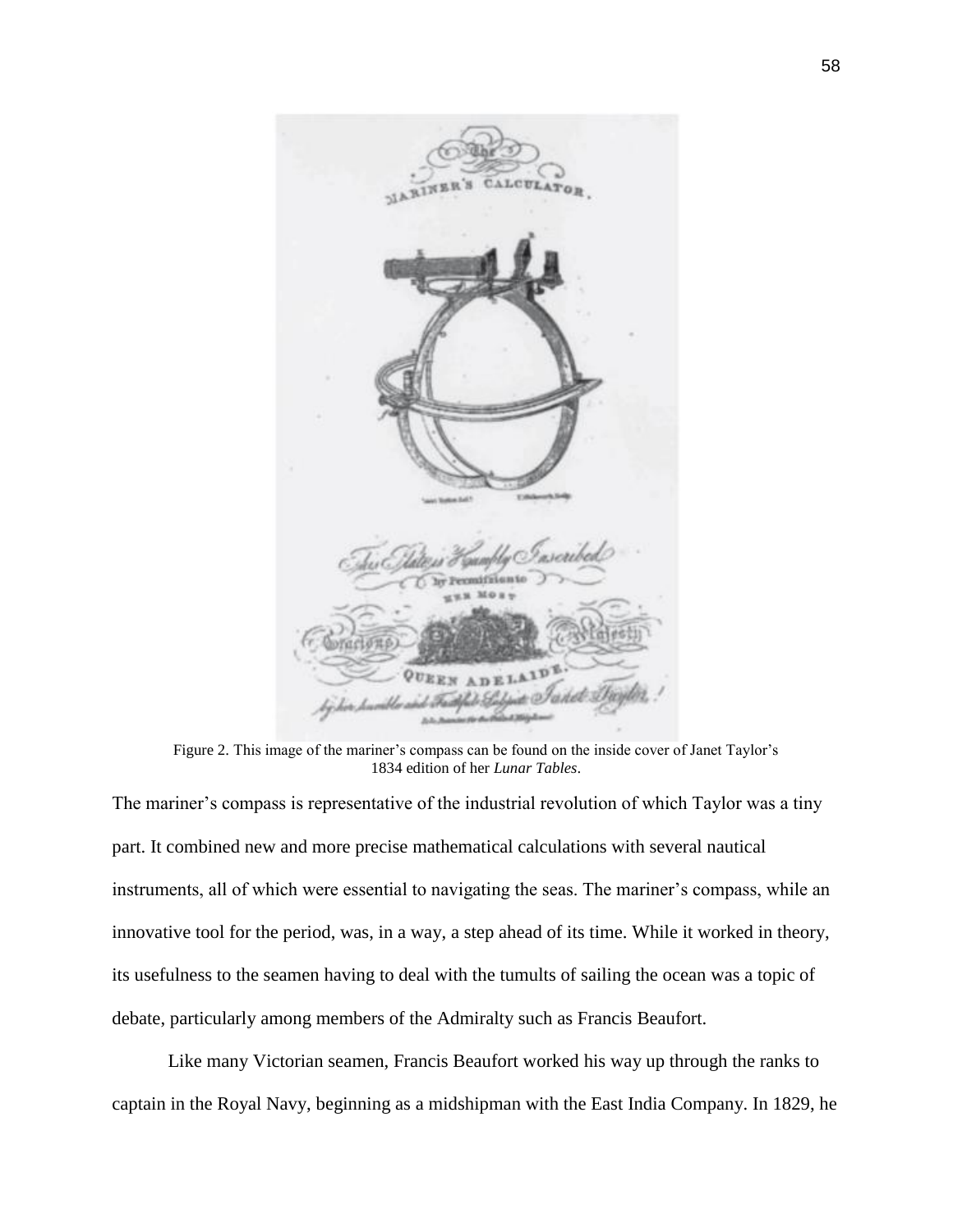Figure 2. This image of the mariner's compass can be found on the inside cover of Janet Taylor's 1834 edition of her *Lunar Tables*.

The mariner's compass is representative of the industrial revolution of which Taylor was a tiny part. It combined new and more precise mathematical calculations with several nautical instruments, all of which were essential to navigating the seas. The mariner's compass, while an innovative tool for the period, was, in a way, a step ahead of its time. While it worked in theory, its usefulness to the seamen having to deal with the tumults of sailing the ocean was a topic of debate, particularly among members of the Admiralty such as Francis Beaufort.

Like many Victorian seamen, Francis Beaufort worked his way up through the ranks to captain in the Royal Navy, beginning as a midshipman with the East India Company. In 1829, he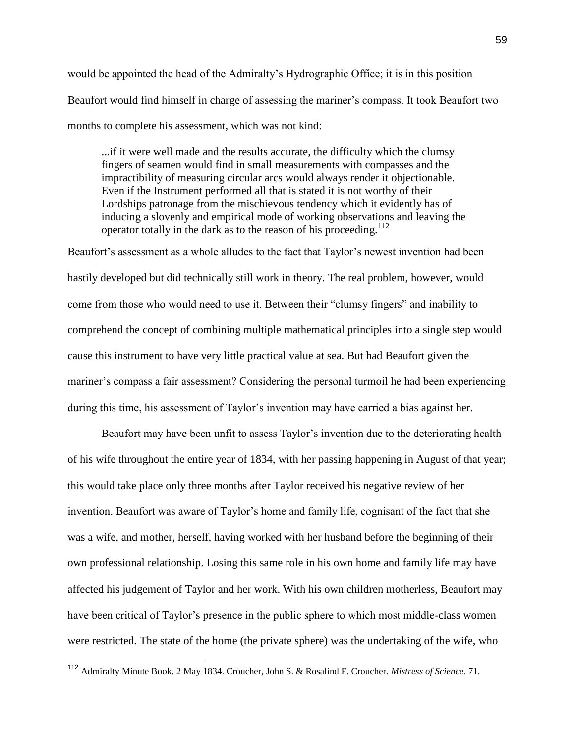would be appointed the head of the Admiralty's Hydrographic Office; it is in this position Beaufort would find himself in charge of assessing the mariner's compass. It took Beaufort two months to complete his assessment, which was not kind:

> ...if it were well made and the results accurate, the difficulty which the clumsy fingers of seamen would find in small measurements with compasses and the impractibility of measuring circular arcs would always render it objectionable. Even if the Instrument performed all that is stated it is not worthy of their Lordships patronage from the mischievous tendency which it evidently has of inducing a slovenly and empirical mode of working observations and leaving the operator totally in the dark as to the reason of his proceeding.[112]

Beaufort's assessment as a whole alludes to the fact that Taylor's newest invention had been hastily developed but did technically still work in theory. The real problem, however, would come from those who would need to use it. Between their "clumsy fingers" and inability to comprehend the concept of combining multiple mathematical principles into a single step would cause this instrument to have very little practical value at sea. But had Beaufort given the mariner's compass a fair assessment? Considering the personal turmoil he had been experiencing during this time, his assessment of Taylor's invention may have carried a bias against her.

Beaufort may have been unfit to assess Taylor's invention due to the deteriorating health of his wife throughout the entire year of 1834, with her passing happening in August of that year; this would take place only three months after Taylor received his negative review of her invention. Beaufort was aware of Taylor's home and family life, cognisant of the fact that she was a wife, and mother, herself, having worked with her husband before the beginning of their own professional relationship. Losing this same role in his own home and family life may have affected his judgement of Taylor and her work. With his own children motherless, Beaufort may have been critical of Taylor's presence in the public sphere to which most middle-class women were restricted. The state of the home (the private sphere) was the undertaking of the wife, who

---

[112] Admiralty Minute Book. 2 May 1834. Croucher, John S. & Rosalind F. Croucher. *Mistress of Science*. 71.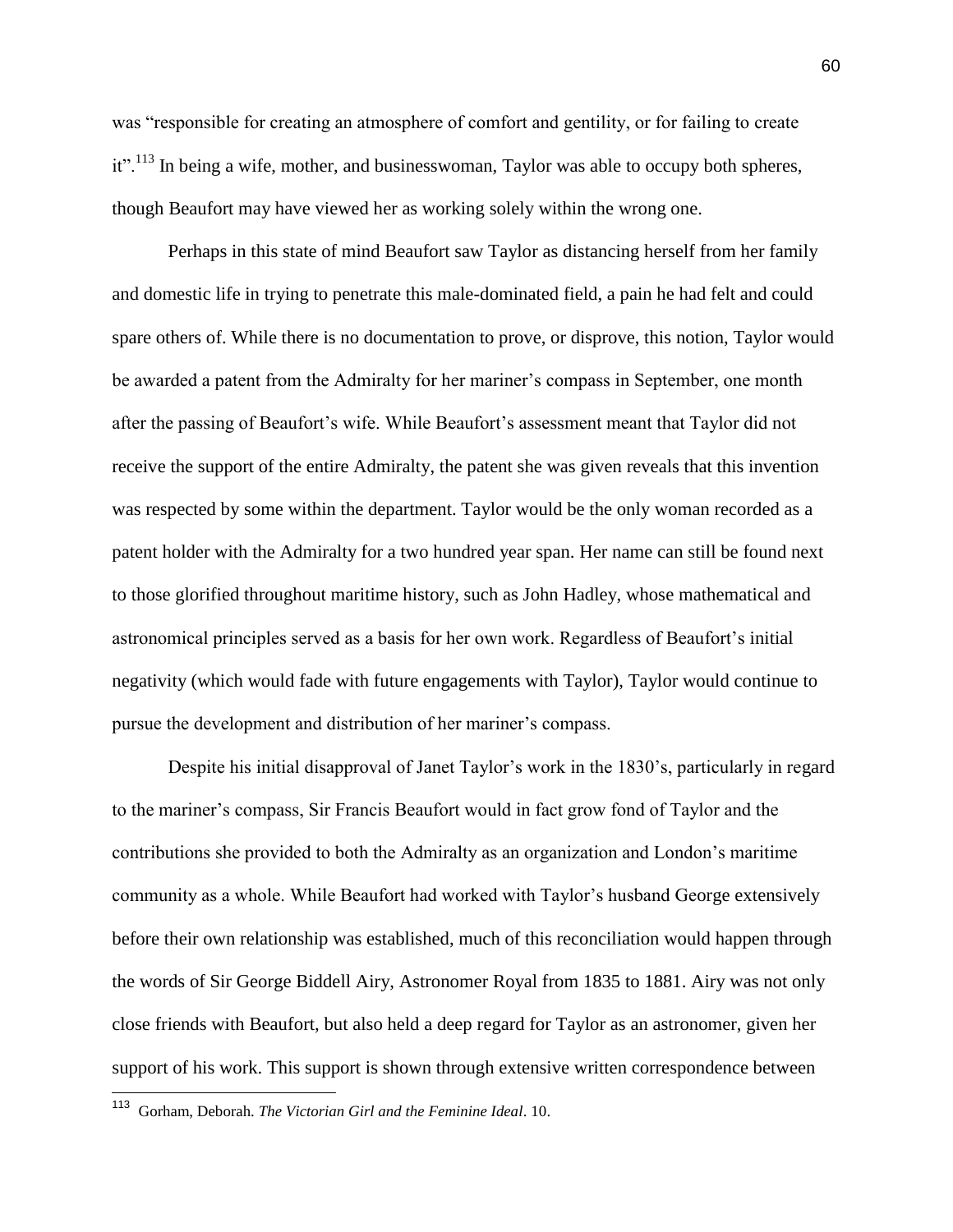was "responsible for creating an atmosphere of comfort and gentility, or for failing to create it".[113] In being a wife, mother, and businesswoman, Taylor was able to occupy both spheres, though Beaufort may have viewed her as working solely within the wrong one.

Perhaps in this state of mind Beaufort saw Taylor as distancing herself from her family and domestic life in trying to penetrate this male-dominated field, a pain he had felt and could spare others of. While there is no documentation to prove, or disprove, this notion, Taylor would be awarded a patent from the Admiralty for her mariner's compass in September, one month after the passing of Beaufort's wife. While Beaufort's assessment meant that Taylor did not receive the support of the entire Admiralty, the patent she was given reveals that this invention was respected by some within the department. Taylor would be the only woman recorded as a patent holder with the Admiralty for a two hundred year span. Her name can still be found next to those glorified throughout maritime history, such as John Hadley, whose mathematical and astronomical principles served as a basis for her own work. Regardless of Beaufort's initial negativity (which would fade with future engagements with Taylor), Taylor would continue to pursue the development and distribution of her mariner's compass.

Despite his initial disapproval of Janet Taylor's work in the 1830's, particularly in regard to the mariner's compass, Sir Francis Beaufort would in fact grow fond of Taylor and the contributions she provided to both the Admiralty as an organization and London's maritime community as a whole. While Beaufort had worked with Taylor's husband George extensively before their own relationship was established, much of this reconciliation would happen through the words of Sir George Biddell Airy, Astronomer Royal from 1835 to 1881. Airy was not only close friends with Beaufort, but also held a deep regard for Taylor as an astronomer, given her support of his work. This support is shown through extensive written correspondence between

[113] Gorham, Deborah. *The Victorian Girl and the Feminine Ideal*. 10.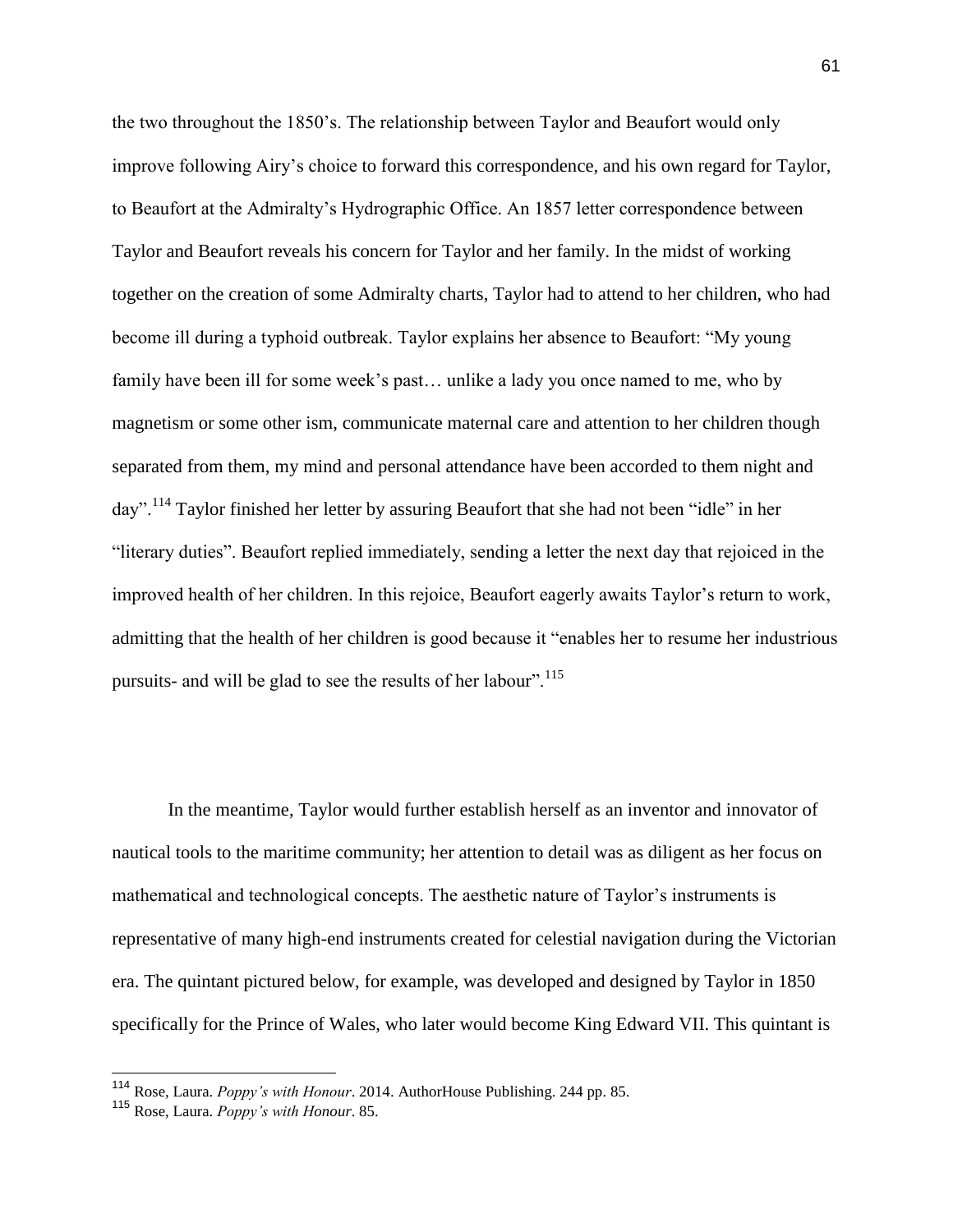the two throughout the 1850's. The relationship between Taylor and Beaufort would only improve following Airy's choice to forward this correspondence, and his own regard for Taylor, to Beaufort at the Admiralty's Hydrographic Office. An 1857 letter correspondence between Taylor and Beaufort reveals his concern for Taylor and her family. In the midst of working together on the creation of some Admiralty charts, Taylor had to attend to her children, who had become ill during a typhoid outbreak. Taylor explains her absence to Beaufort: "My young family have been ill for some week's past… unlike a lady you once named to me, who by magnetism or some other ism, communicate maternal care and attention to her children though separated from them, my mind and personal attendance have been accorded to them night and day".[114] Taylor finished her letter by assuring Beaufort that she had not been "idle" in her "literary duties". Beaufort replied immediately, sending a letter the next day that rejoiced in the improved health of her children. In this rejoice, Beaufort eagerly awaits Taylor's return to work, admitting that the health of her children is good because it "enables her to resume her industrious pursuits- and will be glad to see the results of her labour".[115]

In the meantime, Taylor would further establish herself as an inventor and innovator of nautical tools to the maritime community; her attention to detail was as diligent as her focus on mathematical and technological concepts. The aesthetic nature of Taylor's instruments is representative of many high-end instruments created for celestial navigation during the Victorian era. The quintant pictured below, for example, was developed and designed by Taylor in 1850 specifically for the Prince of Wales, who later would become King Edward VII. This quintant is

---

[114] Rose, Laura. *Poppy's with Honour*. 2014. AuthorHouse Publishing. 244 pp. 85.

[115] Rose, Laura. *Poppy's with Honour*. 85.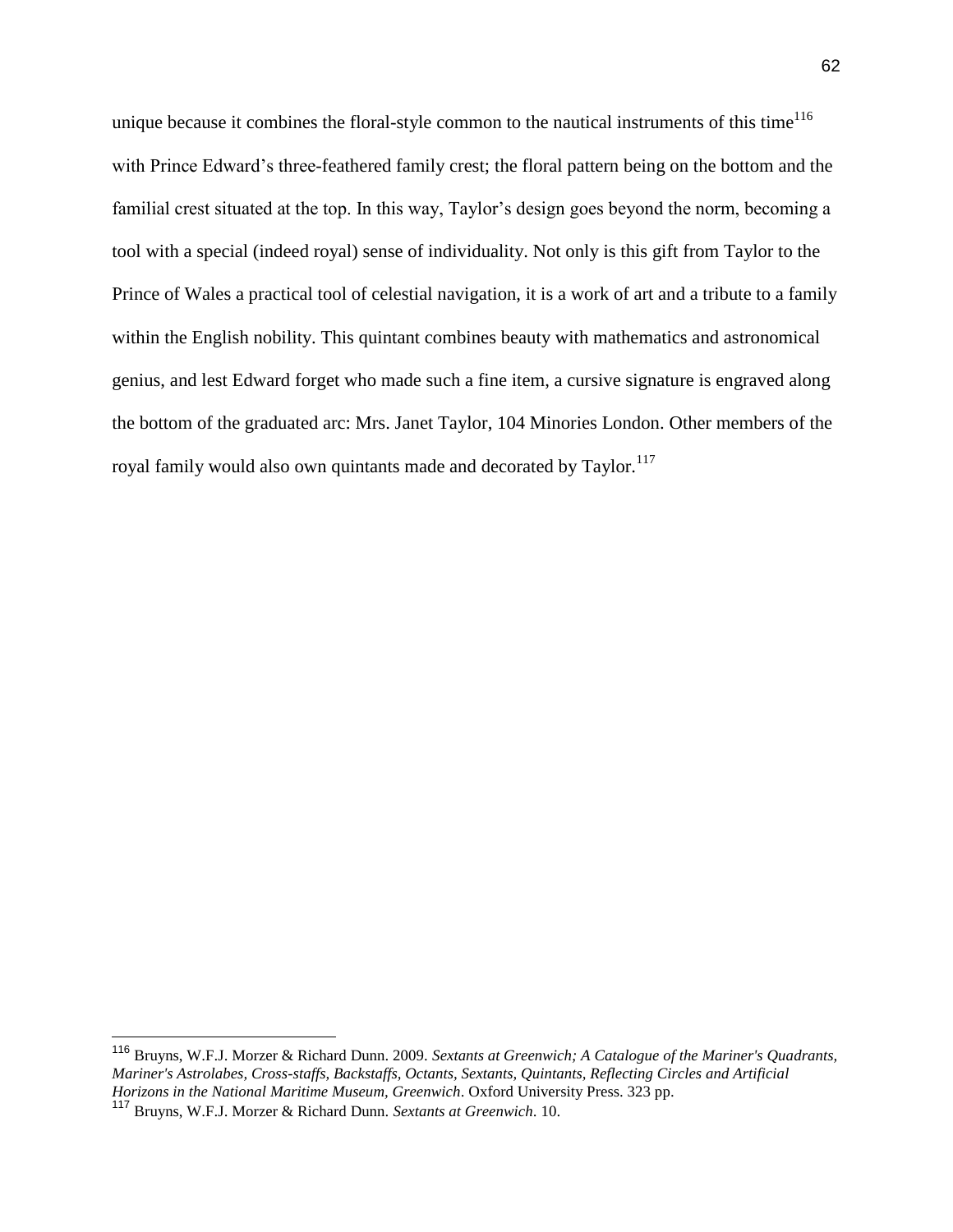unique because it combines the floral-style common to the nautical instruments of this time[116] with Prince Edward's three-feathered family crest; the floral pattern being on the bottom and the familial crest situated at the top. In this way, Taylor's design goes beyond the norm, becoming a tool with a special (indeed royal) sense of individuality. Not only is this gift from Taylor to the Prince of Wales a practical tool of celestial navigation, it is a work of art and a tribute to a family within the English nobility. This quintant combines beauty with mathematics and astronomical genius, and lest Edward forget who made such a fine item, a cursive signature is engraved along the bottom of the graduated arc: Mrs. Janet Taylor, 104 Minories London. Other members of the royal family would also own quintants made and decorated by Taylor.[117]

---

[116] Bruyns, W.F.J. Morzer & Richard Dunn. 2009. *Sextants at Greenwich; A Catalogue of the Mariner's Quadrants, Mariner's Astrolabes, Cross-staffs, Backstaffs, Octants, Sextants, Quintants, Reflecting Circles and Artificial Horizons in the National Maritime Museum, Greenwich*. Oxford University Press. 323 pp.

[117] Bruyns, W.F.J. Morzer & Richard Dunn. *Sextants at Greenwich*. 10.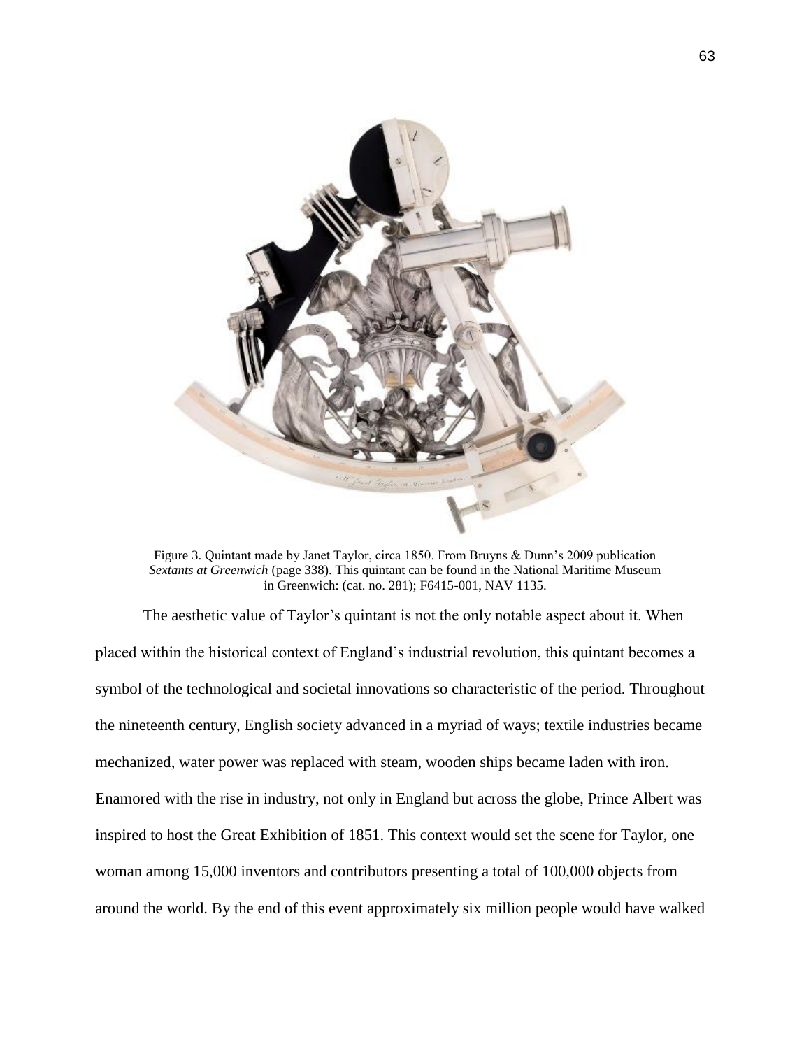Figure 3. Quintant made by Janet Taylor, circa 1850. From Bruyns & Dunn's 2009 publication *Sextants at Greenwich* (page 338). This quintant can be found in the National Maritime Museum in Greenwich: (cat. no. 281); F6415-001, NAV 1135.

The aesthetic value of Taylor's quintant is not the only notable aspect about it. When placed within the historical context of England's industrial revolution, this quintant becomes a symbol of the technological and societal innovations so characteristic of the period. Throughout the nineteenth century, English society advanced in a myriad of ways; textile industries became mechanized, water power was replaced with steam, wooden ships became laden with iron. Enamored with the rise in industry, not only in England but across the globe, Prince Albert was inspired to host the Great Exhibition of 1851. This context would set the scene for Taylor, one woman among 15,000 inventors and contributors presenting a total of 100,000 objects from around the world. By the end of this event approximately six million people would have walked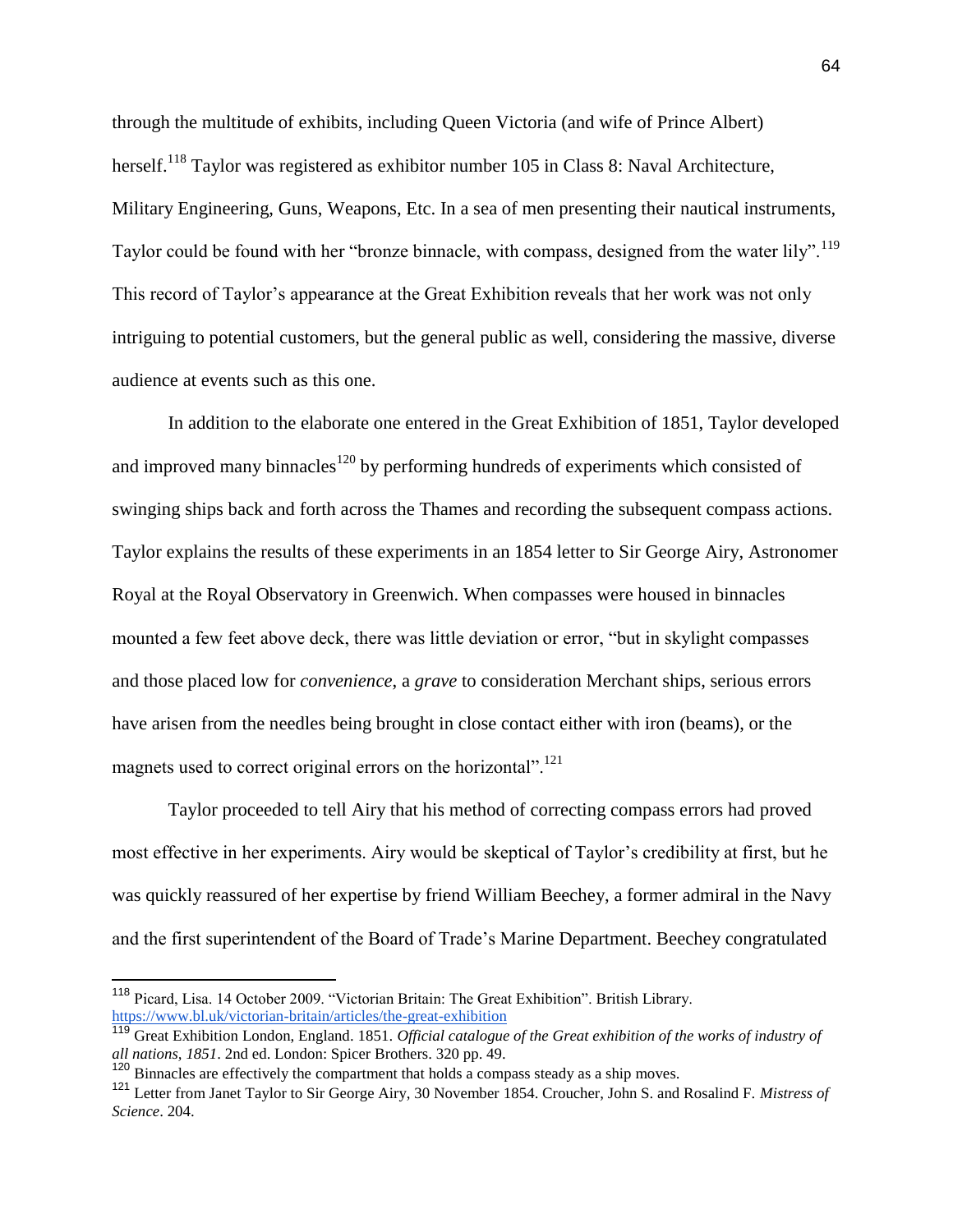through the multitude of exhibits, including Queen Victoria (and wife of Prince Albert) herself.[118] Taylor was registered as exhibitor number 105 in Class 8: Naval Architecture, Military Engineering, Guns, Weapons, Etc. In a sea of men presenting their nautical instruments, Taylor could be found with her "bronze binnacle, with compass, designed from the water lily".[119] This record of Taylor's appearance at the Great Exhibition reveals that her work was not only intriguing to potential customers, but the general public as well, considering the massive, diverse audience at events such as this one.

In addition to the elaborate one entered in the Great Exhibition of 1851, Taylor developed and improved many binnacles[120] by performing hundreds of experiments which consisted of swinging ships back and forth across the Thames and recording the subsequent compass actions. Taylor explains the results of these experiments in an 1854 letter to Sir George Airy, Astronomer Royal at the Royal Observatory in Greenwich. When compasses were housed in binnacles mounted a few feet above deck, there was little deviation or error, "but in skylight compasses and those placed low for *convenience*, a *grave* to consideration Merchant ships, serious errors have arisen from the needles being brought in close contact either with iron (beams), or the magnets used to correct original errors on the horizontal".[121]

Taylor proceeded to tell Airy that his method of correcting compass errors had proved most effective in her experiments. Airy would be skeptical of Taylor's credibility at first, but he was quickly reassured of her expertise by friend William Beechey, a former admiral in the Navy and the first superintendent of the Board of Trade's Marine Department. Beechey congratulated

---

[118] Picard, Lisa. 14 October 2009. "Victorian Britain: The Great Exhibition". British Library. https://www.bl.uk/victorian-britain/articles/the-great-exhibition

[119] Great Exhibition London, England. 1851. *Official catalogue of the Great exhibition of the works of industry of all nations, 1851*. 2nd ed. London: Spicer Brothers. 320 pp. 49.

[120] Binnacles are effectively the compartment that holds a compass steady as a ship moves.

[121] Letter from Janet Taylor to Sir George Airy, 30 November 1854. Croucher, John S. and Rosalind F. *Mistress of Science*. 204.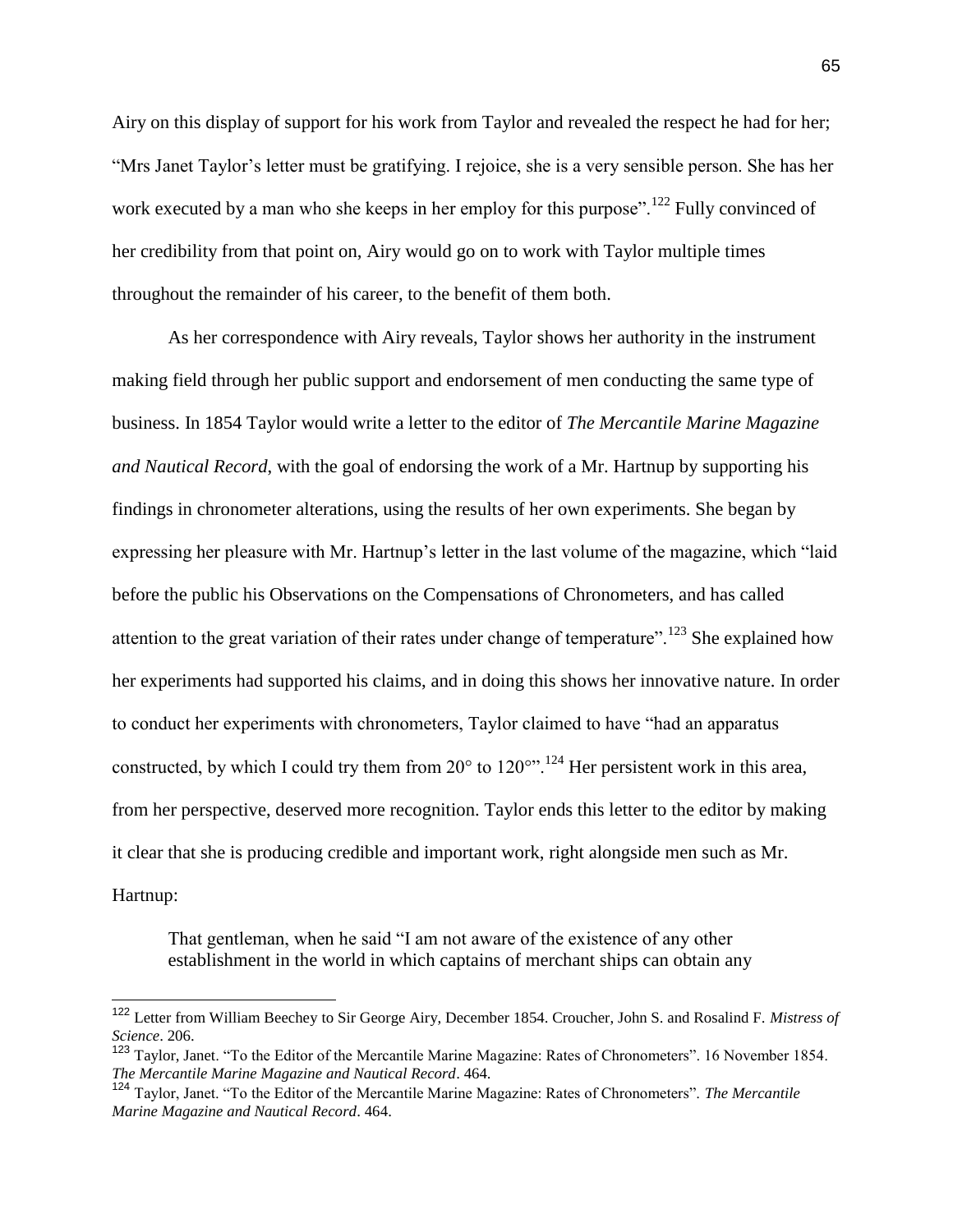Airy on this display of support for his work from Taylor and revealed the respect he had for her; "Mrs Janet Taylor's letter must be gratifying. I rejoice, she is a very sensible person. She has her work executed by a man who she keeps in her employ for this purpose".[122] Fully convinced of her credibility from that point on, Airy would go on to work with Taylor multiple times throughout the remainder of his career, to the benefit of them both.

As her correspondence with Airy reveals, Taylor shows her authority in the instrument making field through her public support and endorsement of men conducting the same type of business. In 1854 Taylor would write a letter to the editor of *The Mercantile Marine Magazine and Nautical Record*, with the goal of endorsing the work of a Mr. Hartnup by supporting his findings in chronometer alterations, using the results of her own experiments. She began by expressing her pleasure with Mr. Hartnup's letter in the last volume of the magazine, which "laid before the public his Observations on the Compensations of Chronometers, and has called attention to the great variation of their rates under change of temperature".[123] She explained how her experiments had supported his claims, and in doing this shows her innovative nature. In order to conduct her experiments with chronometers, Taylor claimed to have "had an apparatus constructed, by which I could try them from 20° to 120°".[124] Her persistent work in this area, from her perspective, deserved more recognition. Taylor ends this letter to the editor by making it clear that she is producing credible and important work, right alongside men such as Mr. Hartnup:

> That gentleman, when he said "I am not aware of the existence of any other establishment in the world in which captains of merchant ships can obtain any

---

[122] Letter from William Beechey to Sir George Airy, December 1854. Croucher, John S. and Rosalind F. *Mistress of Science*. 206.

[123] Taylor, Janet. "To the Editor of the Mercantile Marine Magazine: Rates of Chronometers". 16 November 1854. *The Mercantile Marine Magazine and Nautical Record*. 464.

[124] Taylor, Janet. "To the Editor of the Mercantile Marine Magazine: Rates of Chronometers". *The Mercantile Marine Magazine and Nautical Record*. 464.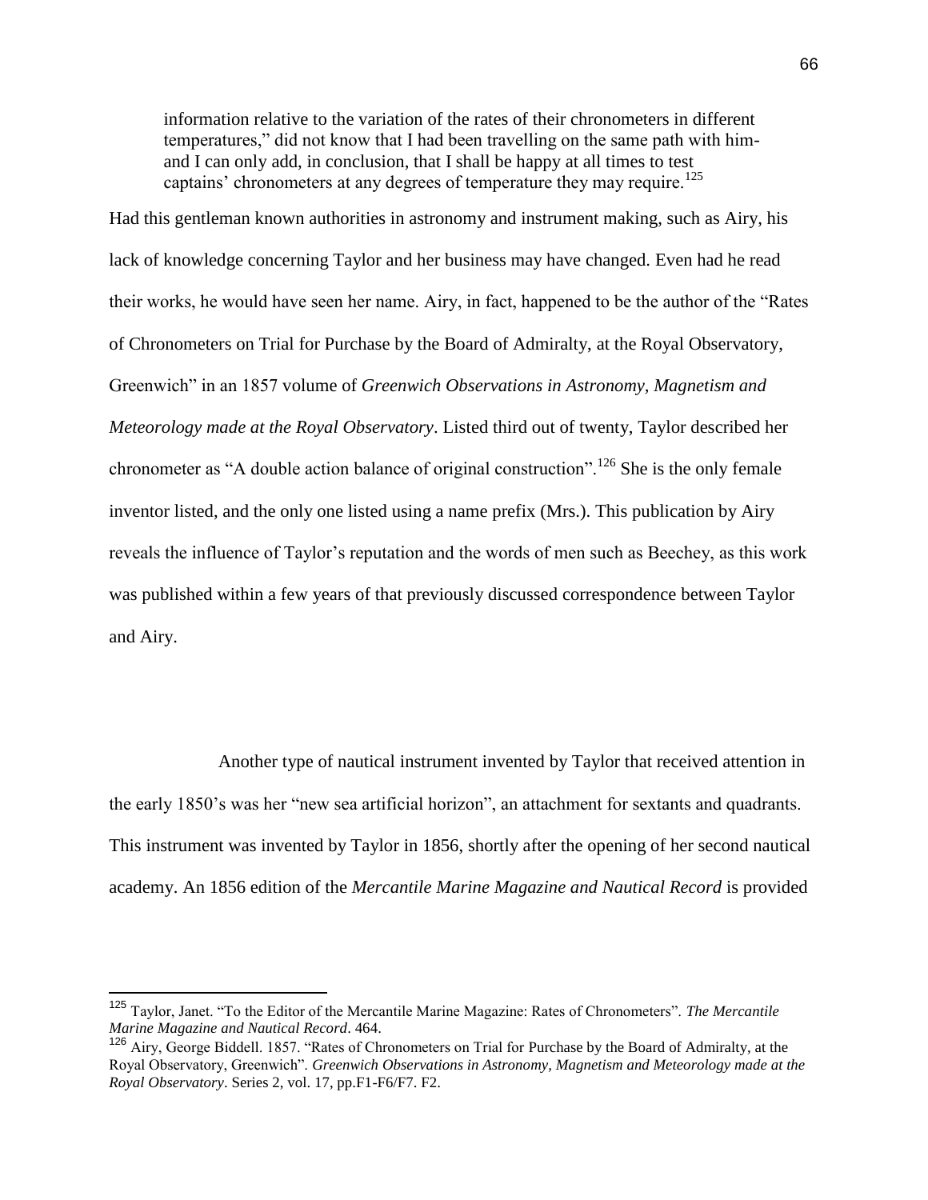> information relative to the variation of the rates of their chronometers in different temperatures," did not know that I had been travelling on the same path with him- and I can only add, in conclusion, that I shall be happy at all times to test captains' chronometers at any degrees of temperature they may require.[125]

Had this gentleman known authorities in astronomy and instrument making, such as Airy, his lack of knowledge concerning Taylor and her business may have changed. Even had he read their works, he would have seen her name. Airy, in fact, happened to be the author of the "Rates of Chronometers on Trial for Purchase by the Board of Admiralty, at the Royal Observatory, Greenwich" in an 1857 volume of *Greenwich Observations in Astronomy, Magnetism and Meteorology made at the Royal Observatory*. Listed third out of twenty, Taylor described her chronometer as "A double action balance of original construction".[126] She is the only female inventor listed, and the only one listed using a name prefix (Mrs.). This publication by Airy reveals the influence of Taylor's reputation and the words of men such as Beechey, as this work was published within a few years of that previously discussed correspondence between Taylor and Airy.

Another type of nautical instrument invented by Taylor that received attention in the early 1850's was her "new sea artificial horizon", an attachment for sextants and quadrants. This instrument was invented by Taylor in 1856, shortly after the opening of her second nautical academy. An 1856 edition of the *Mercantile Marine Magazine and Nautical Record* is provided

---

[125] Taylor, Janet. "To the Editor of the Mercantile Marine Magazine: Rates of Chronometers". *The Mercantile Marine Magazine and Nautical Record*. 464.

[126] Airy, George Biddell. 1857. "Rates of Chronometers on Trial for Purchase by the Board of Admiralty, at the Royal Observatory, Greenwich". *Greenwich Observations in Astronomy, Magnetism and Meteorology made at the Royal Observatory*. Series 2, vol. 17, pp.F1-F6/F7. F2.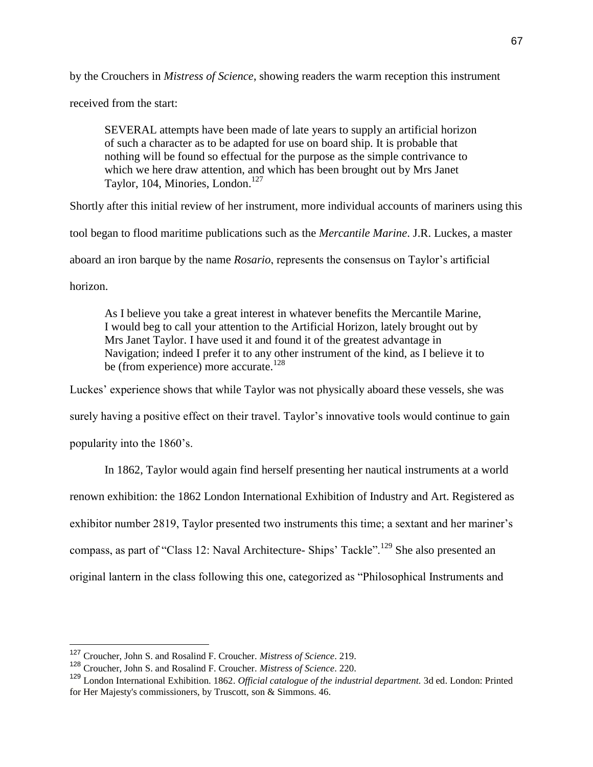by the Crouchers in *Mistress of Science*, showing readers the warm reception this instrument received from the start:

> SEVERAL attempts have been made of late years to supply an artificial horizon of such a character as to be adapted for use on board ship. It is probable that nothing will be found so effectual for the purpose as the simple contrivance to which we here draw attention, and which has been brought out by Mrs Janet Taylor, 104, Minories, London.[127]

Shortly after this initial review of her instrument, more individual accounts of mariners using this tool began to flood maritime publications such as the *Mercantile Marine*. J.R. Luckes, a master aboard an iron barque by the name *Rosario*, represents the consensus on Taylor's artificial horizon.

> As I believe you take a great interest in whatever benefits the Mercantile Marine, I would beg to call your attention to the Artificial Horizon, lately brought out by Mrs Janet Taylor. I have used it and found it of the greatest advantage in Navigation; indeed I prefer it to any other instrument of the kind, as I believe it to be (from experience) more accurate.[128]

Luckes' experience shows that while Taylor was not physically aboard these vessels, she was surely having a positive effect on their travel. Taylor's innovative tools would continue to gain popularity into the 1860's.

In 1862, Taylor would again find herself presenting her nautical instruments at a world renown exhibition: the 1862 London International Exhibition of Industry and Art. Registered as exhibitor number 2819, Taylor presented two instruments this time; a sextant and her mariner's compass, as part of "Class 12: Naval Architecture- Ships' Tackle".[129] She also presented an original lantern in the class following this one, categorized as "Philosophical Instruments and

---

[127] Croucher, John S. and Rosalind F. Croucher. *Mistress of Science*. 219.

[128] Croucher, John S. and Rosalind F. Croucher. *Mistress of Science*. 220.

[129] London International Exhibition. 1862. *Official catalogue of the industrial department.* 3d ed. London: Printed for Her Majesty's commissioners, by Truscott, son & Simmons. 46.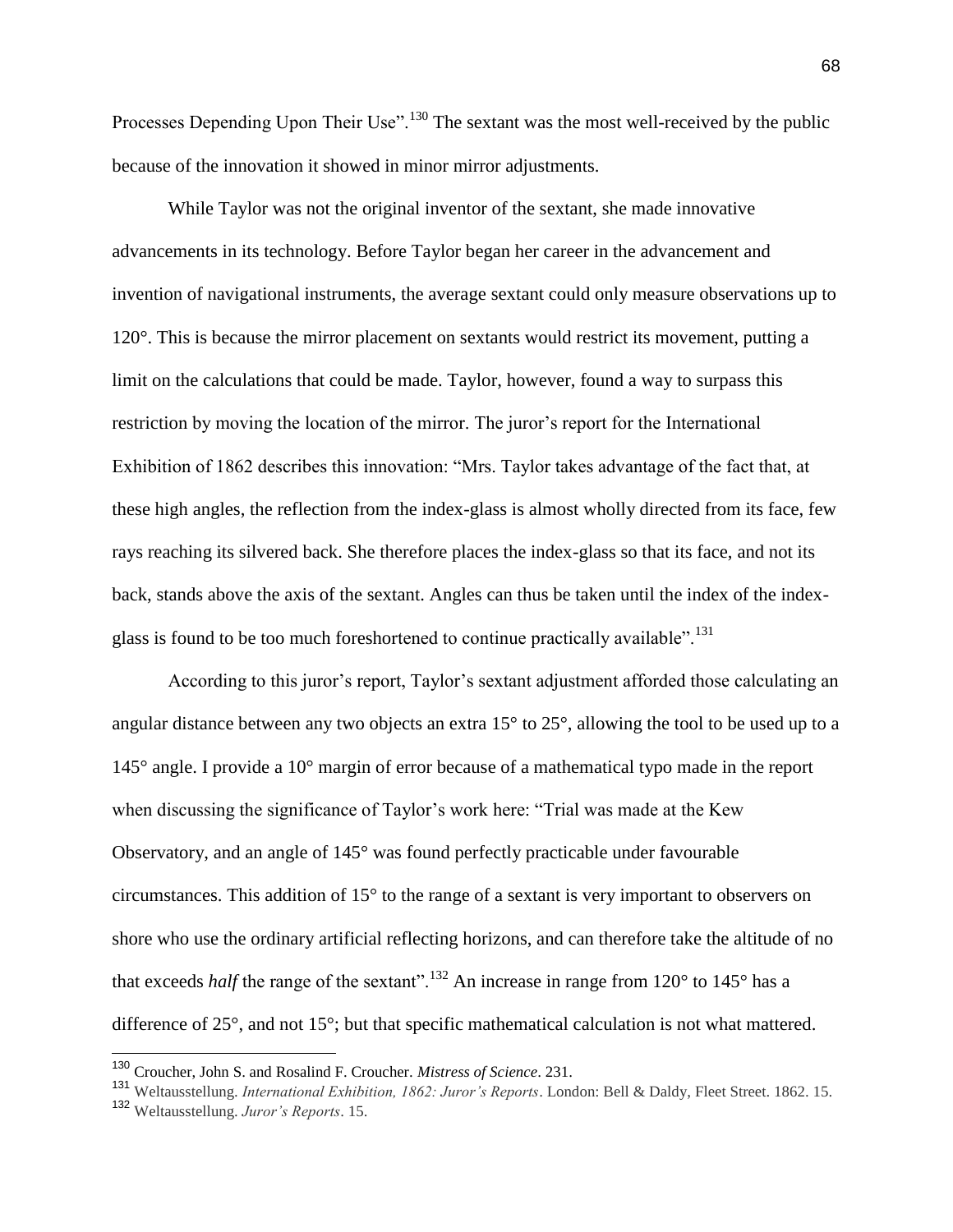Processes Depending Upon Their Use".[130] The sextant was the most well-received by the public because of the innovation it showed in minor mirror adjustments.

While Taylor was not the original inventor of the sextant, she made innovative advancements in its technology. Before Taylor began her career in the advancement and invention of navigational instruments, the average sextant could only measure observations up to 120°. This is because the mirror placement on sextants would restrict its movement, putting a limit on the calculations that could be made. Taylor, however, found a way to surpass this restriction by moving the location of the mirror. The juror's report for the International Exhibition of 1862 describes this innovation: "Mrs. Taylor takes advantage of the fact that, at these high angles, the reflection from the index-glass is almost wholly directed from its face, few rays reaching its silvered back. She therefore places the index-glass so that its face, and not its back, stands above the axis of the sextant. Angles can thus be taken until the index of the index-glass is found to be too much foreshortened to continue practically available".[131]

According to this juror's report, Taylor's sextant adjustment afforded those calculating an angular distance between any two objects an extra 15° to 25°, allowing the tool to be used up to a 145° angle. I provide a 10° margin of error because of a mathematical typo made in the report when discussing the significance of Taylor's work here: "Trial was made at the Kew Observatory, and an angle of 145° was found perfectly practicable under favourable circumstances. This addition of 15° to the range of a sextant is very important to observers on shore who use the ordinary artificial reflecting horizons, and can therefore take the altitude of no that exceeds *half* the range of the sextant".[132] An increase in range from 120° to 145° has a difference of 25°, and not 15°; but that specific mathematical calculation is not what mattered.

---

[130] Croucher, John S. and Rosalind F. Croucher. *Mistress of Science*. 231.

[131] Weltausstellung. *International Exhibition, 1862: Juror's Reports*. London: Bell & Daldy, Fleet Street. 1862. 15.

[132] Weltausstellung. *Juror's Reports*. 15.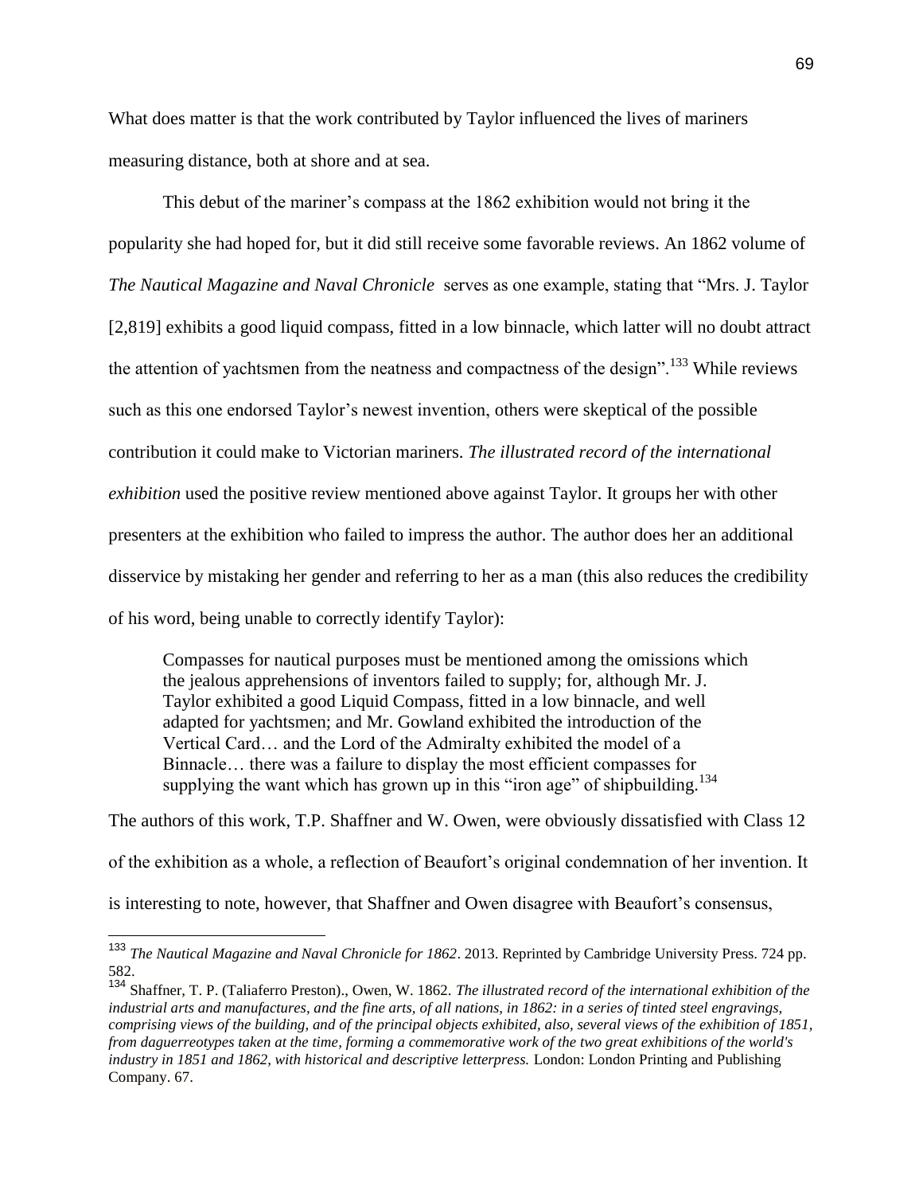What does matter is that the work contributed by Taylor influenced the lives of mariners measuring distance, both at shore and at sea.

This debut of the mariner's compass at the 1862 exhibition would not bring it the popularity she had hoped for, but it did still receive some favorable reviews. An 1862 volume of *The Nautical Magazine and Naval Chronicle* serves as one example, stating that "Mrs. J. Taylor [2,819] exhibits a good liquid compass, fitted in a low binnacle, which latter will no doubt attract the attention of yachtsmen from the neatness and compactness of the design".[133] While reviews such as this one endorsed Taylor's newest invention, others were skeptical of the possible contribution it could make to Victorian mariners. *The illustrated record of the international exhibition* used the positive review mentioned above against Taylor. It groups her with other presenters at the exhibition who failed to impress the author. The author does her an additional disservice by mistaking her gender and referring to her as a man (this also reduces the credibility of his word, being unable to correctly identify Taylor):

> Compasses for nautical purposes must be mentioned among the omissions which the jealous apprehensions of inventors failed to supply; for, although Mr. J. Taylor exhibited a good Liquid Compass, fitted in a low binnacle, and well adapted for yachtsmen; and Mr. Gowland exhibited the introduction of the Vertical Card… and the Lord of the Admiralty exhibited the model of a Binnacle… there was a failure to display the most efficient compasses for supplying the want which has grown up in this "iron age" of shipbuilding.[134]

The authors of this work, T.P. Shaffner and W. Owen, were obviously dissatisfied with Class 12 of the exhibition as a whole, a reflection of Beaufort's original condemnation of her invention. It is interesting to note, however, that Shaffner and Owen disagree with Beaufort's consensus,

---

[133] *The Nautical Magazine and Naval Chronicle for 1862*. 2013. Reprinted by Cambridge University Press. 724 pp. 582.

[134] Shaffner, T. P. (Taliaferro Preston)., Owen, W. 1862. *The illustrated record of the international exhibition of the industrial arts and manufactures, and the fine arts, of all nations, in 1862: in a series of tinted steel engravings, comprising views of the building, and of the principal objects exhibited, also, several views of the exhibition of 1851, from daguerreotypes taken at the time, forming a commemorative work of the two great exhibitions of the world's industry in 1851 and 1862, with historical and descriptive letterpress.* London: London Printing and Publishing Company. 67.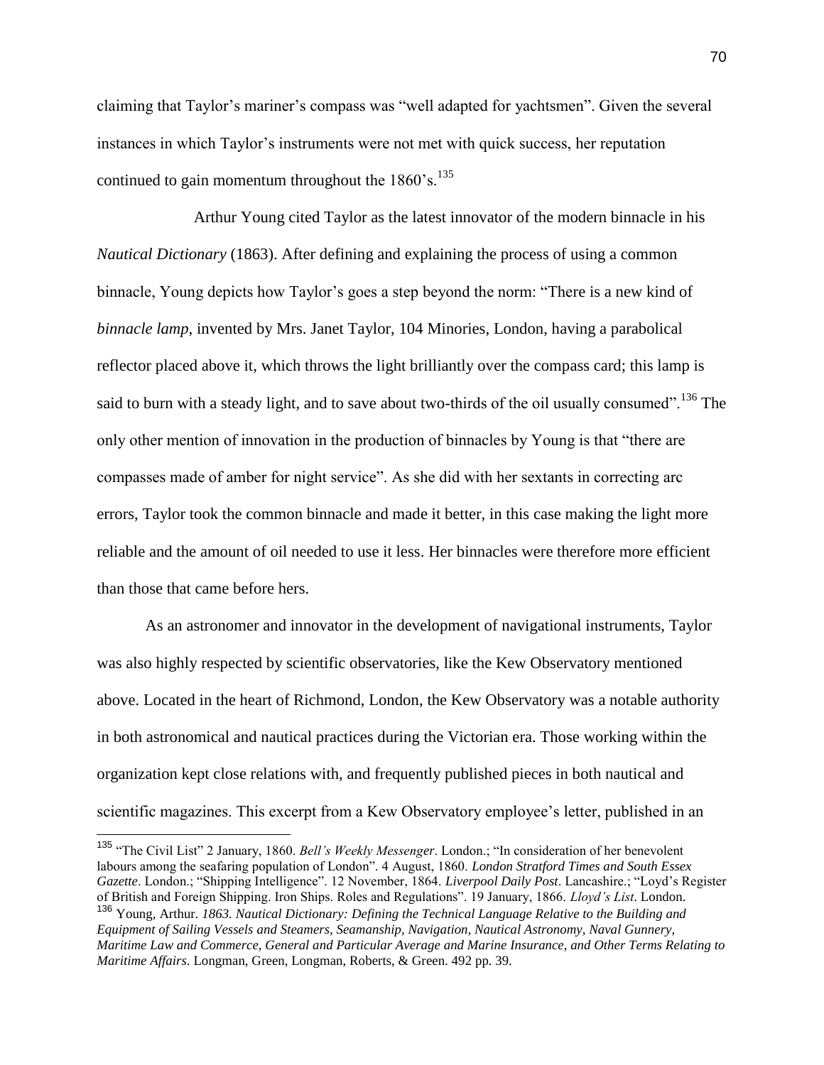claiming that Taylor's mariner's compass was "well adapted for yachtsmen". Given the several instances in which Taylor's instruments were not met with quick success, her reputation continued to gain momentum throughout the 1860's.[135]

Arthur Young cited Taylor as the latest innovator of the modern binnacle in his *Nautical Dictionary* (1863). After defining and explaining the process of using a common binnacle, Young depicts how Taylor's goes a step beyond the norm: "There is a new kind of *binnacle lamp*, invented by Mrs. Janet Taylor, 104 Minories, London, having a parabolical reflector placed above it, which throws the light brilliantly over the compass card; this lamp is said to burn with a steady light, and to save about two-thirds of the oil usually consumed".[136] The only other mention of innovation in the production of binnacles by Young is that "there are compasses made of amber for night service". As she did with her sextants in correcting arc errors, Taylor took the common binnacle and made it better, in this case making the light more reliable and the amount of oil needed to use it less. Her binnacles were therefore more efficient than those that came before hers.

As an astronomer and innovator in the development of navigational instruments, Taylor was also highly respected by scientific observatories, like the Kew Observatory mentioned above. Located in the heart of Richmond, London, the Kew Observatory was a notable authority in both astronomical and nautical practices during the Victorian era. Those working within the organization kept close relations with, and frequently published pieces in both nautical and scientific magazines. This excerpt from a Kew Observatory employee's letter, published in an

---

[135] "The Civil List" 2 January, 1860. *Bell's Weekly Messenger*. London.; "In consideration of her benevolent labours among the seafaring population of London". 4 August, 1860. *London Stratford Times and South Essex Gazette*. London.; "Shipping Intelligence". 12 November, 1864. *Liverpool Daily Post*. Lancashire.; "Loyd's Register of British and Foreign Shipping. Iron Ships. Roles and Regulations". 19 January, 1866. *Lloyd's List*. London.

[136] Young, Arthur. *1863. Nautical Dictionary: Defining the Technical Language Relative to the Building and Equipment of Sailing Vessels and Steamers, Seamanship, Navigation, Nautical Astronomy, Naval Gunnery, Maritime Law and Commerce, General and Particular Average and Marine Insurance, and Other Terms Relating to Maritime Affairs*. Longman, Green, Longman, Roberts, & Green. 492 pp. 39.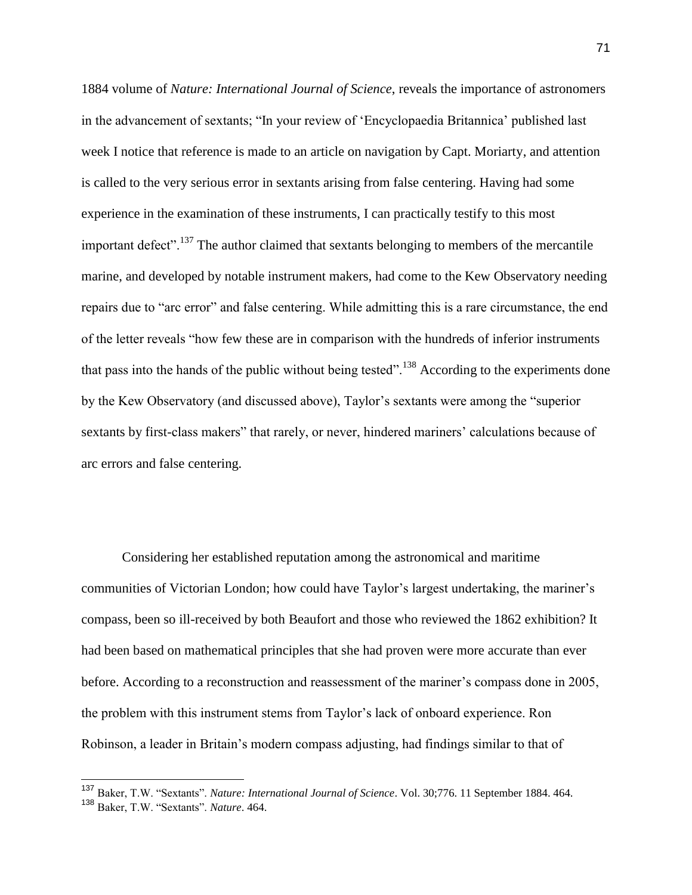1884 volume of *Nature: International Journal of Science*, reveals the importance of astronomers in the advancement of sextants; "In your review of 'Encyclopaedia Britannica' published last week I notice that reference is made to an article on navigation by Capt. Moriarty, and attention is called to the very serious error in sextants arising from false centering. Having had some experience in the examination of these instruments, I can practically testify to this most important defect".[137] The author claimed that sextants belonging to members of the mercantile marine, and developed by notable instrument makers, had come to the Kew Observatory needing repairs due to "arc error" and false centering. While admitting this is a rare circumstance, the end of the letter reveals "how few these are in comparison with the hundreds of inferior instruments that pass into the hands of the public without being tested".[138] According to the experiments done by the Kew Observatory (and discussed above), Taylor's sextants were among the "superior sextants by first-class makers" that rarely, or never, hindered mariners' calculations because of arc errors and false centering.

Considering her established reputation among the astronomical and maritime communities of Victorian London; how could have Taylor's largest undertaking, the mariner's compass, been so ill-received by both Beaufort and those who reviewed the 1862 exhibition? It had been based on mathematical principles that she had proven were more accurate than ever before. According to a reconstruction and reassessment of the mariner's compass done in 2005, the problem with this instrument stems from Taylor's lack of onboard experience. Ron Robinson, a leader in Britain's modern compass adjusting, had findings similar to that of

---

[137] Baker, T.W. "Sextants". *Nature: International Journal of Science*. Vol. 30;776. 11 September 1884. 464.

[138] Baker, T.W. "Sextants". *Nature*. 464.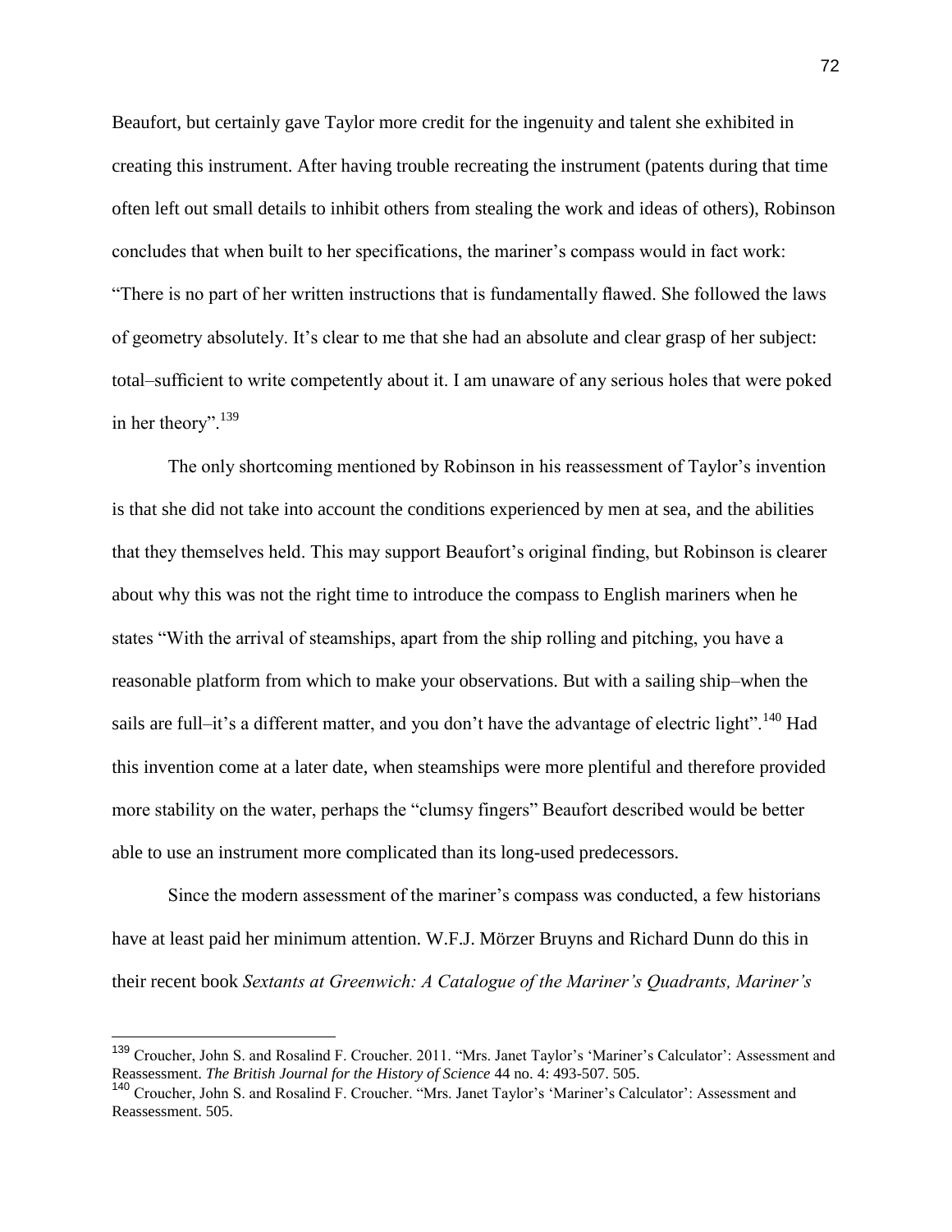Beaufort, but certainly gave Taylor more credit for the ingenuity and talent she exhibited in creating this instrument. After having trouble recreating the instrument (patents during that time often left out small details to inhibit others from stealing the work and ideas of others), Robinson concludes that when built to her specifications, the mariner's compass would in fact work: "There is no part of her written instructions that is fundamentally flawed. She followed the laws of geometry absolutely. It's clear to me that she had an absolute and clear grasp of her subject: total–sufficient to write competently about it. I am unaware of any serious holes that were poked in her theory".[139]

The only shortcoming mentioned by Robinson in his reassessment of Taylor's invention is that she did not take into account the conditions experienced by men at sea, and the abilities that they themselves held. This may support Beaufort's original finding, but Robinson is clearer about why this was not the right time to introduce the compass to English mariners when he states "With the arrival of steamships, apart from the ship rolling and pitching, you have a reasonable platform from which to make your observations. But with a sailing ship–when the sails are full–it's a different matter, and you don't have the advantage of electric light".[140] Had this invention come at a later date, when steamships were more plentiful and therefore provided more stability on the water, perhaps the "clumsy fingers" Beaufort described would be better able to use an instrument more complicated than its long-used predecessors.

Since the modern assessment of the mariner's compass was conducted, a few historians have at least paid her minimum attention. W.F.J. Mörzer Bruyns and Richard Dunn do this in their recent book *Sextants at Greenwich: A Catalogue of the Mariner's Quadrants, Mariner's*

---

[139] Croucher, John S. and Rosalind F. Croucher. 2011. "Mrs. Janet Taylor's 'Mariner's Calculator': Assessment and Reassessment. *The British Journal for the History of Science* 44 no. 4: 493-507. 505.

[140] Croucher, John S. and Rosalind F. Croucher. "Mrs. Janet Taylor's 'Mariner's Calculator': Assessment and Reassessment. 505.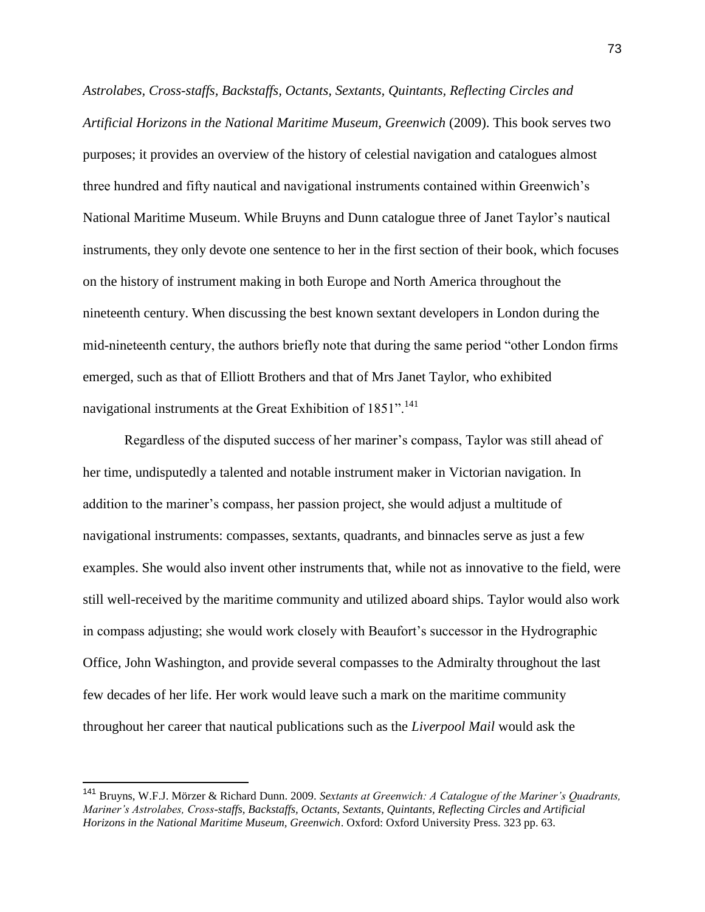*Astrolabes, Cross-staffs, Backstaffs, Octants, Sextants, Quintants, Reflecting Circles and Artificial Horizons in the National Maritime Museum, Greenwich* (2009). This book serves two purposes; it provides an overview of the history of celestial navigation and catalogues almost three hundred and fifty nautical and navigational instruments contained within Greenwich's National Maritime Museum. While Bruyns and Dunn catalogue three of Janet Taylor's nautical instruments, they only devote one sentence to her in the first section of their book, which focuses on the history of instrument making in both Europe and North America throughout the nineteenth century. When discussing the best known sextant developers in London during the mid-nineteenth century, the authors briefly note that during the same period "other London firms emerged, such as that of Elliott Brothers and that of Mrs Janet Taylor, who exhibited navigational instruments at the Great Exhibition of 1851".[141]

Regardless of the disputed success of her mariner's compass, Taylor was still ahead of her time, undisputedly a talented and notable instrument maker in Victorian navigation. In addition to the mariner's compass, her passion project, she would adjust a multitude of navigational instruments: compasses, sextants, quadrants, and binnacles serve as just a few examples. She would also invent other instruments that, while not as innovative to the field, were still well-received by the maritime community and utilized aboard ships. Taylor would also work in compass adjusting; she would work closely with Beaufort's successor in the Hydrographic Office, John Washington, and provide several compasses to the Admiralty throughout the last few decades of her life. Her work would leave such a mark on the maritime community throughout her career that nautical publications such as the *Liverpool Mail* would ask the

---

[141] Bruyns, W.F.J. Mörzer & Richard Dunn. 2009. *Sextants at Greenwich: A Catalogue of the Mariner's Quadrants, Mariner's Astrolabes, Cross-staffs, Backstaffs, Octants, Sextants, Quintants, Reflecting Circles and Artificial Horizons in the National Maritime Museum, Greenwich*. Oxford: Oxford University Press. 323 pp. 63.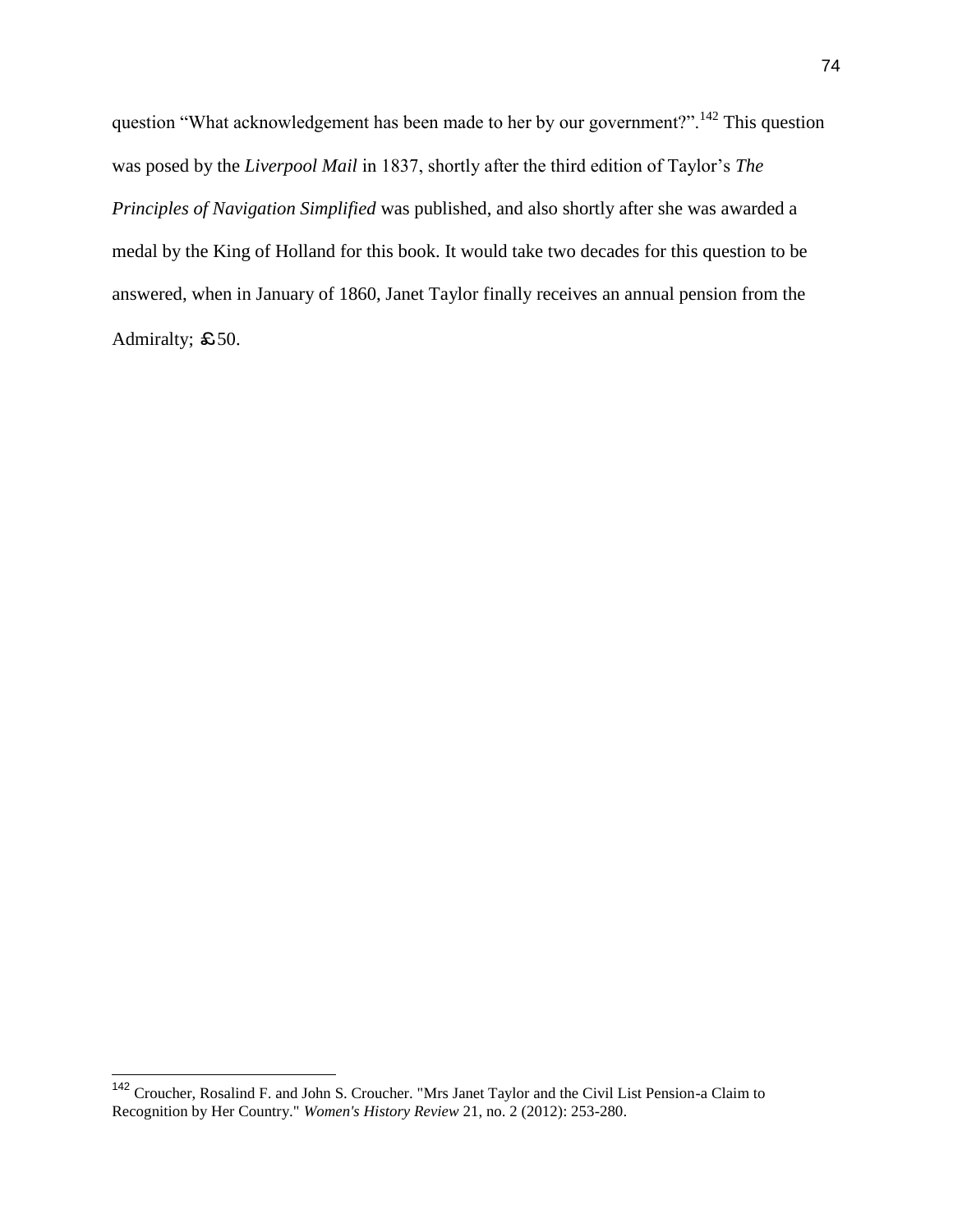question "What acknowledgement has been made to her by our government?".[142] This question was posed by the *Liverpool Mail* in 1837, shortly after the third edition of Taylor's *The Principles of Navigation Simplified* was published, and also shortly after she was awarded a medal by the King of Holland for this book. It would take two decades for this question to be answered, when in January of 1860, Janet Taylor finally receives an annual pension from the Admiralty; £50.

---

[142] Croucher, Rosalind F. and John S. Croucher. "Mrs Janet Taylor and the Civil List Pension-a Claim to Recognition by Her Country." *Women's History Review* 21, no. 2 (2012): 253-280.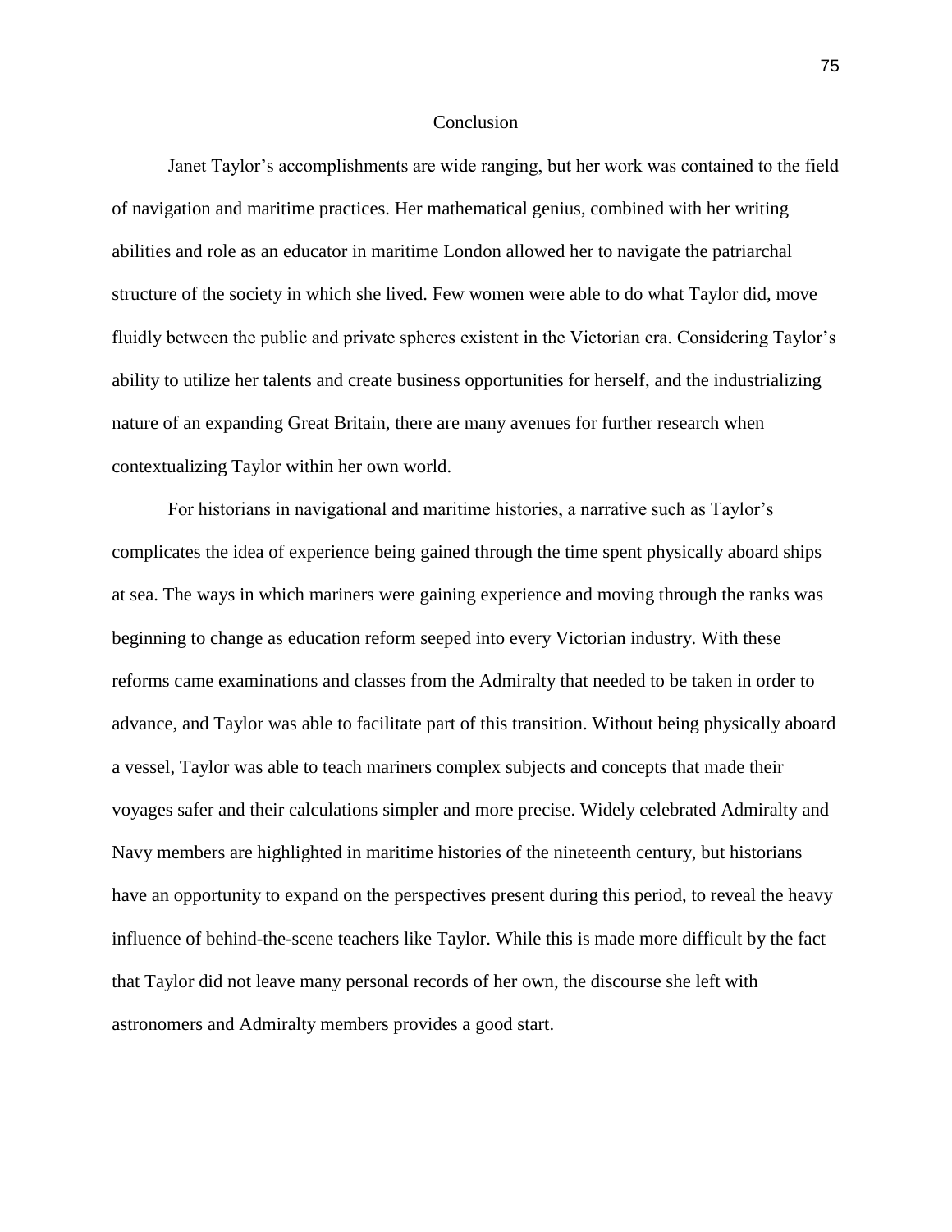# Conclusion

Janet Taylor's accomplishments are wide ranging, but her work was contained to the field of navigation and maritime practices. Her mathematical genius, combined with her writing abilities and role as an educator in maritime London allowed her to navigate the patriarchal structure of the society in which she lived. Few women were able to do what Taylor did, move fluidly between the public and private spheres existent in the Victorian era. Considering Taylor's ability to utilize her talents and create business opportunities for herself, and the industrializing nature of an expanding Great Britain, there are many avenues for further research when contextualizing Taylor within her own world.

For historians in navigational and maritime histories, a narrative such as Taylor's complicates the idea of experience being gained through the time spent physically aboard ships at sea. The ways in which mariners were gaining experience and moving through the ranks was beginning to change as education reform seeped into every Victorian industry. With these reforms came examinations and classes from the Admiralty that needed to be taken in order to advance, and Taylor was able to facilitate part of this transition. Without being physically aboard a vessel, Taylor was able to teach mariners complex subjects and concepts that made their voyages safer and their calculations simpler and more precise. Widely celebrated Admiralty and Navy members are highlighted in maritime histories of the nineteenth century, but historians have an opportunity to expand on the perspectives present during this period, to reveal the heavy influence of behind-the-scene teachers like Taylor. While this is made more difficult by the fact that Taylor did not leave many personal records of her own, the discourse she left with astronomers and Admiralty members provides a good start.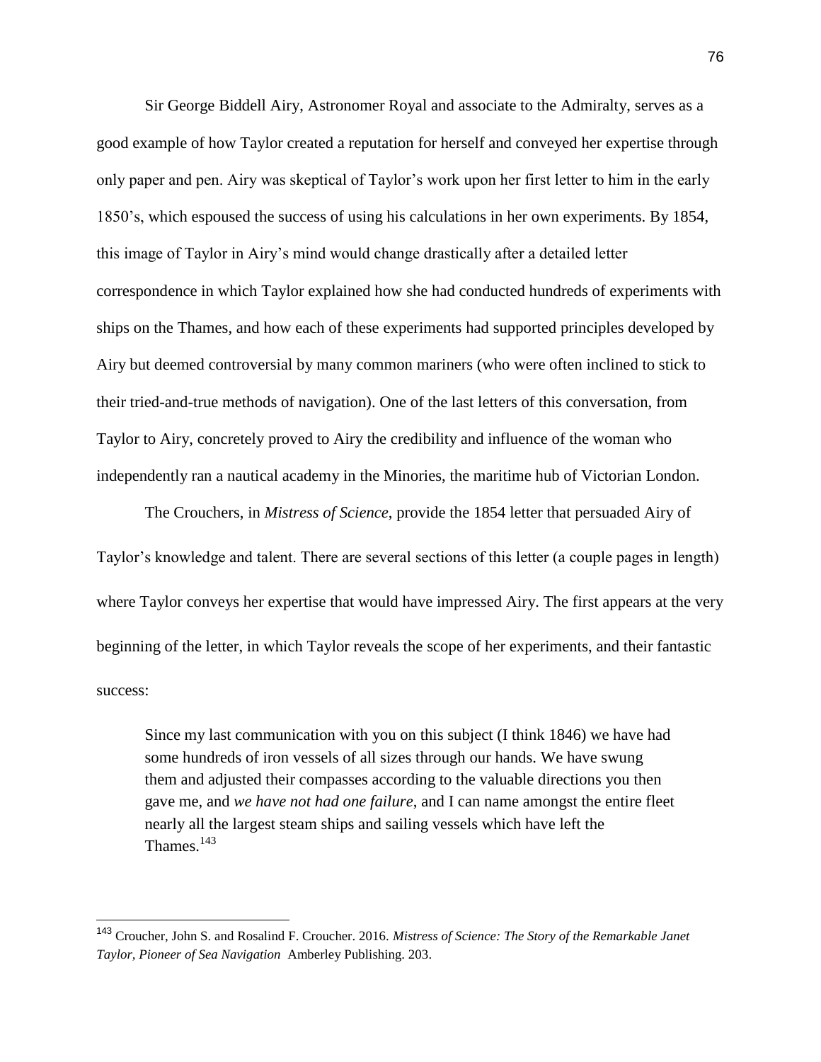Sir George Biddell Airy, Astronomer Royal and associate to the Admiralty, serves as a good example of how Taylor created a reputation for herself and conveyed her expertise through only paper and pen. Airy was skeptical of Taylor's work upon her first letter to him in the early 1850's, which espoused the success of using his calculations in her own experiments. By 1854, this image of Taylor in Airy's mind would change drastically after a detailed letter correspondence in which Taylor explained how she had conducted hundreds of experiments with ships on the Thames, and how each of these experiments had supported principles developed by Airy but deemed controversial by many common mariners (who were often inclined to stick to their tried-and-true methods of navigation). One of the last letters of this conversation, from Taylor to Airy, concretely proved to Airy the credibility and influence of the woman who independently ran a nautical academy in the Minories, the maritime hub of Victorian London.

The Crouchers, in *Mistress of Science*, provide the 1854 letter that persuaded Airy of Taylor's knowledge and talent. There are several sections of this letter (a couple pages in length) where Taylor conveys her expertise that would have impressed Airy. The first appears at the very beginning of the letter, in which Taylor reveals the scope of her experiments, and their fantastic success:

> Since my last communication with you on this subject (I think 1846) we have had some hundreds of iron vessels of all sizes through our hands. We have swung them and adjusted their compasses according to the valuable directions you then gave me, and *we have not had one failure*, and I can name amongst the entire fleet nearly all the largest steam ships and sailing vessels which have left the Thames.[143]

[143] Croucher, John S. and Rosalind F. Croucher. 2016. *Mistress of Science: The Story of the Remarkable Janet Taylor, Pioneer of Sea Navigation* Amberley Publishing. 203.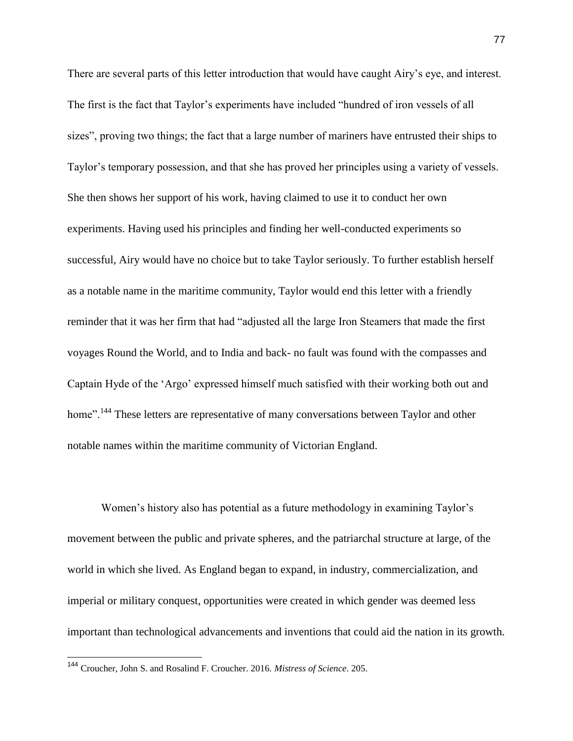There are several parts of this letter introduction that would have caught Airy's eye, and interest. The first is the fact that Taylor's experiments have included "hundred of iron vessels of all sizes", proving two things; the fact that a large number of mariners have entrusted their ships to Taylor's temporary possession, and that she has proved her principles using a variety of vessels. She then shows her support of his work, having claimed to use it to conduct her own experiments. Having used his principles and finding her well-conducted experiments so successful, Airy would have no choice but to take Taylor seriously. To further establish herself as a notable name in the maritime community, Taylor would end this letter with a friendly reminder that it was her firm that had "adjusted all the large Iron Steamers that made the first voyages Round the World, and to India and back- no fault was found with the compasses and Captain Hyde of the 'Argo' expressed himself much satisfied with their working both out and home".[144] These letters are representative of many conversations between Taylor and other notable names within the maritime community of Victorian England.

Women's history also has potential as a future methodology in examining Taylor's movement between the public and private spheres, and the patriarchal structure at large, of the world in which she lived. As England began to expand, in industry, commercialization, and imperial or military conquest, opportunities were created in which gender was deemed less important than technological advancements and inventions that could aid the nation in its growth.

---

[144] Croucher, John S. and Rosalind F. Croucher. 2016. *Mistress of Science*. 205.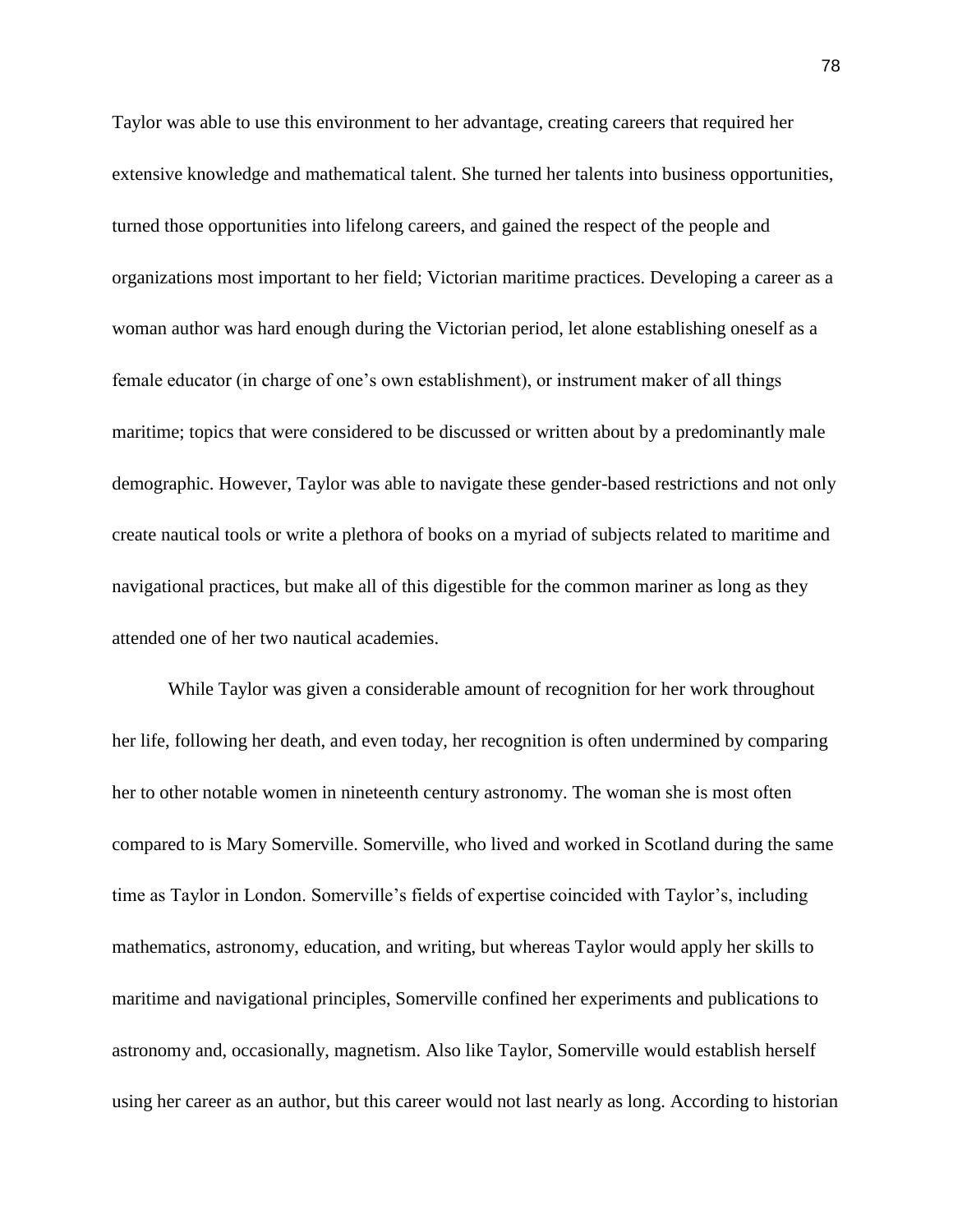Taylor was able to use this environment to her advantage, creating careers that required her extensive knowledge and mathematical talent. She turned her talents into business opportunities, turned those opportunities into lifelong careers, and gained the respect of the people and organizations most important to her field; Victorian maritime practices. Developing a career as a woman author was hard enough during the Victorian period, let alone establishing oneself as a female educator (in charge of one's own establishment), or instrument maker of all things maritime; topics that were considered to be discussed or written about by a predominantly male demographic. However, Taylor was able to navigate these gender-based restrictions and not only create nautical tools or write a plethora of books on a myriad of subjects related to maritime and navigational practices, but make all of this digestible for the common mariner as long as they attended one of her two nautical academies.

While Taylor was given a considerable amount of recognition for her work throughout her life, following her death, and even today, her recognition is often undermined by comparing her to other notable women in nineteenth century astronomy. The woman she is most often compared to is Mary Somerville. Somerville, who lived and worked in Scotland during the same time as Taylor in London. Somerville's fields of expertise coincided with Taylor's, including mathematics, astronomy, education, and writing, but whereas Taylor would apply her skills to maritime and navigational principles, Somerville confined her experiments and publications to astronomy and, occasionally, magnetism. Also like Taylor, Somerville would establish herself using her career as an author, but this career would not last nearly as long. According to historian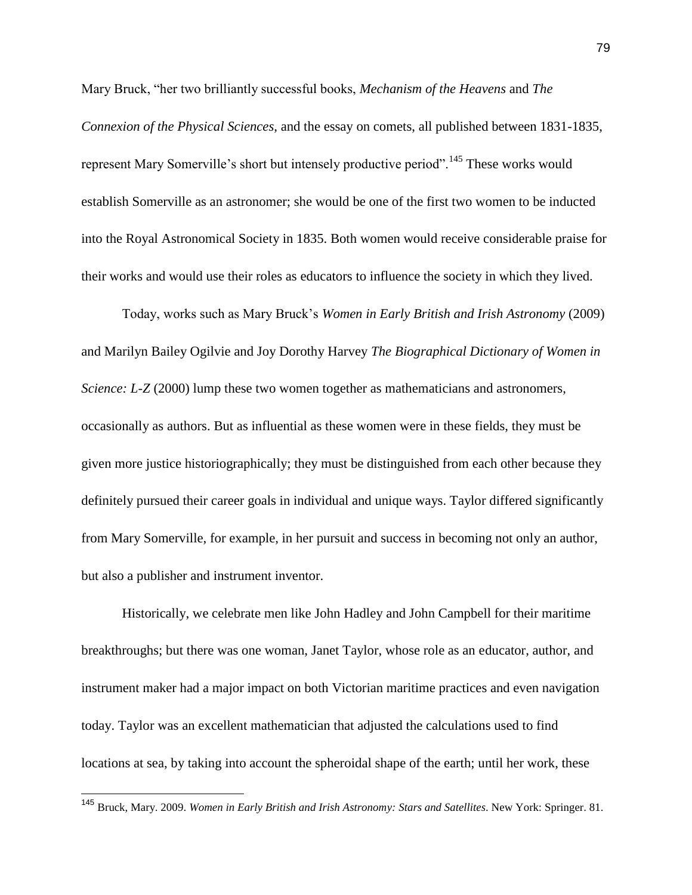Mary Bruck, "her two brilliantly successful books, *Mechanism of the Heavens* and *The Connexion of the Physical Sciences*, and the essay on comets, all published between 1831-1835, represent Mary Somerville's short but intensely productive period".[145] These works would establish Somerville as an astronomer; she would be one of the first two women to be inducted into the Royal Astronomical Society in 1835. Both women would receive considerable praise for their works and would use their roles as educators to influence the society in which they lived.

Today, works such as Mary Bruck's *Women in Early British and Irish Astronomy* (2009) and Marilyn Bailey Ogilvie and Joy Dorothy Harvey *The Biographical Dictionary of Women in Science: L-Z* (2000) lump these two women together as mathematicians and astronomers, occasionally as authors. But as influential as these women were in these fields, they must be given more justice historiographically; they must be distinguished from each other because they definitely pursued their career goals in individual and unique ways. Taylor differed significantly from Mary Somerville, for example, in her pursuit and success in becoming not only an author, but also a publisher and instrument inventor.

Historically, we celebrate men like John Hadley and John Campbell for their maritime breakthroughs; but there was one woman, Janet Taylor, whose role as an educator, author, and instrument maker had a major impact on both Victorian maritime practices and even navigation today. Taylor was an excellent mathematician that adjusted the calculations used to find locations at sea, by taking into account the spheroidal shape of the earth; until her work, these

[145] Bruck, Mary. 2009. *Women in Early British and Irish Astronomy: Stars and Satellites*. New York: Springer. 81.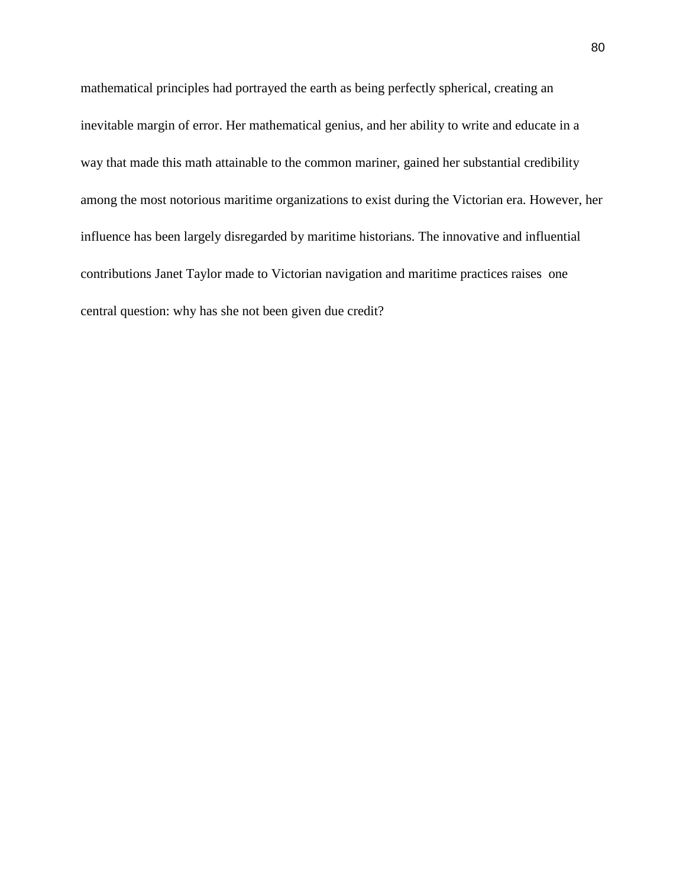mathematical principles had portrayed the earth as being perfectly spherical, creating an inevitable margin of error. Her mathematical genius, and her ability to write and educate in a way that made this math attainable to the common mariner, gained her substantial credibility among the most notorious maritime organizations to exist during the Victorian era. However, her influence has been largely disregarded by maritime historians. The innovative and influential contributions Janet Taylor made to Victorian navigation and maritime practices raises one central question: why has she not been given due credit?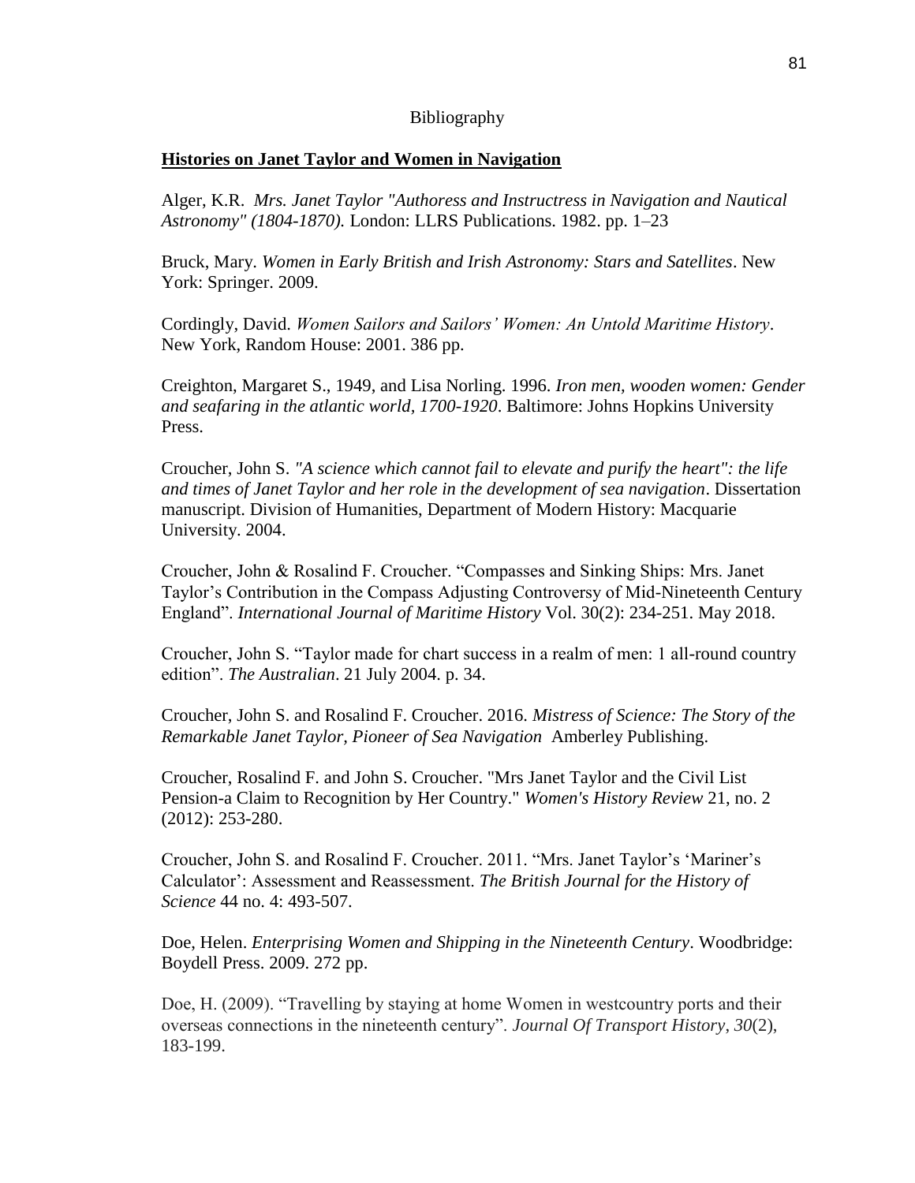# Bibliography

## Histories on Janet Taylor and Women in Navigation

Alger, K.R. *Mrs. Janet Taylor "Authoress and Instructress in Navigation and Nautical Astronomy" (1804-1870).* London: LLRS Publications. 1982. pp. 1–23

Bruck, Mary. *Women in Early British and Irish Astronomy: Stars and Satellites*. New York: Springer. 2009.

Cordingly, David. *Women Sailors and Sailors' Women: An Untold Maritime History*. New York, Random House: 2001. 386 pp.

Creighton, Margaret S., 1949, and Lisa Norling. 1996. *Iron men, wooden women: Gender and seafaring in the atlantic world, 1700-1920*. Baltimore: Johns Hopkins University Press.

Croucher, John S. *"A science which cannot fail to elevate and purify the heart": the life and times of Janet Taylor and her role in the development of sea navigation*. Dissertation manuscript. Division of Humanities, Department of Modern History: Macquarie University. 2004.

Croucher, John & Rosalind F. Croucher. "Compasses and Sinking Ships: Mrs. Janet Taylor's Contribution in the Compass Adjusting Controversy of Mid-Nineteenth Century England". *International Journal of Maritime History* Vol. 30(2): 234-251. May 2018.

Croucher, John S. "Taylor made for chart success in a realm of men: 1 all-round country edition". *The Australian*. 21 July 2004. p. 34.

Croucher, John S. and Rosalind F. Croucher. 2016. *Mistress of Science: The Story of the Remarkable Janet Taylor, Pioneer of Sea Navigation* Amberley Publishing.

Croucher, Rosalind F. and John S. Croucher. "Mrs Janet Taylor and the Civil List Pension-a Claim to Recognition by Her Country." *Women's History Review* 21, no. 2 (2012): 253-280.

Croucher, John S. and Rosalind F. Croucher. 2011. "Mrs. Janet Taylor's 'Mariner's Calculator': Assessment and Reassessment. *The British Journal for the History of Science* 44 no. 4: 493-507.

Doe, Helen. *Enterprising Women and Shipping in the Nineteenth Century*. Woodbridge: Boydell Press. 2009. 272 pp.

Doe, H. (2009). "Travelling by staying at home Women in westcountry ports and their overseas connections in the nineteenth century". *Journal Of Transport History*, *30*(2), 183-199.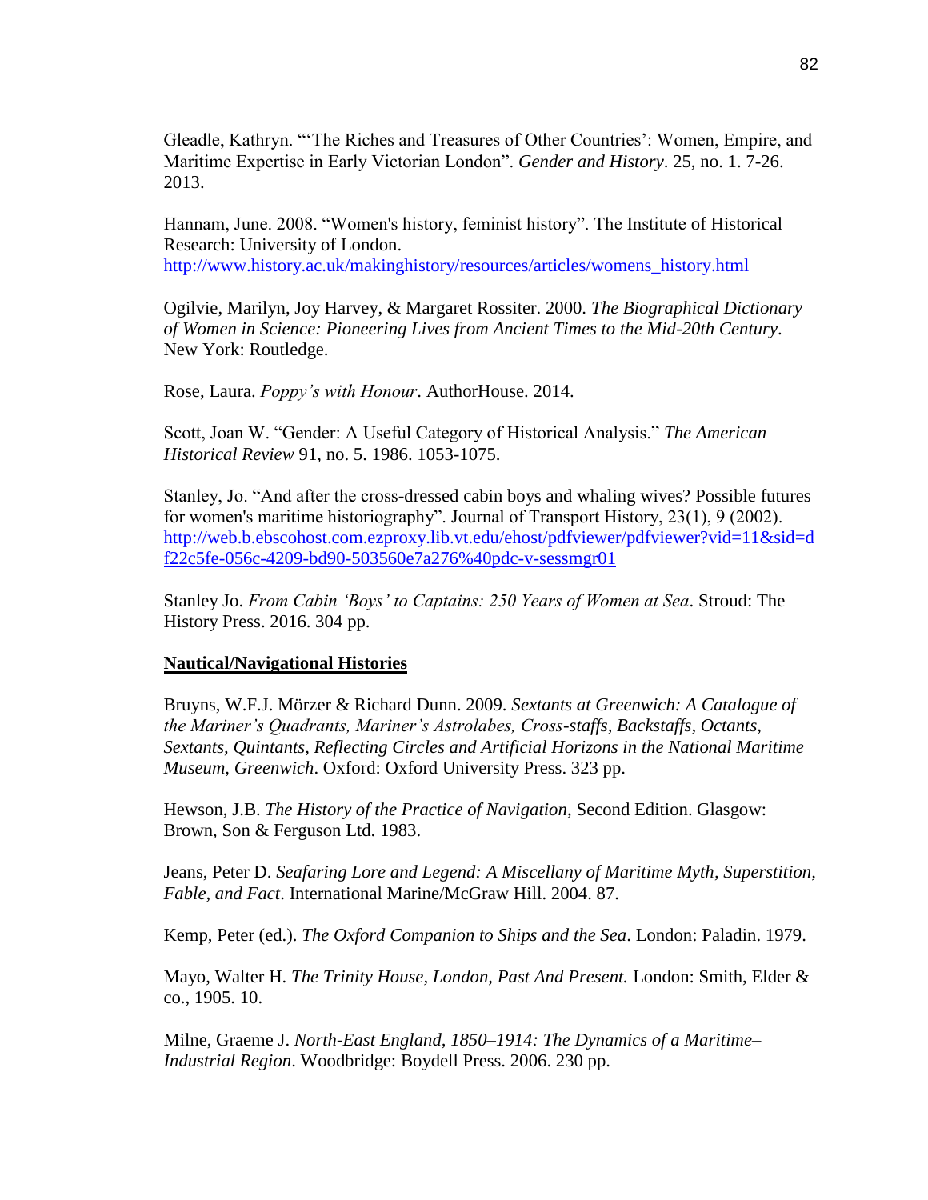Gleadle, Kathryn. "'The Riches and Treasures of Other Countries': Women, Empire, and Maritime Expertise in Early Victorian London". *Gender and History*. 25, no. 1. 7-26. 2013.

Hannam, June. 2008. "Women's history, feminist history". The Institute of Historical Research: University of London. http://www.history.ac.uk/makinghistory/resources/articles/womens_history.html

Ogilvie, Marilyn, Joy Harvey, & Margaret Rossiter. 2000. *The Biographical Dictionary of Women in Science: Pioneering Lives from Ancient Times to the Mid-20th Century*. New York: Routledge.

Rose, Laura. *Poppy's with Honour*. AuthorHouse. 2014.

Scott, Joan W. "Gender: A Useful Category of Historical Analysis." *The American Historical Review* 91, no. 5. 1986. 1053-1075.

Stanley, Jo. "And after the cross-dressed cabin boys and whaling wives? Possible futures for women's maritime historiography". Journal of Transport History, 23(1), 9 (2002). http://web.b.ebscohost.com.ezproxy.lib.vt.edu/ehost/pdfviewer/pdfviewer?vid=11&sid=df22c5fe-056c-4209-bd90-503560e7a276%40pdc-v-sessmgr01

Stanley Jo. *From Cabin 'Boys' to Captains: 250 Years of Women at Sea*. Stroud: The History Press. 2016. 304 pp.

**Nautical/Navigational Histories**

Bruyns, W.F.J. Mörzer & Richard Dunn. 2009. *Sextants at Greenwich: A Catalogue of the Mariner's Quadrants, Mariner's Astrolabes, Cross-staffs, Backstaffs, Octants, Sextants, Quintants, Reflecting Circles and Artificial Horizons in the National Maritime Museum, Greenwich*. Oxford: Oxford University Press. 323 pp.

Hewson, J.B. *The History of the Practice of Navigation*, Second Edition. Glasgow: Brown, Son & Ferguson Ltd. 1983.

Jeans, Peter D. *Seafaring Lore and Legend: A Miscellany of Maritime Myth, Superstition, Fable, and Fact*. International Marine/McGraw Hill. 2004. 87.

Kemp, Peter (ed.). *The Oxford Companion to Ships and the Sea*. London: Paladin. 1979.

Mayo, Walter H. *The Trinity House, London, Past And Present.* London: Smith, Elder & co., 1905. 10.

Milne, Graeme J. *North-East England, 1850–1914: The Dynamics of a Maritime–Industrial Region*. Woodbridge: Boydell Press. 2006. 230 pp.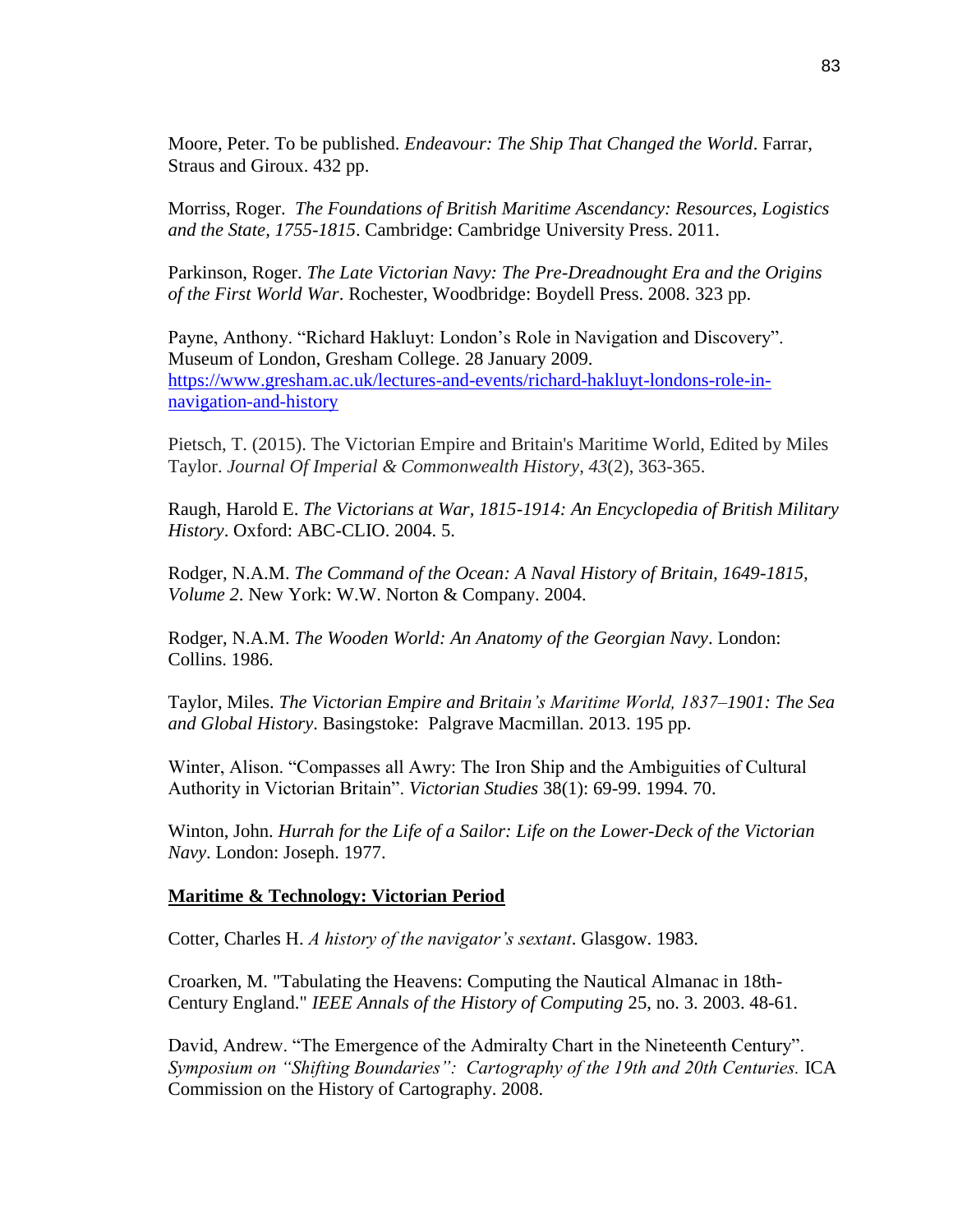Moore, Peter. To be published. *Endeavour: The Ship That Changed the World*. Farrar, Straus and Giroux. 432 pp.

Morriss, Roger. *The Foundations of British Maritime Ascendancy: Resources, Logistics and the State, 1755-1815*. Cambridge: Cambridge University Press. 2011.

Parkinson, Roger. *The Late Victorian Navy: The Pre-Dreadnought Era and the Origins of the First World War*. Rochester, Woodbridge: Boydell Press. 2008. 323 pp.

Payne, Anthony. "Richard Hakluyt: London's Role in Navigation and Discovery". Museum of London, Gresham College. 28 January 2009. [https://www.gresham.ac.uk/lectures-and-events/richard-hakluyt-londons-role-in-navigation-and-history](https://www.gresham.ac.uk/lectures-and-events/richard-hakluyt-londons-role-in-navigation-and-history)

Pietsch, T. (2015). The Victorian Empire and Britain's Maritime World, Edited by Miles Taylor. *Journal Of Imperial & Commonwealth History*, *43*(2), 363-365.

Raugh, Harold E. *The Victorians at War, 1815-1914: An Encyclopedia of British Military History*. Oxford: ABC-CLIO. 2004. 5.

Rodger, N.A.M. *The Command of the Ocean: A Naval History of Britain, 1649-1815, Volume 2*. New York: W.W. Norton & Company. 2004.

Rodger, N.A.M. *The Wooden World: An Anatomy of the Georgian Navy*. London: Collins. 1986.

Taylor, Miles. *The Victorian Empire and Britain's Maritime World, 1837–1901: The Sea and Global History*. Basingstoke: Palgrave Macmillan. 2013. 195 pp.

Winter, Alison. "Compasses all Awry: The Iron Ship and the Ambiguities of Cultural Authority in Victorian Britain". *Victorian Studies* 38(1): 69-99. 1994. 70.

Winton, John. *Hurrah for the Life of a Sailor: Life on the Lower-Deck of the Victorian Navy*. London: Joseph. 1977.

**Maritime & Technology: Victorian Period**

Cotter, Charles H. *A history of the navigator's sextant*. Glasgow. 1983.

Croarken, M. "Tabulating the Heavens: Computing the Nautical Almanac in 18th-Century England." *IEEE Annals of the History of Computing* 25, no. 3. 2003. 48-61.

David, Andrew. "The Emergence of the Admiralty Chart in the Nineteenth Century". *Symposium on "Shifting Boundaries": Cartography of the 19th and 20th Centuries.* ICA Commission on the History of Cartography. 2008.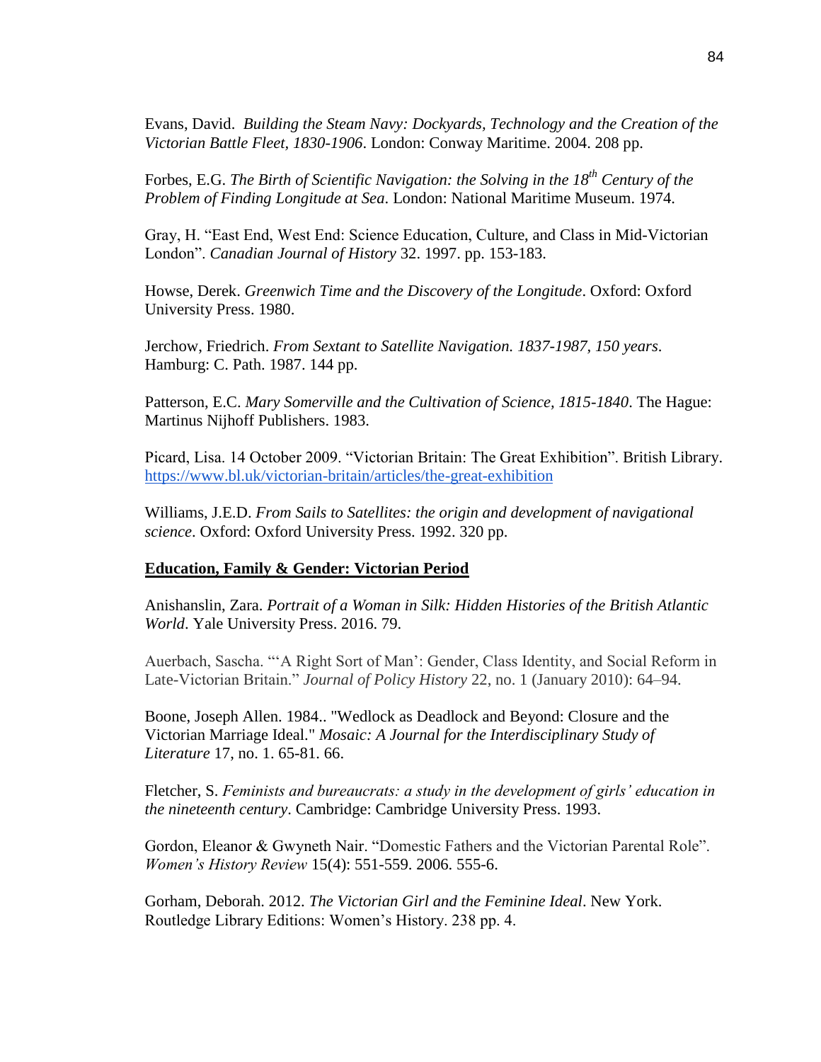Evans, David. *Building the Steam Navy: Dockyards, Technology and the Creation of the Victorian Battle Fleet, 1830-1906*. London: Conway Maritime. 2004. 208 pp.

Forbes, E.G. *The Birth of Scientific Navigation: the Solving in the 18th Century of the Problem of Finding Longitude at Sea*. London: National Maritime Museum. 1974.

Gray, H. "East End, West End: Science Education, Culture, and Class in Mid-Victorian London". *Canadian Journal of History* 32. 1997. pp. 153-183.

Howse, Derek. *Greenwich Time and the Discovery of the Longitude*. Oxford: Oxford University Press. 1980.

Jerchow, Friedrich. *From Sextant to Satellite Navigation. 1837-1987, 150 years*. Hamburg: C. Path. 1987. 144 pp.

Patterson, E.C. *Mary Somerville and the Cultivation of Science, 1815-1840*. The Hague: Martinus Nijhoff Publishers. 1983.

Picard, Lisa. 14 October 2009. "Victorian Britain: The Great Exhibition". British Library. https://www.bl.uk/victorian-britain/articles/the-great-exhibition

Williams, J.E.D. *From Sails to Satellites: the origin and development of navigational science*. Oxford: Oxford University Press. 1992. 320 pp.

**Education, Family & Gender: Victorian Period**

Anishanslin, Zara. *Portrait of a Woman in Silk: Hidden Histories of the British Atlantic World*. Yale University Press. 2016. 79.

Auerbach, Sascha. "'A Right Sort of Man': Gender, Class Identity, and Social Reform in Late-Victorian Britain." *Journal of Policy History* 22, no. 1 (January 2010): 64–94.

Boone, Joseph Allen. 1984.. "Wedlock as Deadlock and Beyond: Closure and the Victorian Marriage Ideal." *Mosaic: A Journal for the Interdisciplinary Study of Literature* 17, no. 1. 65-81. 66.

Fletcher, S. *Feminists and bureaucrats: a study in the development of girls' education in the nineteenth century*. Cambridge: Cambridge University Press. 1993.

Gordon, Eleanor & Gwyneth Nair. "Domestic Fathers and the Victorian Parental Role". *Women's History Review* 15(4): 551-559. 2006. 555-6.

Gorham, Deborah. 2012. *The Victorian Girl and the Feminine Ideal*. New York. Routledge Library Editions: Women's History. 238 pp. 4.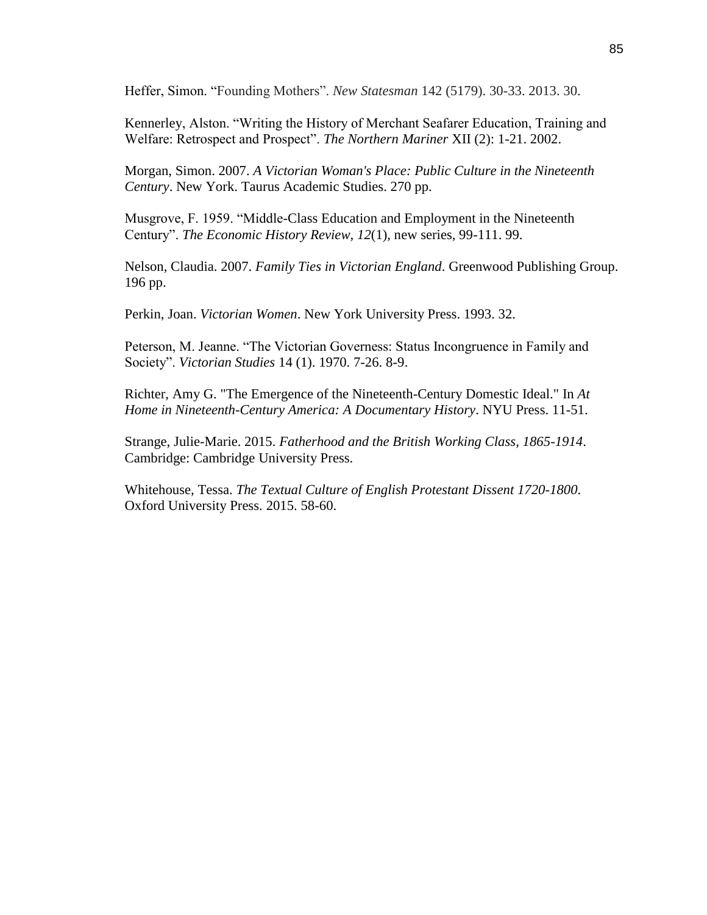Heffer, Simon. "Founding Mothers". *New Statesman* 142 (5179). 30-33. 2013. 30.

Kennerley, Alston. "Writing the History of Merchant Seafarer Education, Training and Welfare: Retrospect and Prospect". *The Northern Mariner* XII (2): 1-21. 2002.

Morgan, Simon. 2007. *A Victorian Woman's Place: Public Culture in the Nineteenth Century*. New York. Taurus Academic Studies. 270 pp.

Musgrove, F. 1959. "Middle-Class Education and Employment in the Nineteenth Century". *The Economic History Review, 12*(1), new series, 99-111. 99.

Nelson, Claudia. 2007. *Family Ties in Victorian England*. Greenwood Publishing Group. 196 pp.

Perkin, Joan. *Victorian Women*. New York University Press. 1993. 32.

Peterson, M. Jeanne. "The Victorian Governess: Status Incongruence in Family and Society". *Victorian Studies* 14 (1). 1970. 7-26. 8-9.

Richter, Amy G. "The Emergence of the Nineteenth-Century Domestic Ideal." In *At Home in Nineteenth-Century America: A Documentary History*. NYU Press. 11-51.

Strange, Julie-Marie. 2015. *Fatherhood and the British Working Class, 1865-1914*. Cambridge: Cambridge University Press.

Whitehouse, Tessa. *The Textual Culture of English Protestant Dissent 1720-1800*. Oxford University Press. 2015. 58-60.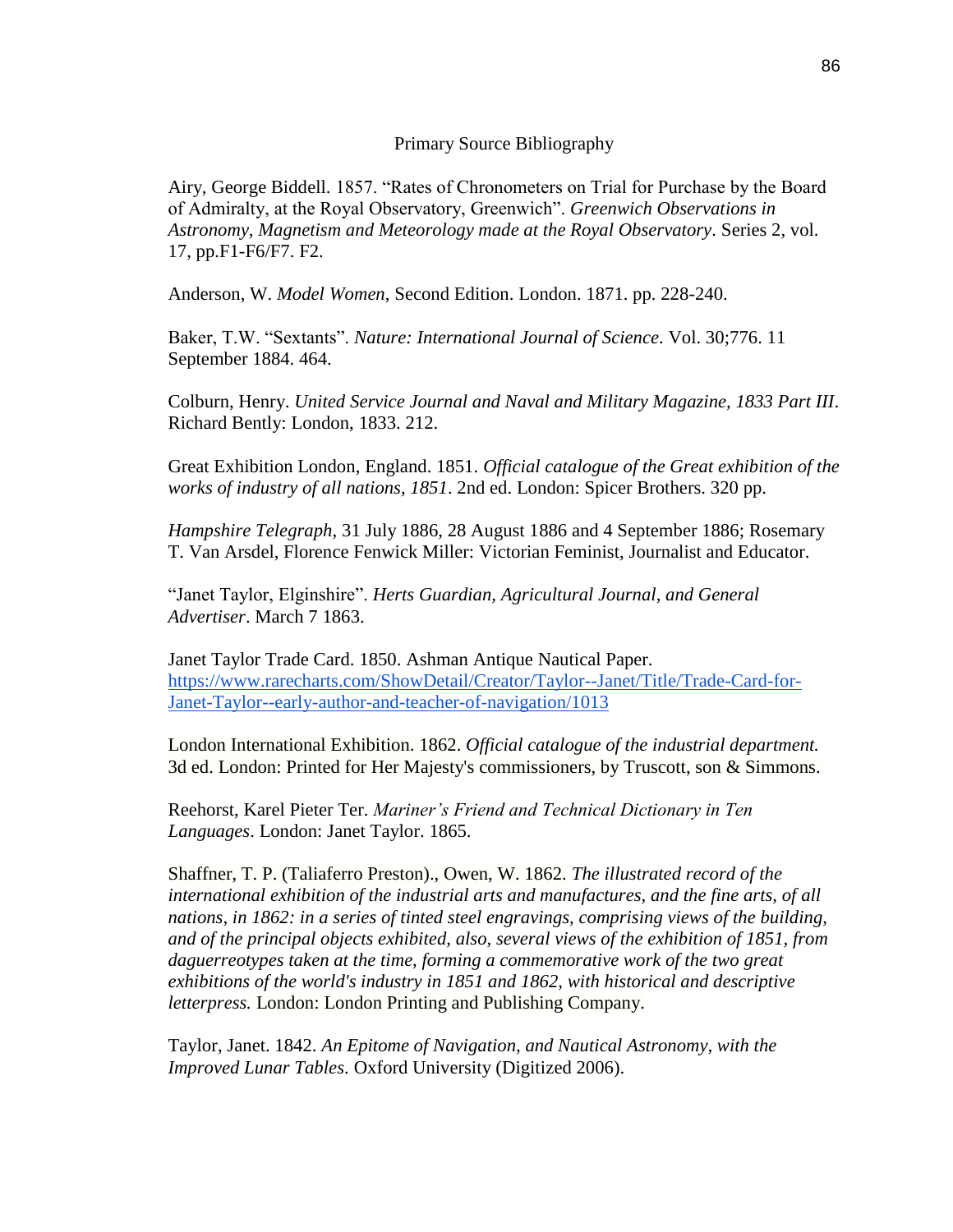# Primary Source Bibliography

Airy, George Biddell. 1857. "Rates of Chronometers on Trial for Purchase by the Board of Admiralty, at the Royal Observatory, Greenwich". *Greenwich Observations in Astronomy, Magnetism and Meteorology made at the Royal Observatory*. Series 2, vol. 17, pp.F1-F6/F7. F2.

Anderson, W. *Model Women*, Second Edition. London. 1871. pp. 228-240.

Baker, T.W. "Sextants". *Nature: International Journal of Science*. Vol. 30;776. 11 September 1884. 464.

Colburn, Henry. *United Service Journal and Naval and Military Magazine, 1833 Part III*. Richard Bently: London, 1833. 212.

Great Exhibition London, England. 1851. *Official catalogue of the Great exhibition of the works of industry of all nations, 1851*. 2nd ed. London: Spicer Brothers. 320 pp.

*Hampshire Telegraph*, 31 July 1886, 28 August 1886 and 4 September 1886; Rosemary T. Van Arsdel, Florence Fenwick Miller: Victorian Feminist, Journalist and Educator.

"Janet Taylor, Elginshire". *Herts Guardian, Agricultural Journal, and General Advertiser*. March 7 1863.

Janet Taylor Trade Card. 1850. Ashman Antique Nautical Paper. https://www.rarecharts.com/ShowDetail/Creator/Taylor--Janet/Title/Trade-Card-for-Janet-Taylor--early-author-and-teacher-of-navigation/1013

London International Exhibition. 1862. *Official catalogue of the industrial department.* 3d ed. London: Printed for Her Majesty's commissioners, by Truscott, son & Simmons.

Reehorst, Karel Pieter Ter. *Mariner's Friend and Technical Dictionary in Ten Languages*. London: Janet Taylor. 1865.

Shaffner, T. P. (Taliaferro Preston)., Owen, W. 1862. *The illustrated record of the international exhibition of the industrial arts and manufactures, and the fine arts, of all nations, in 1862: in a series of tinted steel engravings, comprising views of the building, and of the principal objects exhibited, also, several views of the exhibition of 1851, from daguerreotypes taken at the time, forming a commemorative work of the two great exhibitions of the world's industry in 1851 and 1862, with historical and descriptive letterpress.* London: London Printing and Publishing Company.

Taylor, Janet. 1842. *An Epitome of Navigation, and Nautical Astronomy, with the Improved Lunar Tables*. Oxford University (Digitized 2006).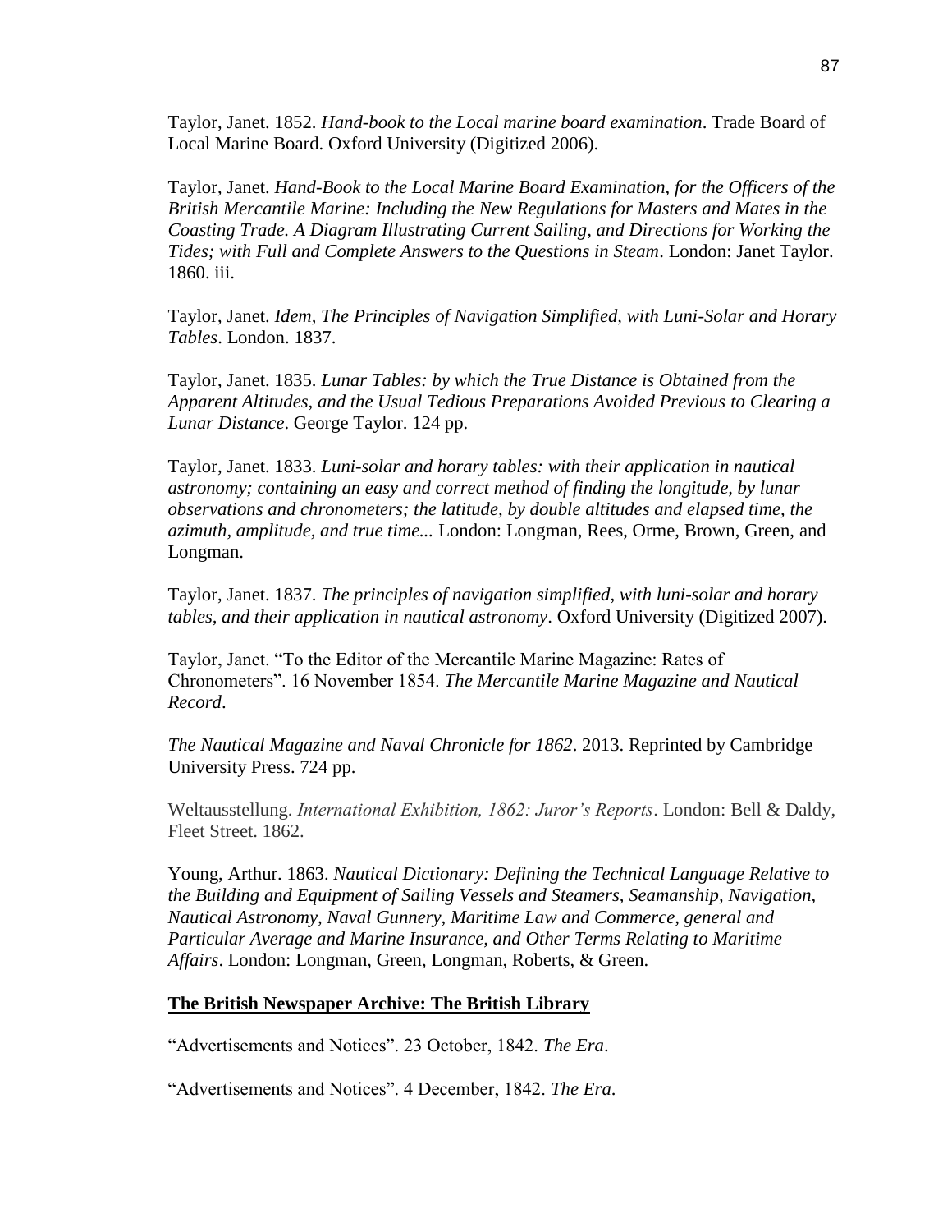Taylor, Janet. 1852. *Hand-book to the Local marine board examination*. Trade Board of Local Marine Board. Oxford University (Digitized 2006).

Taylor, Janet. *Hand-Book to the Local Marine Board Examination, for the Officers of the British Mercantile Marine: Including the New Regulations for Masters and Mates in the Coasting Trade. A Diagram Illustrating Current Sailing, and Directions for Working the Tides; with Full and Complete Answers to the Questions in Steam*. London: Janet Taylor. 1860. iii.

Taylor, Janet. *Idem, The Principles of Navigation Simplified, with Luni-Solar and Horary Tables*. London. 1837.

Taylor, Janet. 1835. *Lunar Tables: by which the True Distance is Obtained from the Apparent Altitudes, and the Usual Tedious Preparations Avoided Previous to Clearing a Lunar Distance*. George Taylor. 124 pp.

Taylor, Janet. 1833. *Luni-solar and horary tables: with their application in nautical astronomy; containing an easy and correct method of finding the longitude, by lunar observations and chronometers; the latitude, by double altitudes and elapsed time, the azimuth, amplitude, and true time...* London: Longman, Rees, Orme, Brown, Green, and Longman.

Taylor, Janet. 1837. *The principles of navigation simplified, with luni-solar and horary tables, and their application in nautical astronomy*. Oxford University (Digitized 2007).

Taylor, Janet. "To the Editor of the Mercantile Marine Magazine: Rates of Chronometers". 16 November 1854. *The Mercantile Marine Magazine and Nautical Record*.

*The Nautical Magazine and Naval Chronicle for 1862*. 2013. Reprinted by Cambridge University Press. 724 pp.

Weltausstellung. *International Exhibition, 1862: Juror's Reports*. London: Bell & Daldy, Fleet Street. 1862.

Young, Arthur. 1863. *Nautical Dictionary: Defining the Technical Language Relative to the Building and Equipment of Sailing Vessels and Steamers, Seamanship, Navigation, Nautical Astronomy, Naval Gunnery, Maritime Law and Commerce, general and Particular Average and Marine Insurance, and Other Terms Relating to Maritime Affairs*. London: Longman, Green, Longman, Roberts, & Green.

**The British Newspaper Archive: The British Library**

"Advertisements and Notices". 23 October, 1842. *The Era*.

"Advertisements and Notices". 4 December, 1842. *The Era*.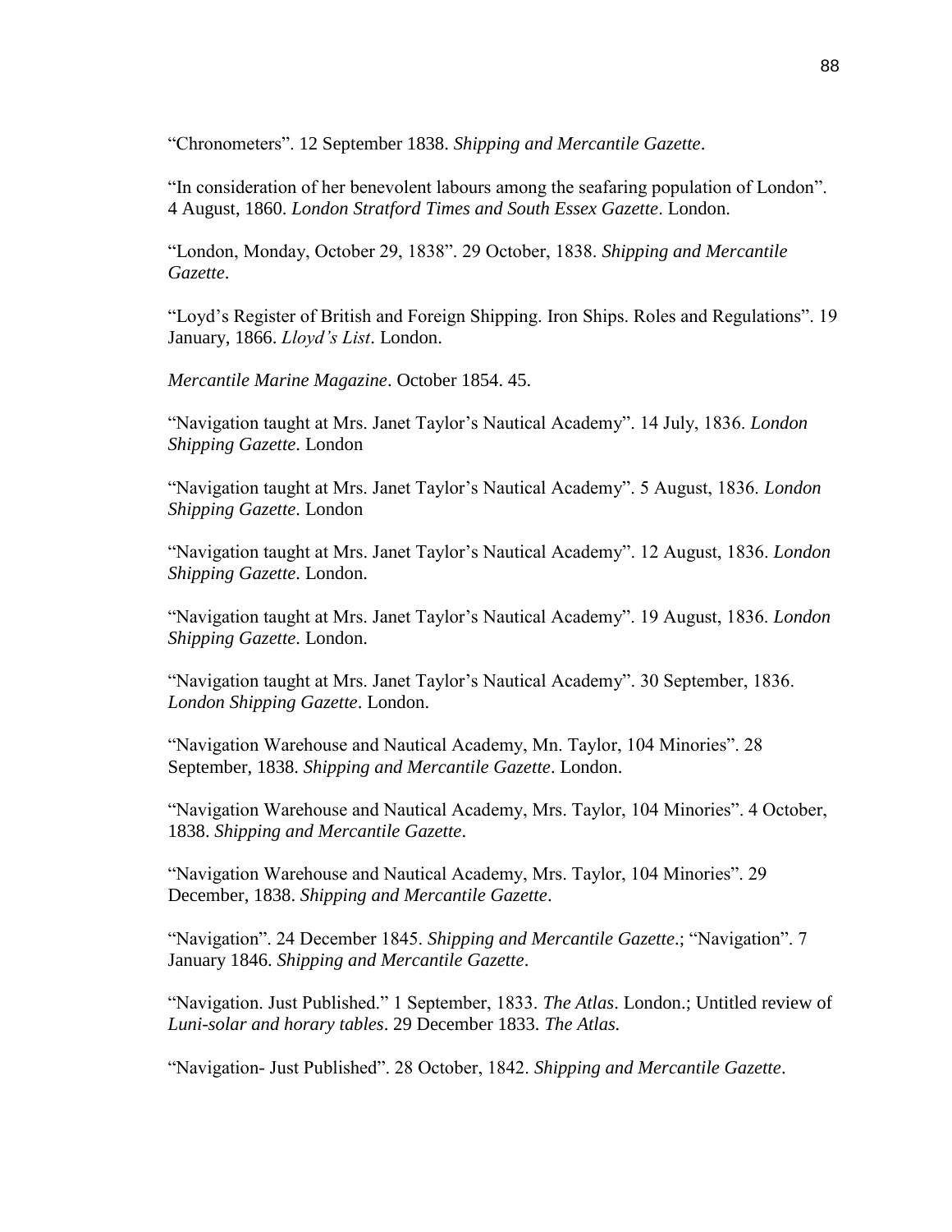“Chronometers”. 12 September 1838. *Shipping and Mercantile Gazette*.

“In consideration of her benevolent labours among the seafaring population of London”. 4 August, 1860. *London Stratford Times and South Essex Gazette*. London.

“London, Monday, October 29, 1838”. 29 October, 1838. *Shipping and Mercantile Gazette*.

“Loyd’s Register of British and Foreign Shipping. Iron Ships. Roles and Regulations”. 19 January, 1866. *Lloyd’s List*. London.

*Mercantile Marine Magazine*. October 1854. 45.

“Navigation taught at Mrs. Janet Taylor’s Nautical Academy”. 14 July, 1836. *London Shipping Gazette*. London

“Navigation taught at Mrs. Janet Taylor’s Nautical Academy”. 5 August, 1836. *London Shipping Gazette*. London

“Navigation taught at Mrs. Janet Taylor’s Nautical Academy”. 12 August, 1836. *London Shipping Gazette*. London.

“Navigation taught at Mrs. Janet Taylor’s Nautical Academy”. 19 August, 1836. *London Shipping Gazette*. London.

“Navigation taught at Mrs. Janet Taylor’s Nautical Academy”. 30 September, 1836. *London Shipping Gazette*. London.

“Navigation Warehouse and Nautical Academy, Mn. Taylor, 104 Minories”. 28 September, 1838. *Shipping and Mercantile Gazette*. London.

“Navigation Warehouse and Nautical Academy, Mrs. Taylor, 104 Minories”. 4 October, 1838. *Shipping and Mercantile Gazette*.

“Navigation Warehouse and Nautical Academy, Mrs. Taylor, 104 Minories”. 29 December, 1838. *Shipping and Mercantile Gazette*.

“Navigation”. 24 December 1845. *Shipping and Mercantile Gazette*.; “Navigation”. 7 January 1846. *Shipping and Mercantile Gazette*.

“Navigation. Just Published.” 1 September, 1833. *The Atlas*. London.; Untitled review of *Luni-solar and horary tables*. 29 December 1833. *The Atlas.*

“Navigation- Just Published”. 28 October, 1842. *Shipping and Mercantile Gazette*.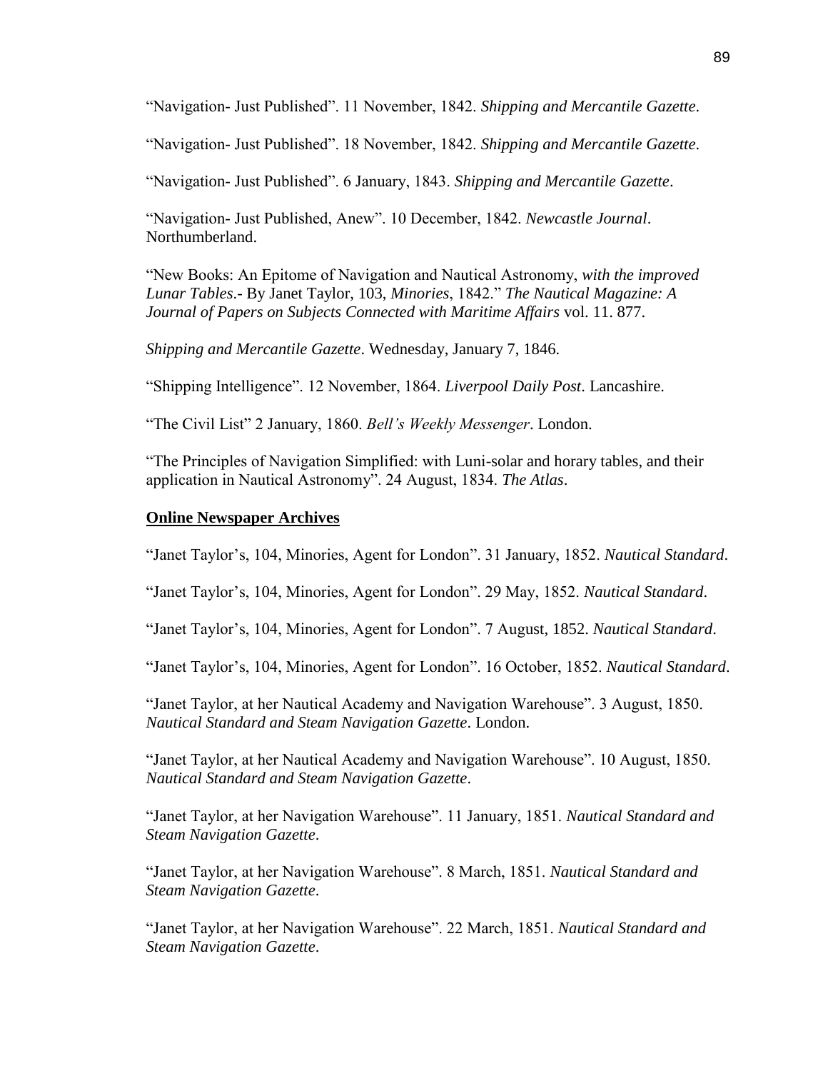"Navigation- Just Published". 11 November, 1842. *Shipping and Mercantile Gazette*.

"Navigation- Just Published". 18 November, 1842. *Shipping and Mercantile Gazette*.

"Navigation- Just Published". 6 January, 1843. *Shipping and Mercantile Gazette*.

"Navigation- Just Published, Anew". 10 December, 1842. *Newcastle Journal*. Northumberland.

"New Books: An Epitome of Navigation and Nautical Astronomy, *with the improved Lunar Tables*.- By Janet Taylor, 103, *Minories*, 1842." *The Nautical Magazine: A Journal of Papers on Subjects Connected with Maritime Affairs* vol. 11. 877.

*Shipping and Mercantile Gazette*. Wednesday, January 7, 1846.

"Shipping Intelligence". 12 November, 1864. *Liverpool Daily Post*. Lancashire.

"The Civil List" 2 January, 1860. *Bell's Weekly Messenger*. London.

"The Principles of Navigation Simplified: with Luni-solar and horary tables, and their application in Nautical Astronomy". 24 August, 1834. *The Atlas*.

**Online Newspaper Archives**

"Janet Taylor's, 104, Minories, Agent for London". 31 January, 1852. *Nautical Standard*.

"Janet Taylor's, 104, Minories, Agent for London". 29 May, 1852. *Nautical Standard*.

"Janet Taylor's, 104, Minories, Agent for London". 7 August, 1852. *Nautical Standard*.

"Janet Taylor's, 104, Minories, Agent for London". 16 October, 1852. *Nautical Standard*.

"Janet Taylor, at her Nautical Academy and Navigation Warehouse". 3 August, 1850. *Nautical Standard and Steam Navigation Gazette*. London.

"Janet Taylor, at her Nautical Academy and Navigation Warehouse". 10 August, 1850. *Nautical Standard and Steam Navigation Gazette*.

"Janet Taylor, at her Navigation Warehouse". 11 January, 1851. *Nautical Standard and Steam Navigation Gazette*.

"Janet Taylor, at her Navigation Warehouse". 8 March, 1851. *Nautical Standard and Steam Navigation Gazette*.

"Janet Taylor, at her Navigation Warehouse". 22 March, 1851. *Nautical Standard and Steam Navigation Gazette*.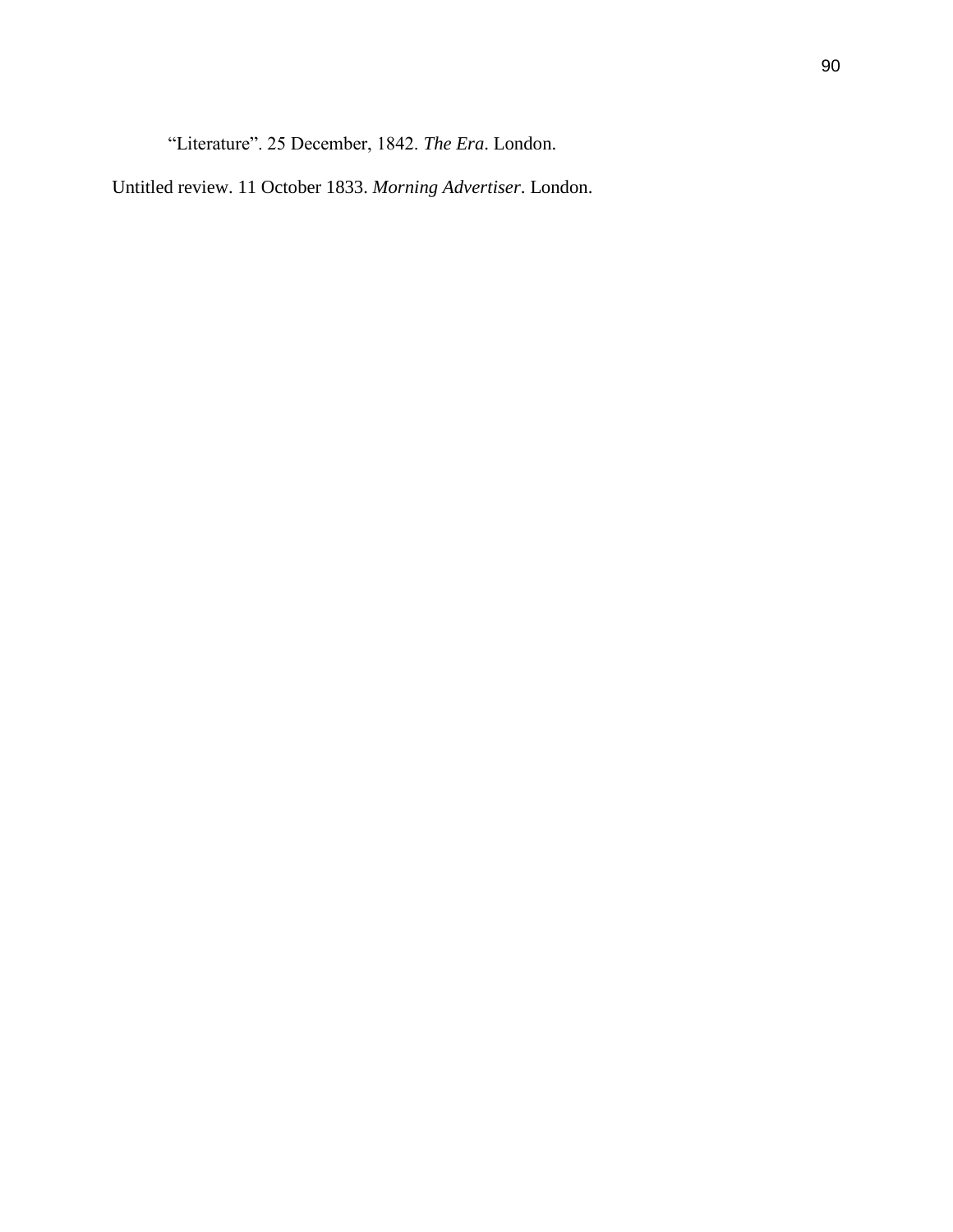"Literature". 25 December, 1842. *The Era*. London.

Untitled review. 11 October 1833. *Morning Advertiser*. London.